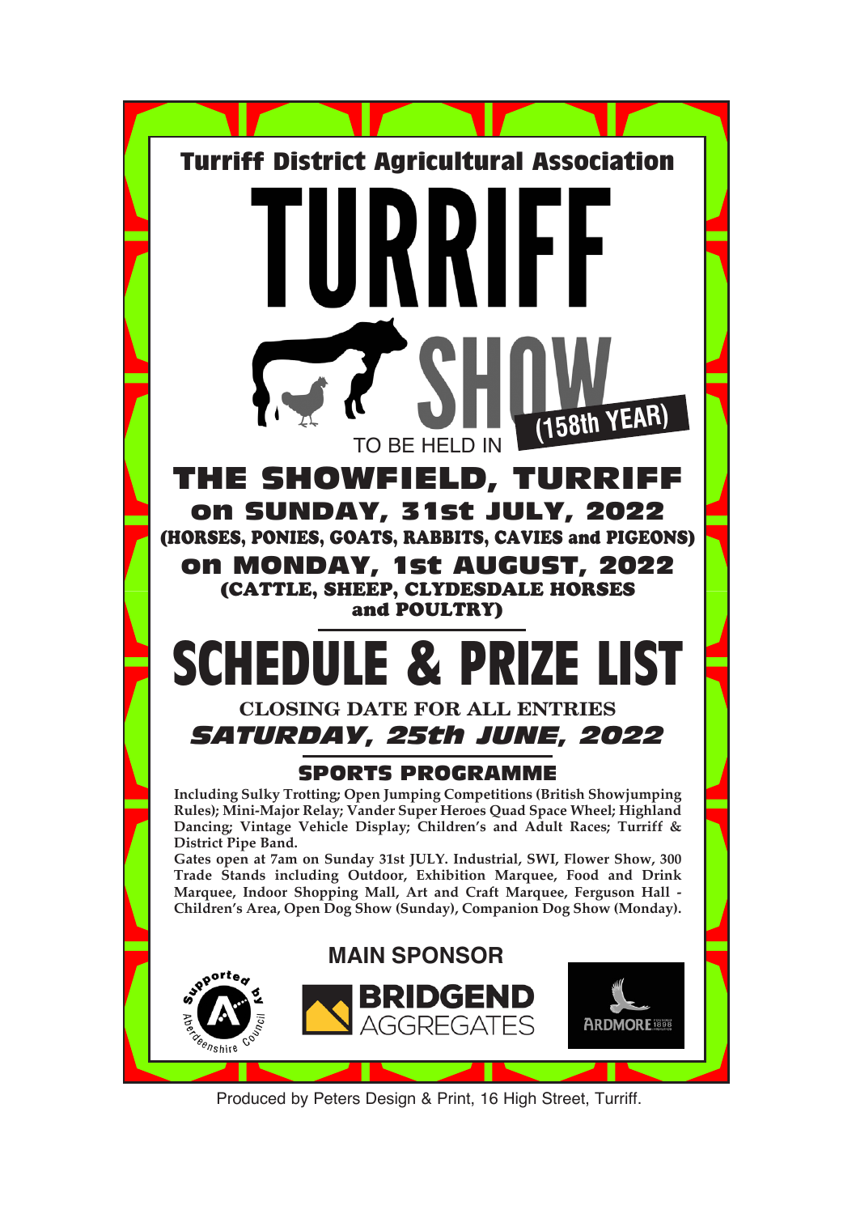## Turriff District Agricultural Association

# TURRIFF SHOW

**(158th YEAR)**

TO BE HELD IN

## THE SHOWFIELD, TURRIFF

### on SUNDAY, 31st JULY, 2022

**(HORSES, PONIES, GOATS, RABBITS, CAVIES and PIGEONS)**

### on MONDAY, 1st AUGUST, 2022

**(CATTLE, SHEEP, CLYDESDALE HORSES and POULTRY)**

# SCHEDULE & PRIZE LIST

**CLOSING DATE FOR ALL ENTRIES**

***SATURDAY, 25th JUNE, 2022***

## SPORTS PROGRAMME

**Including Sulky Trotting; Open Jumping Competitions (British Showjumping Rules); Mini-Major Relay; Vander Super Heroes Quad Space Wheel; Highland Dancing; Vintage Vehicle Display; Children's and Adult Races; Turriff & District Pipe Band.**

**Gates open at 7am on Sunday 31st JULY. Industrial, SWI, Flower Show, 300 Trade Stands including Outdoor, Exhibition Marquee, Food and Drink Marquee, Indoor Shopping Mall, Art and Craft Marquee, Ferguson Hall - Children's Area, Open Dog Show (Sunday), Companion Dog Show (Monday).**

**MAIN SPONSOR**

Supported by Aberdeenshire Council

BRIDGEND AGGREGATES

ARDMORE 1898

Produced by Peters Design & Print, 16 High Street, Turriff.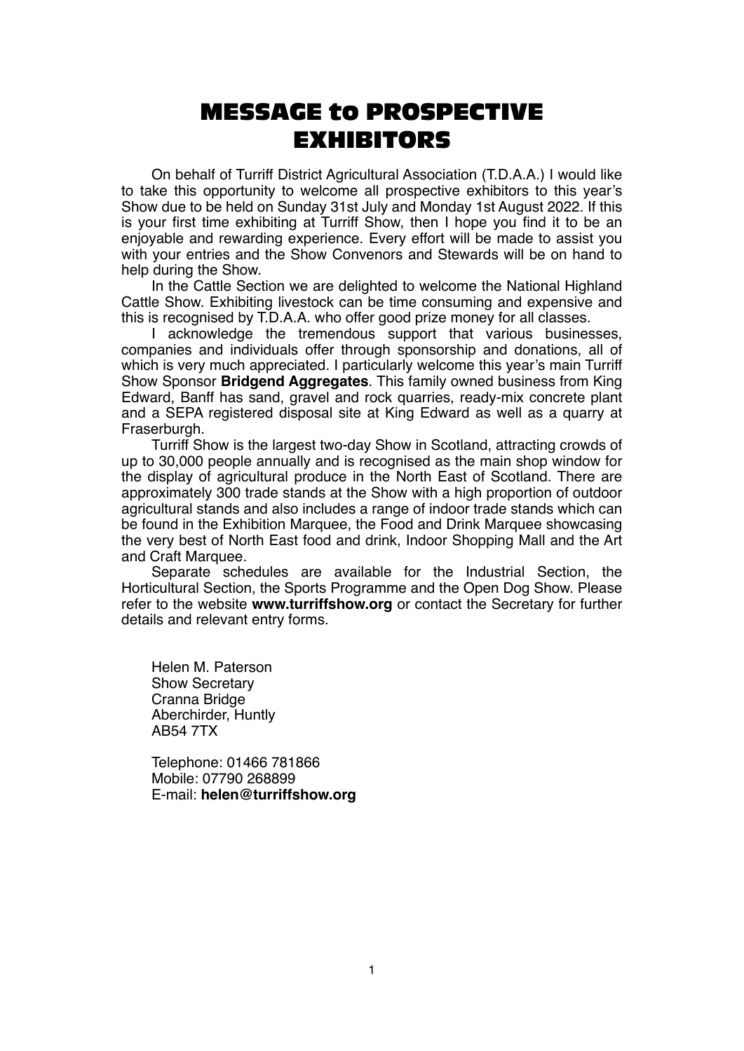# MESSAGE to PROSPECTIVE EXHIBITORS

On behalf of Turriff District Agricultural Association (T.D.A.A.) I would like to take this opportunity to welcome all prospective exhibitors to this year's Show due to be held on Sunday 31st July and Monday 1st August 2022. If this is your first time exhibiting at Turriff Show, then I hope you find it to be an enjoyable and rewarding experience. Every effort will be made to assist you with your entries and the Show Convenors and Stewards will be on hand to help during the Show.

In the Cattle Section we are delighted to welcome the National Highland Cattle Show. Exhibiting livestock can be time consuming and expensive and this is recognised by T.D.A.A. who offer good prize money for all classes.

I acknowledge the tremendous support that various businesses, companies and individuals offer through sponsorship and donations, all of which is very much appreciated. I particularly welcome this year's main Turriff Show Sponsor **Bridgend Aggregates**. This family owned business from King Edward, Banff has sand, gravel and rock quarries, ready-mix concrete plant and a SEPA registered disposal site at King Edward as well as a quarry at Fraserburgh.

Turriff Show is the largest two-day Show in Scotland, attracting crowds of up to 30,000 people annually and is recognised as the main shop window for the display of agricultural produce in the North East of Scotland. There are approximately 300 trade stands at the Show with a high proportion of outdoor agricultural stands and also includes a range of indoor trade stands which can be found in the Exhibition Marquee, the Food and Drink Marquee showcasing the very best of North East food and drink, Indoor Shopping Mall and the Art and Craft Marquee.

Separate schedules are available for the Industrial Section, the Horticultural Section, the Sports Programme and the Open Dog Show. Please refer to the website **www.turriffshow.org** or contact the Secretary for further details and relevant entry forms.

Helen M. Paterson
Show Secretary
Cranna Bridge
Aberchirder, Huntly
AB54 7TX

Telephone: 01466 781866
Mobile: 07790 268899
E-mail: **helen@turriffshow.org**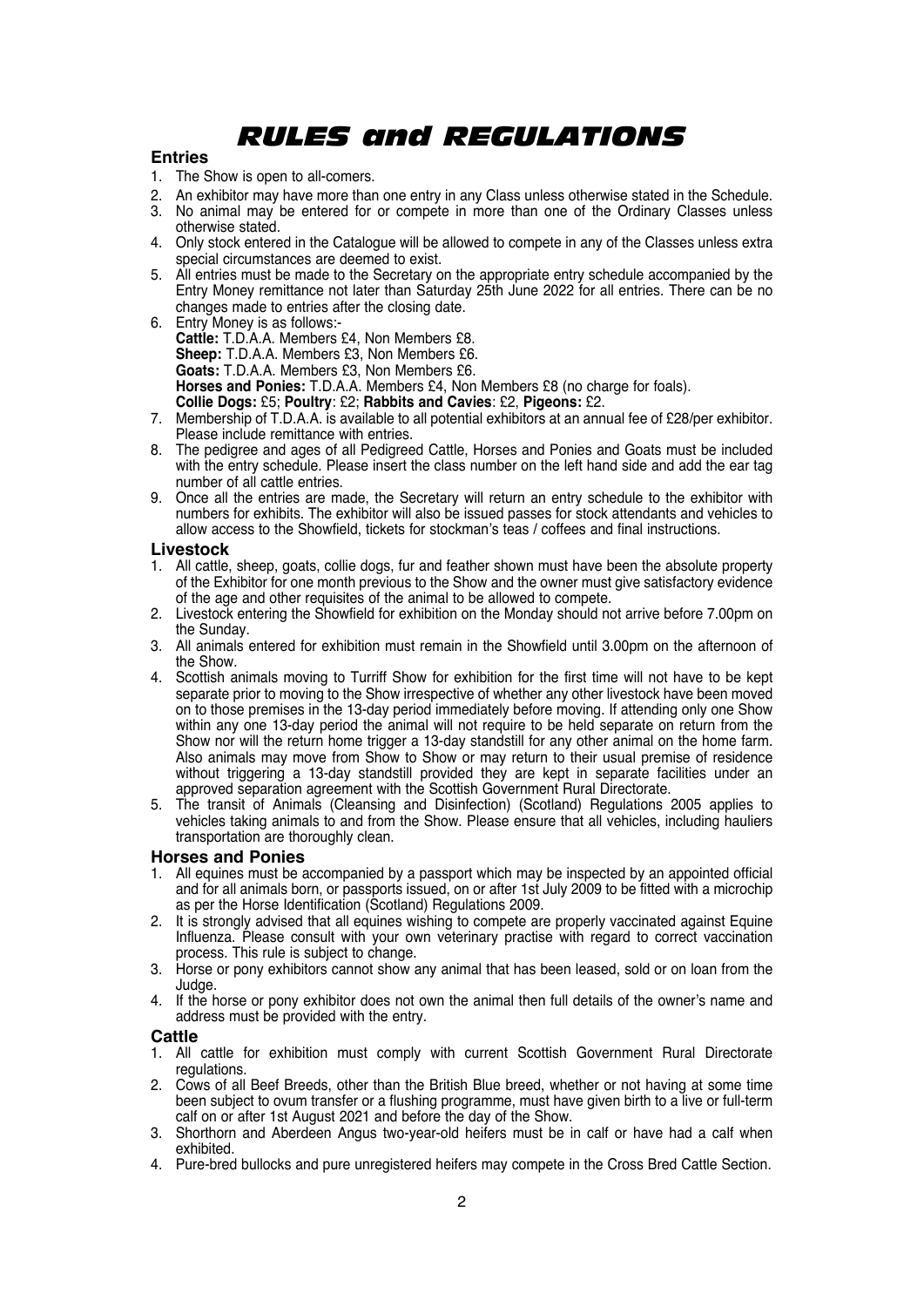# RULES and REGULATIONS

## Entries

1. The Show is open to all-comers.
2. An exhibitor may have more than one entry in any Class unless otherwise stated in the Schedule.
3. No animal may be entered for or compete in more than one of the Ordinary Classes unless otherwise stated.
4. Only stock entered in the Catalogue will be allowed to compete in any of the Classes unless extra special circumstances are deemed to exist.
5. All entries must be made to the Secretary on the appropriate entry schedule accompanied by the Entry Money remittance not later than Saturday 25th June 2022 for all entries. There can be no changes made to entries after the closing date.
6. Entry Money is as follows:-
   **Cattle:** T.D.A.A. Members £4, Non Members £8.
   **Sheep:** T.D.A.A. Members £3, Non Members £6.
   **Goats:** T.D.A.A. Members £3, Non Members £6.
   **Horses and Ponies:** T.D.A.A. Members £4, Non Members £8 (no charge for foals).
   **Collie Dogs:** £5; **Poultry**: £2; **Rabbits and Cavies**: £2, **Pigeons:** £2.
7. Membership of T.D.A.A. is available to all potential exhibitors at an annual fee of £28/per exhibitor. Please include remittance with entries.
8. The pedigree and ages of all Pedigreed Cattle, Horses and Ponies and Goats must be included with the entry schedule. Please insert the class number on the left hand side and add the ear tag number of all cattle entries.
9. Once all the entries are made, the Secretary will return an entry schedule to the exhibitor with numbers for exhibits. The exhibitor will also be issued passes for stock attendants and vehicles to allow access to the Showfield, tickets for stockman's teas / coffees and final instructions.

## Livestock

1. All cattle, sheep, goats, collie dogs, fur and feather shown must have been the absolute property of the Exhibitor for one month previous to the Show and the owner must give satisfactory evidence of the age and other requisites of the animal to be allowed to compete.
2. Livestock entering the Showfield for exhibition on the Monday should not arrive before 7.00pm on the Sunday.
3. All animals entered for exhibition must remain in the Showfield until 3.00pm on the afternoon of the Show.
4. Scottish animals moving to Turriff Show for exhibition for the first time will not have to be kept separate prior to moving to the Show irrespective of whether any other livestock have been moved on to those premises in the 13-day period immediately before moving. If attending only one Show within any one 13-day period the animal will not require to be held separate on return from the Show nor will the return home trigger a 13-day standstill for any other animal on the home farm. Also animals may move from Show to Show or may return to their usual premise of residence without triggering a 13-day standstill provided they are kept in separate facilities under an approved separation agreement with the Scottish Government Rural Directorate.
5. The transit of Animals (Cleansing and Disinfection) (Scotland) Regulations 2005 applies to vehicles taking animals to and from the Show. Please ensure that all vehicles, including hauliers transportation are thoroughly clean.

## Horses and Ponies

1. All equines must be accompanied by a passport which may be inspected by an appointed official and for all animals born, or passports issued, on or after 1st July 2009 to be fitted with a microchip as per the Horse Identification (Scotland) Regulations 2009.
2. It is strongly advised that all equines wishing to compete are properly vaccinated against Equine Influenza. Please consult with your own veterinary practise with regard to correct vaccination process. This rule is subject to change.
3. Horse or pony exhibitors cannot show any animal that has been leased, sold or on loan from the Judge.
4. If the horse or pony exhibitor does not own the animal then full details of the owner's name and address must be provided with the entry.

## Cattle

1. All cattle for exhibition must comply with current Scottish Government Rural Directorate regulations.
2. Cows of all Beef Breeds, other than the British Blue breed, whether or not having at some time been subject to ovum transfer or a flushing programme, must have given birth to a live or full-term calf on or after 1st August 2021 and before the day of the Show.
3. Shorthorn and Aberdeen Angus two-year-old heifers must be in calf or have had a calf when exhibited.
4. Pure-bred bullocks and pure unregistered heifers may compete in the Cross Bred Cattle Section.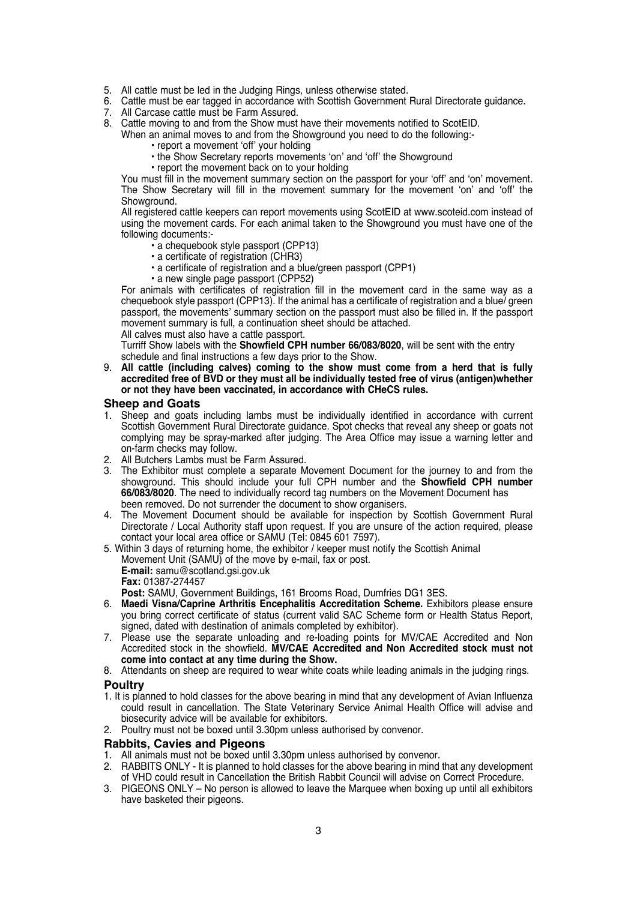5. All cattle must be led in the Judging Rings, unless otherwise stated.
6. Cattle must be ear tagged in accordance with Scottish Government Rural Directorate guidance.
7. All Carcase cattle must be Farm Assured.
8. Cattle moving to and from the Show must have their movements notified to ScotEID.
   When an animal moves to and from the Showground you need to do the following:-
   - report a movement 'off' your holding
   - the Show Secretary reports movements 'on' and 'off' the Showground
   - report the movement back on to your holding

   You must fill in the movement summary section on the passport for your 'off' and 'on' movement. The Show Secretary will fill in the movement summary for the movement 'on' and 'off' the Showground.

   All registered cattle keepers can report movements using ScotEID at www.scoteid.com instead of using the movement cards. For each animal taken to the Showground you must have one of the following documents:-
   - a chequebook style passport (CPP13)
   - a certificate of registration (CHR3)
   - a certificate of registration and a blue/green passport (CPP1)
   - a new single page passport (CPP52)

   For animals with certificates of registration fill in the movement card in the same way as a chequebook style passport (CPP13). If the animal has a certificate of registration and a blue/ green passport, the movements' summary section on the passport must also be filled in. If the passport movement summary is full, a continuation sheet should be attached.

   All calves must also have a cattle passport.

   Turriff Show labels with the **Showfield CPH number 66/083/8020**, will be sent with the entry schedule and final instructions a few days prior to the Show.
9. **All cattle (including calves) coming to the show must come from a herd that is fully accredited free of BVD or they must all be individually tested free of virus (antigen)whether or not they have been vaccinated, in accordance with CHeCS rules.**

## Sheep and Goats

1. Sheep and goats including lambs must be individually identified in accordance with current Scottish Government Rural Directorate guidance. Spot checks that reveal any sheep or goats not complying may be spray-marked after judging. The Area Office may issue a warning letter and on-farm checks may follow.
2. All Butchers Lambs must be Farm Assured.
3. The Exhibitor must complete a separate Movement Document for the journey to and from the showground. This should include your full CPH number and the **Showfield CPH number 66/083/8020**. The need to individually record tag numbers on the Movement Document has been removed. Do not surrender the document to show organisers.
4. The Movement Document should be available for inspection by Scottish Government Rural Directorate / Local Authority staff upon request. If you are unsure of the action required, please contact your local area office or SAMU (Tel: 0845 601 7597).
5. Within 3 days of returning home, the exhibitor / keeper must notify the Scottish Animal Movement Unit (SAMU) of the move by e-mail, fax or post.

   **E-mail:** samu@scotland.gsi.gov.uk

   **Fax:** 01387-274457

   **Post:** SAMU, Government Buildings, 161 Brooms Road, Dumfries DG1 3ES.
6. **Maedi Visna/Caprine Arthritis Encephalitis Accreditation Scheme.** Exhibitors please ensure you bring correct certificate of status (current valid SAC Scheme form or Health Status Report, signed, dated with destination of animals completed by exhibitor).
7. Please use the separate unloading and re-loading points for MV/CAE Accredited and Non Accredited stock in the showfield. **MV/CAE Accredited and Non Accredited stock must not come into contact at any time during the Show.**
8. Attendants on sheep are required to wear white coats while leading animals in the judging rings.

## Poultry

1. It is planned to hold classes for the above bearing in mind that any development of Avian Influenza could result in cancellation. The State Veterinary Service Animal Health Office will advise and biosecurity advice will be available for exhibitors.
2. Poultry must not be boxed until 3.30pm unless authorised by convenor.

## Rabbits, Cavies and Pigeons

1. All animals must not be boxed until 3.30pm unless authorised by convenor.
2. RABBITS ONLY - It is planned to hold classes for the above bearing in mind that any development of VHD could result in Cancellation the British Rabbit Council will advise on Correct Procedure.
3. PIGEONS ONLY – No person is allowed to leave the Marquee when boxing up until all exhibitors have basketed their pigeons.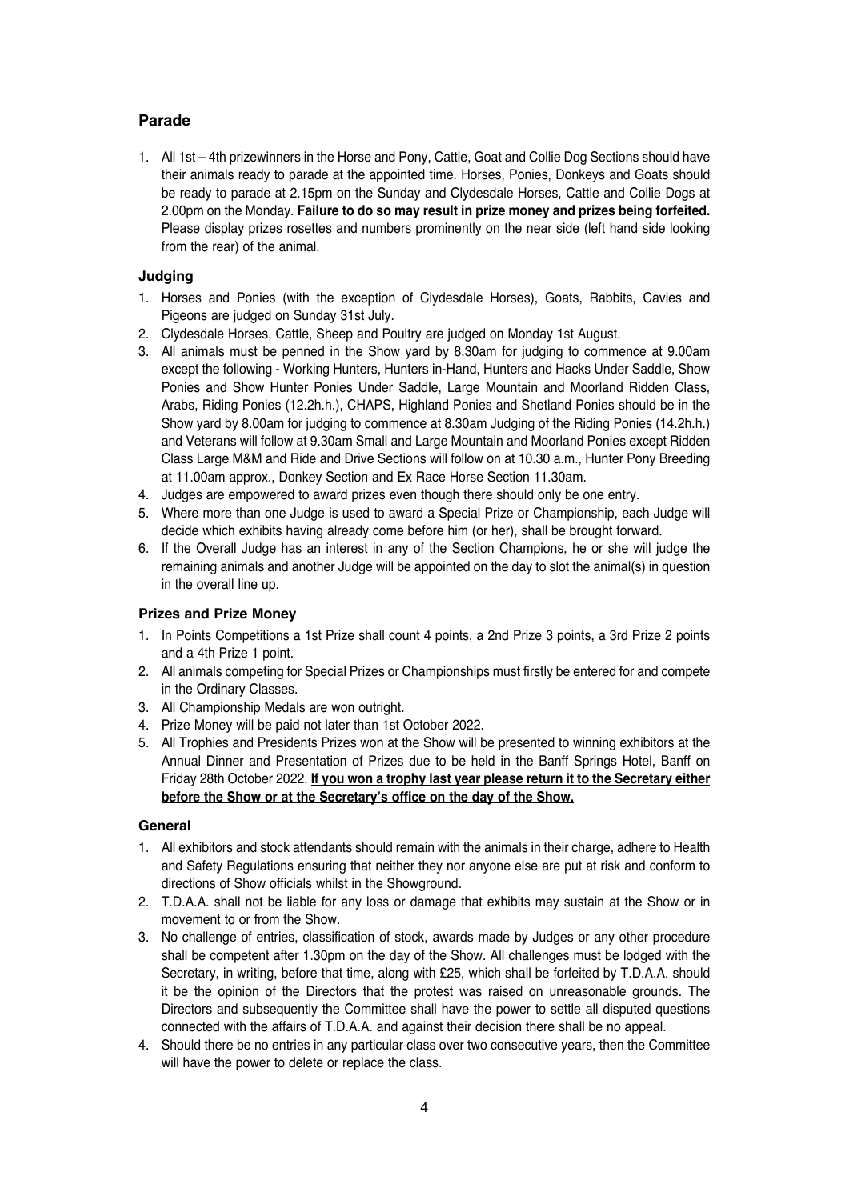## Parade

1. All 1st – 4th prizewinners in the Horse and Pony, Cattle, Goat and Collie Dog Sections should have their animals ready to parade at the appointed time. Horses, Ponies, Donkeys and Goats should be ready to parade at 2.15pm on the Sunday and Clydesdale Horses, Cattle and Collie Dogs at 2.00pm on the Monday. **Failure to do so may result in prize money and prizes being forfeited.** Please display prizes rosettes and numbers prominently on the near side (left hand side looking from the rear) of the animal.

### Judging

1. Horses and Ponies (with the exception of Clydesdale Horses), Goats, Rabbits, Cavies and Pigeons are judged on Sunday 31st July.
2. Clydesdale Horses, Cattle, Sheep and Poultry are judged on Monday 1st August.
3. All animals must be penned in the Show yard by 8.30am for judging to commence at 9.00am except the following - Working Hunters, Hunters in-Hand, Hunters and Hacks Under Saddle, Show Ponies and Show Hunter Ponies Under Saddle, Large Mountain and Moorland Ridden Class, Arabs, Riding Ponies (12.2h.h.), CHAPS, Highland Ponies and Shetland Ponies should be in the Show yard by 8.00am for judging to commence at 8.30am Judging of the Riding Ponies (14.2h.h.) and Veterans will follow at 9.30am Small and Large Mountain and Moorland Ponies except Ridden Class Large M&M and Ride and Drive Sections will follow on at 10.30 a.m., Hunter Pony Breeding at 11.00am approx., Donkey Section and Ex Race Horse Section 11.30am.
4. Judges are empowered to award prizes even though there should only be one entry.
5. Where more than one Judge is used to award a Special Prize or Championship, each Judge will decide which exhibits having already come before him (or her), shall be brought forward.
6. If the Overall Judge has an interest in any of the Section Champions, he or she will judge the remaining animals and another Judge will be appointed on the day to slot the animal(s) in question in the overall line up.

### Prizes and Prize Money

1. In Points Competitions a 1st Prize shall count 4 points, a 2nd Prize 3 points, a 3rd Prize 2 points and a 4th Prize 1 point.
2. All animals competing for Special Prizes or Championships must firstly be entered for and compete in the Ordinary Classes.
3. All Championship Medals are won outright.
4. Prize Money will be paid not later than 1st October 2022.
5. All Trophies and Presidents Prizes won at the Show will be presented to winning exhibitors at the Annual Dinner and Presentation of Prizes due to be held in the Banff Springs Hotel, Banff on Friday 28th October 2022. **<u>If you won a trophy last year please return it to the Secretary either before the Show or at the Secretary's office on the day of the Show.</u>**

### General

1. All exhibitors and stock attendants should remain with the animals in their charge, adhere to Health and Safety Regulations ensuring that neither they nor anyone else are put at risk and conform to directions of Show officials whilst in the Showground.
2. T.D.A.A. shall not be liable for any loss or damage that exhibits may sustain at the Show or in movement to or from the Show.
3. No challenge of entries, classification of stock, awards made by Judges or any other procedure shall be competent after 1.30pm on the day of the Show. All challenges must be lodged with the Secretary, in writing, before that time, along with £25, which shall be forfeited by T.D.A.A. should it be the opinion of the Directors that the protest was raised on unreasonable grounds. The Directors and subsequently the Committee shall have the power to settle all disputed questions connected with the affairs of T.D.A.A. and against their decision there shall be no appeal.
4. Should there be no entries in any particular class over two consecutive years, then the Committee will have the power to delete or replace the class.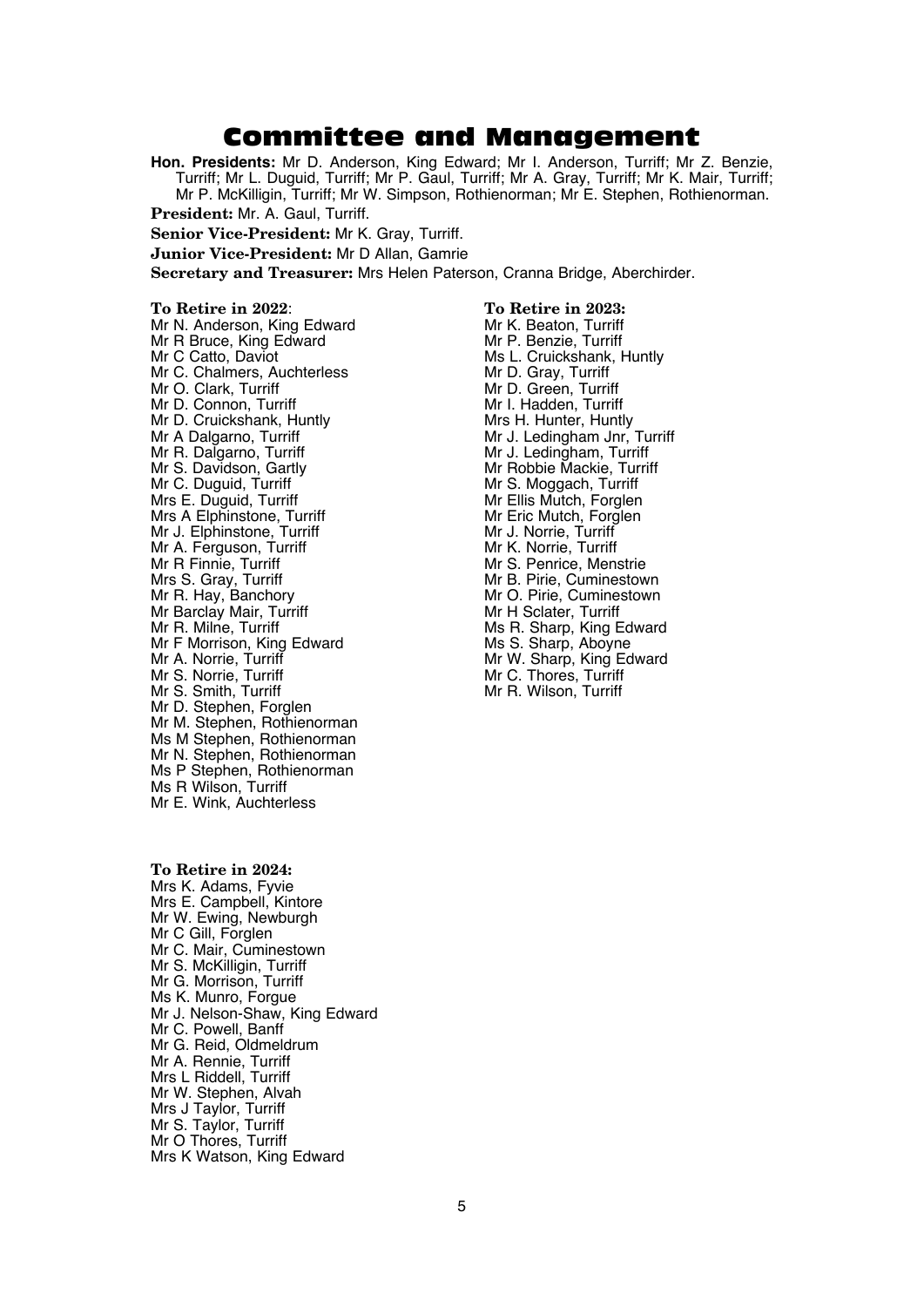# Committee and Management

**Hon. Presidents:** Mr D. Anderson, King Edward; Mr I. Anderson, Turriff; Mr Z. Benzie, Turriff; Mr L. Duguid, Turriff; Mr P. Gaul, Turriff; Mr A. Gray, Turriff; Mr K. Mair, Turriff; Mr P. McKilligin, Turriff; Mr W. Simpson, Rothienorman; Mr E. Stephen, Rothienorman.

**President:** Mr. A. Gaul, Turriff.

**Senior Vice-President:** Mr K. Gray, Turriff.

**Junior Vice-President:** Mr D Allan, Gamrie

**Secretary and Treasurer:** Mrs Helen Paterson, Cranna Bridge, Aberchirder.

**To Retire in 2022**:
Mr N. Anderson, King Edward
Mr R Bruce, King Edward
Mr C Catto, Daviot
Mr C. Chalmers, Auchterless
Mr O. Clark, Turriff
Mr D. Connon, Turriff
Mr D. Cruickshank, Huntly
Mr A Dalgarno, Turriff
Mr R. Dalgarno, Turriff
Mr S. Davidson, Gartly
Mr C. Duguid, Turriff
Mrs E. Duguid, Turriff
Mrs A Elphinstone, Turriff
Mr J. Elphinstone, Turriff
Mr A. Ferguson, Turriff
Mr R Finnie, Turriff
Mrs S. Gray, Turriff
Mr R. Hay, Banchory
Mr Barclay Mair, Turriff
Mr R. Milne, Turriff
Mr F Morrison, King Edward
Mr A. Norrie, Turriff
Mr S. Norrie, Turriff
Mr S. Smith, Turriff
Mr D. Stephen, Forglen
Mr M. Stephen, Rothienorman
Ms M Stephen, Rothienorman
Mr N. Stephen, Rothienorman
Ms P Stephen, Rothienorman
Ms R Wilson, Turriff
Mr E. Wink, Auchterless

**To Retire in 2023:**
Mr K. Beaton, Turriff
Mr P. Benzie, Turriff
Ms L. Cruickshank, Huntly
Mr D. Gray, Turriff
Mr D. Green, Turriff
Mr I. Hadden, Turriff
Mrs H. Hunter, Huntly
Mr J. Ledingham Jnr, Turriff
Mr J. Ledingham, Turriff
Mr Robbie Mackie, Turriff
Mr S. Moggach, Turriff
Mr Ellis Mutch, Forglen
Mr Eric Mutch, Forglen
Mr J. Norrie, Turriff
Mr K. Norrie, Turriff
Mr S. Penrice, Menstrie
Mr B. Pirie, Cuminestown
Mr O. Pirie, Cuminestown
Mr H Sclater, Turriff
Ms R. Sharp, King Edward
Ms S. Sharp, Aboyne
Mr W. Sharp, King Edward
Mr C. Thores, Turriff
Mr R. Wilson, Turriff

**To Retire in 2024:**
Mrs K. Adams, Fyvie
Mrs E. Campbell, Kintore
Mr W. Ewing, Newburgh
Mr C Gill, Forglen
Mr C. Mair, Cuminestown
Mr S. McKilligin, Turriff
Mr G. Morrison, Turriff
Ms K. Munro, Forgue
Mr J. Nelson-Shaw, King Edward
Mr C. Powell, Banff
Mr G. Reid, Oldmeldrum
Mr A. Rennie, Turriff
Mrs L Riddell, Turriff
Mr W. Stephen, Alvah
Mrs J Taylor, Turriff
Mr S. Taylor, Turriff
Mr O Thores, Turriff
Mrs K Watson, King Edward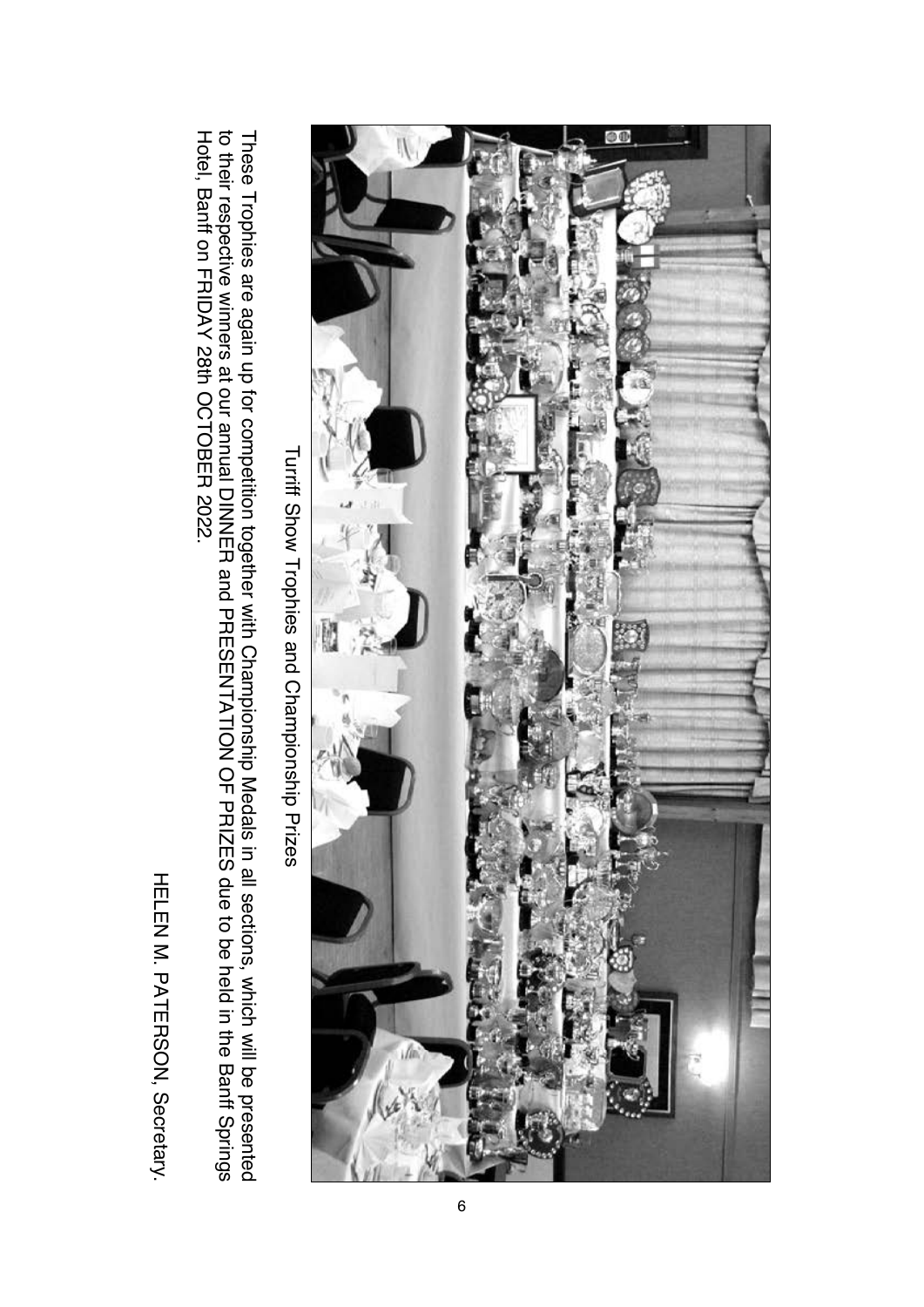Turriff Show Trophies and Championship Prizes

These Trophies are again up for competition together with Championship Medals in all sections, which will be presented to their respective winners at our annual DINNER and PRESENTATION OF PRIZES due to be held in the Banff Springs Hotel, Banff on FRIDAY 28th OCTOBER 2022.

HELEN M. PATERSON, Secretary.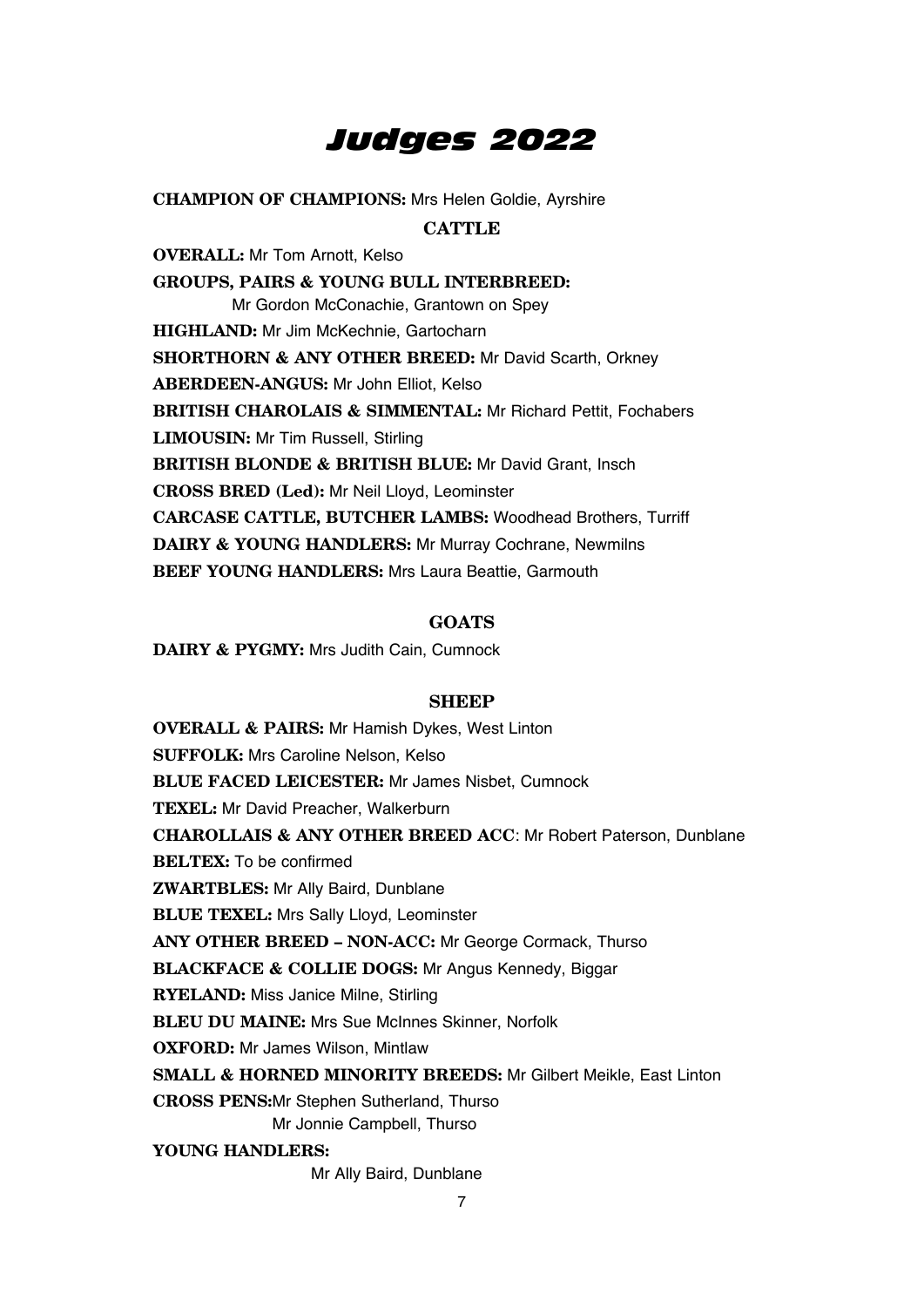# Judges 2022

**CHAMPION OF CHAMPIONS:** Mrs Helen Goldie, Ayrshire

## CATTLE

**OVERALL:** Mr Tom Arnott, Kelso

**GROUPS, PAIRS & YOUNG BULL INTERBREED:**
Mr Gordon McConachie, Grantown on Spey

**HIGHLAND:** Mr Jim McKechnie, Gartocharn

**SHORTHORN & ANY OTHER BREED:** Mr David Scarth, Orkney

**ABERDEEN-ANGUS:** Mr John Elliot, Kelso

**BRITISH CHAROLAIS & SIMMENTAL:** Mr Richard Pettit, Fochabers

**LIMOUSIN:** Mr Tim Russell, Stirling

**BRITISH BLONDE & BRITISH BLUE:** Mr David Grant, Insch

**CROSS BRED (Led):** Mr Neil Lloyd, Leominster

**CARCASE CATTLE, BUTCHER LAMBS:** Woodhead Brothers, Turriff

**DAIRY & YOUNG HANDLERS:** Mr Murray Cochrane, Newmilns

**BEEF YOUNG HANDLERS:** Mrs Laura Beattie, Garmouth

## GOATS

**DAIRY & PYGMY:** Mrs Judith Cain, Cumnock

## SHEEP

**OVERALL & PAIRS:** Mr Hamish Dykes, West Linton

**SUFFOLK:** Mrs Caroline Nelson, Kelso

**BLUE FACED LEICESTER:** Mr James Nisbet, Cumnock

**TEXEL:** Mr David Preacher, Walkerburn

**CHAROLLAIS & ANY OTHER BREED ACC**: Mr Robert Paterson, Dunblane

**BELTEX:** To be confirmed

**ZWARTBLES:** Mr Ally Baird, Dunblane

**BLUE TEXEL:** Mrs Sally Lloyd, Leominster

**ANY OTHER BREED – NON-ACC:** Mr George Cormack, Thurso

**BLACKFACE & COLLIE DOGS:** Mr Angus Kennedy, Biggar

**RYELAND:** Miss Janice Milne, Stirling

**BLEU DU MAINE:** Mrs Sue McInnes Skinner, Norfolk

**OXFORD:** Mr James Wilson, Mintlaw

**SMALL & HORNED MINORITY BREEDS:** Mr Gilbert Meikle, East Linton

**CROSS PENS:** Mr Stephen Sutherland, Thurso
Mr Jonnie Campbell, Thurso

**YOUNG HANDLERS:**
Mr Ally Baird, Dunblane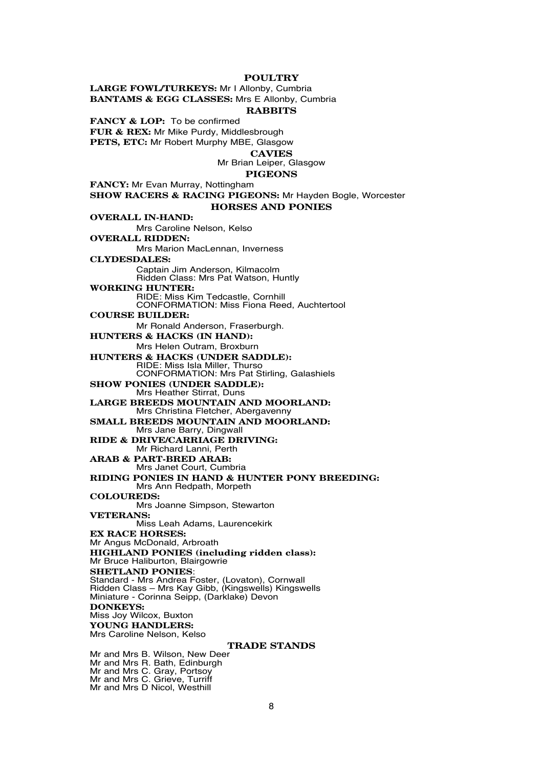## POULTRY

**LARGE FOWL/TURKEYS:** Mr I Allonby, Cumbria
**BANTAMS & EGG CLASSES:** Mrs E Allonby, Cumbria

## RABBITS

**FANCY & LOP:** To be confirmed
**FUR & REX:** Mr Mike Purdy, Middlesbrough
**PETS, ETC:** Mr Robert Murphy MBE, Glasgow

## CAVIES

Mr Brian Leiper, Glasgow

## PIGEONS

**FANCY:** Mr Evan Murray, Nottingham
**SHOW RACERS & RACING PIGEONS:** Mr Hayden Bogle, Worcester

## HORSES AND PONIES

**OVERALL IN-HAND:**
Mrs Caroline Nelson, Kelso

**OVERALL RIDDEN:**
Mrs Marion MacLennan, Inverness

**CLYDESDALES:**
Captain Jim Anderson, Kilmacolm
Ridden Class: Mrs Pat Watson, Huntly

**WORKING HUNTER:**
RIDE: Miss Kim Tedcastle, Cornhill
CONFORMATION: Miss Fiona Reed, Auchtertool

**COURSE BUILDER:**
Mr Ronald Anderson, Fraserburgh.

**HUNTERS & HACKS (IN HAND):**
Mrs Helen Outram, Broxburn

**HUNTERS & HACKS (UNDER SADDLE):**
RIDE: Miss Isla Miller, Thurso
CONFORMATION: Mrs Pat Stirling, Galashiels

**SHOW PONIES (UNDER SADDLE):**
Mrs Heather Stirrat, Duns

**LARGE BREEDS MOUNTAIN AND MOORLAND:**
Mrs Christina Fletcher, Abergavenny

**SMALL BREEDS MOUNTAIN AND MOORLAND:**
Mrs Jane Barry, Dingwall

**RIDE & DRIVE/CARRIAGE DRIVING:**
Mr Richard Lanni, Perth

**ARAB & PART-BRED ARAB:**
Mrs Janet Court, Cumbria

**RIDING PONIES IN HAND & HUNTER PONY BREEDING:**
Mrs Ann Redpath, Morpeth

**COLOUREDS:**
Mrs Joanne Simpson, Stewarton

**VETERANS:**
Miss Leah Adams, Laurencekirk

**EX RACE HORSES:**
Mr Angus McDonald, Arbroath

**HIGHLAND PONIES (including ridden class):**
Mr Bruce Haliburton, Blairgowrie

**SHETLAND PONIES**:
Standard - Mrs Andrea Foster, (Lovaton), Cornwall
Ridden Class – Mrs Kay Gibb, (Kingswells) Kingswells
Miniature - Corinna Seipp, (Darklake) Devon

**DONKEYS:**
Miss Joy Wilcox, Buxton

**YOUNG HANDLERS:**
Mrs Caroline Nelson, Kelso

## TRADE STANDS

Mr and Mrs B. Wilson, New Deer
Mr and Mrs R. Bath, Edinburgh
Mr and Mrs C. Gray, Portsoy
Mr and Mrs C. Grieve, Turriff
Mr and Mrs D Nicol, Westhill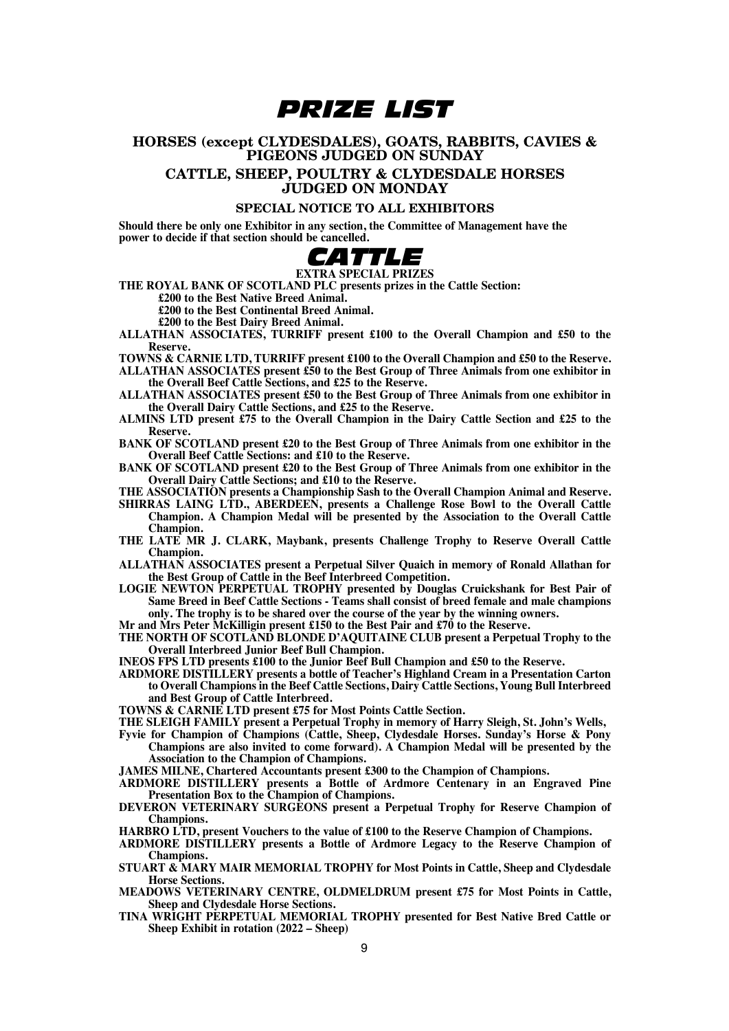# PRIZE LIST

## HORSES (except CLYDESDALES), GOATS, RABBITS, CAVIES & PIGEONS JUDGED ON SUNDAY

## CATTLE, SHEEP, POULTRY & CLYDESDALE HORSES JUDGED ON MONDAY

### SPECIAL NOTICE TO ALL EXHIBITORS

**Should there be only one Exhibitor in any section, the Committee of Management have the power to decide if that section should be cancelled.**

# CATTLE

### EXTRA SPECIAL PRIZES

**THE ROYAL BANK OF SCOTLAND PLC presents prizes in the Cattle Section:**
**£200 to the Best Native Breed Animal.**
**£200 to the Best Continental Breed Animal.**
**£200 to the Best Dairy Breed Animal.**

**ALLATHAN ASSOCIATES, TURRIFF present £100 to the Overall Champion and £50 to the Reserve.**

**TOWNS & CARNIE LTD, TURRIFF present £100 to the Overall Champion and £50 to the Reserve.**

**ALLATHAN ASSOCIATES present £50 to the Best Group of Three Animals from one exhibitor in the Overall Beef Cattle Sections, and £25 to the Reserve.**

**ALLATHAN ASSOCIATES present £50 to the Best Group of Three Animals from one exhibitor in the Overall Dairy Cattle Sections, and £25 to the Reserve.**

**ALMINS LTD present £75 to the Overall Champion in the Dairy Cattle Section and £25 to the Reserve.**

**BANK OF SCOTLAND present £20 to the Best Group of Three Animals from one exhibitor in the Overall Beef Cattle Sections: and £10 to the Reserve.**

**BANK OF SCOTLAND present £20 to the Best Group of Three Animals from one exhibitor in the Overall Dairy Cattle Sections; and £10 to the Reserve.**

**THE ASSOCIATION presents a Championship Sash to the Overall Champion Animal and Reserve.**

**SHIRRAS LAING LTD., ABERDEEN, presents a Challenge Rose Bowl to the Overall Cattle Champion. A Champion Medal will be presented by the Association to the Overall Cattle Champion.**

**THE LATE MR J. CLARK, Maybank, presents Challenge Trophy to Reserve Overall Cattle Champion.**

**ALLATHAN ASSOCIATES present a Perpetual Silver Quaich in memory of Ronald Allathan for the Best Group of Cattle in the Beef Interbreed Competition.**

**LOGIE NEWTON PERPETUAL TROPHY presented by Douglas Cruickshank for Best Pair of Same Breed in Beef Cattle Sections - Teams shall consist of breed female and male champions only. The trophy is to be shared over the course of the year by the winning owners.**

**Mr and Mrs Peter McKilligin present £150 to the Best Pair and £70 to the Reserve.**

**THE NORTH OF SCOTLAND BLONDE D'AQUITAINE CLUB present a Perpetual Trophy to the Overall Interbreed Junior Beef Bull Champion.**

**INEOS FPS LTD presents £100 to the Junior Beef Bull Champion and £50 to the Reserve.**

**ARDMORE DISTILLERY presents a bottle of Teacher's Highland Cream in a Presentation Carton to Overall Champions in the Beef Cattle Sections, Dairy Cattle Sections, Young Bull Interbreed and Best Group of Cattle Interbreed.**

**TOWNS & CARNIE LTD present £75 for Most Points Cattle Section.**

**THE SLEIGH FAMILY present a Perpetual Trophy in memory of Harry Sleigh, St. John's Wells, Fyvie for Champion of Champions (Cattle, Sheep, Clydesdale Horses. Sunday's Horse & Pony Champions are also invited to come forward). A Champion Medal will be presented by the Association to the Champion of Champions.**

**JAMES MILNE, Chartered Accountants present £300 to the Champion of Champions.**

**ARDMORE DISTILLERY presents a Bottle of Ardmore Centenary in an Engraved Pine Presentation Box to the Champion of Champions.**

**DEVERON VETERINARY SURGEONS present a Perpetual Trophy for Reserve Champion of Champions.**

**HARBRO LTD, present Vouchers to the value of £100 to the Reserve Champion of Champions.**

**ARDMORE DISTILLERY presents a Bottle of Ardmore Legacy to the Reserve Champion of Champions.**

**STUART & MARY MAIR MEMORIAL TROPHY for Most Points in Cattle, Sheep and Clydesdale Horse Sections.**

**MEADOWS VETERINARY CENTRE, OLDMELDRUM present £75 for Most Points in Cattle, Sheep and Clydesdale Horse Sections.**

**TINA WRIGHT PERPETUAL MEMORIAL TROPHY presented for Best Native Bred Cattle or Sheep Exhibit in rotation (2022 – Sheep)**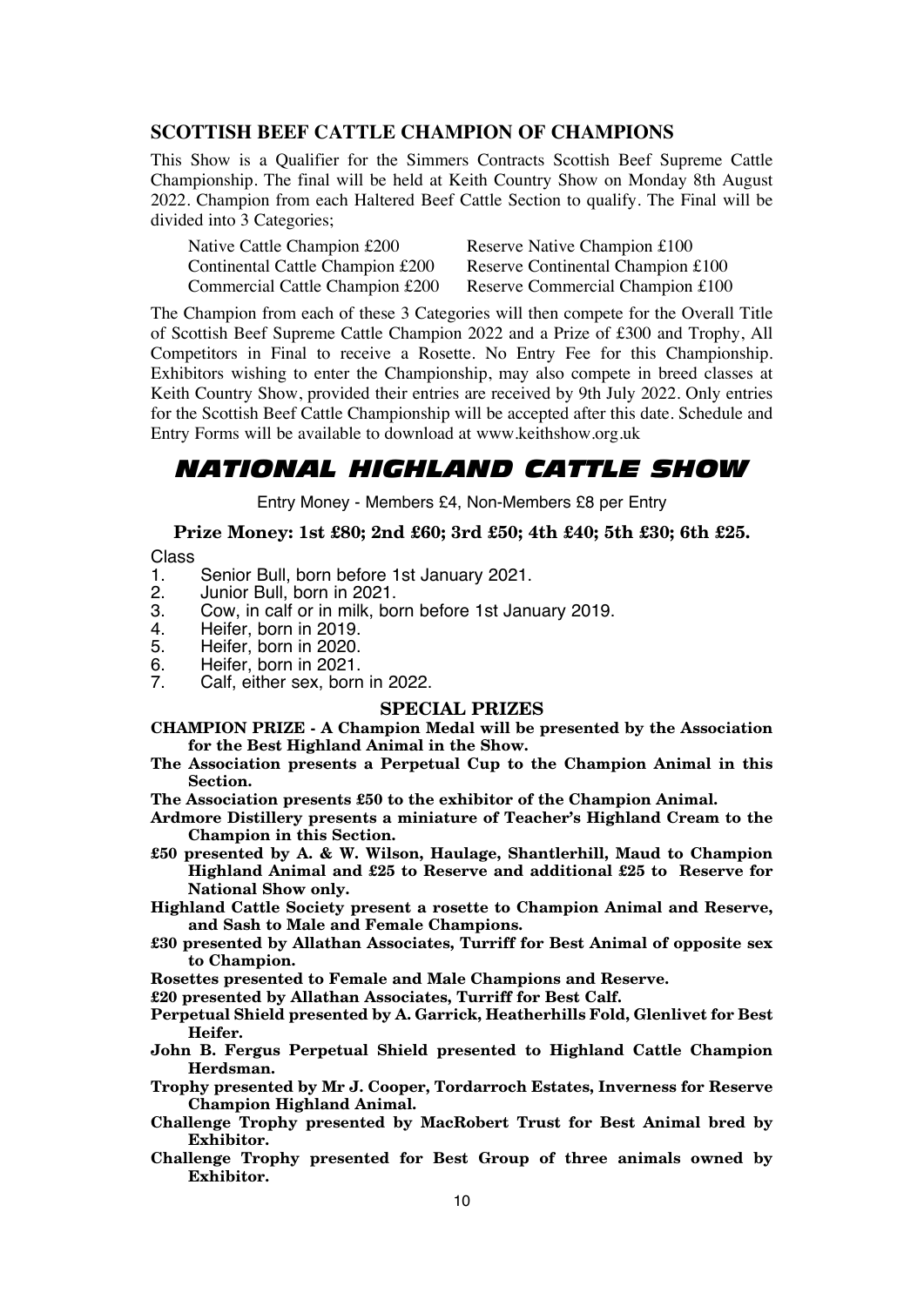## SCOTTISH BEEF CATTLE CHAMPION OF CHAMPIONS

This Show is a Qualifier for the Simmers Contracts Scottish Beef Supreme Cattle Championship. The final will be held at Keith Country Show on Monday 8th August 2022. Champion from each Haltered Beef Cattle Section to qualify. The Final will be divided into 3 Categories;

| | |
|---|---|
| Native Cattle Champion £200 | Reserve Native Champion £100 |
| Continental Cattle Champion £200 | Reserve Continental Champion £100 |
| Commercial Cattle Champion £200 | Reserve Commercial Champion £100 |

The Champion from each of these 3 Categories will then compete for the Overall Title of Scottish Beef Supreme Cattle Champion 2022 and a Prize of £300 and Trophy, All Competitors in Final to receive a Rosette. No Entry Fee for this Championship. Exhibitors wishing to enter the Championship, may also compete in breed classes at Keith Country Show, provided their entries are received by 9th July 2022. Only entries for the Scottish Beef Cattle Championship will be accepted after this date. Schedule and Entry Forms will be available to download at www.keithshow.org.uk

# NATIONAL HIGHLAND CATTLE SHOW

Entry Money - Members £4, Non-Members £8 per Entry

**Prize Money: 1st £80; 2nd £60; 3rd £50; 4th £40; 5th £30; 6th £25.**

Class

1. Senior Bull, born before 1st January 2021.
2. Junior Bull, born in 2021.
3. Cow, in calf or in milk, born before 1st January 2019.
4. Heifer, born in 2019.
5. Heifer, born in 2020.
6. Heifer, born in 2021.
7. Calf, either sex, born in 2022.

### SPECIAL PRIZES

**CHAMPION PRIZE - A Champion Medal will be presented by the Association for the Best Highland Animal in the Show.**

**The Association presents a Perpetual Cup to the Champion Animal in this Section.**

**The Association presents £50 to the exhibitor of the Champion Animal.**

**Ardmore Distillery presents a miniature of Teacher's Highland Cream to the Champion in this Section.**

**£50 presented by A. & W. Wilson, Haulage, Shantlerhill, Maud to Champion Highland Animal and £25 to Reserve and additional £25 to Reserve for National Show only.**

**Highland Cattle Society present a rosette to Champion Animal and Reserve, and Sash to Male and Female Champions.**

**£30 presented by Allathan Associates, Turriff for Best Animal of opposite sex to Champion.**

**Rosettes presented to Female and Male Champions and Reserve.**

**£20 presented by Allathan Associates, Turriff for Best Calf.**

**Perpetual Shield presented by A. Garrick, Heatherhills Fold, Glenlivet for Best Heifer.**

**John B. Fergus Perpetual Shield presented to Highland Cattle Champion Herdsman.**

**Trophy presented by Mr J. Cooper, Tordarroch Estates, Inverness for Reserve Champion Highland Animal.**

**Challenge Trophy presented by MacRobert Trust for Best Animal bred by Exhibitor.**

**Challenge Trophy presented for Best Group of three animals owned by Exhibitor.**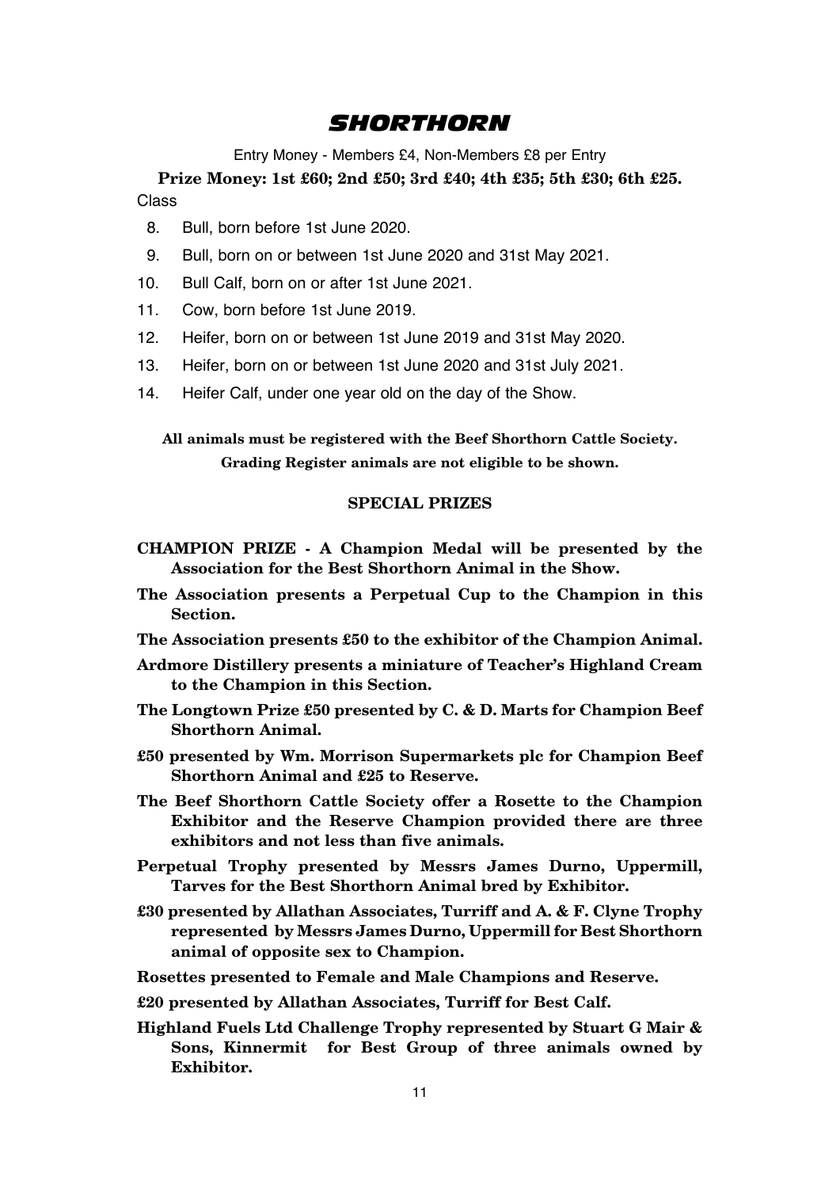# *SHORTHORN*

Entry Money - Members £4, Non-Members £8 per Entry

**Prize Money: 1st £60; 2nd £50; 3rd £40; 4th £35; 5th £30; 6th £25.**

Class

8. Bull, born before 1st June 2020.
9. Bull, born on or between 1st June 2020 and 31st May 2021.
10. Bull Calf, born on or after 1st June 2021.
11. Cow, born before 1st June 2019.
12. Heifer, born on or between 1st June 2019 and 31st May 2020.
13. Heifer, born on or between 1st June 2020 and 31st July 2021.
14. Heifer Calf, under one year old on the day of the Show.

**All animals must be registered with the Beef Shorthorn Cattle Society.**

**Grading Register animals are not eligible to be shown.**

## SPECIAL PRIZES

**CHAMPION PRIZE - A Champion Medal will be presented by the Association for the Best Shorthorn Animal in the Show.**

**The Association presents a Perpetual Cup to the Champion in this Section.**

**The Association presents £50 to the exhibitor of the Champion Animal.**

**Ardmore Distillery presents a miniature of Teacher's Highland Cream to the Champion in this Section.**

**The Longtown Prize £50 presented by C. & D. Marts for Champion Beef Shorthorn Animal.**

**£50 presented by Wm. Morrison Supermarkets plc for Champion Beef Shorthorn Animal and £25 to Reserve.**

**The Beef Shorthorn Cattle Society offer a Rosette to the Champion Exhibitor and the Reserve Champion provided there are three exhibitors and not less than five animals.**

**Perpetual Trophy presented by Messrs James Durno, Uppermill, Tarves for the Best Shorthorn Animal bred by Exhibitor.**

**£30 presented by Allathan Associates, Turriff and A. & F. Clyne Trophy represented by Messrs James Durno, Uppermill for Best Shorthorn animal of opposite sex to Champion.**

**Rosettes presented to Female and Male Champions and Reserve.**

**£20 presented by Allathan Associates, Turriff for Best Calf.**

**Highland Fuels Ltd Challenge Trophy represented by Stuart G Mair & Sons, Kinnermit for Best Group of three animals owned by Exhibitor.**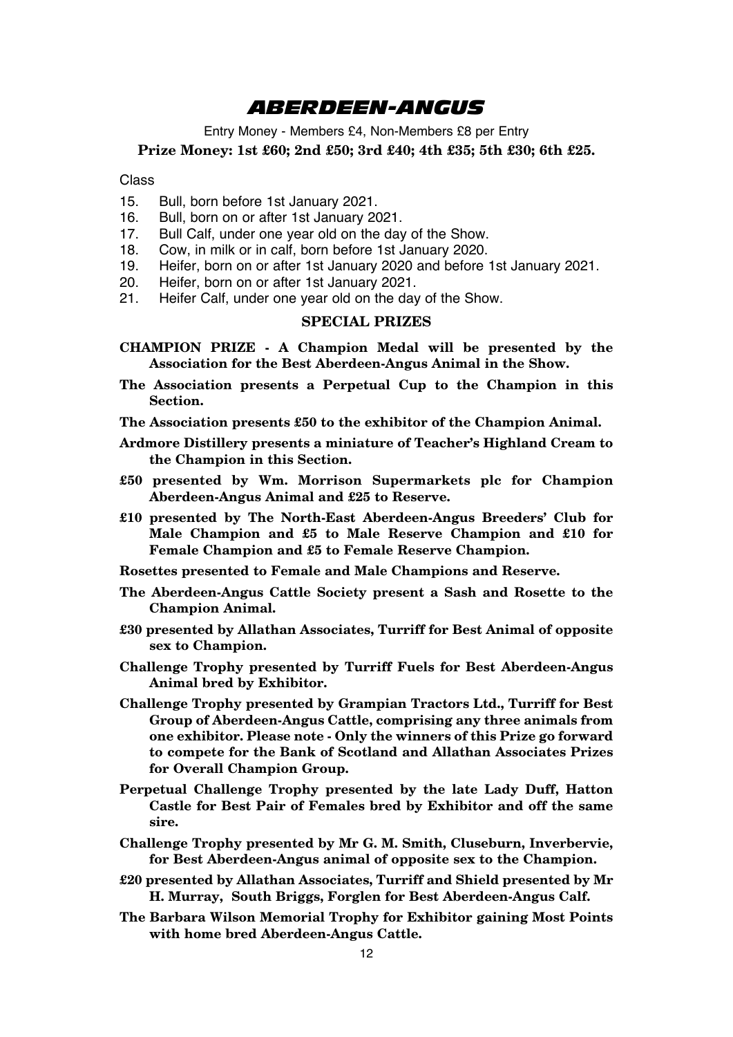# ABERDEEN-ANGUS

Entry Money - Members £4, Non-Members £8 per Entry

**Prize Money: 1st £60; 2nd £50; 3rd £40; 4th £35; 5th £30; 6th £25.**

Class

15. Bull, born before 1st January 2021.
16. Bull, born on or after 1st January 2021.
17. Bull Calf, under one year old on the day of the Show.
18. Cow, in milk or in calf, born before 1st January 2020.
19. Heifer, born on or after 1st January 2020 and before 1st January 2021.
20. Heifer, born on or after 1st January 2021.
21. Heifer Calf, under one year old on the day of the Show.

## SPECIAL PRIZES

**CHAMPION PRIZE - A Champion Medal will be presented by the Association for the Best Aberdeen-Angus Animal in the Show.**

**The Association presents a Perpetual Cup to the Champion in this Section.**

**The Association presents £50 to the exhibitor of the Champion Animal.**

**Ardmore Distillery presents a miniature of Teacher's Highland Cream to the Champion in this Section.**

**£50 presented by Wm. Morrison Supermarkets plc for Champion Aberdeen-Angus Animal and £25 to Reserve.**

**£10 presented by The North-East Aberdeen-Angus Breeders' Club for Male Champion and £5 to Male Reserve Champion and £10 for Female Champion and £5 to Female Reserve Champion.**

**Rosettes presented to Female and Male Champions and Reserve.**

**The Aberdeen-Angus Cattle Society present a Sash and Rosette to the Champion Animal.**

**£30 presented by Allathan Associates, Turriff for Best Animal of opposite sex to Champion.**

**Challenge Trophy presented by Turriff Fuels for Best Aberdeen-Angus Animal bred by Exhibitor.**

**Challenge Trophy presented by Grampian Tractors Ltd., Turriff for Best Group of Aberdeen-Angus Cattle, comprising any three animals from one exhibitor. Please note - Only the winners of this Prize go forward to compete for the Bank of Scotland and Allathan Associates Prizes for Overall Champion Group.**

**Perpetual Challenge Trophy presented by the late Lady Duff, Hatton Castle for Best Pair of Females bred by Exhibitor and off the same sire.**

**Challenge Trophy presented by Mr G. M. Smith, Cluseburn, Inverbervie, for Best Aberdeen-Angus animal of opposite sex to the Champion.**

**£20 presented by Allathan Associates, Turriff and Shield presented by Mr H. Murray, South Briggs, Forglen for Best Aberdeen-Angus Calf.**

**The Barbara Wilson Memorial Trophy for Exhibitor gaining Most Points with home bred Aberdeen-Angus Cattle.**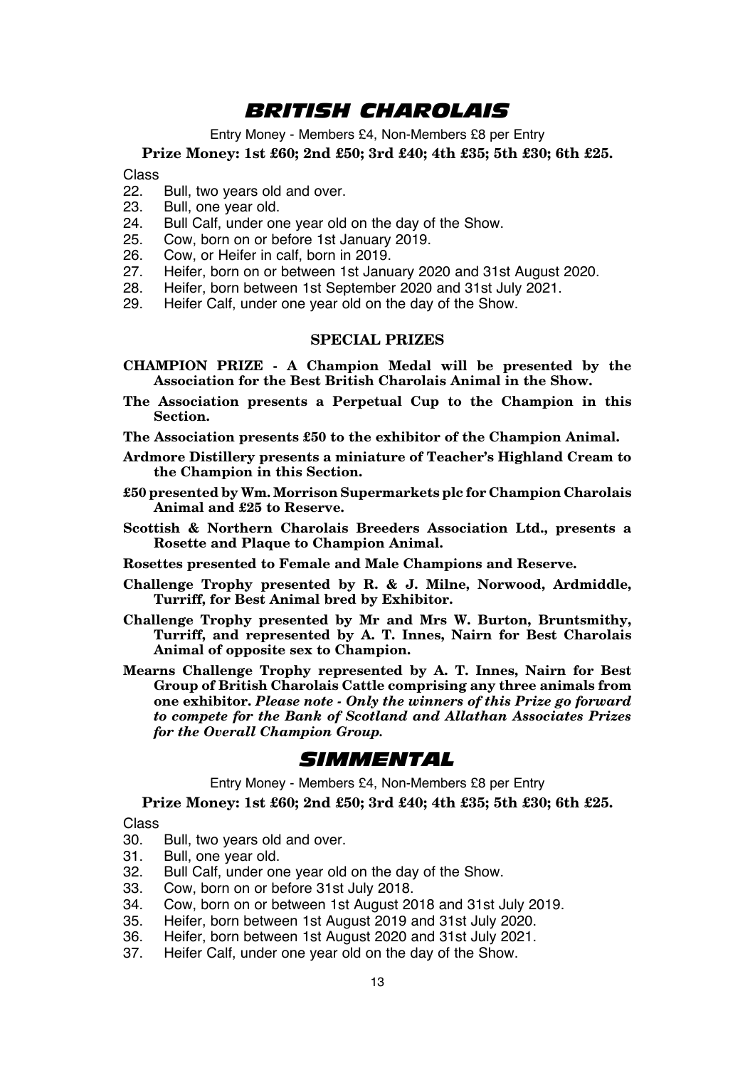# BRITISH CHAROLAIS

Entry Money - Members £4, Non-Members £8 per Entry

**Prize Money: 1st £60; 2nd £50; 3rd £40; 4th £35; 5th £30; 6th £25.**

Class

22. Bull, two years old and over.
23. Bull, one year old.
24. Bull Calf, under one year old on the day of the Show.
25. Cow, born on or before 1st January 2019.
26. Cow, or Heifer in calf, born in 2019.
27. Heifer, born on or between 1st January 2020 and 31st August 2020.
28. Heifer, born between 1st September 2020 and 31st July 2021.
29. Heifer Calf, under one year old on the day of the Show.

### SPECIAL PRIZES

**CHAMPION PRIZE - A Champion Medal will be presented by the Association for the Best British Charolais Animal in the Show.**

**The Association presents a Perpetual Cup to the Champion in this Section.**

**The Association presents £50 to the exhibitor of the Champion Animal.**

**Ardmore Distillery presents a miniature of Teacher's Highland Cream to the Champion in this Section.**

**£50 presented by Wm. Morrison Supermarkets plc for Champion Charolais Animal and £25 to Reserve.**

**Scottish & Northern Charolais Breeders Association Ltd., presents a Rosette and Plaque to Champion Animal.**

**Rosettes presented to Female and Male Champions and Reserve.**

**Challenge Trophy presented by R. & J. Milne, Norwood, Ardmiddle, Turriff, for Best Animal bred by Exhibitor.**

**Challenge Trophy presented by Mr and Mrs W. Burton, Bruntsmithy, Turriff, and represented by A. T. Innes, Nairn for Best Charolais Animal of opposite sex to Champion.**

**Mearns Challenge Trophy represented by A. T. Innes, Nairn for Best Group of British Charolais Cattle comprising any three animals from one exhibitor.** ***Please note - Only the winners of this Prize go forward to compete for the Bank of Scotland and Allathan Associates Prizes for the Overall Champion Group.***

# SIMMENTAL

Entry Money - Members £4, Non-Members £8 per Entry

**Prize Money: 1st £60; 2nd £50; 3rd £40; 4th £35; 5th £30; 6th £25.**

Class

30. Bull, two years old and over.
31. Bull, one year old.
32. Bull Calf, under one year old on the day of the Show.
33. Cow, born on or before 31st July 2018.
34. Cow, born on or between 1st August 2018 and 31st July 2019.
35. Heifer, born between 1st August 2019 and 31st July 2020.
36. Heifer, born between 1st August 2020 and 31st July 2021.
37. Heifer Calf, under one year old on the day of the Show.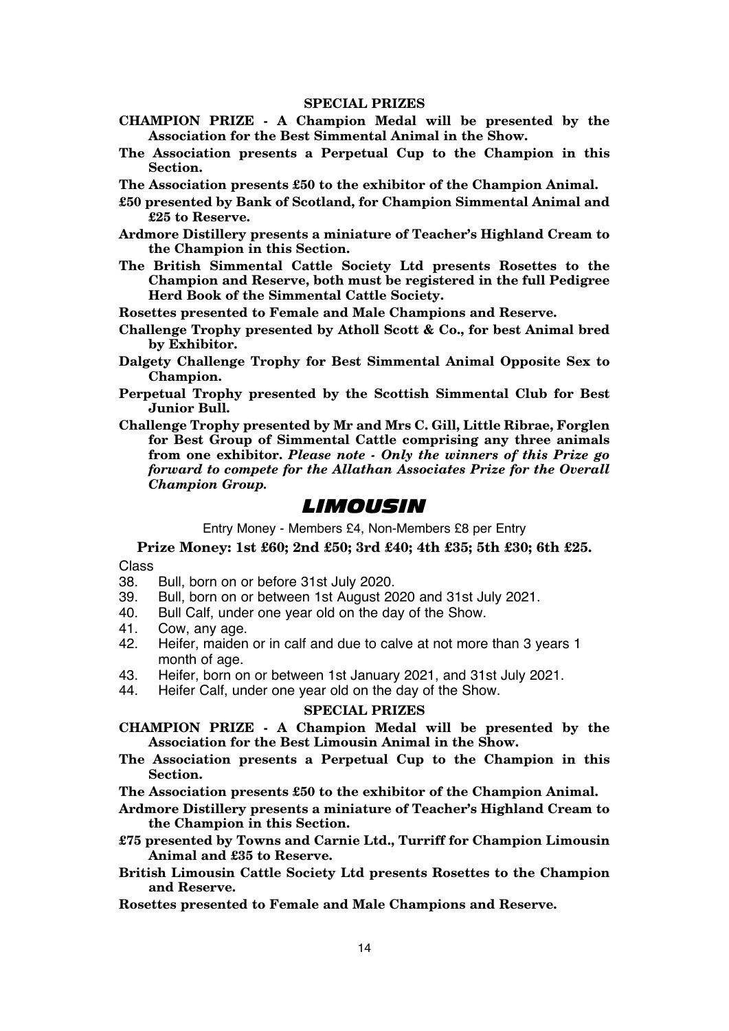### SPECIAL PRIZES

**CHAMPION PRIZE - A Champion Medal will be presented by the Association for the Best Simmental Animal in the Show.**

**The Association presents a Perpetual Cup to the Champion in this Section.**

**The Association presents £50 to the exhibitor of the Champion Animal.**

**£50 presented by Bank of Scotland, for Champion Simmental Animal and £25 to Reserve.**

**Ardmore Distillery presents a miniature of Teacher's Highland Cream to the Champion in this Section.**

**The British Simmental Cattle Society Ltd presents Rosettes to the Champion and Reserve, both must be registered in the full Pedigree Herd Book of the Simmental Cattle Society.**

**Rosettes presented to Female and Male Champions and Reserve.**

**Challenge Trophy presented by Atholl Scott & Co., for best Animal bred by Exhibitor.**

**Dalgety Challenge Trophy for Best Simmental Animal Opposite Sex to Champion.**

**Perpetual Trophy presented by the Scottish Simmental Club for Best Junior Bull.**

**Challenge Trophy presented by Mr and Mrs C. Gill, Little Ribrae, Forglen for Best Group of Simmental Cattle comprising any three animals from one exhibitor.** ***Please note - Only the winners of this Prize go forward to compete for the Allathan Associates Prize for the Overall Champion Group.***

## LIMOUSIN

Entry Money - Members £4, Non-Members £8 per Entry

**Prize Money: 1st £60; 2nd £50; 3rd £40; 4th £35; 5th £30; 6th £25.**

Class

38. Bull, born on or before 31st July 2020.
39. Bull, born on or between 1st August 2020 and 31st July 2021.
40. Bull Calf, under one year old on the day of the Show.
41. Cow, any age.
42. Heifer, maiden or in calf and due to calve at not more than 3 years 1 month of age.
43. Heifer, born on or between 1st January 2021, and 31st July 2021.
44. Heifer Calf, under one year old on the day of the Show.

### SPECIAL PRIZES

**CHAMPION PRIZE - A Champion Medal will be presented by the Association for the Best Limousin Animal in the Show.**

**The Association presents a Perpetual Cup to the Champion in this Section.**

**The Association presents £50 to the exhibitor of the Champion Animal.**

**Ardmore Distillery presents a miniature of Teacher's Highland Cream to the Champion in this Section.**

**£75 presented by Towns and Carnie Ltd., Turriff for Champion Limousin Animal and £35 to Reserve.**

**British Limousin Cattle Society Ltd presents Rosettes to the Champion and Reserve.**

**Rosettes presented to Female and Male Champions and Reserve.**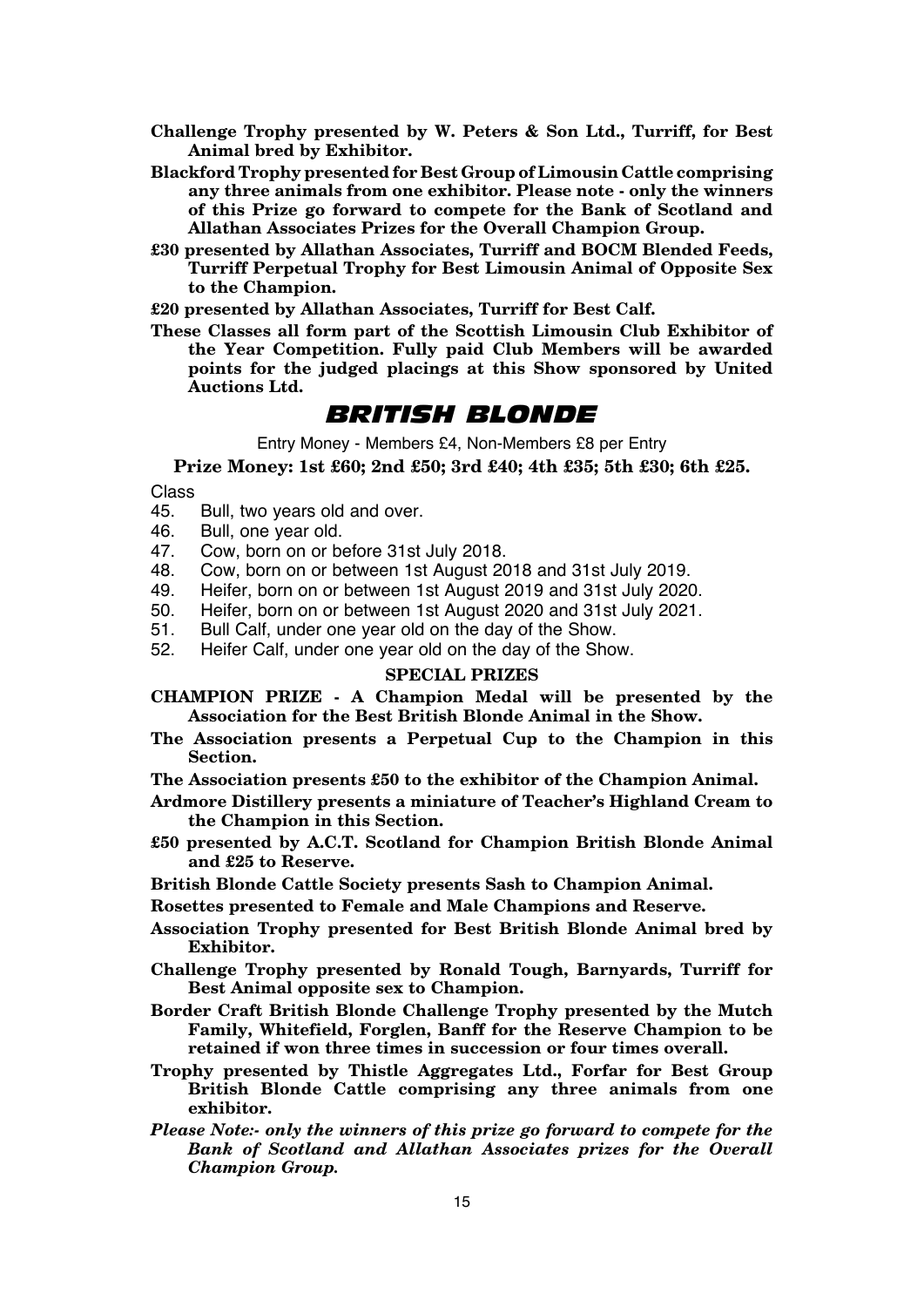**Challenge Trophy presented by W. Peters & Son Ltd., Turriff, for Best Animal bred by Exhibitor.**

**Blackford Trophy presented for Best Group of Limousin Cattle comprising any three animals from one exhibitor. Please note - only the winners of this Prize go forward to compete for the Bank of Scotland and Allathan Associates Prizes for the Overall Champion Group.**

**£30 presented by Allathan Associates, Turriff and BOCM Blended Feeds, Turriff Perpetual Trophy for Best Limousin Animal of Opposite Sex to the Champion.**

**£20 presented by Allathan Associates, Turriff for Best Calf.**

**These Classes all form part of the Scottish Limousin Club Exhibitor of the Year Competition. Fully paid Club Members will be awarded points for the judged placings at this Show sponsored by United Auctions Ltd.**

## BRITISH BLONDE

Entry Money - Members £4, Non-Members £8 per Entry

**Prize Money: 1st £60; 2nd £50; 3rd £40; 4th £35; 5th £30; 6th £25.**

Class

45. Bull, two years old and over.
46. Bull, one year old.
47. Cow, born on or before 31st July 2018.
48. Cow, born on or between 1st August 2018 and 31st July 2019.
49. Heifer, born on or between 1st August 2019 and 31st July 2020.
50. Heifer, born on or between 1st August 2020 and 31st July 2021.
51. Bull Calf, under one year old on the day of the Show.
52. Heifer Calf, under one year old on the day of the Show.

### SPECIAL PRIZES

**CHAMPION PRIZE - A Champion Medal will be presented by the Association for the Best British Blonde Animal in the Show.**

**The Association presents a Perpetual Cup to the Champion in this Section.**

**The Association presents £50 to the exhibitor of the Champion Animal.**

**Ardmore Distillery presents a miniature of Teacher's Highland Cream to the Champion in this Section.**

**£50 presented by A.C.T. Scotland for Champion British Blonde Animal and £25 to Reserve.**

**British Blonde Cattle Society presents Sash to Champion Animal.**

**Rosettes presented to Female and Male Champions and Reserve.**

**Association Trophy presented for Best British Blonde Animal bred by Exhibitor.**

**Challenge Trophy presented by Ronald Tough, Barnyards, Turriff for Best Animal opposite sex to Champion.**

**Border Craft British Blonde Challenge Trophy presented by the Mutch Family, Whitefield, Forglen, Banff for the Reserve Champion to be retained if won three times in succession or four times overall.**

**Trophy presented by Thistle Aggregates Ltd., Forfar for Best Group British Blonde Cattle comprising any three animals from one exhibitor.**

***Please Note:- only the winners of this prize go forward to compete for the Bank of Scotland and Allathan Associates prizes for the Overall Champion Group.***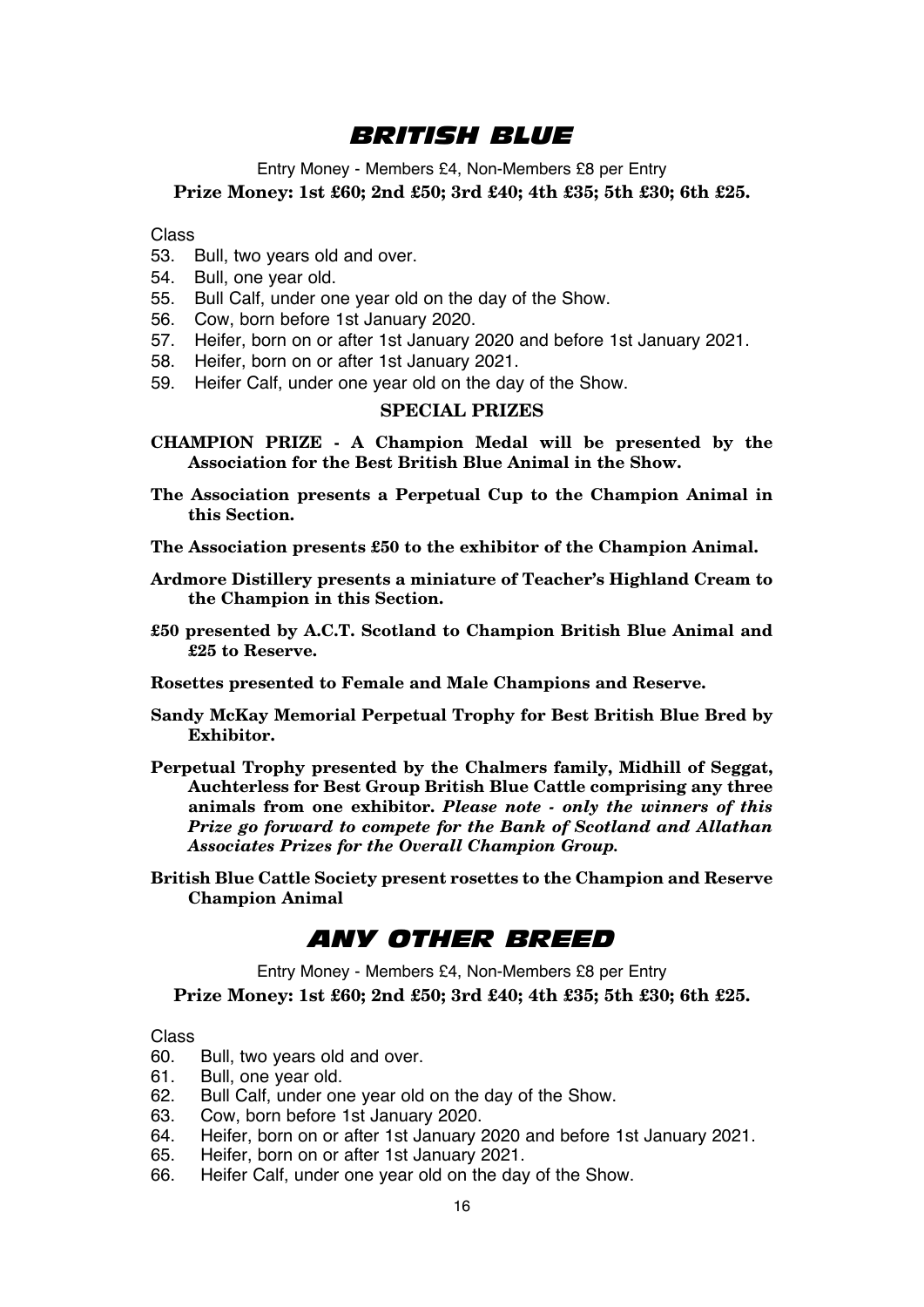# BRITISH BLUE

Entry Money - Members £4, Non-Members £8 per Entry

**Prize Money: 1st £60; 2nd £50; 3rd £40; 4th £35; 5th £30; 6th £25.**

Class

53. Bull, two years old and over.
54. Bull, one year old.
55. Bull Calf, under one year old on the day of the Show.
56. Cow, born before 1st January 2020.
57. Heifer, born on or after 1st January 2020 and before 1st January 2021.
58. Heifer, born on or after 1st January 2021.
59. Heifer Calf, under one year old on the day of the Show.

### SPECIAL PRIZES

**CHAMPION PRIZE - A Champion Medal will be presented by the Association for the Best British Blue Animal in the Show.**

**The Association presents a Perpetual Cup to the Champion Animal in this Section.**

**The Association presents £50 to the exhibitor of the Champion Animal.**

**Ardmore Distillery presents a miniature of Teacher's Highland Cream to the Champion in this Section.**

**£50 presented by A.C.T. Scotland to Champion British Blue Animal and £25 to Reserve.**

**Rosettes presented to Female and Male Champions and Reserve.**

**Sandy McKay Memorial Perpetual Trophy for Best British Blue Bred by Exhibitor.**

**Perpetual Trophy presented by the Chalmers family, Midhill of Seggat, Auchterless for Best Group British Blue Cattle comprising any three animals from one exhibitor.** ***Please note - only the winners of this Prize go forward to compete for the Bank of Scotland and Allathan Associates Prizes for the Overall Champion Group.***

**British Blue Cattle Society present rosettes to the Champion and Reserve Champion Animal**

# ANY OTHER BREED

Entry Money - Members £4, Non-Members £8 per Entry

**Prize Money: 1st £60; 2nd £50; 3rd £40; 4th £35; 5th £30; 6th £25.**

Class

60. Bull, two years old and over.
61. Bull, one year old.
62. Bull Calf, under one year old on the day of the Show.
63. Cow, born before 1st January 2020.
64. Heifer, born on or after 1st January 2020 and before 1st January 2021.
65. Heifer, born on or after 1st January 2021.
66. Heifer Calf, under one year old on the day of the Show.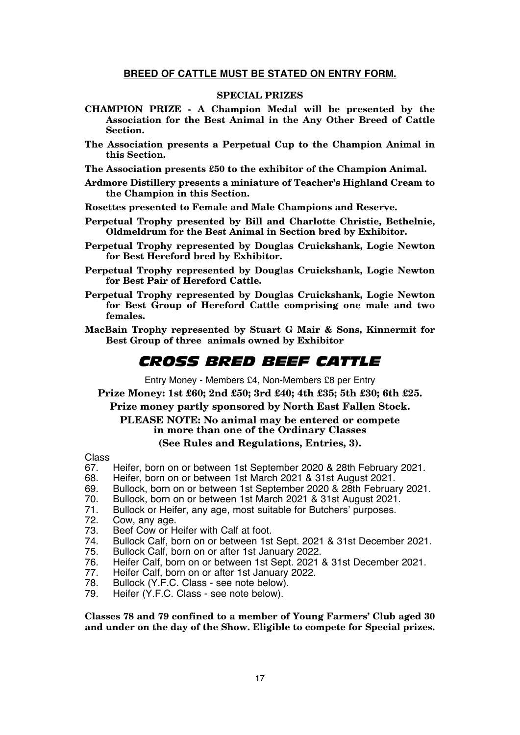**BREED OF CATTLE MUST BE STATED ON ENTRY FORM.**

**SPECIAL PRIZES**

**CHAMPION PRIZE - A Champion Medal will be presented by the Association for the Best Animal in the Any Other Breed of Cattle Section.**

**The Association presents a Perpetual Cup to the Champion Animal in this Section.**

**The Association presents £50 to the exhibitor of the Champion Animal.**

**Ardmore Distillery presents a miniature of Teacher's Highland Cream to the Champion in this Section.**

**Rosettes presented to Female and Male Champions and Reserve.**

**Perpetual Trophy presented by Bill and Charlotte Christie, Bethelnie, Oldmeldrum for the Best Animal in Section bred by Exhibitor.**

**Perpetual Trophy represented by Douglas Cruickshank, Logie Newton for Best Hereford bred by Exhibitor.**

**Perpetual Trophy represented by Douglas Cruickshank, Logie Newton for Best Pair of Hereford Cattle.**

**Perpetual Trophy represented by Douglas Cruickshank, Logie Newton for Best Group of Hereford Cattle comprising one male and two females.**

**MacBain Trophy represented by Stuart G Mair & Sons, Kinnermit for Best Group of three animals owned by Exhibitor**

# CROSS BRED BEEF CATTLE

Entry Money - Members £4, Non-Members £8 per Entry

**Prize Money: 1st £60; 2nd £50; 3rd £40; 4th £35; 5th £30; 6th £25.**

**Prize money partly sponsored by North East Fallen Stock.**

**PLEASE NOTE: No animal may be entered or compete in more than one of the Ordinary Classes**

**(See Rules and Regulations, Entries, 3).**

Class

67. Heifer, born on or between 1st September 2020 & 28th February 2021.
68. Heifer, born on or between 1st March 2021 & 31st August 2021.
69. Bullock, born on or between 1st September 2020 & 28th February 2021.
70. Bullock, born on or between 1st March 2021 & 31st August 2021.
71. Bullock or Heifer, any age, most suitable for Butchers' purposes.
72. Cow, any age.
73. Beef Cow or Heifer with Calf at foot.
74. Bullock Calf, born on or between 1st Sept. 2021 & 31st December 2021.
75. Bullock Calf, born on or after 1st January 2022.
76. Heifer Calf, born on or between 1st Sept. 2021 & 31st December 2021.
77. Heifer Calf, born on or after 1st January 2022.
78. Bullock (Y.F.C. Class - see note below).
79. Heifer (Y.F.C. Class - see note below).

**Classes 78 and 79 confined to a member of Young Farmers' Club aged 30 and under on the day of the Show. Eligible to compete for Special prizes.**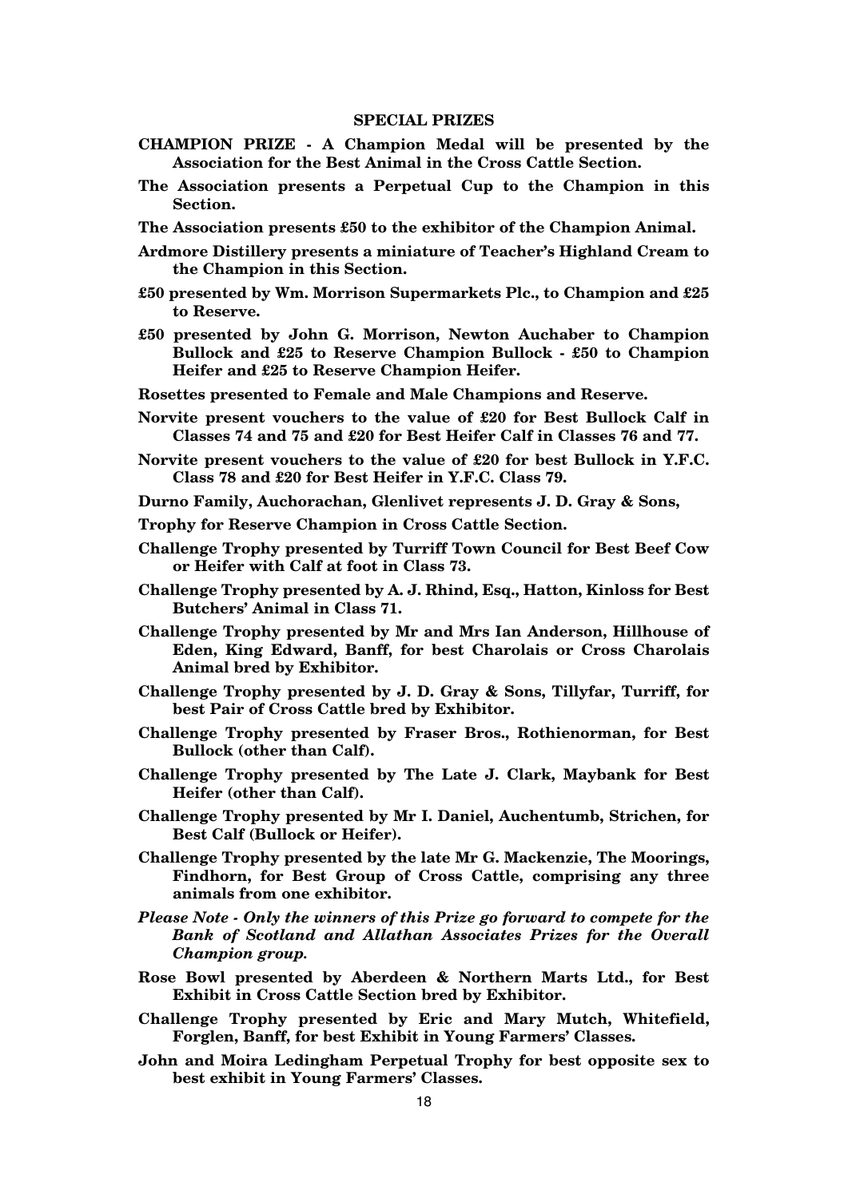## SPECIAL PRIZES

**CHAMPION PRIZE - A Champion Medal will be presented by the Association for the Best Animal in the Cross Cattle Section.**

**The Association presents a Perpetual Cup to the Champion in this Section.**

**The Association presents £50 to the exhibitor of the Champion Animal.**

**Ardmore Distillery presents a miniature of Teacher's Highland Cream to the Champion in this Section.**

**£50 presented by Wm. Morrison Supermarkets Plc., to Champion and £25 to Reserve.**

**£50 presented by John G. Morrison, Newton Auchaber to Champion Bullock and £25 to Reserve Champion Bullock - £50 to Champion Heifer and £25 to Reserve Champion Heifer.**

**Rosettes presented to Female and Male Champions and Reserve.**

**Norvite present vouchers to the value of £20 for Best Bullock Calf in Classes 74 and 75 and £20 for Best Heifer Calf in Classes 76 and 77.**

**Norvite present vouchers to the value of £20 for best Bullock in Y.F.C. Class 78 and £20 for Best Heifer in Y.F.C. Class 79.**

**Durno Family, Auchorachan, Glenlivet represents J. D. Gray & Sons,**

**Trophy for Reserve Champion in Cross Cattle Section.**

**Challenge Trophy presented by Turriff Town Council for Best Beef Cow or Heifer with Calf at foot in Class 73.**

**Challenge Trophy presented by A. J. Rhind, Esq., Hatton, Kinloss for Best Butchers' Animal in Class 71.**

**Challenge Trophy presented by Mr and Mrs Ian Anderson, Hillhouse of Eden, King Edward, Banff, for best Charolais or Cross Charolais Animal bred by Exhibitor.**

**Challenge Trophy presented by J. D. Gray & Sons, Tillyfar, Turriff, for best Pair of Cross Cattle bred by Exhibitor.**

**Challenge Trophy presented by Fraser Bros., Rothienorman, for Best Bullock (other than Calf).**

**Challenge Trophy presented by The Late J. Clark, Maybank for Best Heifer (other than Calf).**

**Challenge Trophy presented by Mr I. Daniel, Auchentumb, Strichen, for Best Calf (Bullock or Heifer).**

**Challenge Trophy presented by the late Mr G. Mackenzie, The Moorings, Findhorn, for Best Group of Cross Cattle, comprising any three animals from one exhibitor.**

***Please Note - Only the winners of this Prize go forward to compete for the Bank of Scotland and Allathan Associates Prizes for the Overall Champion group.***

**Rose Bowl presented by Aberdeen & Northern Marts Ltd., for Best Exhibit in Cross Cattle Section bred by Exhibitor.**

**Challenge Trophy presented by Eric and Mary Mutch, Whitefield, Forglen, Banff, for best Exhibit in Young Farmers' Classes.**

**John and Moira Ledingham Perpetual Trophy for best opposite sex to best exhibit in Young Farmers' Classes.**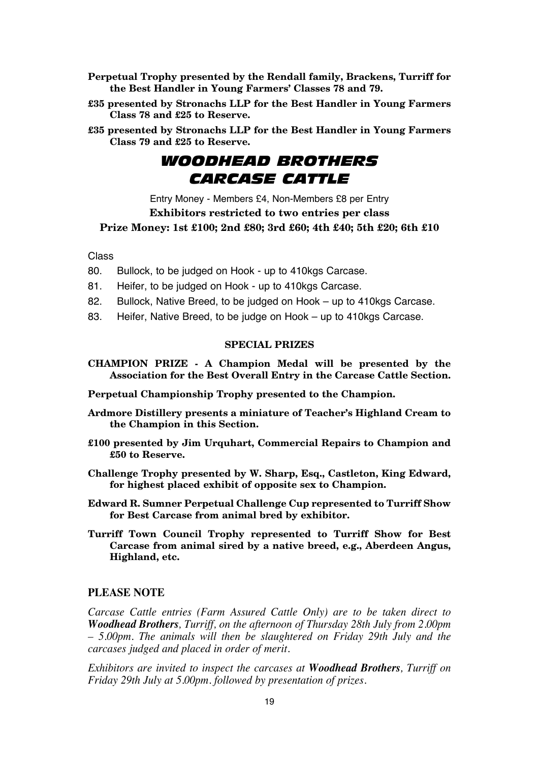**Perpetual Trophy presented by the Rendall family, Brackens, Turriff for the Best Handler in Young Farmers' Classes 78 and 79.**

**£35 presented by Stronachs LLP for the Best Handler in Young Farmers Class 78 and £25 to Reserve.**

**£35 presented by Stronachs LLP for the Best Handler in Young Farmers Class 79 and £25 to Reserve.**

# *WOODHEAD BROTHERS CARCASE CATTLE*

Entry Money - Members £4, Non-Members £8 per Entry

**Exhibitors restricted to two entries per class**

**Prize Money: 1st £100; 2nd £80; 3rd £60; 4th £40; 5th £20; 6th £10**

Class

80. Bullock, to be judged on Hook - up to 410kgs Carcase.
81. Heifer, to be judged on Hook - up to 410kgs Carcase.
82. Bullock, Native Breed, to be judged on Hook – up to 410kgs Carcase.
83. Heifer, Native Breed, to be judge on Hook – up to 410kgs Carcase.

### SPECIAL PRIZES

**CHAMPION PRIZE - A Champion Medal will be presented by the Association for the Best Overall Entry in the Carcase Cattle Section.**

**Perpetual Championship Trophy presented to the Champion.**

**Ardmore Distillery presents a miniature of Teacher's Highland Cream to the Champion in this Section.**

**£100 presented by Jim Urquhart, Commercial Repairs to Champion and £50 to Reserve.**

**Challenge Trophy presented by W. Sharp, Esq., Castleton, King Edward, for highest placed exhibit of opposite sex to Champion.**

**Edward R. Sumner Perpetual Challenge Cup represented to Turriff Show for Best Carcase from animal bred by exhibitor.**

**Turriff Town Council Trophy represented to Turriff Show for Best Carcase from animal sired by a native breed, e.g., Aberdeen Angus, Highland, etc.**

### PLEASE NOTE

*Carcase Cattle entries (Farm Assured Cattle Only) are to be taken direct to **Woodhead Brothers**, Turriff, on the afternoon of Thursday 28th July from 2.00pm – 5.00pm. The animals will then be slaughtered on Friday 29th July and the carcases judged and placed in order of merit.*

*Exhibitors are invited to inspect the carcases at **Woodhead Brothers**, Turriff on Friday 29th July at 5.00pm. followed by presentation of prizes.*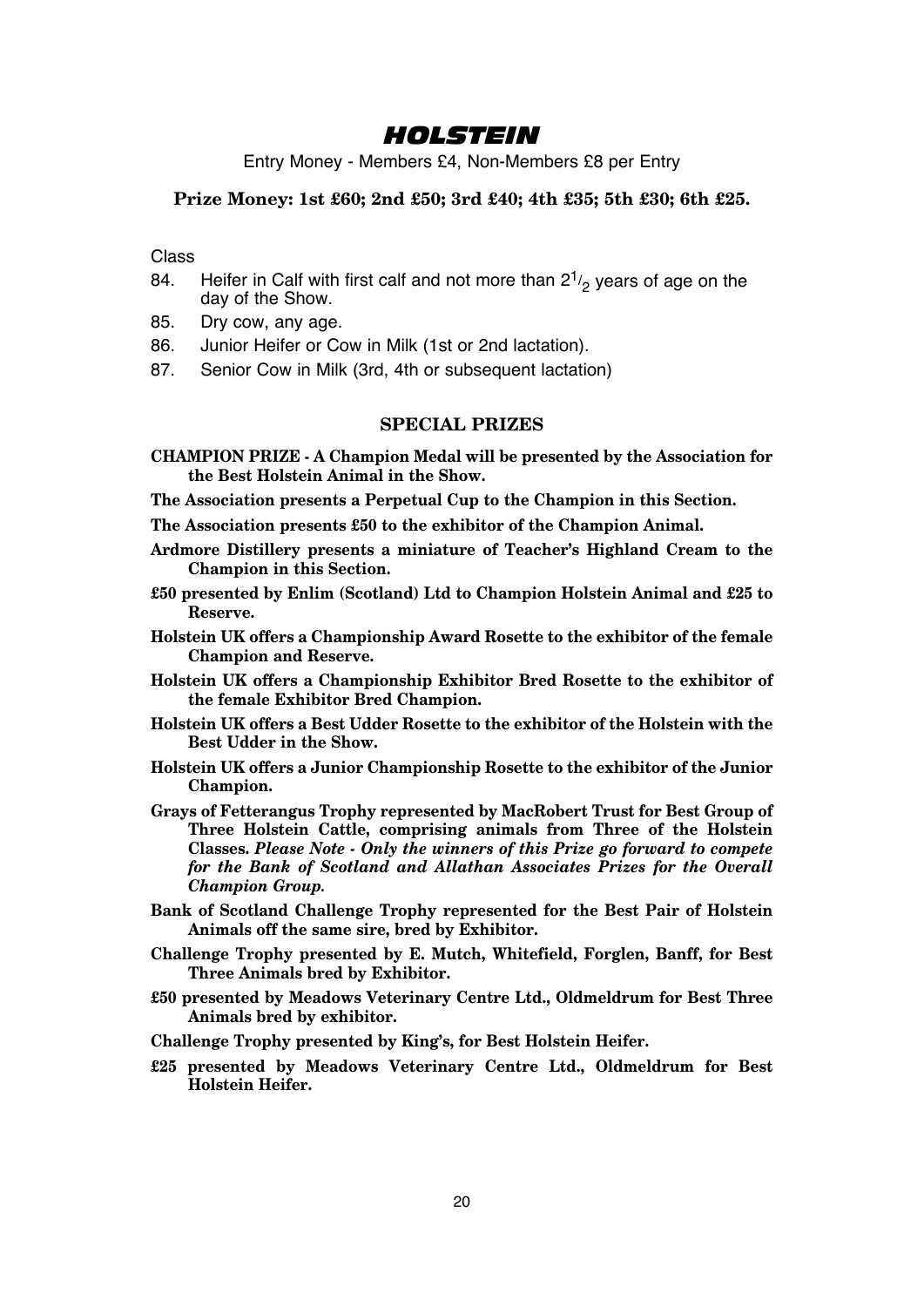# HOLSTEIN

Entry Money - Members £4, Non-Members £8 per Entry

**Prize Money: 1st £60; 2nd £50; 3rd £40; 4th £35; 5th £30; 6th £25.**

Class

84. Heifer in Calf with first calf and not more than $2^{1}/_{2}$ years of age on the day of the Show.
85. Dry cow, any age.
86. Junior Heifer or Cow in Milk (1st or 2nd lactation).
87. Senior Cow in Milk (3rd, 4th or subsequent lactation)

## SPECIAL PRIZES

**CHAMPION PRIZE - A Champion Medal will be presented by the Association for the Best Holstein Animal in the Show.**

**The Association presents a Perpetual Cup to the Champion in this Section.**

**The Association presents £50 to the exhibitor of the Champion Animal.**

**Ardmore Distillery presents a miniature of Teacher's Highland Cream to the Champion in this Section.**

**£50 presented by Enlim (Scotland) Ltd to Champion Holstein Animal and £25 to Reserve.**

**Holstein UK offers a Championship Award Rosette to the exhibitor of the female Champion and Reserve.**

**Holstein UK offers a Championship Exhibitor Bred Rosette to the exhibitor of the female Exhibitor Bred Champion.**

**Holstein UK offers a Best Udder Rosette to the exhibitor of the Holstein with the Best Udder in the Show.**

**Holstein UK offers a Junior Championship Rosette to the exhibitor of the Junior Champion.**

**Grays of Fetterangus Trophy represented by MacRobert Trust for Best Group of Three Holstein Cattle, comprising animals from Three of the Holstein Classes.** ***Please Note - Only the winners of this Prize go forward to compete for the Bank of Scotland and Allathan Associates Prizes for the Overall Champion Group.***

**Bank of Scotland Challenge Trophy represented for the Best Pair of Holstein Animals off the same sire, bred by Exhibitor.**

**Challenge Trophy presented by E. Mutch, Whitefield, Forglen, Banff, for Best Three Animals bred by Exhibitor.**

**£50 presented by Meadows Veterinary Centre Ltd., Oldmeldrum for Best Three Animals bred by exhibitor.**

**Challenge Trophy presented by King's, for Best Holstein Heifer.**

**£25 presented by Meadows Veterinary Centre Ltd., Oldmeldrum for Best Holstein Heifer.**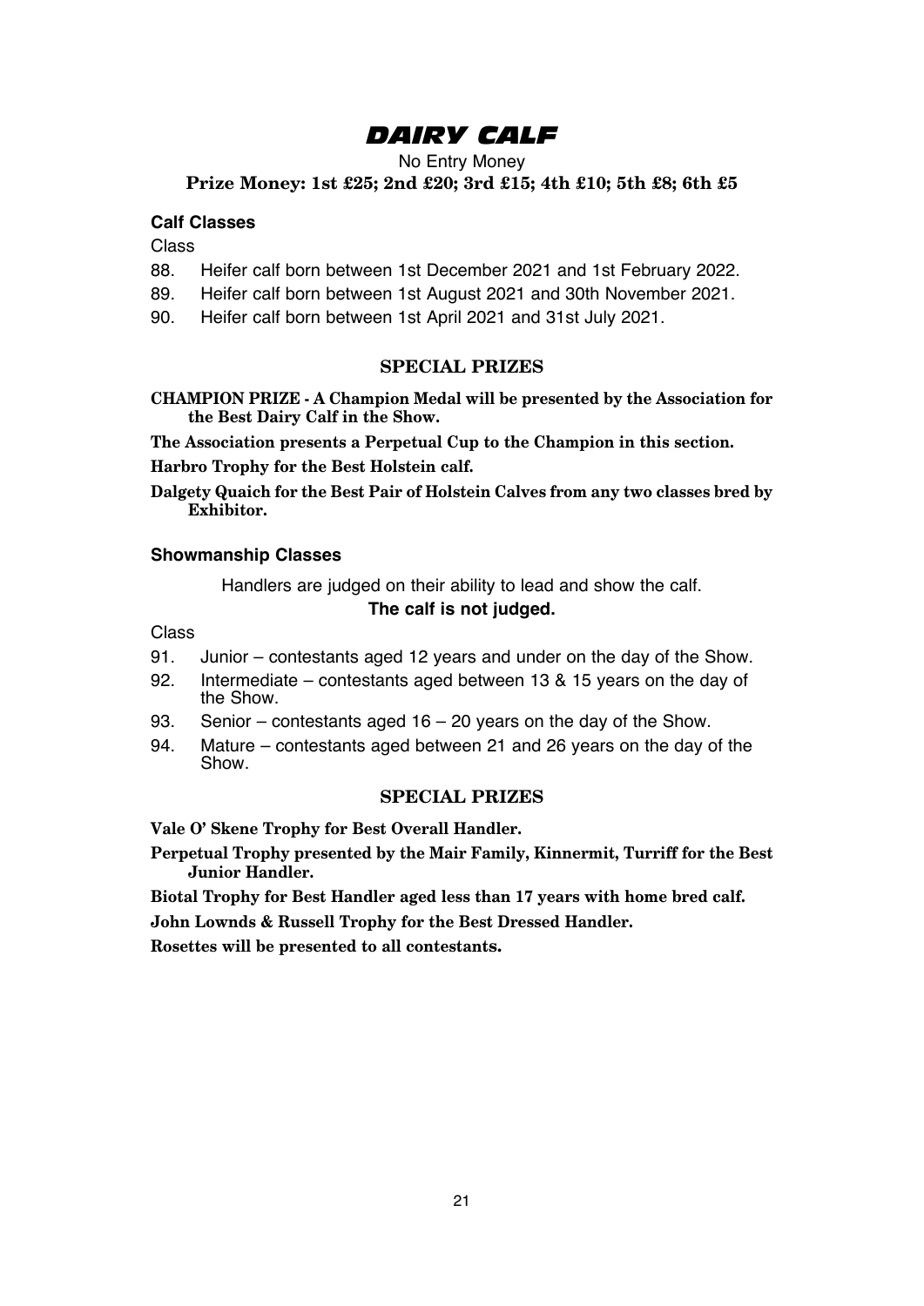# DAIRY CALF

No Entry Money

**Prize Money: 1st £25; 2nd £20; 3rd £15; 4th £10; 5th £8; 6th £5**

### Calf Classes

Class

88. Heifer calf born between 1st December 2021 and 1st February 2022.
89. Heifer calf born between 1st August 2021 and 30th November 2021.
90. Heifer calf born between 1st April 2021 and 31st July 2021.

## SPECIAL PRIZES

**CHAMPION PRIZE - A Champion Medal will be presented by the Association for the Best Dairy Calf in the Show.**

**The Association presents a Perpetual Cup to the Champion in this section.**

**Harbro Trophy for the Best Holstein calf.**

**Dalgety Quaich for the Best Pair of Holstein Calves from any two classes bred by Exhibitor.**

### Showmanship Classes

Handlers are judged on their ability to lead and show the calf.

**The calf is not judged.**

Class

91. Junior – contestants aged 12 years and under on the day of the Show.
92. Intermediate – contestants aged between 13 & 15 years on the day of the Show.
93. Senior – contestants aged 16 – 20 years on the day of the Show.
94. Mature – contestants aged between 21 and 26 years on the day of the Show.

## SPECIAL PRIZES

**Vale O' Skene Trophy for Best Overall Handler.**

**Perpetual Trophy presented by the Mair Family, Kinnermit, Turriff for the Best Junior Handler.**

**Biotal Trophy for Best Handler aged less than 17 years with home bred calf.**

**John Lownds & Russell Trophy for the Best Dressed Handler.**

**Rosettes will be presented to all contestants.**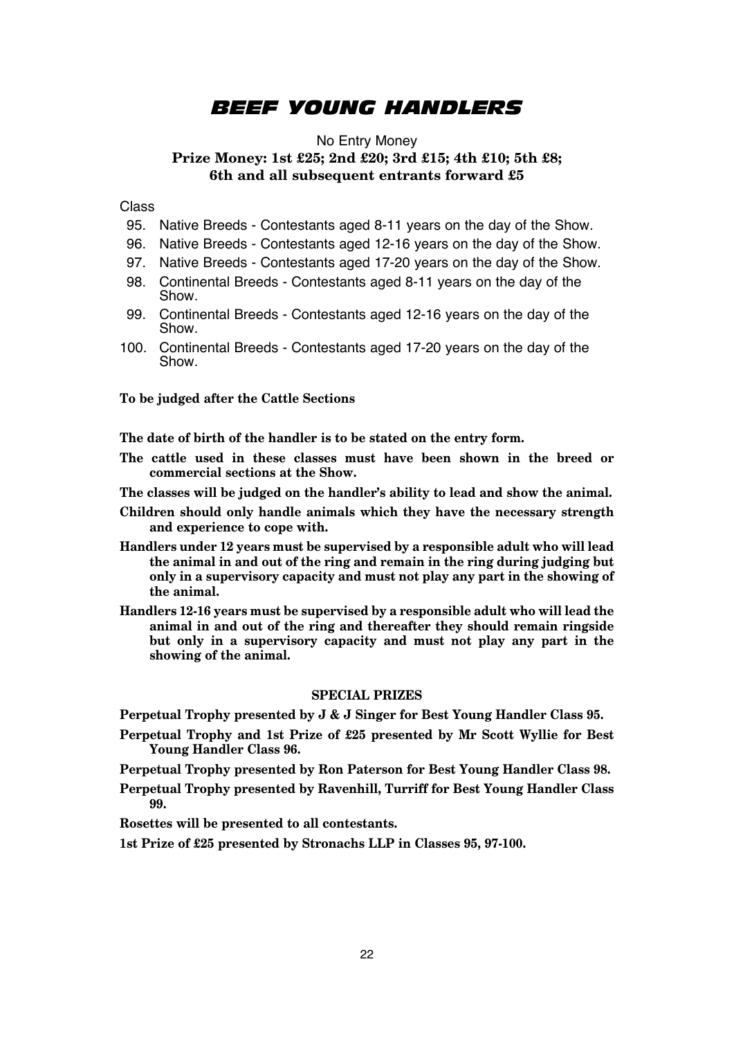# BEEF YOUNG HANDLERS

No Entry Money

**Prize Money: 1st £25; 2nd £20; 3rd £15; 4th £10; 5th £8; 6th and all subsequent entrants forward £5**

Class

95. Native Breeds - Contestants aged 8-11 years on the day of the Show.
96. Native Breeds - Contestants aged 12-16 years on the day of the Show.
97. Native Breeds - Contestants aged 17-20 years on the day of the Show.
98. Continental Breeds - Contestants aged 8-11 years on the day of the Show.
99. Continental Breeds - Contestants aged 12-16 years on the day of the Show.
100. Continental Breeds - Contestants aged 17-20 years on the day of the Show.

**To be judged after the Cattle Sections**

**The date of birth of the handler is to be stated on the entry form.**

**The cattle used in these classes must have been shown in the breed or commercial sections at the Show.**

**The classes will be judged on the handler's ability to lead and show the animal.**

**Children should only handle animals which they have the necessary strength and experience to cope with.**

**Handlers under 12 years must be supervised by a responsible adult who will lead the animal in and out of the ring and remain in the ring during judging but only in a supervisory capacity and must not play any part in the showing of the animal.**

**Handlers 12-16 years must be supervised by a responsible adult who will lead the animal in and out of the ring and thereafter they should remain ringside but only in a supervisory capacity and must not play any part in the showing of the animal.**

## SPECIAL PRIZES

**Perpetual Trophy presented by J & J Singer for Best Young Handler Class 95.**

**Perpetual Trophy and 1st Prize of £25 presented by Mr Scott Wyllie for Best Young Handler Class 96.**

**Perpetual Trophy presented by Ron Paterson for Best Young Handler Class 98.**

**Perpetual Trophy presented by Ravenhill, Turriff for Best Young Handler Class 99.**

**Rosettes will be presented to all contestants.**

**1st Prize of £25 presented by Stronachs LLP in Classes 95, 97-100.**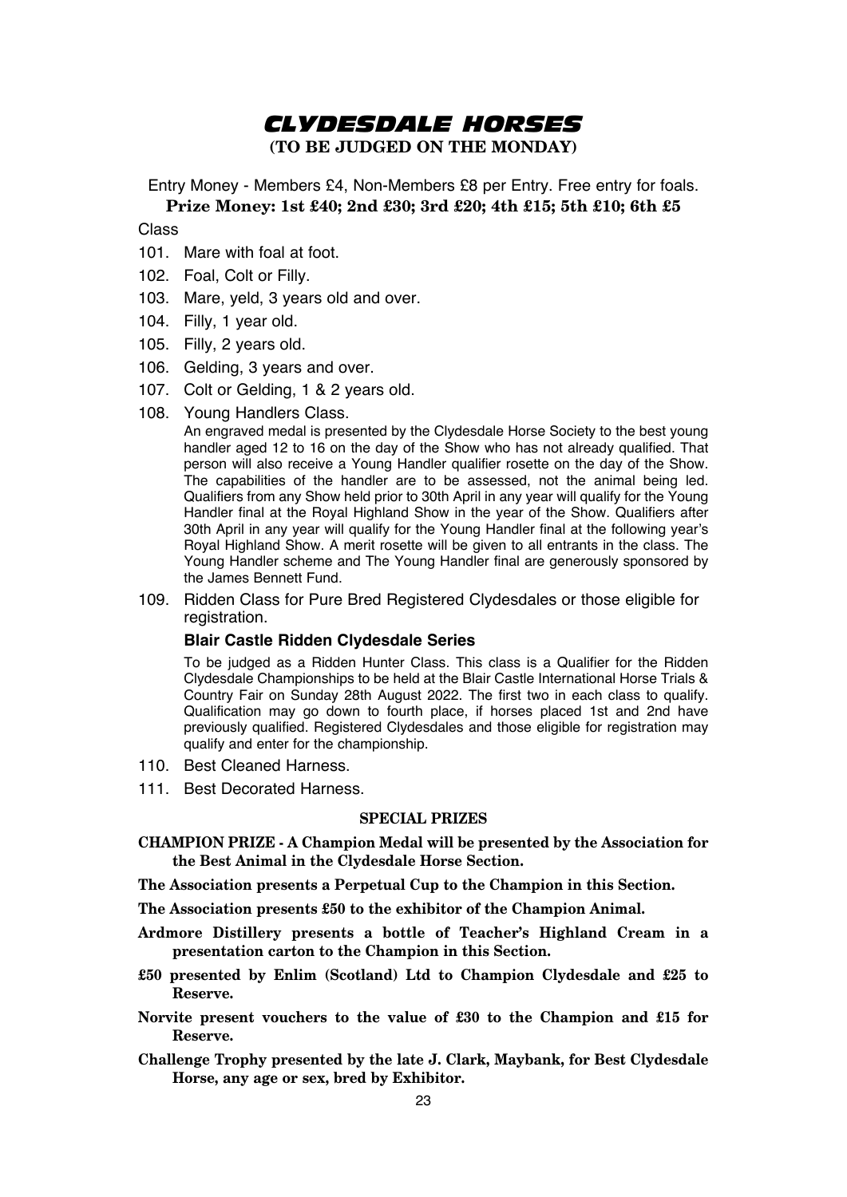// CLYDESDALE HORSES

**(TO BE JUDGED ON THE MONDAY)**

Entry Money - Members £4, Non-Members £8 per Entry. Free entry for foals.

**Prize Money: 1st £40; 2nd £30; 3rd £20; 4th £15; 5th £10; 6th £5**

Class

101. Mare with foal at foot.
102. Foal, Colt or Filly.
103. Mare, yeld, 3 years old and over.
104. Filly, 1 year old.
105. Filly, 2 years old.
106. Gelding, 3 years and over.
107. Colt or Gelding, 1 & 2 years old.
108. Young Handlers Class.

    An engraved medal is presented by the Clydesdale Horse Society to the best young handler aged 12 to 16 on the day of the Show who has not already qualified. That person will also receive a Young Handler qualifier rosette on the day of the Show. The capabilities of the handler are to be assessed, not the animal being led. Qualifiers from any Show held prior to 30th April in any year will qualify for the Young Handler final at the Royal Highland Show in the year of the Show. Qualifiers after 30th April in any year will qualify for the Young Handler final at the following year's Royal Highland Show. A merit rosette will be given to all entrants in the class. The Young Handler scheme and The Young Handler final are generously sponsored by the James Bennett Fund.

109. Ridden Class for Pure Bred Registered Clydesdales or those eligible for registration.

    **Blair Castle Ridden Clydesdale Series**

    To be judged as a Ridden Hunter Class. This class is a Qualifier for the Ridden Clydesdale Championships to be held at the Blair Castle International Horse Trials & Country Fair on Sunday 28th August 2022. The first two in each class to qualify. Qualification may go down to fourth place, if horses placed 1st and 2nd have previously qualified. Registered Clydesdales and those eligible for registration may qualify and enter for the championship.

110. Best Cleaned Harness.
111. Best Decorated Harness.

### SPECIAL PRIZES

**CHAMPION PRIZE - A Champion Medal will be presented by the Association for the Best Animal in the Clydesdale Horse Section.**

**The Association presents a Perpetual Cup to the Champion in this Section.**

**The Association presents £50 to the exhibitor of the Champion Animal.**

**Ardmore Distillery presents a bottle of Teacher's Highland Cream in a presentation carton to the Champion in this Section.**

**£50 presented by Enlim (Scotland) Ltd to Champion Clydesdale and £25 to Reserve.**

**Norvite present vouchers to the value of £30 to the Champion and £15 for Reserve.**

**Challenge Trophy presented by the late J. Clark, Maybank, for Best Clydesdale Horse, any age or sex, bred by Exhibitor.**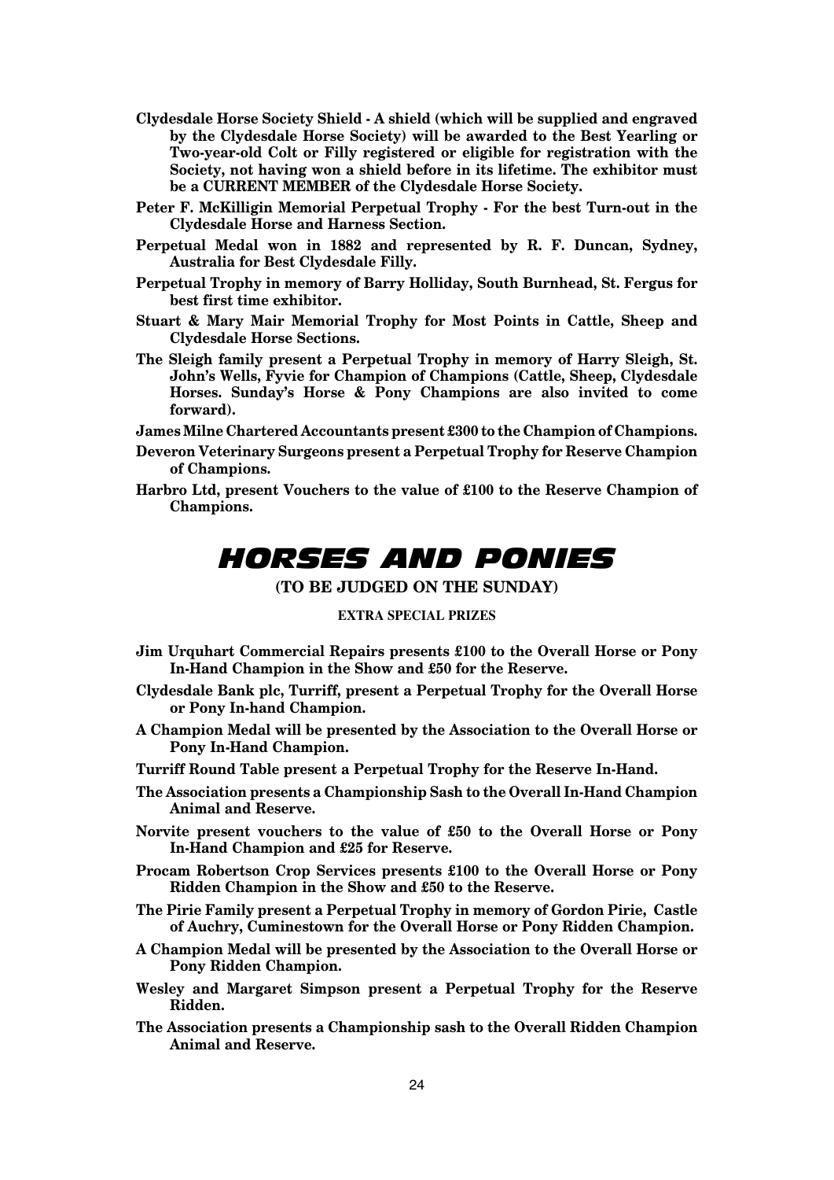**Clydesdale Horse Society Shield - A shield (which will be supplied and engraved by the Clydesdale Horse Society) will be awarded to the Best Yearling or Two-year-old Colt or Filly registered or eligible for registration with the Society, not having won a shield before in its lifetime. The exhibitor must be a CURRENT MEMBER of the Clydesdale Horse Society.**

**Peter F. McKilligin Memorial Perpetual Trophy - For the best Turn-out in the Clydesdale Horse and Harness Section.**

**Perpetual Medal won in 1882 and represented by R. F. Duncan, Sydney, Australia for Best Clydesdale Filly.**

**Perpetual Trophy in memory of Barry Holliday, South Burnhead, St. Fergus for best first time exhibitor.**

**Stuart & Mary Mair Memorial Trophy for Most Points in Cattle, Sheep and Clydesdale Horse Sections.**

**The Sleigh family present a Perpetual Trophy in memory of Harry Sleigh, St. John's Wells, Fyvie for Champion of Champions (Cattle, Sheep, Clydesdale Horses. Sunday's Horse & Pony Champions are also invited to come forward).**

**James Milne Chartered Accountants present £300 to the Champion of Champions.**

**Deveron Veterinary Surgeons present a Perpetual Trophy for Reserve Champion of Champions.**

**Harbro Ltd, present Vouchers to the value of £100 to the Reserve Champion of Champions.**

# *HORSES AND PONIES*

**(TO BE JUDGED ON THE SUNDAY)**

**EXTRA SPECIAL PRIZES**

**Jim Urquhart Commercial Repairs presents £100 to the Overall Horse or Pony In-Hand Champion in the Show and £50 for the Reserve.**

**Clydesdale Bank plc, Turriff, present a Perpetual Trophy for the Overall Horse or Pony In-hand Champion.**

**A Champion Medal will be presented by the Association to the Overall Horse or Pony In-Hand Champion.**

**Turriff Round Table present a Perpetual Trophy for the Reserve In-Hand.**

**The Association presents a Championship Sash to the Overall In-Hand Champion Animal and Reserve.**

**Norvite present vouchers to the value of £50 to the Overall Horse or Pony In-Hand Champion and £25 for Reserve.**

**Procam Robertson Crop Services presents £100 to the Overall Horse or Pony Ridden Champion in the Show and £50 to the Reserve.**

**The Pirie Family present a Perpetual Trophy in memory of Gordon Pirie, Castle of Auchry, Cuminestown for the Overall Horse or Pony Ridden Champion.**

**A Champion Medal will be presented by the Association to the Overall Horse or Pony Ridden Champion.**

**Wesley and Margaret Simpson present a Perpetual Trophy for the Reserve Ridden.**

**The Association presents a Championship sash to the Overall Ridden Champion Animal and Reserve.**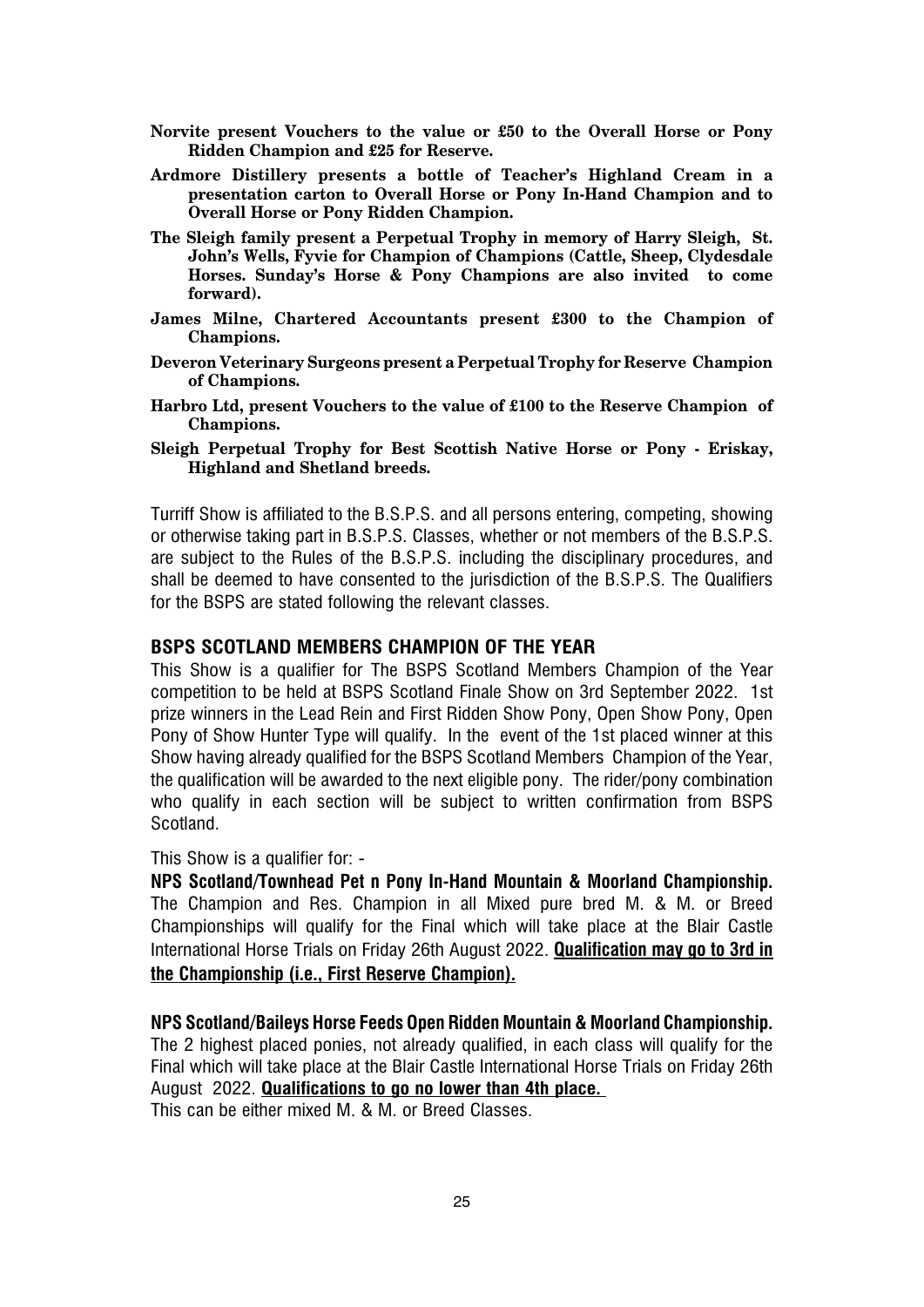**Norvite present Vouchers to the value or £50 to the Overall Horse or Pony Ridden Champion and £25 for Reserve.**

**Ardmore Distillery presents a bottle of Teacher's Highland Cream in a presentation carton to Overall Horse or Pony In-Hand Champion and to Overall Horse or Pony Ridden Champion.**

**The Sleigh family present a Perpetual Trophy in memory of Harry Sleigh, St. John's Wells, Fyvie for Champion of Champions (Cattle, Sheep, Clydesdale Horses. Sunday's Horse & Pony Champions are also invited to come forward).**

**James Milne, Chartered Accountants present £300 to the Champion of Champions.**

**Deveron Veterinary Surgeons present a Perpetual Trophy for Reserve Champion of Champions.**

**Harbro Ltd, present Vouchers to the value of £100 to the Reserve Champion of Champions.**

**Sleigh Perpetual Trophy for Best Scottish Native Horse or Pony - Eriskay, Highland and Shetland breeds.**

Turriff Show is affiliated to the B.S.P.S. and all persons entering, competing, showing or otherwise taking part in B.S.P.S. Classes, whether or not members of the B.S.P.S. are subject to the Rules of the B.S.P.S. including the disciplinary procedures, and shall be deemed to have consented to the jurisdiction of the B.S.P.S. The Qualifiers for the BSPS are stated following the relevant classes.

## BSPS SCOTLAND MEMBERS CHAMPION OF THE YEAR

This Show is a qualifier for The BSPS Scotland Members Champion of the Year competition to be held at BSPS Scotland Finale Show on 3rd September 2022. 1st prize winners in the Lead Rein and First Ridden Show Pony, Open Show Pony, Open Pony of Show Hunter Type will qualify. In the event of the 1st placed winner at this Show having already qualified for the BSPS Scotland Members Champion of the Year, the qualification will be awarded to the next eligible pony. The rider/pony combination who qualify in each section will be subject to written confirmation from BSPS Scotland.

This Show is a qualifier for: -

**NPS Scotland/Townhead Pet n Pony In-Hand Mountain & Moorland Championship.** The Champion and Res. Champion in all Mixed pure bred M. & M. or Breed Championships will qualify for the Final which will take place at the Blair Castle International Horse Trials on Friday 26th August 2022. **Qualification may go to 3rd in the Championship (i.e., First Reserve Champion).**

**NPS Scotland/Baileys Horse Feeds Open Ridden Mountain & Moorland Championship.** The 2 highest placed ponies, not already qualified, in each class will qualify for the Final which will take place at the Blair Castle International Horse Trials on Friday 26th August 2022. **Qualifications to go no lower than 4th place.**

This can be either mixed M. & M. or Breed Classes.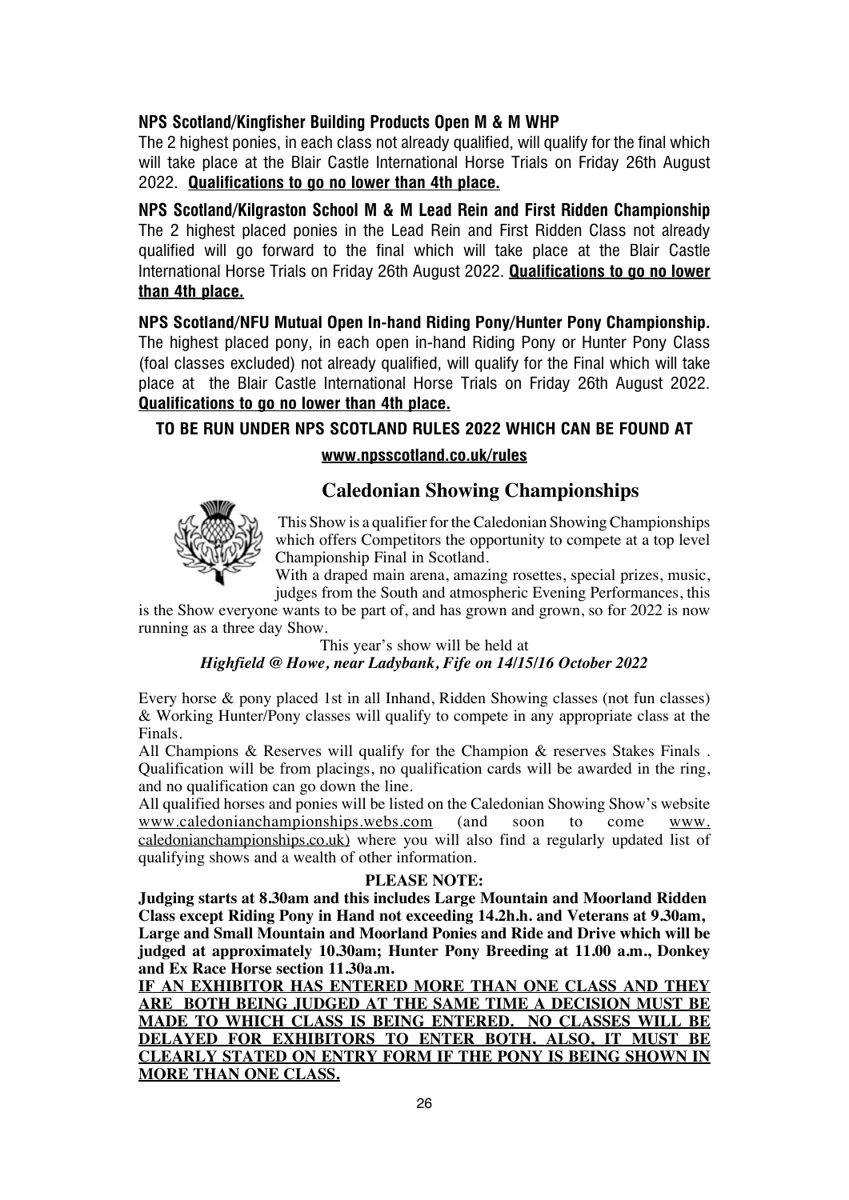**NPS Scotland/Kingfisher Building Products Open M & M WHP**

The 2 highest ponies, in each class not already qualified, will qualify for the final which will take place at the Blair Castle International Horse Trials on Friday 26th August 2022. **Qualifications to go no lower than 4th place.**

**NPS Scotland/Kilgraston School M & M Lead Rein and First Ridden Championship**

The 2 highest placed ponies in the Lead Rein and First Ridden Class not already qualified will go forward to the final which will take place at the Blair Castle International Horse Trials on Friday 26th August 2022. **Qualifications to go no lower than 4th place.**

**NPS Scotland/NFU Mutual Open In-hand Riding Pony/Hunter Pony Championship.**

The highest placed pony, in each open in-hand Riding Pony or Hunter Pony Class (foal classes excluded) not already qualified, will qualify for the Final which will take place at the Blair Castle International Horse Trials on Friday 26th August 2022. **Qualifications to go no lower than 4th place.**

**TO BE RUN UNDER NPS SCOTLAND RULES 2022 WHICH CAN BE FOUND AT**

**www.npsscotland.co.uk/rules**

## Caledonian Showing Championships

This Show is a qualifier for the Caledonian Showing Championships which offers Competitors the opportunity to compete at a top level Championship Final in Scotland.

With a draped main arena, amazing rosettes, special prizes, music, judges from the South and atmospheric Evening Performances, this is the Show everyone wants to be part of, and has grown and grown, so for 2022 is now running as a three day Show.

This year's show will be held at

***Highfield @ Howe, near Ladybank, Fife on 14/15/16 October 2022***

Every horse & pony placed 1st in all Inhand, Ridden Showing classes (not fun classes) & Working Hunter/Pony classes will qualify to compete in any appropriate class at the Finals.

All Champions & Reserves will qualify for the Champion & reserves Stakes Finals . Qualification will be from placings, no qualification cards will be awarded in the ring, and no qualification can go down the line.

All qualified horses and ponies will be listed on the Caledonian Showing Show's website www.caledonianchampionships.webs.com (and soon to come www.caledonianchampionships.co.uk) where you will also find a regularly updated list of qualifying shows and a wealth of other information.

**PLEASE NOTE:**

**Judging starts at 8.30am and this includes Large Mountain and Moorland Ridden Class except Riding Pony in Hand not exceeding 14.2h.h. and Veterans at 9.30am, Large and Small Mountain and Moorland Ponies and Ride and Drive which will be judged at approximately 10.30am; Hunter Pony Breeding at 11.00 a.m., Donkey and Ex Race Horse section 11.30a.m.**

**IF AN EXHIBITOR HAS ENTERED MORE THAN ONE CLASS AND THEY ARE BOTH BEING JUDGED AT THE SAME TIME A DECISION MUST BE MADE TO WHICH CLASS IS BEING ENTERED. NO CLASSES WILL BE DELAYED FOR EXHIBITORS TO ENTER BOTH. ALSO, IT MUST BE CLEARLY STATED ON ENTRY FORM IF THE PONY IS BEING SHOWN IN MORE THAN ONE CLASS.**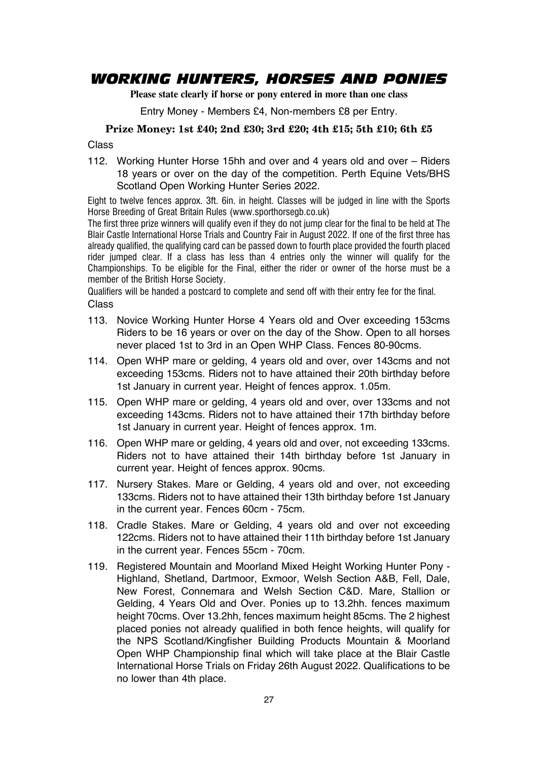# WORKING HUNTERS, HORSES AND PONIES

**Please state clearly if horse or pony entered in more than one class**

Entry Money - Members £4, Non-members £8 per Entry.

**Prize Money: 1st £40; 2nd £30; 3rd £20; 4th £15; 5th £10; 6th £5**

Class

112. Working Hunter Horse 15hh and over and 4 years old and over – Riders 18 years or over on the day of the competition. Perth Equine Vets/BHS Scotland Open Working Hunter Series 2022.

Eight to twelve fences approx. 3ft. 6in. in height. Classes will be judged in line with the Sports Horse Breeding of Great Britain Rules (www.sporthorsegb.co.uk)

The first three prize winners will qualify even if they do not jump clear for the final to be held at The Blair Castle International Horse Trials and Country Fair in August 2022. If one of the first three has already qualified, the qualifying card can be passed down to fourth place provided the fourth placed rider jumped clear. If a class has less than 4 entries only the winner will qualify for the Championships. To be eligible for the Final, either the rider or owner of the horse must be a member of the British Horse Society.

Qualifiers will be handed a postcard to complete and send off with their entry fee for the final.

Class

113. Novice Working Hunter Horse 4 Years old and Over exceeding 153cms Riders to be 16 years or over on the day of the Show. Open to all horses never placed 1st to 3rd in an Open WHP Class. Fences 80-90cms.
114. Open WHP mare or gelding, 4 years old and over, over 143cms and not exceeding 153cms. Riders not to have attained their 20th birthday before 1st January in current year. Height of fences approx. 1.05m.
115. Open WHP mare or gelding, 4 years old and over, over 133cms and not exceeding 143cms. Riders not to have attained their 17th birthday before 1st January in current year. Height of fences approx. 1m.
116. Open WHP mare or gelding, 4 years old and over, not exceeding 133cms. Riders not to have attained their 14th birthday before 1st January in current year. Height of fences approx. 90cms.
117. Nursery Stakes. Mare or Gelding, 4 years old and over, not exceeding 133cms. Riders not to have attained their 13th birthday before 1st January in the current year. Fences 60cm - 75cm.
118. Cradle Stakes. Mare or Gelding, 4 years old and over not exceeding 122cms. Riders not to have attained their 11th birthday before 1st January in the current year. Fences 55cm - 70cm.
119. Registered Mountain and Moorland Mixed Height Working Hunter Pony - Highland, Shetland, Dartmoor, Exmoor, Welsh Section A&B, Fell, Dale, New Forest, Connemara and Welsh Section C&D. Mare, Stallion or Gelding, 4 Years Old and Over. Ponies up to 13.2hh. fences maximum height 70cms. Over 13.2hh, fences maximum height 85cms. The 2 highest placed ponies not already qualified in both fence heights, will qualify for the NPS Scotland/Kingfisher Building Products Mountain & Moorland Open WHP Championship final which will take place at the Blair Castle International Horse Trials on Friday 26th August 2022. Qualifications to be no lower than 4th place.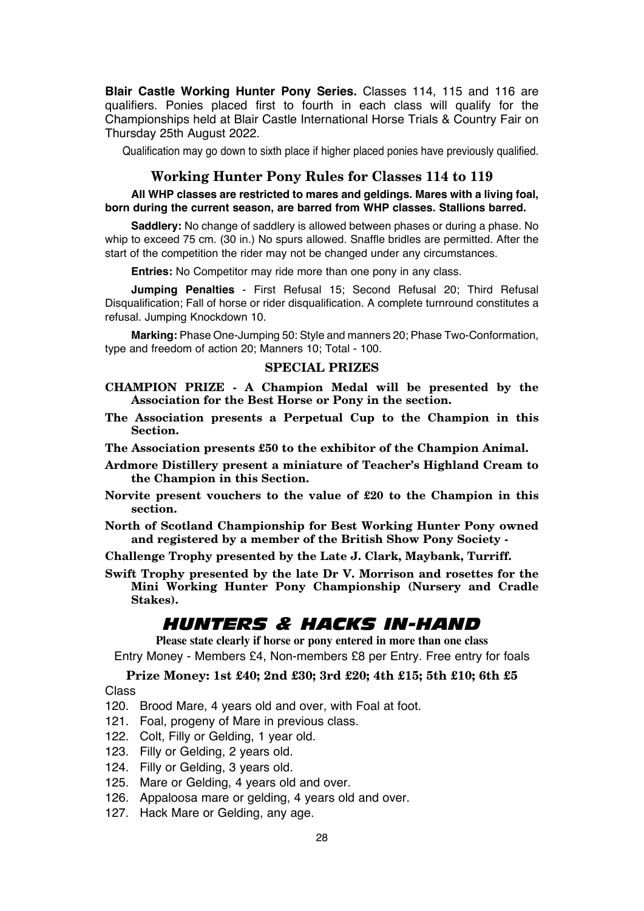**Blair Castle Working Hunter Pony Series.** Classes 114, 115 and 116 are qualifiers. Ponies placed first to fourth in each class will qualify for the Championships held at Blair Castle International Horse Trials & Country Fair on Thursday 25th August 2022.

Qualification may go down to sixth place if higher placed ponies have previously qualified.

### Working Hunter Pony Rules for Classes 114 to 119

**All WHP classes are restricted to mares and geldings. Mares with a living foal, born during the current season, are barred from WHP classes. Stallions barred.**

**Saddlery:** No change of saddlery is allowed between phases or during a phase. No whip to exceed 75 cm. (30 in.) No spurs allowed. Snaffle bridles are permitted. After the start of the competition the rider may not be changed under any circumstances.

**Entries:** No Competitor may ride more than one pony in any class.

**Jumping Penalties** - First Refusal 15; Second Refusal 20; Third Refusal Disqualification; Fall of horse or rider disqualification. A complete turnround constitutes a refusal. Jumping Knockdown 10.

**Marking:** Phase One-Jumping 50: Style and manners 20; Phase Two-Conformation, type and freedom of action 20; Manners 10; Total - 100.

#### SPECIAL PRIZES

**CHAMPION PRIZE - A Champion Medal will be presented by the Association for the Best Horse or Pony in the section.**

**The Association presents a Perpetual Cup to the Champion in this Section.**

**The Association presents £50 to the exhibitor of the Champion Animal.**

**Ardmore Distillery present a miniature of Teacher's Highland Cream to the Champion in this Section.**

**Norvite present vouchers to the value of £20 to the Champion in this section.**

**North of Scotland Championship for Best Working Hunter Pony owned and registered by a member of the British Show Pony Society -**

**Challenge Trophy presented by the Late J. Clark, Maybank, Turriff.**

**Swift Trophy presented by the late Dr V. Morrison and rosettes for the Mini Working Hunter Pony Championship (Nursery and Cradle Stakes).**

## *HUNTERS & HACKS IN-HAND*

**Please state clearly if horse or pony entered in more than one class**

Entry Money - Members £4, Non-members £8 per Entry. Free entry for foals

**Prize Money: 1st £40; 2nd £30; 3rd £20; 4th £15; 5th £10; 6th £5**

Class

120. Brood Mare, 4 years old and over, with Foal at foot.
121. Foal, progeny of Mare in previous class.
122. Colt, Filly or Gelding, 1 year old.
123. Filly or Gelding, 2 years old.
124. Filly or Gelding, 3 years old.
125. Mare or Gelding, 4 years old and over.
126. Appaloosa mare or gelding, 4 years old and over.
127. Hack Mare or Gelding, any age.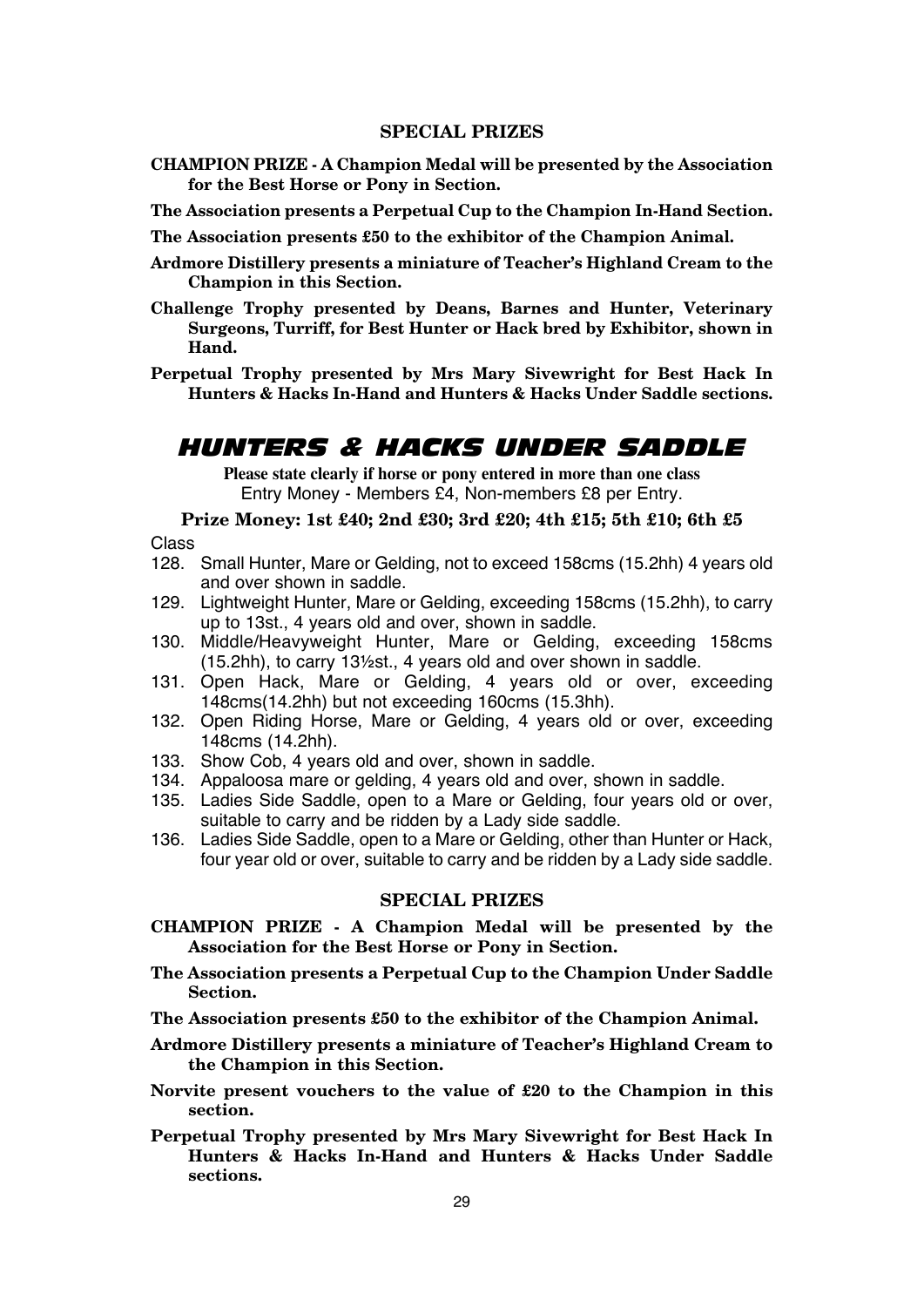### SPECIAL PRIZES

**CHAMPION PRIZE - A Champion Medal will be presented by the Association for the Best Horse or Pony in Section.**

**The Association presents a Perpetual Cup to the Champion In-Hand Section.**

**The Association presents £50 to the exhibitor of the Champion Animal.**

**Ardmore Distillery presents a miniature of Teacher's Highland Cream to the Champion in this Section.**

**Challenge Trophy presented by Deans, Barnes and Hunter, Veterinary Surgeons, Turriff, for Best Hunter or Hack bred by Exhibitor, shown in Hand.**

**Perpetual Trophy presented by Mrs Mary Sivewright for Best Hack In Hunters & Hacks In-Hand and Hunters & Hacks Under Saddle sections.**

## *HUNTERS & HACKS UNDER SADDLE*

**Please state clearly if horse or pony entered in more than one class**
Entry Money - Members £4, Non-members £8 per Entry.

**Prize Money: 1st £40; 2nd £30; 3rd £20; 4th £15; 5th £10; 6th £5**

Class

128. Small Hunter, Mare or Gelding, not to exceed 158cms (15.2hh) 4 years old and over shown in saddle.
129. Lightweight Hunter, Mare or Gelding, exceeding 158cms (15.2hh), to carry up to 13st., 4 years old and over, shown in saddle.
130. Middle/Heavyweight Hunter, Mare or Gelding, exceeding 158cms (15.2hh), to carry 13½st., 4 years old and over shown in saddle.
131. Open Hack, Mare or Gelding, 4 years old or over, exceeding 148cms(14.2hh) but not exceeding 160cms (15.3hh).
132. Open Riding Horse, Mare or Gelding, 4 years old or over, exceeding 148cms (14.2hh).
133. Show Cob, 4 years old and over, shown in saddle.
134. Appaloosa mare or gelding, 4 years old and over, shown in saddle.
135. Ladies Side Saddle, open to a Mare or Gelding, four years old or over, suitable to carry and be ridden by a Lady side saddle.
136. Ladies Side Saddle, open to a Mare or Gelding, other than Hunter or Hack, four year old or over, suitable to carry and be ridden by a Lady side saddle.

### SPECIAL PRIZES

**CHAMPION PRIZE - A Champion Medal will be presented by the Association for the Best Horse or Pony in Section.**

**The Association presents a Perpetual Cup to the Champion Under Saddle Section.**

**The Association presents £50 to the exhibitor of the Champion Animal.**

**Ardmore Distillery presents a miniature of Teacher's Highland Cream to the Champion in this Section.**

**Norvite present vouchers to the value of £20 to the Champion in this section.**

**Perpetual Trophy presented by Mrs Mary Sivewright for Best Hack In Hunters & Hacks In-Hand and Hunters & Hacks Under Saddle sections.**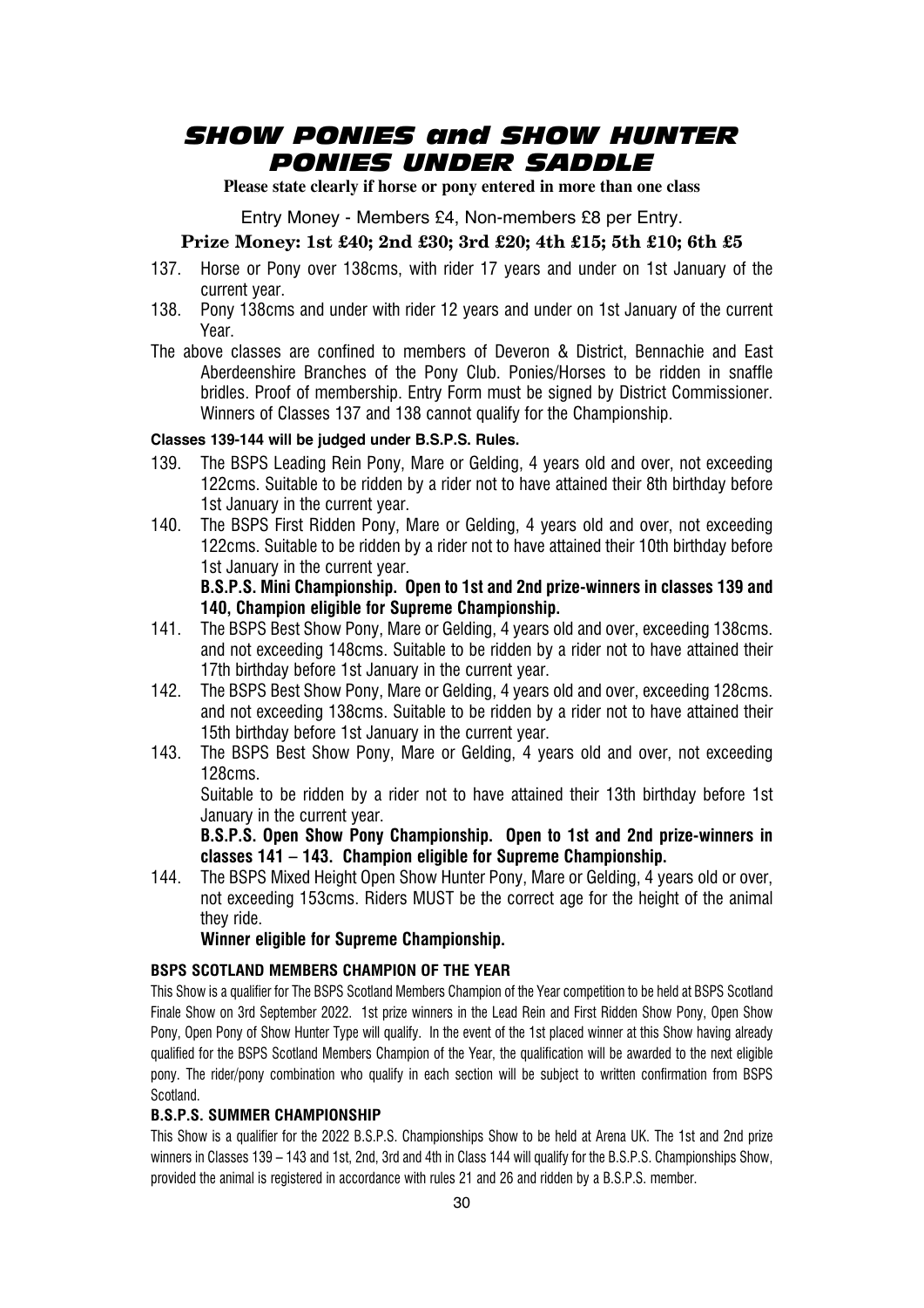# SHOW PONIES and SHOW HUNTER PONIES UNDER SADDLE

**Please state clearly if horse or pony entered in more than one class**

Entry Money - Members £4, Non-members £8 per Entry.

**Prize Money: 1st £40; 2nd £30; 3rd £20; 4th £15; 5th £10; 6th £5**

137. Horse or Pony over 138cms, with rider 17 years and under on 1st January of the current year.
138. Pony 138cms and under with rider 12 years and under on 1st January of the current Year.

The above classes are confined to members of Deveron & District, Bennachie and East Aberdeenshire Branches of the Pony Club. Ponies/Horses to be ridden in snaffle bridles. Proof of membership. Entry Form must be signed by District Commissioner. Winners of Classes 137 and 138 cannot qualify for the Championship.

**Classes 139-144 will be judged under B.S.P.S. Rules.**

139. The BSPS Leading Rein Pony, Mare or Gelding, 4 years old and over, not exceeding 122cms. Suitable to be ridden by a rider not to have attained their 8th birthday before 1st January in the current year.
140. The BSPS First Ridden Pony, Mare or Gelding, 4 years old and over, not exceeding 122cms. Suitable to be ridden by a rider not to have attained their 10th birthday before 1st January in the current year.

    **B.S.P.S. Mini Championship. Open to 1st and 2nd prize-winners in classes 139 and 140, Champion eligible for Supreme Championship.**

141. The BSPS Best Show Pony, Mare or Gelding, 4 years old and over, exceeding 138cms. and not exceeding 148cms. Suitable to be ridden by a rider not to have attained their 17th birthday before 1st January in the current year.
142. The BSPS Best Show Pony, Mare or Gelding, 4 years old and over, exceeding 128cms. and not exceeding 138cms. Suitable to be ridden by a rider not to have attained their 15th birthday before 1st January in the current year.
143. The BSPS Best Show Pony, Mare or Gelding, 4 years old and over, not exceeding 128cms.

    Suitable to be ridden by a rider not to have attained their 13th birthday before 1st January in the current year.

    **B.S.P.S. Open Show Pony Championship. Open to 1st and 2nd prize-winners in classes 141 – 143. Champion eligible for Supreme Championship.**

144. The BSPS Mixed Height Open Show Hunter Pony, Mare or Gelding, 4 years old or over, not exceeding 153cms. Riders MUST be the correct age for the height of the animal they ride.

    **Winner eligible for Supreme Championship.**

### BSPS SCOTLAND MEMBERS CHAMPION OF THE YEAR

This Show is a qualifier for The BSPS Scotland Members Champion of the Year competition to be held at BSPS Scotland Finale Show on 3rd September 2022. 1st prize winners in the Lead Rein and First Ridden Show Pony, Open Show Pony, Open Pony of Show Hunter Type will qualify. In the event of the 1st placed winner at this Show having already qualified for the BSPS Scotland Members Champion of the Year, the qualification will be awarded to the next eligible pony. The rider/pony combination who qualify in each section will be subject to written confirmation from BSPS Scotland.

### B.S.P.S. SUMMER CHAMPIONSHIP

This Show is a qualifier for the 2022 B.S.P.S. Championships Show to be held at Arena UK. The 1st and 2nd prize winners in Classes 139 – 143 and 1st, 2nd, 3rd and 4th in Class 144 will qualify for the B.S.P.S. Championships Show, provided the animal is registered in accordance with rules 21 and 26 and ridden by a B.S.P.S. member.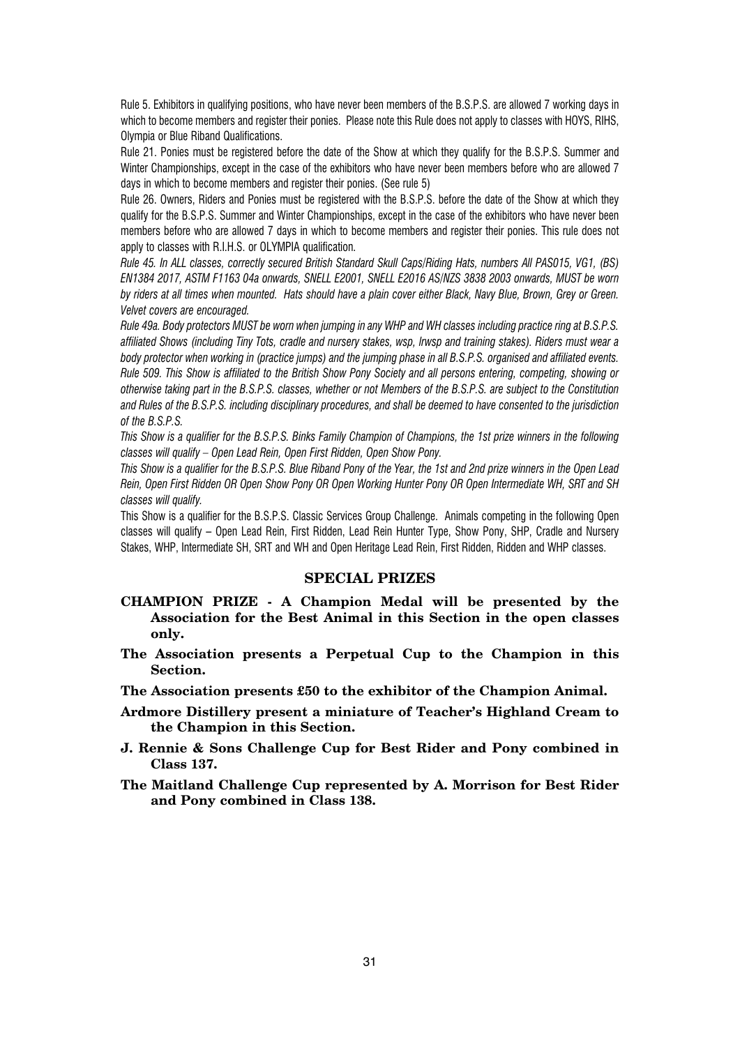Rule 5. Exhibitors in qualifying positions, who have never been members of the B.S.P.S. are allowed 7 working days in which to become members and register their ponies. Please note this Rule does not apply to classes with HOYS, RIHS, Olympia or Blue Riband Qualifications.

Rule 21. Ponies must be registered before the date of the Show at which they qualify for the B.S.P.S. Summer and Winter Championships, except in the case of the exhibitors who have never been members before who are allowed 7 days in which to become members and register their ponies. (See rule 5)

Rule 26. Owners, Riders and Ponies must be registered with the B.S.P.S. before the date of the Show at which they qualify for the B.S.P.S. Summer and Winter Championships, except in the case of the exhibitors who have never been members before who are allowed 7 days in which to become members and register their ponies. This rule does not apply to classes with R.I.H.S. or OLYMPIA qualification.

*Rule 45. In ALL classes, correctly secured British Standard Skull Caps/Riding Hats, numbers All PAS015, VG1, (BS) EN1384 2017, ASTM F1163 04a onwards, SNELL E2001, SNELL E2016 AS/NZS 3838 2003 onwards, MUST be worn by riders at all times when mounted. Hats should have a plain cover either Black, Navy Blue, Brown, Grey or Green. Velvet covers are encouraged.*

*Rule 49a. Body protectors MUST be worn when jumping in any WHP and WH classes including practice ring at B.S.P.S. affiliated Shows (including Tiny Tots, cradle and nursery stakes, wsp, lrwsp and training stakes). Riders must wear a body protector when working in (practice jumps) and the jumping phase in all B.S.P.S. organised and affiliated events.*

*Rule 509. This Show is affiliated to the British Show Pony Society and all persons entering, competing, showing or otherwise taking part in the B.S.P.S. classes, whether or not Members of the B.S.P.S. are subject to the Constitution and Rules of the B.S.P.S. including disciplinary procedures, and shall be deemed to have consented to the jurisdiction of the B.S.P.S.*

*This Show is a qualifier for the B.S.P.S. Binks Family Champion of Champions, the 1st prize winners in the following classes will qualify – Open Lead Rein, Open First Ridden, Open Show Pony.*

*This Show is a qualifier for the B.S.P.S. Blue Riband Pony of the Year, the 1st and 2nd prize winners in the Open Lead Rein, Open First Ridden OR Open Show Pony OR Open Working Hunter Pony OR Open Intermediate WH, SRT and SH classes will qualify.*

This Show is a qualifier for the B.S.P.S. Classic Services Group Challenge. Animals competing in the following Open classes will qualify – Open Lead Rein, First Ridden, Lead Rein Hunter Type, Show Pony, SHP, Cradle and Nursery Stakes, WHP, Intermediate SH, SRT and WH and Open Heritage Lead Rein, First Ridden, Ridden and WHP classes.

## SPECIAL PRIZES

**CHAMPION PRIZE - A Champion Medal will be presented by the Association for the Best Animal in this Section in the open classes only.**

**The Association presents a Perpetual Cup to the Champion in this Section.**

**The Association presents £50 to the exhibitor of the Champion Animal.**

**Ardmore Distillery present a miniature of Teacher's Highland Cream to the Champion in this Section.**

**J. Rennie & Sons Challenge Cup for Best Rider and Pony combined in Class 137.**

**The Maitland Challenge Cup represented by A. Morrison for Best Rider and Pony combined in Class 138.**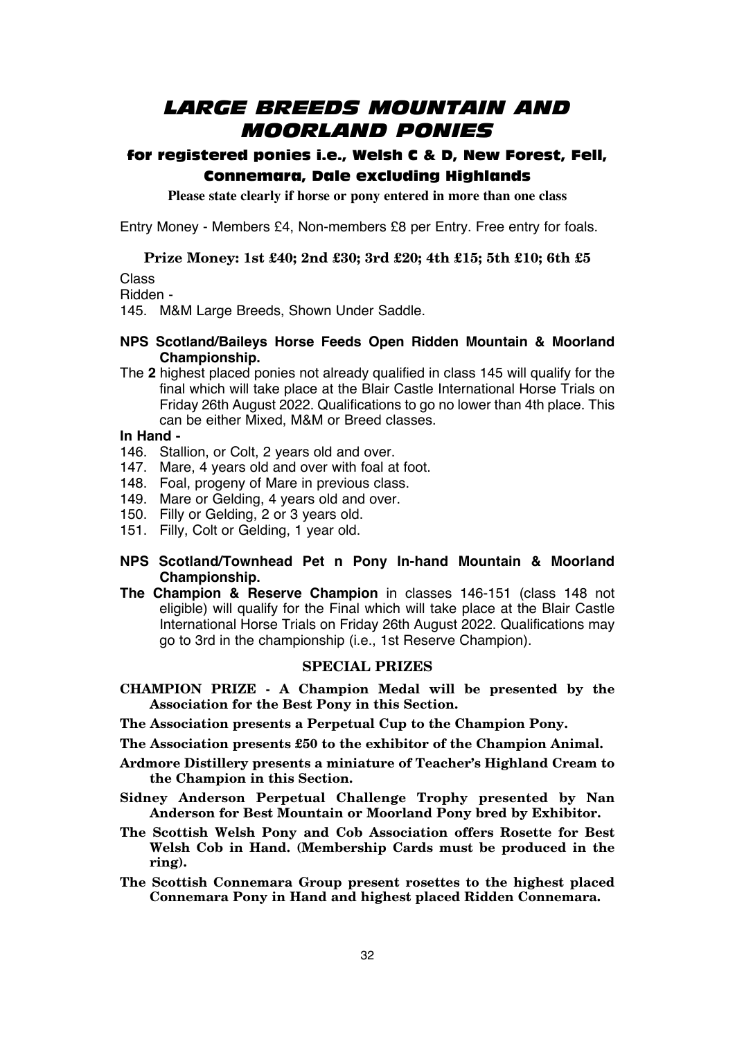# LARGE BREEDS MOUNTAIN AND MOORLAND PONIES

### for registered ponies i.e., Welsh C & D, New Forest, Fell, Connemara, Dale excluding Highlands

**Please state clearly if horse or pony entered in more than one class**

Entry Money - Members £4, Non-members £8 per Entry. Free entry for foals.

**Prize Money: 1st £40; 2nd £30; 3rd £20; 4th £15; 5th £10; 6th £5**

Class

Ridden -

145. M&M Large Breeds, Shown Under Saddle.

**NPS Scotland/Baileys Horse Feeds Open Ridden Mountain & Moorland Championship.**

The **2** highest placed ponies not already qualified in class 145 will qualify for the final which will take place at the Blair Castle International Horse Trials on Friday 26th August 2022. Qualifications to go no lower than 4th place. This can be either Mixed, M&M or Breed classes.

**In Hand -**

146. Stallion, or Colt, 2 years old and over.
147. Mare, 4 years old and over with foal at foot.
148. Foal, progeny of Mare in previous class.
149. Mare or Gelding, 4 years old and over.
150. Filly or Gelding, 2 or 3 years old.
151. Filly, Colt or Gelding, 1 year old.

**NPS Scotland/Townhead Pet n Pony In-hand Mountain & Moorland Championship.**

**The Champion & Reserve Champion** in classes 146-151 (class 148 not eligible) will qualify for the Final which will take place at the Blair Castle International Horse Trials on Friday 26th August 2022. Qualifications may go to 3rd in the championship (i.e., 1st Reserve Champion).

## SPECIAL PRIZES

**CHAMPION PRIZE - A Champion Medal will be presented by the Association for the Best Pony in this Section.**

**The Association presents a Perpetual Cup to the Champion Pony.**

**The Association presents £50 to the exhibitor of the Champion Animal.**

**Ardmore Distillery presents a miniature of Teacher's Highland Cream to the Champion in this Section.**

**Sidney Anderson Perpetual Challenge Trophy presented by Nan Anderson for Best Mountain or Moorland Pony bred by Exhibitor.**

**The Scottish Welsh Pony and Cob Association offers Rosette for Best Welsh Cob in Hand. (Membership Cards must be produced in the ring).**

**The Scottish Connemara Group present rosettes to the highest placed Connemara Pony in Hand and highest placed Ridden Connemara.**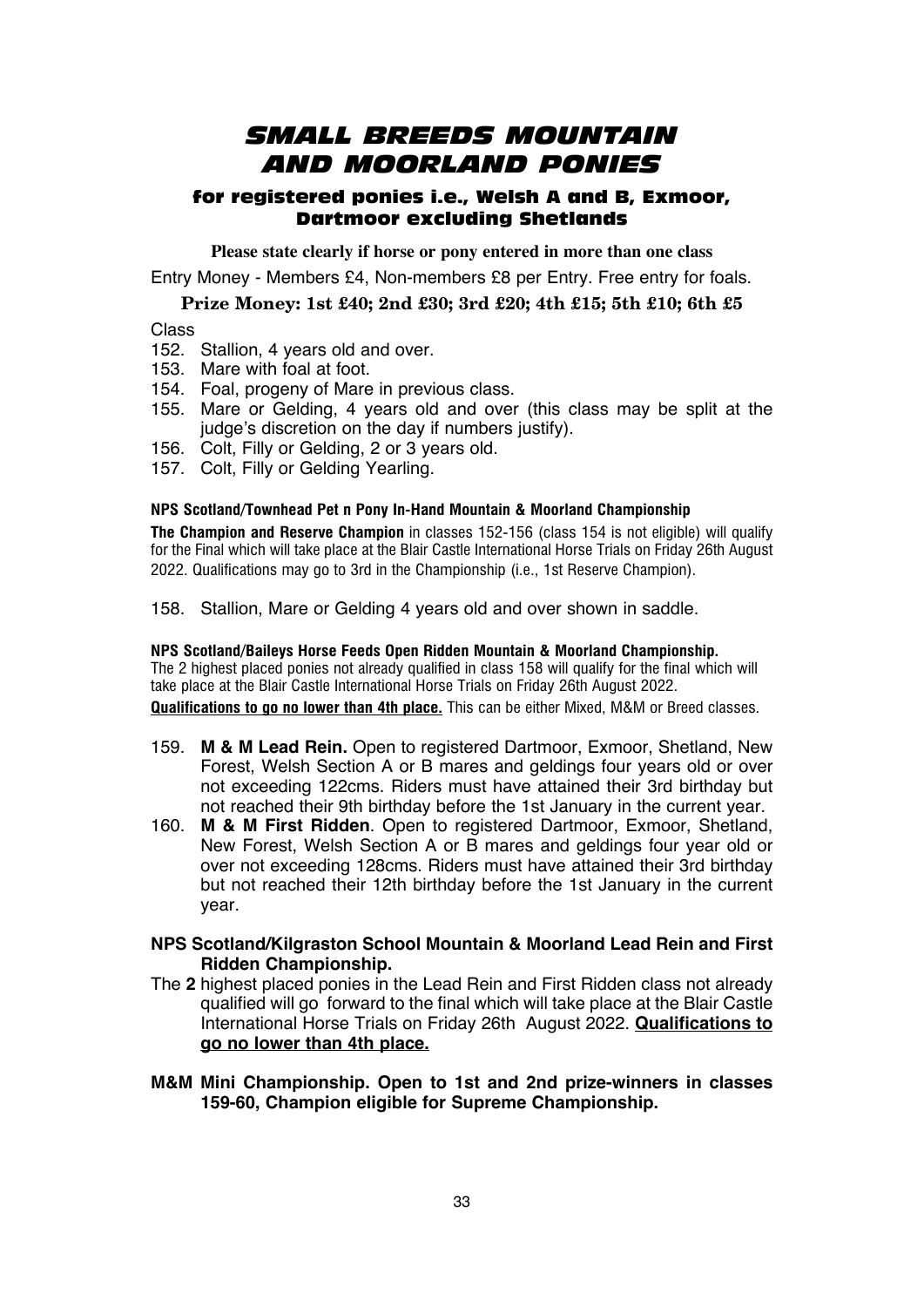# SMALL BREEDS MOUNTAIN AND MOORLAND PONIES

## for registered ponies i.e., Welsh A and B, Exmoor, Dartmoor excluding Shetlands

**Please state clearly if horse or pony entered in more than one class**

Entry Money - Members £4, Non-members £8 per Entry. Free entry for foals.

**Prize Money: 1st £40; 2nd £30; 3rd £20; 4th £15; 5th £10; 6th £5**

Class

152. Stallion, 4 years old and over.
153. Mare with foal at foot.
154. Foal, progeny of Mare in previous class.
155. Mare or Gelding, 4 years old and over (this class may be split at the judge's discretion on the day if numbers justify).
156. Colt, Filly or Gelding, 2 or 3 years old.
157. Colt, Filly or Gelding Yearling.

**NPS Scotland/Townhead Pet n Pony In-Hand Mountain & Moorland Championship**

**The Champion and Reserve Champion** in classes 152-156 (class 154 is not eligible) will qualify for the Final which will take place at the Blair Castle International Horse Trials on Friday 26th August 2022. Qualifications may go to 3rd in the Championship (i.e., 1st Reserve Champion).

158. Stallion, Mare or Gelding 4 years old and over shown in saddle.

**NPS Scotland/Baileys Horse Feeds Open Ridden Mountain & Moorland Championship.**

The 2 highest placed ponies not already qualified in class 158 will qualify for the final which will take place at the Blair Castle International Horse Trials on Friday 26th August 2022.

**Qualifications to go no lower than 4th place.** This can be either Mixed, M&M or Breed classes.

159. **M & M Lead Rein.** Open to registered Dartmoor, Exmoor, Shetland, New Forest, Welsh Section A or B mares and geldings four years old or over not exceeding 122cms. Riders must have attained their 3rd birthday but not reached their 9th birthday before the 1st January in the current year.
160. **M & M First Ridden**. Open to registered Dartmoor, Exmoor, Shetland, New Forest, Welsh Section A or B mares and geldings four year old or over not exceeding 128cms. Riders must have attained their 3rd birthday but not reached their 12th birthday before the 1st January in the current year.

**NPS Scotland/Kilgraston School Mountain & Moorland Lead Rein and First Ridden Championship.**

The **2** highest placed ponies in the Lead Rein and First Ridden class not already qualified will go forward to the final which will take place at the Blair Castle International Horse Trials on Friday 26th August 2022. **Qualifications to go no lower than 4th place.**

**M&M Mini Championship. Open to 1st and 2nd prize-winners in classes 159-60, Champion eligible for Supreme Championship.**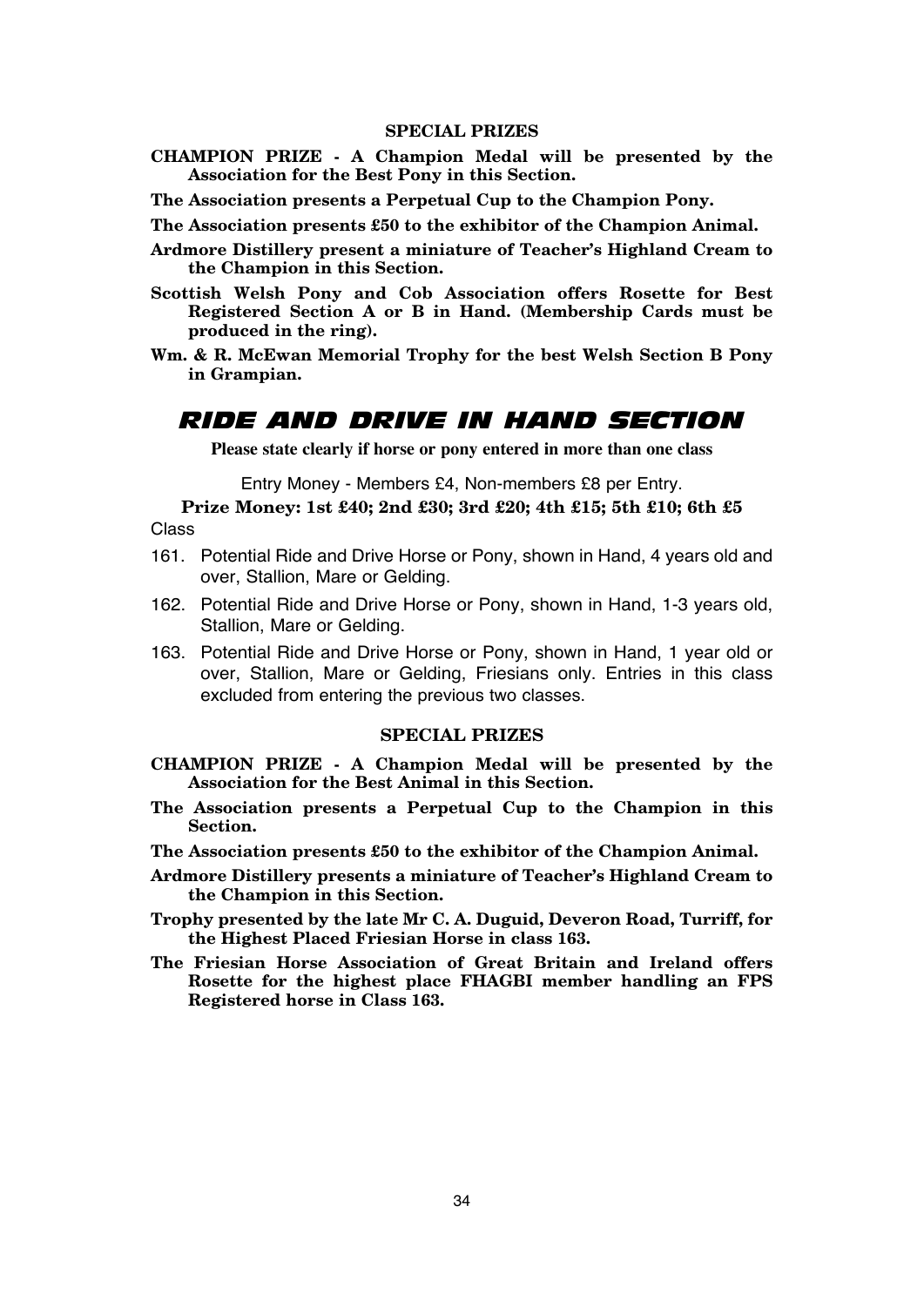### SPECIAL PRIZES

**CHAMPION PRIZE - A Champion Medal will be presented by the Association for the Best Pony in this Section.**

**The Association presents a Perpetual Cup to the Champion Pony.**

**The Association presents £50 to the exhibitor of the Champion Animal.**

**Ardmore Distillery present a miniature of Teacher's Highland Cream to the Champion in this Section.**

**Scottish Welsh Pony and Cob Association offers Rosette for Best Registered Section A or B in Hand. (Membership Cards must be produced in the ring).**

**Wm. & R. McEwan Memorial Trophy for the best Welsh Section B Pony in Grampian.**

## *RIDE AND DRIVE IN HAND SECTION*

**Please state clearly if horse or pony entered in more than one class**

Entry Money - Members £4, Non-members £8 per Entry.

**Prize Money: 1st £40; 2nd £30; 3rd £20; 4th £15; 5th £10; 6th £5**

Class

161. Potential Ride and Drive Horse or Pony, shown in Hand, 4 years old and over, Stallion, Mare or Gelding.
162. Potential Ride and Drive Horse or Pony, shown in Hand, 1-3 years old, Stallion, Mare or Gelding.
163. Potential Ride and Drive Horse or Pony, shown in Hand, 1 year old or over, Stallion, Mare or Gelding, Friesians only. Entries in this class excluded from entering the previous two classes.

### SPECIAL PRIZES

**CHAMPION PRIZE - A Champion Medal will be presented by the Association for the Best Animal in this Section.**

**The Association presents a Perpetual Cup to the Champion in this Section.**

**The Association presents £50 to the exhibitor of the Champion Animal.**

**Ardmore Distillery presents a miniature of Teacher's Highland Cream to the Champion in this Section.**

**Trophy presented by the late Mr C. A. Duguid, Deveron Road, Turriff, for the Highest Placed Friesian Horse in class 163.**

**The Friesian Horse Association of Great Britain and Ireland offers Rosette for the highest place FHAGBI member handling an FPS Registered horse in Class 163.**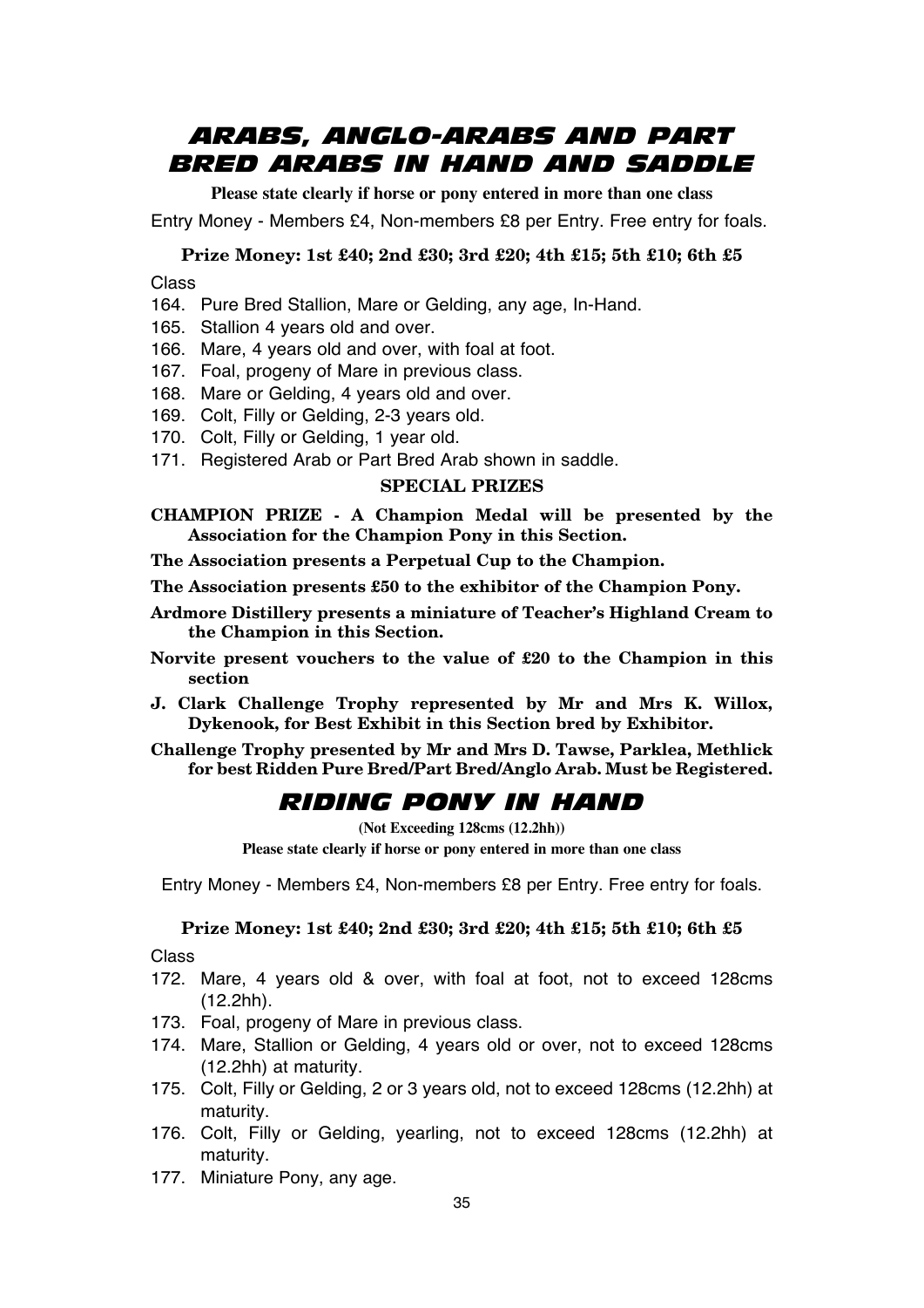# ARABS, ANGLO-ARABS AND PART BRED ARABS IN HAND AND SADDLE

**Please state clearly if horse or pony entered in more than one class**

Entry Money - Members £4, Non-members £8 per Entry. Free entry for foals.

**Prize Money: 1st £40; 2nd £30; 3rd £20; 4th £15; 5th £10; 6th £5**

Class

164. Pure Bred Stallion, Mare or Gelding, any age, In-Hand.
165. Stallion 4 years old and over.
166. Mare, 4 years old and over, with foal at foot.
167. Foal, progeny of Mare in previous class.
168. Mare or Gelding, 4 years old and over.
169. Colt, Filly or Gelding, 2-3 years old.
170. Colt, Filly or Gelding, 1 year old.
171. Registered Arab or Part Bred Arab shown in saddle.

**SPECIAL PRIZES**

**CHAMPION PRIZE - A Champion Medal will be presented by the Association for the Champion Pony in this Section.**

**The Association presents a Perpetual Cup to the Champion.**

**The Association presents £50 to the exhibitor of the Champion Pony.**

**Ardmore Distillery presents a miniature of Teacher's Highland Cream to the Champion in this Section.**

**Norvite present vouchers to the value of £20 to the Champion in this section**

**J. Clark Challenge Trophy represented by Mr and Mrs K. Willox, Dykenook, for Best Exhibit in this Section bred by Exhibitor.**

**Challenge Trophy presented by Mr and Mrs D. Tawse, Parklea, Methlick for best Ridden Pure Bred/Part Bred/Anglo Arab. Must be Registered.**

# RIDING PONY IN HAND

**(Not Exceeding 128cms (12.2hh))**

**Please state clearly if horse or pony entered in more than one class**

Entry Money - Members £4, Non-members £8 per Entry. Free entry for foals.

**Prize Money: 1st £40; 2nd £30; 3rd £20; 4th £15; 5th £10; 6th £5**

Class

172. Mare, 4 years old & over, with foal at foot, not to exceed 128cms (12.2hh).
173. Foal, progeny of Mare in previous class.
174. Mare, Stallion or Gelding, 4 years old or over, not to exceed 128cms (12.2hh) at maturity.
175. Colt, Filly or Gelding, 2 or 3 years old, not to exceed 128cms (12.2hh) at maturity.
176. Colt, Filly or Gelding, yearling, not to exceed 128cms (12.2hh) at maturity.
177. Miniature Pony, any age.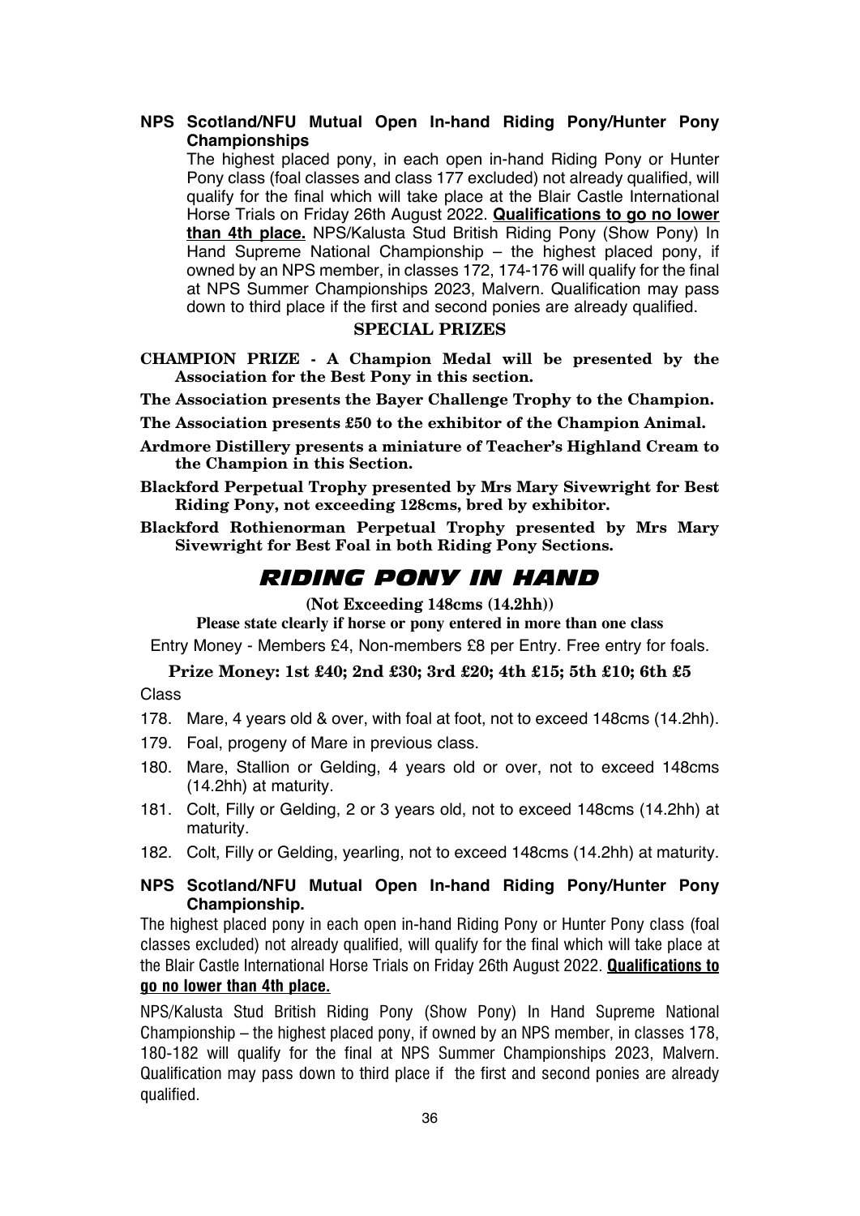**NPS Scotland/NFU Mutual Open In-hand Riding Pony/Hunter Pony Championships**

The highest placed pony, in each open in-hand Riding Pony or Hunter Pony class (foal classes and class 177 excluded) not already qualified, will qualify for the final which will take place at the Blair Castle International Horse Trials on Friday 26th August 2022. **Qualifications to go no lower than 4th place.** NPS/Kalusta Stud British Riding Pony (Show Pony) In Hand Supreme National Championship – the highest placed pony, if owned by an NPS member, in classes 172, 174-176 will qualify for the final at NPS Summer Championships 2023, Malvern. Qualification may pass down to third place if the first and second ponies are already qualified.

### SPECIAL PRIZES

**CHAMPION PRIZE - A Champion Medal will be presented by the Association for the Best Pony in this section.**

**The Association presents the Bayer Challenge Trophy to the Champion.**

**The Association presents £50 to the exhibitor of the Champion Animal.**

**Ardmore Distillery presents a miniature of Teacher's Highland Cream to the Champion in this Section.**

**Blackford Perpetual Trophy presented by Mrs Mary Sivewright for Best Riding Pony, not exceeding 128cms, bred by exhibitor.**

**Blackford Rothienorman Perpetual Trophy presented by Mrs Mary Sivewright for Best Foal in both Riding Pony Sections.**

## RIDING PONY IN HAND

**(Not Exceeding 148cms (14.2hh))**

**Please state clearly if horse or pony entered in more than one class**

Entry Money - Members £4, Non-members £8 per Entry. Free entry for foals.

**Prize Money: 1st £40; 2nd £30; 3rd £20; 4th £15; 5th £10; 6th £5**

Class

178. Mare, 4 years old & over, with foal at foot, not to exceed 148cms (14.2hh).
179. Foal, progeny of Mare in previous class.
180. Mare, Stallion or Gelding, 4 years old or over, not to exceed 148cms (14.2hh) at maturity.
181. Colt, Filly or Gelding, 2 or 3 years old, not to exceed 148cms (14.2hh) at maturity.
182. Colt, Filly or Gelding, yearling, not to exceed 148cms (14.2hh) at maturity.

**NPS Scotland/NFU Mutual Open In-hand Riding Pony/Hunter Pony Championship.**

The highest placed pony in each open in-hand Riding Pony or Hunter Pony class (foal classes excluded) not already qualified, will qualify for the final which will take place at the Blair Castle International Horse Trials on Friday 26th August 2022. **Qualifications to go no lower than 4th place.**

NPS/Kalusta Stud British Riding Pony (Show Pony) In Hand Supreme National Championship – the highest placed pony, if owned by an NPS member, in classes 178, 180-182 will qualify for the final at NPS Summer Championships 2023, Malvern. Qualification may pass down to third place if the first and second ponies are already qualified.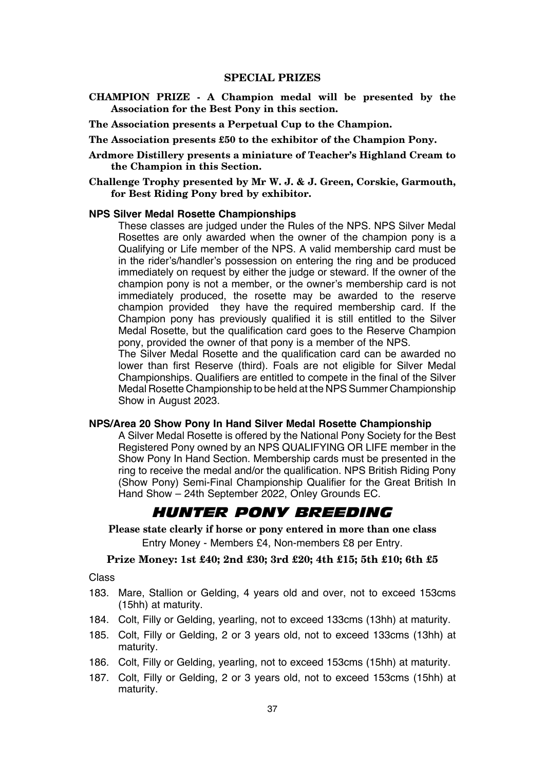### SPECIAL PRIZES

**CHAMPION PRIZE - A Champion medal will be presented by the Association for the Best Pony in this section.**

**The Association presents a Perpetual Cup to the Champion.**

**The Association presents £50 to the exhibitor of the Champion Pony.**

**Ardmore Distillery presents a miniature of Teacher's Highland Cream to the Champion in this Section.**

**Challenge Trophy presented by Mr W. J. & J. Green, Corskie, Garmouth, for Best Riding Pony bred by exhibitor.**

**NPS Silver Medal Rosette Championships**

These classes are judged under the Rules of the NPS. NPS Silver Medal Rosettes are only awarded when the owner of the champion pony is a Qualifying or Life member of the NPS. A valid membership card must be in the rider's/handler's possession on entering the ring and be produced immediately on request by either the judge or steward. If the owner of the champion pony is not a member, or the owner's membership card is not immediately produced, the rosette may be awarded to the reserve champion provided they have the required membership card. If the Champion pony has previously qualified it is still entitled to the Silver Medal Rosette, but the qualification card goes to the Reserve Champion pony, provided the owner of that pony is a member of the NPS.

The Silver Medal Rosette and the qualification card can be awarded no lower than first Reserve (third). Foals are not eligible for Silver Medal Championships. Qualifiers are entitled to compete in the final of the Silver Medal Rosette Championship to be held at the NPS Summer Championship Show in August 2023.

**NPS/Area 20 Show Pony In Hand Silver Medal Rosette Championship**

A Silver Medal Rosette is offered by the National Pony Society for the Best Registered Pony owned by an NPS QUALIFYING OR LIFE member in the Show Pony In Hand Section. Membership cards must be presented in the ring to receive the medal and/or the qualification. NPS British Riding Pony (Show Pony) Semi-Final Championship Qualifier for the Great British In Hand Show – 24th September 2022, Onley Grounds EC.

## HUNTER PONY BREEDING

**Please state clearly if horse or pony entered in more than one class**

Entry Money - Members £4, Non-members £8 per Entry.

**Prize Money: 1st £40; 2nd £30; 3rd £20; 4th £15; 5th £10; 6th £5**

Class

183. Mare, Stallion or Gelding, 4 years old and over, not to exceed 153cms (15hh) at maturity.
184. Colt, Filly or Gelding, yearling, not to exceed 133cms (13hh) at maturity.
185. Colt, Filly or Gelding, 2 or 3 years old, not to exceed 133cms (13hh) at maturity.
186. Colt, Filly or Gelding, yearling, not to exceed 153cms (15hh) at maturity.
187. Colt, Filly or Gelding, 2 or 3 years old, not to exceed 153cms (15hh) at maturity.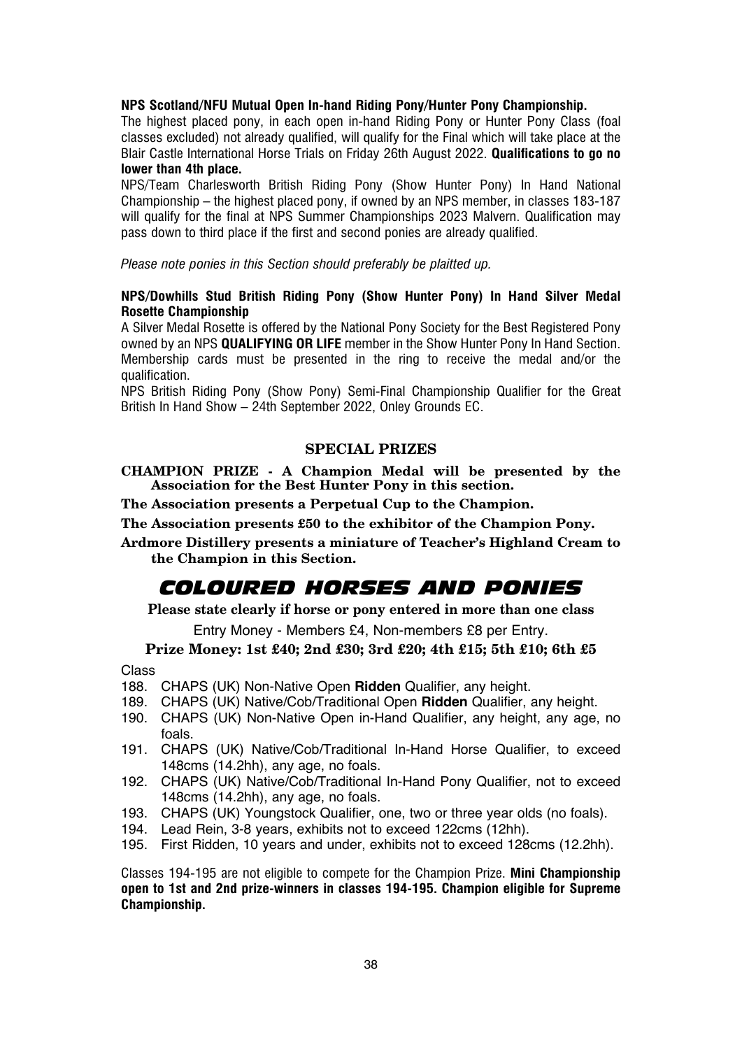**NPS Scotland/NFU Mutual Open In-hand Riding Pony/Hunter Pony Championship.**

The highest placed pony, in each open in-hand Riding Pony or Hunter Pony Class (foal classes excluded) not already qualified, will qualify for the Final which will take place at the Blair Castle International Horse Trials on Friday 26th August 2022. **Qualifications to go no lower than 4th place.**

NPS/Team Charlesworth British Riding Pony (Show Hunter Pony) In Hand National Championship – the highest placed pony, if owned by an NPS member, in classes 183-187 will qualify for the final at NPS Summer Championships 2023 Malvern. Qualification may pass down to third place if the first and second ponies are already qualified.

*Please note ponies in this Section should preferably be plaitted up.*

**NPS/Dowhills Stud British Riding Pony (Show Hunter Pony) In Hand Silver Medal Rosette Championship**

A Silver Medal Rosette is offered by the National Pony Society for the Best Registered Pony owned by an NPS **QUALIFYING OR LIFE** member in the Show Hunter Pony In Hand Section. Membership cards must be presented in the ring to receive the medal and/or the qualification.

NPS British Riding Pony (Show Pony) Semi-Final Championship Qualifier for the Great British In Hand Show – 24th September 2022, Onley Grounds EC.

### SPECIAL PRIZES

**CHAMPION PRIZE - A Champion Medal will be presented by the Association for the Best Hunter Pony in this section.**

**The Association presents a Perpetual Cup to the Champion.**

**The Association presents £50 to the exhibitor of the Champion Pony.**

**Ardmore Distillery presents a miniature of Teacher's Highland Cream to the Champion in this Section.**

## COLOURED HORSES AND PONIES

**Please state clearly if horse or pony entered in more than one class**

Entry Money - Members £4, Non-members £8 per Entry.

**Prize Money: 1st £40; 2nd £30; 3rd £20; 4th £15; 5th £10; 6th £5**

Class

188. CHAPS (UK) Non-Native Open **Ridden** Qualifier, any height.
189. CHAPS (UK) Native/Cob/Traditional Open **Ridden** Qualifier, any height.
190. CHAPS (UK) Non-Native Open in-Hand Qualifier, any height, any age, no foals.
191. CHAPS (UK) Native/Cob/Traditional In-Hand Horse Qualifier, to exceed 148cms (14.2hh), any age, no foals.
192. CHAPS (UK) Native/Cob/Traditional In-Hand Pony Qualifier, not to exceed 148cms (14.2hh), any age, no foals.
193. CHAPS (UK) Youngstock Qualifier, one, two or three year olds (no foals).
194. Lead Rein, 3-8 years, exhibits not to exceed 122cms (12hh).
195. First Ridden, 10 years and under, exhibits not to exceed 128cms (12.2hh).

Classes 194-195 are not eligible to compete for the Champion Prize. **Mini Championship open to 1st and 2nd prize-winners in classes 194-195. Champion eligible for Supreme Championship.**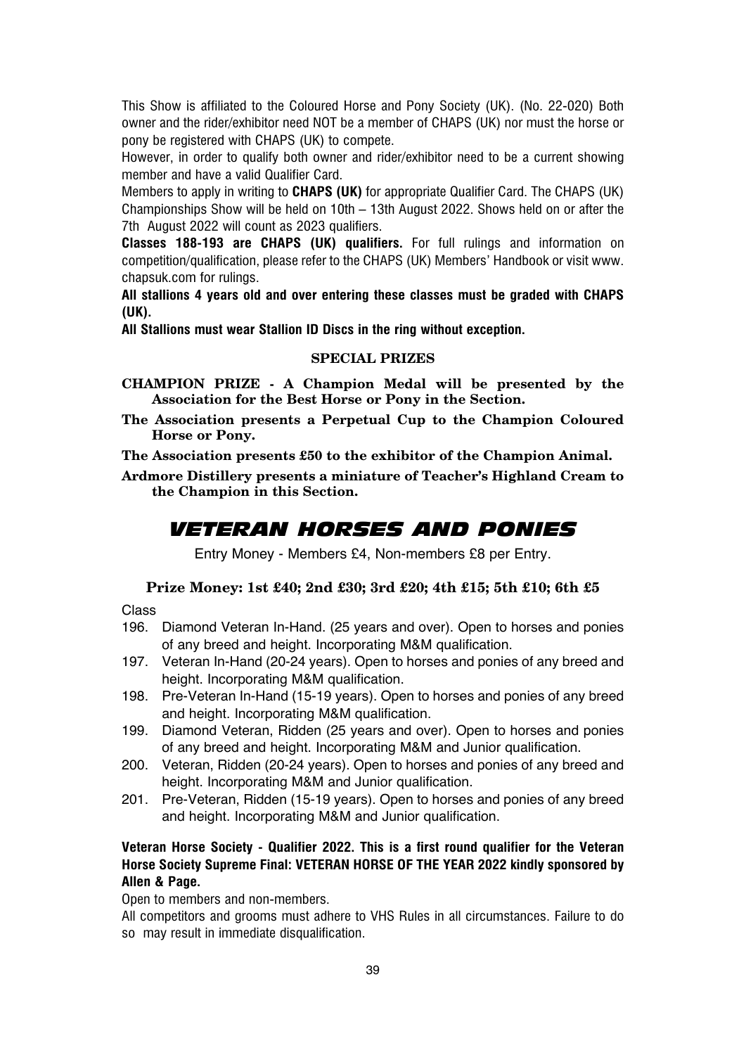This Show is affiliated to the Coloured Horse and Pony Society (UK). (No. 22-020) Both owner and the rider/exhibitor need NOT be a member of CHAPS (UK) nor must the horse or pony be registered with CHAPS (UK) to compete.

However, in order to qualify both owner and rider/exhibitor need to be a current showing member and have a valid Qualifier Card.

Members to apply in writing to **CHAPS (UK)** for appropriate Qualifier Card. The CHAPS (UK) Championships Show will be held on 10th – 13th August 2022. Shows held on or after the 7th August 2022 will count as 2023 qualifiers.

**Classes 188-193 are CHAPS (UK) qualifiers.** For full rulings and information on competition/qualification, please refer to the CHAPS (UK) Members' Handbook or visit www.chapsuk.com for rulings.

**All stallions 4 years old and over entering these classes must be graded with CHAPS (UK).**

**All Stallions must wear Stallion ID Discs in the ring without exception.**

### SPECIAL PRIZES

**CHAMPION PRIZE - A Champion Medal will be presented by the Association for the Best Horse or Pony in the Section.**

**The Association presents a Perpetual Cup to the Champion Coloured Horse or Pony.**

**The Association presents £50 to the exhibitor of the Champion Animal.**

**Ardmore Distillery presents a miniature of Teacher's Highland Cream to the Champion in this Section.**

## *VETERAN HORSES AND PONIES*

Entry Money - Members £4, Non-members £8 per Entry.

**Prize Money: 1st £40; 2nd £30; 3rd £20; 4th £15; 5th £10; 6th £5**

Class

196. Diamond Veteran In-Hand. (25 years and over). Open to horses and ponies of any breed and height. Incorporating M&M qualification.
197. Veteran In-Hand (20-24 years). Open to horses and ponies of any breed and height. Incorporating M&M qualification.
198. Pre-Veteran In-Hand (15-19 years). Open to horses and ponies of any breed and height. Incorporating M&M qualification.
199. Diamond Veteran, Ridden (25 years and over). Open to horses and ponies of any breed and height. Incorporating M&M and Junior qualification.
200. Veteran, Ridden (20-24 years). Open to horses and ponies of any breed and height. Incorporating M&M and Junior qualification.
201. Pre-Veteran, Ridden (15-19 years). Open to horses and ponies of any breed and height. Incorporating M&M and Junior qualification.

**Veteran Horse Society - Qualifier 2022. This is a first round qualifier for the Veteran Horse Society Supreme Final: VETERAN HORSE OF THE YEAR 2022 kindly sponsored by Allen & Page.**

Open to members and non-members.

All competitors and grooms must adhere to VHS Rules in all circumstances. Failure to do so may result in immediate disqualification.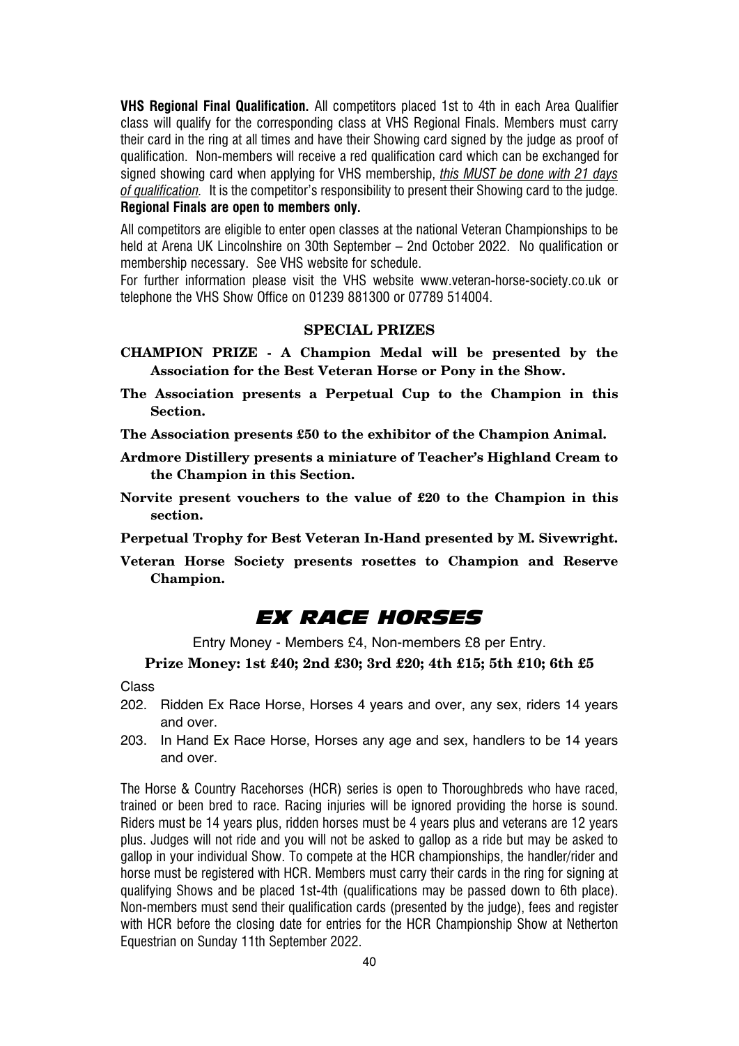**VHS Regional Final Qualification.** All competitors placed 1st to 4th in each Area Qualifier class will qualify for the corresponding class at VHS Regional Finals. Members must carry their card in the ring at all times and have their Showing card signed by the judge as proof of qualification. Non-members will receive a red qualification card which can be exchanged for signed showing card when applying for VHS membership, *this MUST be done with 21 days of qualification.* It is the competitor's responsibility to present their Showing card to the judge. **Regional Finals are open to members only.**

All competitors are eligible to enter open classes at the national Veteran Championships to be held at Arena UK Lincolnshire on 30th September – 2nd October 2022. No qualification or membership necessary. See VHS website for schedule.

For further information please visit the VHS website www.veteran-horse-society.co.uk or telephone the VHS Show Office on 01239 881300 or 07789 514004.

### SPECIAL PRIZES

**CHAMPION PRIZE - A Champion Medal will be presented by the Association for the Best Veteran Horse or Pony in the Show.**

**The Association presents a Perpetual Cup to the Champion in this Section.**

**The Association presents £50 to the exhibitor of the Champion Animal.**

**Ardmore Distillery presents a miniature of Teacher's Highland Cream to the Champion in this Section.**

**Norvite present vouchers to the value of £20 to the Champion in this section.**

**Perpetual Trophy for Best Veteran In-Hand presented by M. Sivewright.**

**Veteran Horse Society presents rosettes to Champion and Reserve Champion.**

## EX RACE HORSES

Entry Money - Members £4, Non-members £8 per Entry.

**Prize Money: 1st £40; 2nd £30; 3rd £20; 4th £15; 5th £10; 6th £5**

Class

202. Ridden Ex Race Horse, Horses 4 years and over, any sex, riders 14 years and over.
203. In Hand Ex Race Horse, Horses any age and sex, handlers to be 14 years and over.

The Horse & Country Racehorses (HCR) series is open to Thoroughbreds who have raced, trained or been bred to race. Racing injuries will be ignored providing the horse is sound. Riders must be 14 years plus, ridden horses must be 4 years plus and veterans are 12 years plus. Judges will not ride and you will not be asked to gallop as a ride but may be asked to gallop in your individual Show. To compete at the HCR championships, the handler/rider and horse must be registered with HCR. Members must carry their cards in the ring for signing at qualifying Shows and be placed 1st-4th (qualifications may be passed down to 6th place). Non-members must send their qualification cards (presented by the judge), fees and register with HCR before the closing date for entries for the HCR Championship Show at Netherton Equestrian on Sunday 11th September 2022.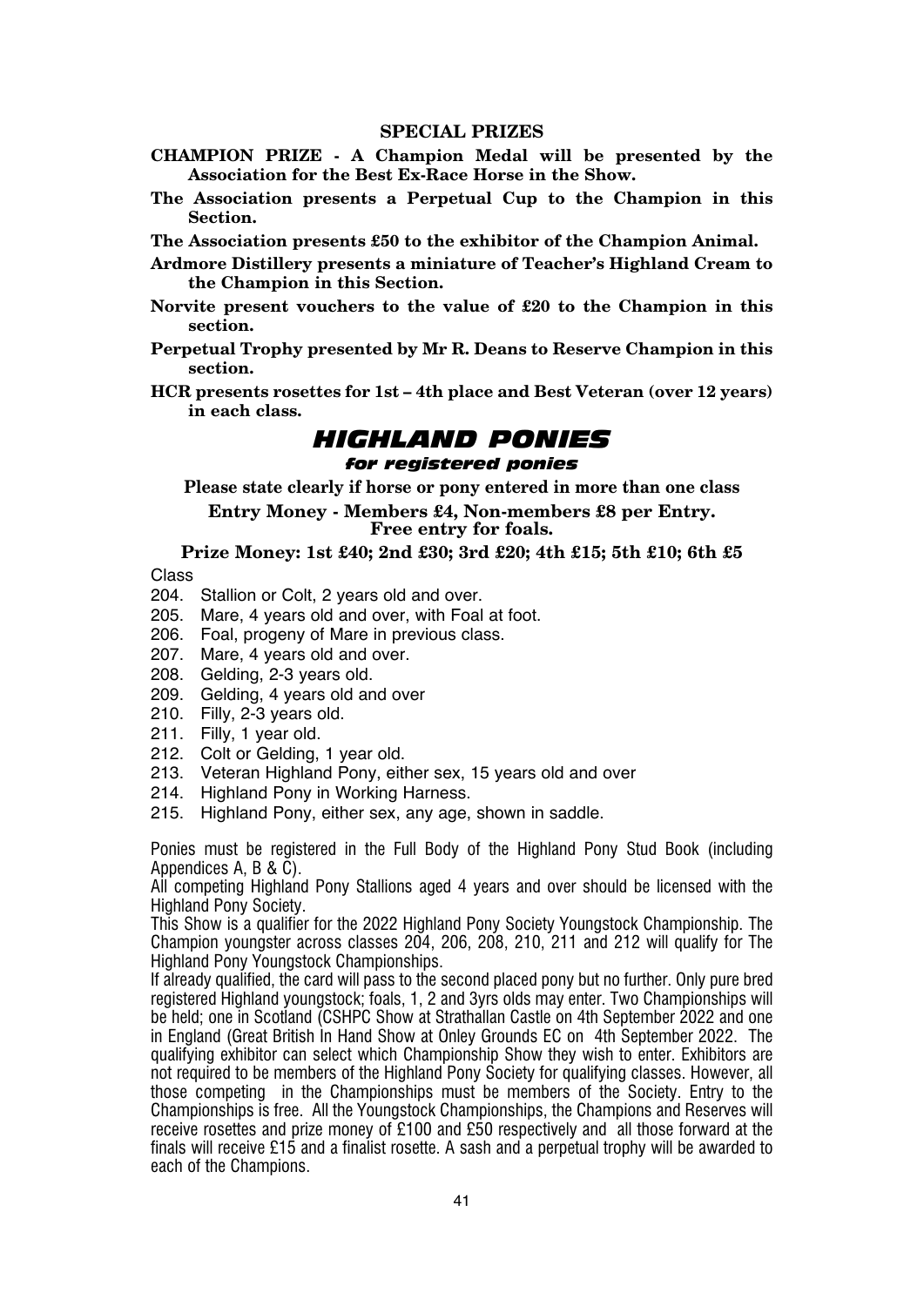## SPECIAL PRIZES

**CHAMPION PRIZE - A Champion Medal will be presented by the Association for the Best Ex-Race Horse in the Show.**

**The Association presents a Perpetual Cup to the Champion in this Section.**

**The Association presents £50 to the exhibitor of the Champion Animal.**

**Ardmore Distillery presents a miniature of Teacher's Highland Cream to the Champion in this Section.**

**Norvite present vouchers to the value of £20 to the Champion in this section.**

**Perpetual Trophy presented by Mr R. Deans to Reserve Champion in this section.**

**HCR presents rosettes for 1st – 4th place and Best Veteran (over 12 years) in each class.**

# *HIGHLAND PONIES*

### *for registered ponies*

**Please state clearly if horse or pony entered in more than one class**

**Entry Money - Members £4, Non-members £8 per Entry.**
**Free entry for foals.**

**Prize Money: 1st £40; 2nd £30; 3rd £20; 4th £15; 5th £10; 6th £5**

Class

204. Stallion or Colt, 2 years old and over.
205. Mare, 4 years old and over, with Foal at foot.
206. Foal, progeny of Mare in previous class.
207. Mare, 4 years old and over.
208. Gelding, 2-3 years old.
209. Gelding, 4 years old and over
210. Filly, 2-3 years old.
211. Filly, 1 year old.
212. Colt or Gelding, 1 year old.
213. Veteran Highland Pony, either sex, 15 years old and over
214. Highland Pony in Working Harness.
215. Highland Pony, either sex, any age, shown in saddle.

Ponies must be registered in the Full Body of the Highland Pony Stud Book (including Appendices A, B & C).

All competing Highland Pony Stallions aged 4 years and over should be licensed with the Highland Pony Society.

This Show is a qualifier for the 2022 Highland Pony Society Youngstock Championship. The Champion youngster across classes 204, 206, 208, 210, 211 and 212 will qualify for The Highland Pony Youngstock Championships.

If already qualified, the card will pass to the second placed pony but no further. Only pure bred registered Highland youngstock; foals, 1, 2 and 3yrs olds may enter. Two Championships will be held; one in Scotland (CSHPC Show at Strathallan Castle on 4th September 2022 and one in England (Great British In Hand Show at Onley Grounds EC on 4th September 2022. The qualifying exhibitor can select which Championship Show they wish to enter. Exhibitors are not required to be members of the Highland Pony Society for qualifying classes. However, all those competing in the Championships must be members of the Society. Entry to the Championships is free. All the Youngstock Championships, the Champions and Reserves will receive rosettes and prize money of £100 and £50 respectively and all those forward at the finals will receive £15 and a finalist rosette. A sash and a perpetual trophy will be awarded to each of the Champions.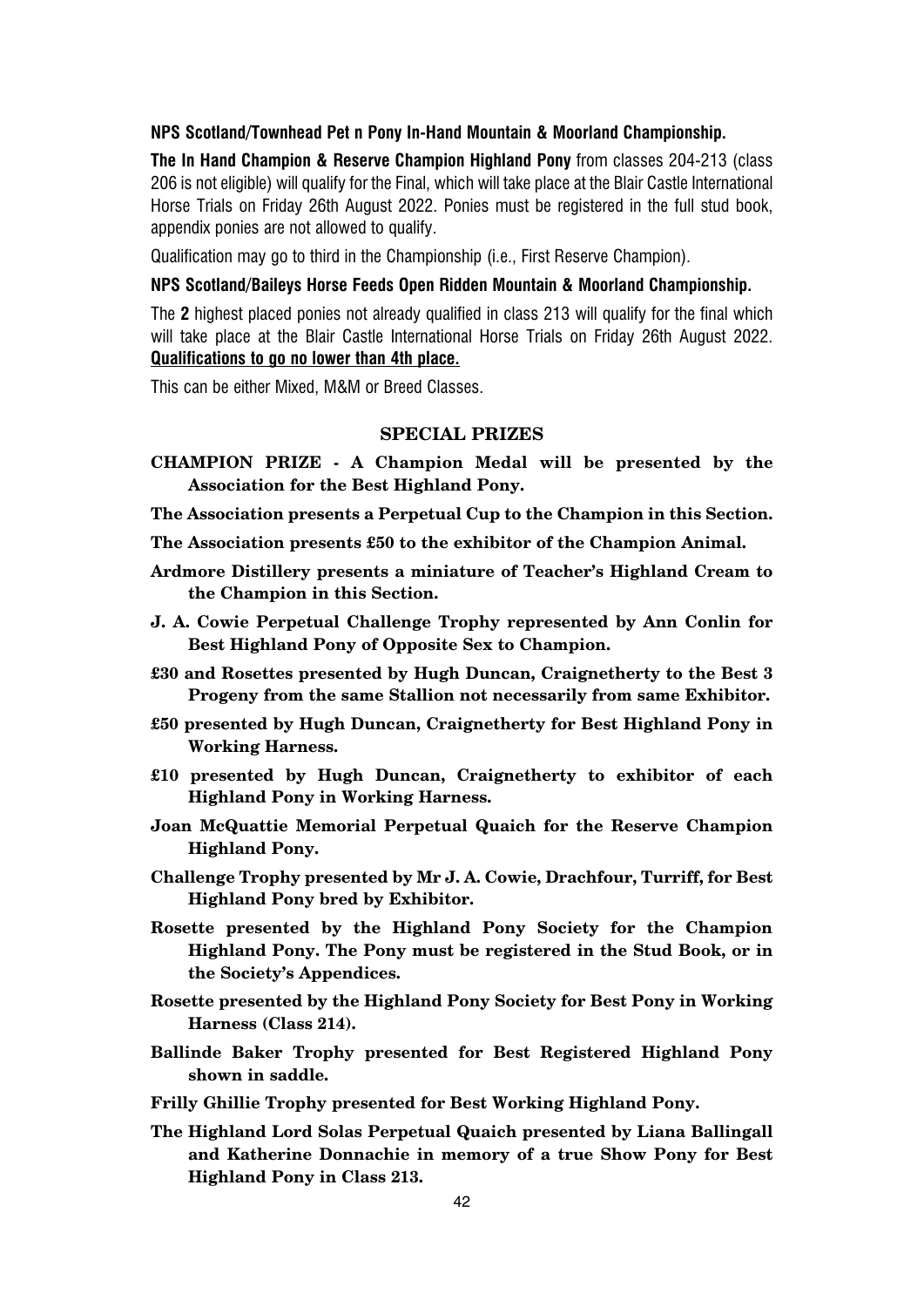**NPS Scotland/Townhead Pet n Pony In-Hand Mountain & Moorland Championship.**

**The In Hand Champion & Reserve Champion Highland Pony** from classes 204-213 (class 206 is not eligible) will qualify for the Final, which will take place at the Blair Castle International Horse Trials on Friday 26th August 2022. Ponies must be registered in the full stud book, appendix ponies are not allowed to qualify.

Qualification may go to third in the Championship (i.e., First Reserve Champion).

**NPS Scotland/Baileys Horse Feeds Open Ridden Mountain & Moorland Championship.**

The **2** highest placed ponies not already qualified in class 213 will qualify for the final which will take place at the Blair Castle International Horse Trials on Friday 26th August 2022. **Qualifications to go no lower than 4th place.**

This can be either Mixed, M&M or Breed Classes.

## SPECIAL PRIZES

**CHAMPION PRIZE - A Champion Medal will be presented by the Association for the Best Highland Pony.**

**The Association presents a Perpetual Cup to the Champion in this Section.**

**The Association presents £50 to the exhibitor of the Champion Animal.**

**Ardmore Distillery presents a miniature of Teacher's Highland Cream to the Champion in this Section.**

**J. A. Cowie Perpetual Challenge Trophy represented by Ann Conlin for Best Highland Pony of Opposite Sex to Champion.**

**£30 and Rosettes presented by Hugh Duncan, Craignetherty to the Best 3 Progeny from the same Stallion not necessarily from same Exhibitor.**

**£50 presented by Hugh Duncan, Craignetherty for Best Highland Pony in Working Harness.**

**£10 presented by Hugh Duncan, Craignetherty to exhibitor of each Highland Pony in Working Harness.**

**Joan McQuattie Memorial Perpetual Quaich for the Reserve Champion Highland Pony.**

**Challenge Trophy presented by Mr J. A. Cowie, Drachfour, Turriff, for Best Highland Pony bred by Exhibitor.**

**Rosette presented by the Highland Pony Society for the Champion Highland Pony. The Pony must be registered in the Stud Book, or in the Society's Appendices.**

**Rosette presented by the Highland Pony Society for Best Pony in Working Harness (Class 214).**

**Ballinde Baker Trophy presented for Best Registered Highland Pony shown in saddle.**

**Frilly Ghillie Trophy presented for Best Working Highland Pony.**

**The Highland Lord Solas Perpetual Quaich presented by Liana Ballingall and Katherine Donnachie in memory of a true Show Pony for Best Highland Pony in Class 213.**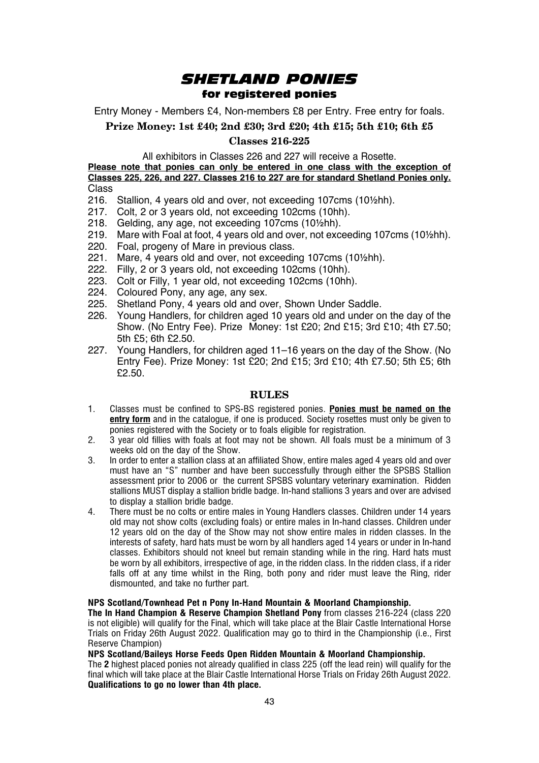# SHETLAND PONIES

## for registered ponies

Entry Money - Members £4, Non-members £8 per Entry. Free entry for foals.

**Prize Money: 1st £40; 2nd £30; 3rd £20; 4th £15; 5th £10; 6th £5**

**Classes 216-225**

All exhibitors in Classes 226 and 227 will receive a Rosette.

**Please note that ponies can only be entered in one class with the exception of Classes 225, 226, and 227. Classes 216 to 227 are for standard Shetland Ponies only.**

Class

216. Stallion, 4 years old and over, not exceeding 107cms (10½hh).
217. Colt, 2 or 3 years old, not exceeding 102cms (10hh).
218. Gelding, any age, not exceeding 107cms (10½hh).
219. Mare with Foal at foot, 4 years old and over, not exceeding 107cms (10½hh).
220. Foal, progeny of Mare in previous class.
221. Mare, 4 years old and over, not exceeding 107cms (10½hh).
222. Filly, 2 or 3 years old, not exceeding 102cms (10hh).
223. Colt or Filly, 1 year old, not exceeding 102cms (10hh).
224. Coloured Pony, any age, any sex.
225. Shetland Pony, 4 years old and over, Shown Under Saddle.
226. Young Handlers, for children aged 10 years old and under on the day of the Show. (No Entry Fee). Prize Money: 1st £20; 2nd £15; 3rd £10; 4th £7.50; 5th £5; 6th £2.50.
227. Young Handlers, for children aged 11–16 years on the day of the Show. (No Entry Fee). Prize Money: 1st £20; 2nd £15; 3rd £10; 4th £7.50; 5th £5; 6th £2.50.

### RULES

1. Classes must be confined to SPS-BS registered ponies. **Ponies must be named on the entry form** and in the catalogue, if one is produced. Society rosettes must only be given to ponies registered with the Society or to foals eligible for registration.
2. 3 year old fillies with foals at foot may not be shown. All foals must be a minimum of 3 weeks old on the day of the Show.
3. In order to enter a stallion class at an affiliated Show, entire males aged 4 years old and over must have an "S" number and have been successfully through either the SPSBS Stallion assessment prior to 2006 or the current SPSBS voluntary veterinary examination. Ridden stallions MUST display a stallion bridle badge. In-hand stallions 3 years and over are advised to display a stallion bridle badge.
4. There must be no colts or entire males in Young Handlers classes. Children under 14 years old may not show colts (excluding foals) or entire males in In-hand classes. Children under 12 years old on the day of the Show may not show entire males in ridden classes. In the interests of safety, hard hats must be worn by all handlers aged 14 years or under in In-hand classes. Exhibitors should not kneel but remain standing while in the ring. Hard hats must be worn by all exhibitors, irrespective of age, in the ridden class. In the ridden class, if a rider falls off at any time whilst in the Ring, both pony and rider must leave the Ring, rider dismounted, and take no further part.

**NPS Scotland/Townhead Pet n Pony In-Hand Mountain & Moorland Championship.**

**The In Hand Champion & Reserve Champion Shetland Pony** from classes 216-224 (class 220 is not eligible) will qualify for the Final, which will take place at the Blair Castle International Horse Trials on Friday 26th August 2022. Qualification may go to third in the Championship (i.e., First Reserve Champion)

**NPS Scotland/Baileys Horse Feeds Open Ridden Mountain & Moorland Championship.**

The **2** highest placed ponies not already qualified in class 225 (off the lead rein) will qualify for the final which will take place at the Blair Castle International Horse Trials on Friday 26th August 2022. **Qualifications to go no lower than 4th place.**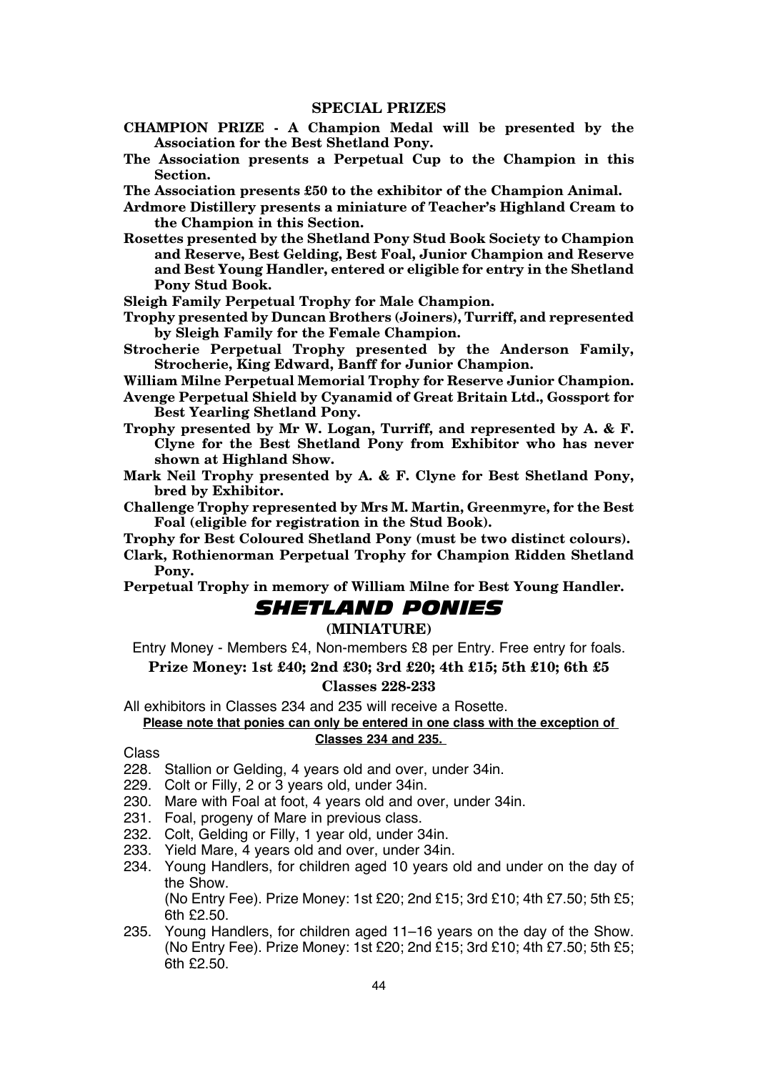## SPECIAL PRIZES

**CHAMPION PRIZE - A Champion Medal will be presented by the Association for the Best Shetland Pony.**

**The Association presents a Perpetual Cup to the Champion in this Section.**

**The Association presents £50 to the exhibitor of the Champion Animal.**

**Ardmore Distillery presents a miniature of Teacher's Highland Cream to the Champion in this Section.**

**Rosettes presented by the Shetland Pony Stud Book Society to Champion and Reserve, Best Gelding, Best Foal, Junior Champion and Reserve and Best Young Handler, entered or eligible for entry in the Shetland Pony Stud Book.**

**Sleigh Family Perpetual Trophy for Male Champion.**

**Trophy presented by Duncan Brothers (Joiners), Turriff, and represented by Sleigh Family for the Female Champion.**

**Strocherie Perpetual Trophy presented by the Anderson Family, Strocherie, King Edward, Banff for Junior Champion.**

**William Milne Perpetual Memorial Trophy for Reserve Junior Champion.**

**Avenge Perpetual Shield by Cyanamid of Great Britain Ltd., Gossport for Best Yearling Shetland Pony.**

**Trophy presented by Mr W. Logan, Turriff, and represented by A. & F. Clyne for the Best Shetland Pony from Exhibitor who has never shown at Highland Show.**

**Mark Neil Trophy presented by A. & F. Clyne for Best Shetland Pony, bred by Exhibitor.**

**Challenge Trophy represented by Mrs M. Martin, Greenmyre, for the Best Foal (eligible for registration in the Stud Book).**

**Trophy for Best Coloured Shetland Pony (must be two distinct colours).**

**Clark, Rothienorman Perpetual Trophy for Champion Ridden Shetland Pony.**

**Perpetual Trophy in memory of William Milne for Best Young Handler.**

# *SHETLAND PONIES*

### (MINIATURE)

Entry Money - Members £4, Non-members £8 per Entry. Free entry for foals.

**Prize Money: 1st £40; 2nd £30; 3rd £20; 4th £15; 5th £10; 6th £5**

**Classes 228-233**

All exhibitors in Classes 234 and 235 will receive a Rosette.

**Please note that ponies can only be entered in one class with the exception of Classes 234 and 235.**

Class

228. Stallion or Gelding, 4 years old and over, under 34in.
229. Colt or Filly, 2 or 3 years old, under 34in.
230. Mare with Foal at foot, 4 years old and over, under 34in.
231. Foal, progeny of Mare in previous class.
232. Colt, Gelding or Filly, 1 year old, under 34in.
233. Yield Mare, 4 years old and over, under 34in.
234. Young Handlers, for children aged 10 years old and under on the day of the Show.
     (No Entry Fee). Prize Money: 1st £20; 2nd £15; 3rd £10; 4th £7.50; 5th £5; 6th £2.50.
235. Young Handlers, for children aged 11–16 years on the day of the Show. (No Entry Fee). Prize Money: 1st £20; 2nd £15; 3rd £10; 4th £7.50; 5th £5; 6th £2.50.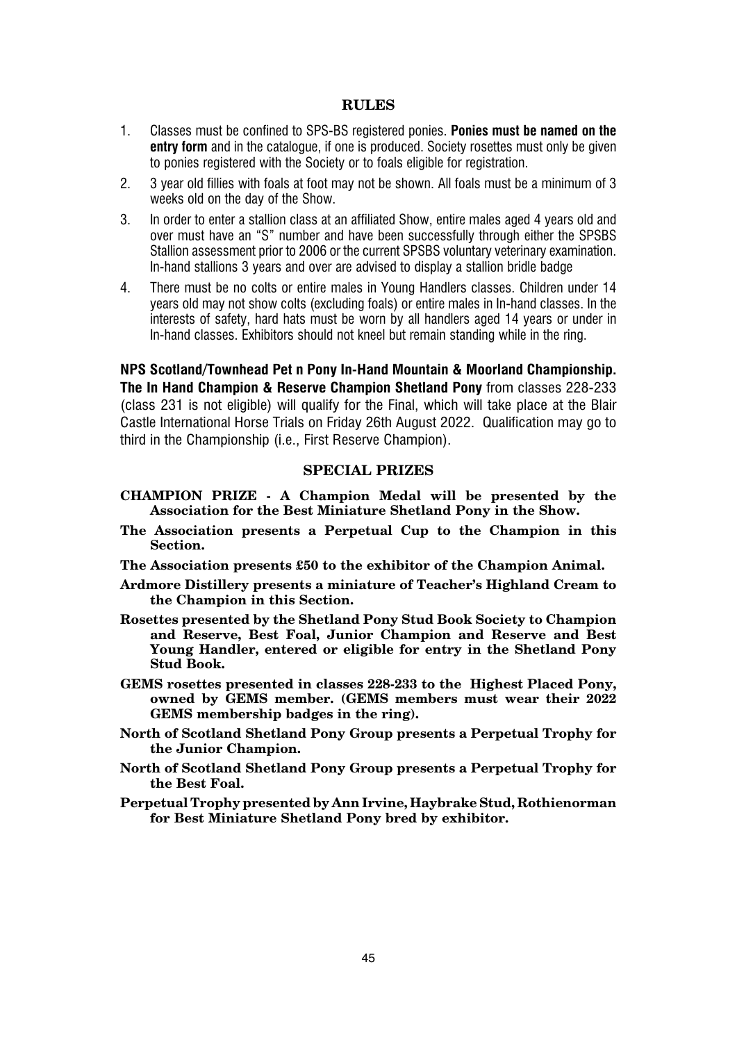## RULES

1. Classes must be confined to SPS-BS registered ponies. **Ponies must be named on the entry form** and in the catalogue, if one is produced. Society rosettes must only be given to ponies registered with the Society or to foals eligible for registration.
2. 3 year old fillies with foals at foot may not be shown. All foals must be a minimum of 3 weeks old on the day of the Show.
3. In order to enter a stallion class at an affiliated Show, entire males aged 4 years old and over must have an "S" number and have been successfully through either the SPSBS Stallion assessment prior to 2006 or the current SPSBS voluntary veterinary examination. In-hand stallions 3 years and over are advised to display a stallion bridle badge
4. There must be no colts or entire males in Young Handlers classes. Children under 14 years old may not show colts (excluding foals) or entire males in In-hand classes. In the interests of safety, hard hats must be worn by all handlers aged 14 years or under in In-hand classes. Exhibitors should not kneel but remain standing while in the ring.

**NPS Scotland/Townhead Pet n Pony In-Hand Mountain & Moorland Championship. The In Hand Champion & Reserve Champion Shetland Pony** from classes 228-233 (class 231 is not eligible) will qualify for the Final, which will take place at the Blair Castle International Horse Trials on Friday 26th August 2022. Qualification may go to third in the Championship (i.e., First Reserve Champion).

## SPECIAL PRIZES

**CHAMPION PRIZE - A Champion Medal will be presented by the Association for the Best Miniature Shetland Pony in the Show.**

**The Association presents a Perpetual Cup to the Champion in this Section.**

**The Association presents £50 to the exhibitor of the Champion Animal.**

**Ardmore Distillery presents a miniature of Teacher's Highland Cream to the Champion in this Section.**

**Rosettes presented by the Shetland Pony Stud Book Society to Champion and Reserve, Best Foal, Junior Champion and Reserve and Best Young Handler, entered or eligible for entry in the Shetland Pony Stud Book.**

**GEMS rosettes presented in classes 228-233 to the Highest Placed Pony, owned by GEMS member. (GEMS members must wear their 2022 GEMS membership badges in the ring).**

**North of Scotland Shetland Pony Group presents a Perpetual Trophy for the Junior Champion.**

**North of Scotland Shetland Pony Group presents a Perpetual Trophy for the Best Foal.**

**Perpetual Trophy presented by Ann Irvine, Haybrake Stud, Rothienorman for Best Miniature Shetland Pony bred by exhibitor.**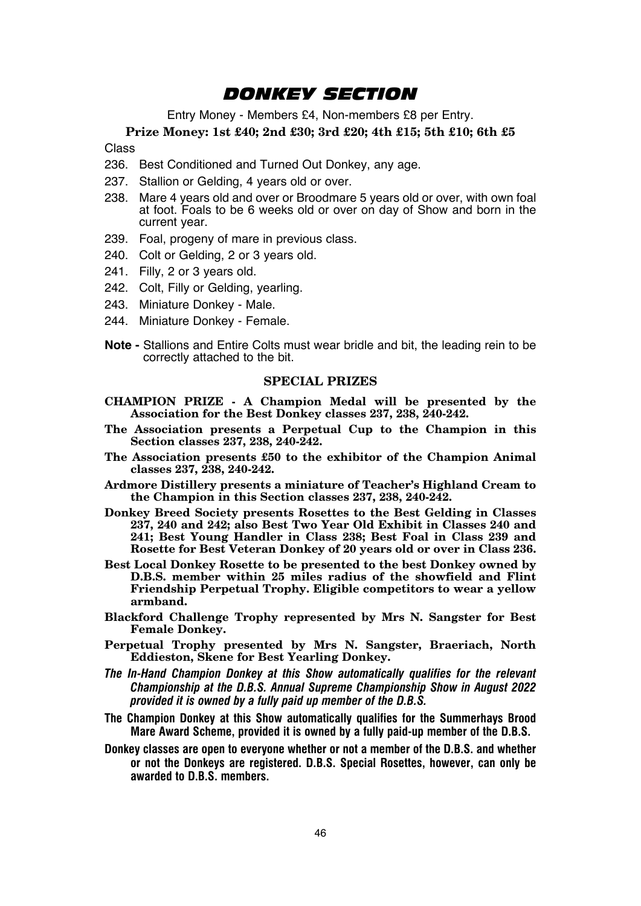# DONKEY SECTION

Entry Money - Members £4, Non-members £8 per Entry.

**Prize Money: 1st £40; 2nd £30; 3rd £20; 4th £15; 5th £10; 6th £5**

Class

236. Best Conditioned and Turned Out Donkey, any age.
237. Stallion or Gelding, 4 years old or over.
238. Mare 4 years old and over or Broodmare 5 years old or over, with own foal at foot. Foals to be 6 weeks old or over on day of Show and born in the current year.
239. Foal, progeny of mare in previous class.
240. Colt or Gelding, 2 or 3 years old.
241. Filly, 2 or 3 years old.
242. Colt, Filly or Gelding, yearling.
243. Miniature Donkey - Male.
244. Miniature Donkey - Female.

**Note -** Stallions and Entire Colts must wear bridle and bit, the leading rein to be correctly attached to the bit.

## SPECIAL PRIZES

**CHAMPION PRIZE - A Champion Medal will be presented by the Association for the Best Donkey classes 237, 238, 240-242.**

**The Association presents a Perpetual Cup to the Champion in this Section classes 237, 238, 240-242.**

**The Association presents £50 to the exhibitor of the Champion Animal classes 237, 238, 240-242.**

**Ardmore Distillery presents a miniature of Teacher's Highland Cream to the Champion in this Section classes 237, 238, 240-242.**

**Donkey Breed Society presents Rosettes to the Best Gelding in Classes 237, 240 and 242; also Best Two Year Old Exhibit in Classes 240 and 241; Best Young Handler in Class 238; Best Foal in Class 239 and Rosette for Best Veteran Donkey of 20 years old or over in Class 236.**

**Best Local Donkey Rosette to be presented to the best Donkey owned by D.B.S. member within 25 miles radius of the showfield and Flint Friendship Perpetual Trophy. Eligible competitors to wear a yellow armband.**

**Blackford Challenge Trophy represented by Mrs N. Sangster for Best Female Donkey.**

**Perpetual Trophy presented by Mrs N. Sangster, Braeriach, North Eddieston, Skene for Best Yearling Donkey.**

***The In-Hand Champion Donkey at this Show automatically qualifies for the relevant Championship at the D.B.S. Annual Supreme Championship Show in August 2022 provided it is owned by a fully paid up member of the D.B.S.***

**The Champion Donkey at this Show automatically qualifies for the Summerhays Brood Mare Award Scheme, provided it is owned by a fully paid-up member of the D.B.S.**

**Donkey classes are open to everyone whether or not a member of the D.B.S. and whether or not the Donkeys are registered. D.B.S. Special Rosettes, however, can only be awarded to D.B.S. members.**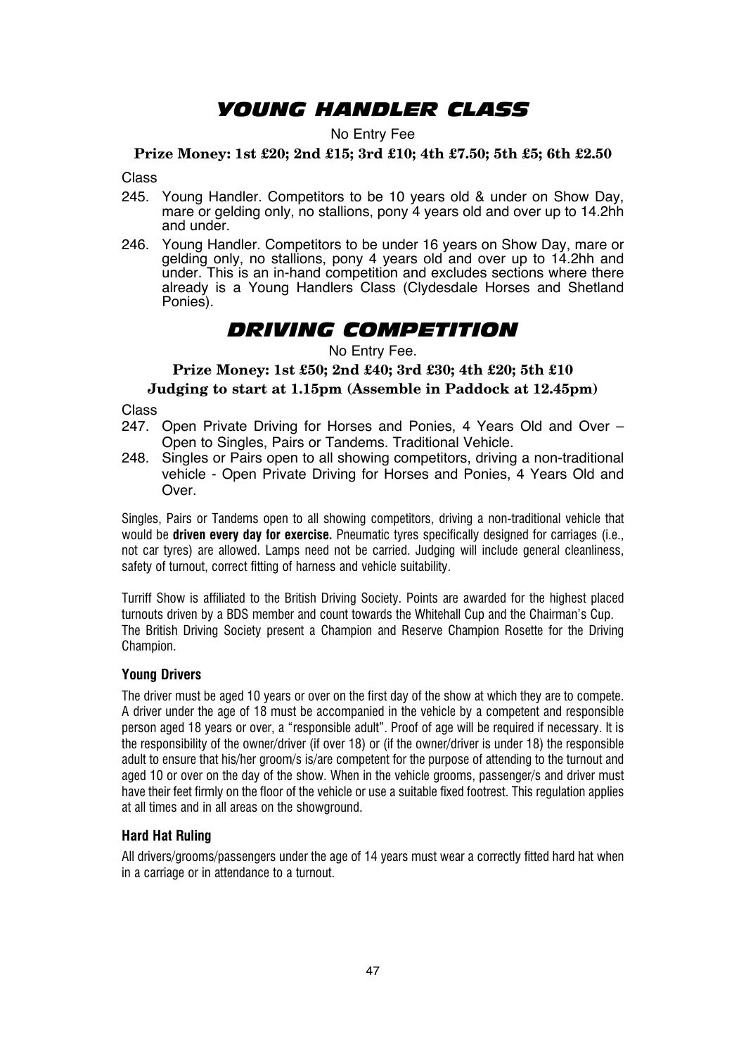# YOUNG HANDLER CLASS

No Entry Fee

**Prize Money: 1st £20; 2nd £15; 3rd £10; 4th £7.50; 5th £5; 6th £2.50**

Class

245. Young Handler. Competitors to be 10 years old & under on Show Day, mare or gelding only, no stallions, pony 4 years old and over up to 14.2hh and under.
246. Young Handler. Competitors to be under 16 years on Show Day, mare or gelding only, no stallions, pony 4 years old and over up to 14.2hh and under. This is an in-hand competition and excludes sections where there already is a Young Handlers Class (Clydesdale Horses and Shetland Ponies).

# DRIVING COMPETITION

No Entry Fee.

**Prize Money: 1st £50; 2nd £40; 3rd £30; 4th £20; 5th £10**

**Judging to start at 1.15pm (Assemble in Paddock at 12.45pm)**

Class

247. Open Private Driving for Horses and Ponies, 4 Years Old and Over – Open to Singles, Pairs or Tandems. Traditional Vehicle.
248. Singles or Pairs open to all showing competitors, driving a non-traditional vehicle - Open Private Driving for Horses and Ponies, 4 Years Old and Over.

Singles, Pairs or Tandems open to all showing competitors, driving a non-traditional vehicle that would be **driven every day for exercise.** Pneumatic tyres specifically designed for carriages (i.e., not car tyres) are allowed. Lamps need not be carried. Judging will include general cleanliness, safety of turnout, correct fitting of harness and vehicle suitability.

Turriff Show is affiliated to the British Driving Society. Points are awarded for the highest placed turnouts driven by a BDS member and count towards the Whitehall Cup and the Chairman's Cup. The British Driving Society present a Champion and Reserve Champion Rosette for the Driving Champion.

### Young Drivers

The driver must be aged 10 years or over on the first day of the show at which they are to compete. A driver under the age of 18 must be accompanied in the vehicle by a competent and responsible person aged 18 years or over, a "responsible adult". Proof of age will be required if necessary. It is the responsibility of the owner/driver (if over 18) or (if the owner/driver is under 18) the responsible adult to ensure that his/her groom/s is/are competent for the purpose of attending to the turnout and aged 10 or over on the day of the show. When in the vehicle grooms, passenger/s and driver must have their feet firmly on the floor of the vehicle or use a suitable fixed footrest. This regulation applies at all times and in all areas on the showground.

### Hard Hat Ruling

All drivers/grooms/passengers under the age of 14 years must wear a correctly fitted hard hat when in a carriage or in attendance to a turnout.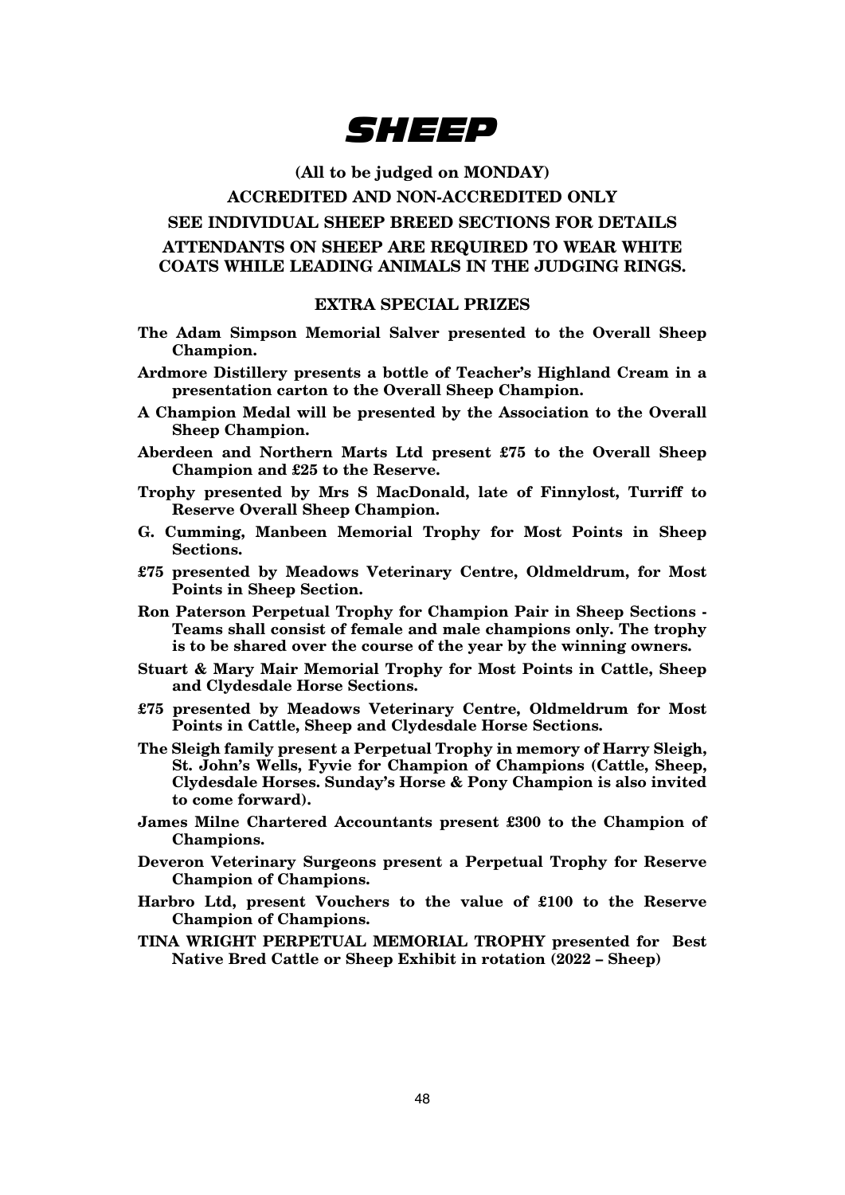# SHEEP

**(All to be judged on MONDAY)**

**ACCREDITED AND NON-ACCREDITED ONLY**

**SEE INDIVIDUAL SHEEP BREED SECTIONS FOR DETAILS**

**ATTENDANTS ON SHEEP ARE REQUIRED TO WEAR WHITE COATS WHILE LEADING ANIMALS IN THE JUDGING RINGS.**

## EXTRA SPECIAL PRIZES

**The Adam Simpson Memorial Salver presented to the Overall Sheep Champion.**

**Ardmore Distillery presents a bottle of Teacher's Highland Cream in a presentation carton to the Overall Sheep Champion.**

**A Champion Medal will be presented by the Association to the Overall Sheep Champion.**

**Aberdeen and Northern Marts Ltd present £75 to the Overall Sheep Champion and £25 to the Reserve.**

**Trophy presented by Mrs S MacDonald, late of Finnylost, Turriff to Reserve Overall Sheep Champion.**

**G. Cumming, Manbeen Memorial Trophy for Most Points in Sheep Sections.**

**£75 presented by Meadows Veterinary Centre, Oldmeldrum, for Most Points in Sheep Section.**

**Ron Paterson Perpetual Trophy for Champion Pair in Sheep Sections - Teams shall consist of female and male champions only. The trophy is to be shared over the course of the year by the winning owners.**

**Stuart & Mary Mair Memorial Trophy for Most Points in Cattle, Sheep and Clydesdale Horse Sections.**

**£75 presented by Meadows Veterinary Centre, Oldmeldrum for Most Points in Cattle, Sheep and Clydesdale Horse Sections.**

**The Sleigh family present a Perpetual Trophy in memory of Harry Sleigh, St. John's Wells, Fyvie for Champion of Champions (Cattle, Sheep, Clydesdale Horses. Sunday's Horse & Pony Champion is also invited to come forward).**

**James Milne Chartered Accountants present £300 to the Champion of Champions.**

**Deveron Veterinary Surgeons present a Perpetual Trophy for Reserve Champion of Champions.**

**Harbro Ltd, present Vouchers to the value of £100 to the Reserve Champion of Champions.**

**TINA WRIGHT PERPETUAL MEMORIAL TROPHY presented for Best Native Bred Cattle or Sheep Exhibit in rotation (2022 – Sheep)**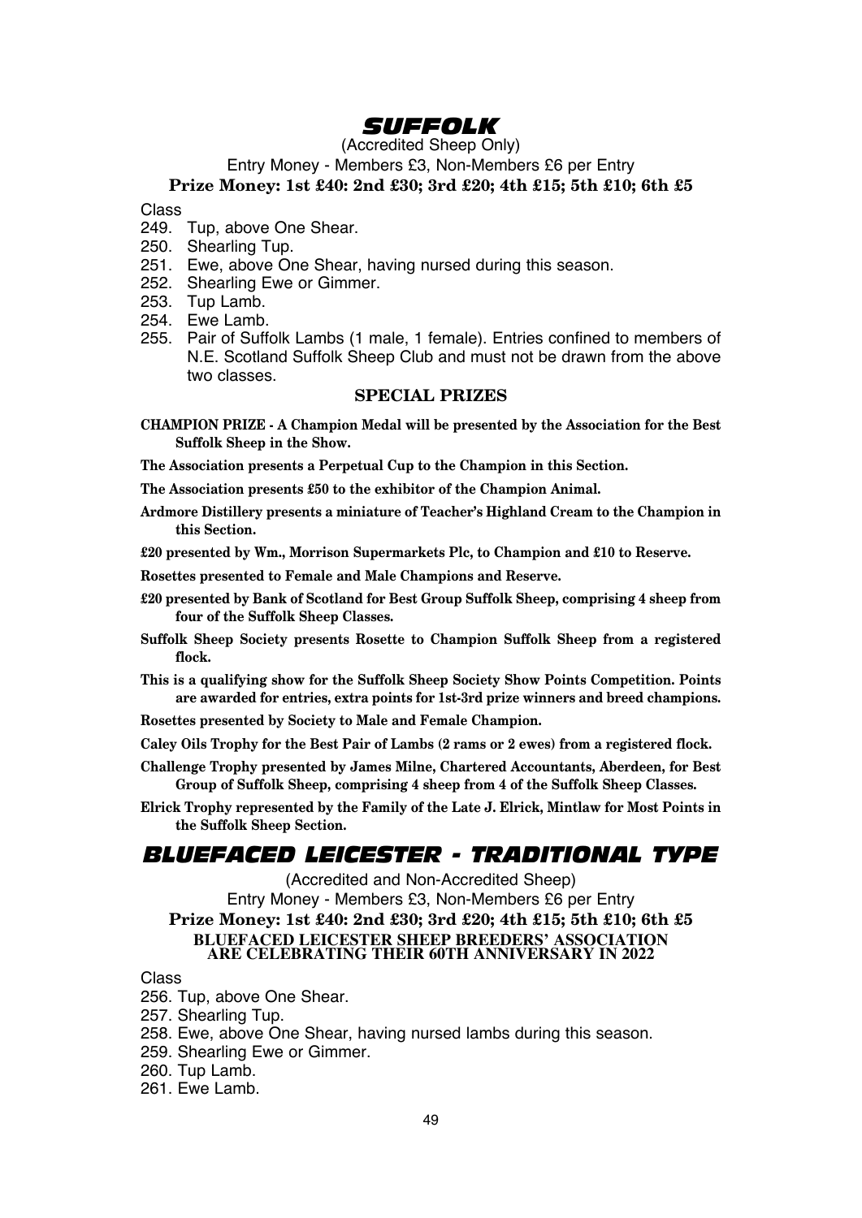# SUFFOLK

(Accredited Sheep Only)

Entry Money - Members £3, Non-Members £6 per Entry

**Prize Money: 1st £40: 2nd £30; 3rd £20; 4th £15; 5th £10; 6th £5**

Class

249. Tup, above One Shear.
250. Shearling Tup.
251. Ewe, above One Shear, having nursed during this season.
252. Shearling Ewe or Gimmer.
253. Tup Lamb.
254. Ewe Lamb.
255. Pair of Suffolk Lambs (1 male, 1 female). Entries confined to members of N.E. Scotland Suffolk Sheep Club and must not be drawn from the above two classes.

### SPECIAL PRIZES

**CHAMPION PRIZE - A Champion Medal will be presented by the Association for the Best Suffolk Sheep in the Show.**

**The Association presents a Perpetual Cup to the Champion in this Section.**

**The Association presents £50 to the exhibitor of the Champion Animal.**

**Ardmore Distillery presents a miniature of Teacher's Highland Cream to the Champion in this Section.**

**£20 presented by Wm., Morrison Supermarkets Plc, to Champion and £10 to Reserve.**

**Rosettes presented to Female and Male Champions and Reserve.**

**£20 presented by Bank of Scotland for Best Group Suffolk Sheep, comprising 4 sheep from four of the Suffolk Sheep Classes.**

**Suffolk Sheep Society presents Rosette to Champion Suffolk Sheep from a registered flock.**

**This is a qualifying show for the Suffolk Sheep Society Show Points Competition. Points are awarded for entries, extra points for 1st-3rd prize winners and breed champions.**

**Rosettes presented by Society to Male and Female Champion.**

**Caley Oils Trophy for the Best Pair of Lambs (2 rams or 2 ewes) from a registered flock.**

**Challenge Trophy presented by James Milne, Chartered Accountants, Aberdeen, for Best Group of Suffolk Sheep, comprising 4 sheep from 4 of the Suffolk Sheep Classes.**

**Elrick Trophy represented by the Family of the Late J. Elrick, Mintlaw for Most Points in the Suffolk Sheep Section.**

# BLUEFACED LEICESTER - TRADITIONAL TYPE

(Accredited and Non-Accredited Sheep)

Entry Money - Members £3, Non-Members £6 per Entry

**Prize Money: 1st £40: 2nd £30; 3rd £20; 4th £15; 5th £10; 6th £5**

**BLUEFACED LEICESTER SHEEP BREEDERS' ASSOCIATION ARE CELEBRATING THEIR 60TH ANNIVERSARY IN 2022**

Class

256. Tup, above One Shear.
257. Shearling Tup.
258. Ewe, above One Shear, having nursed lambs during this season.
259. Shearling Ewe or Gimmer.
260. Tup Lamb.
261. Ewe Lamb.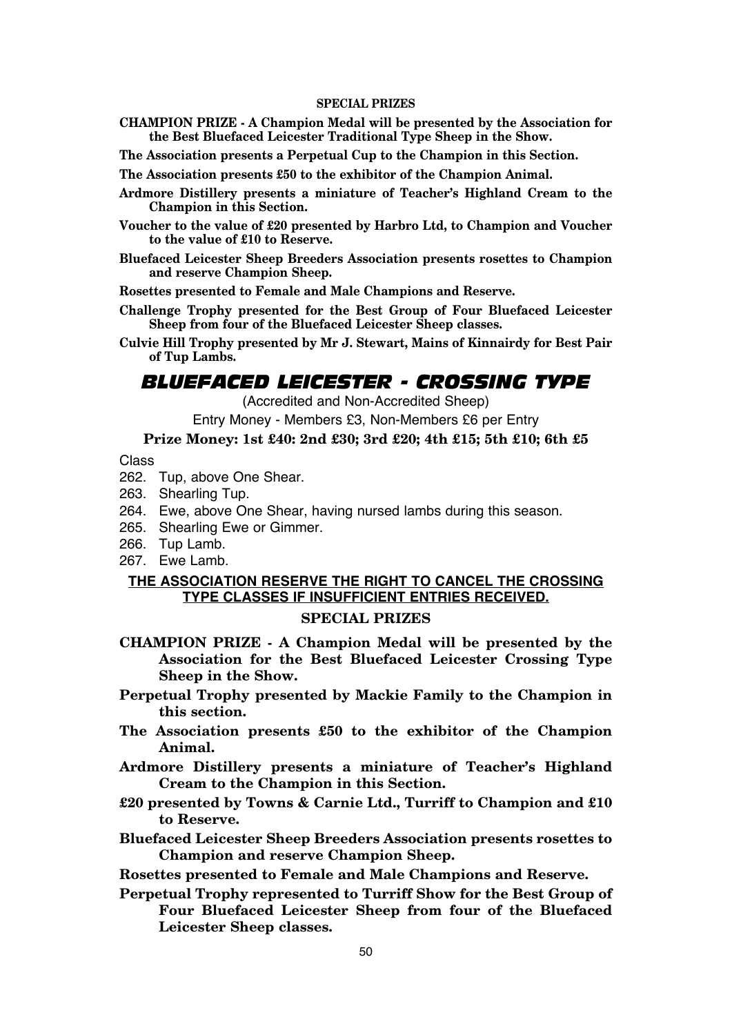#### SPECIAL PRIZES

**CHAMPION PRIZE - A Champion Medal will be presented by the Association for the Best Bluefaced Leicester Traditional Type Sheep in the Show.**

**The Association presents a Perpetual Cup to the Champion in this Section.**

**The Association presents £50 to the exhibitor of the Champion Animal.**

**Ardmore Distillery presents a miniature of Teacher's Highland Cream to the Champion in this Section.**

**Voucher to the value of £20 presented by Harbro Ltd, to Champion and Voucher to the value of £10 to Reserve.**

**Bluefaced Leicester Sheep Breeders Association presents rosettes to Champion and reserve Champion Sheep.**

**Rosettes presented to Female and Male Champions and Reserve.**

**Challenge Trophy presented for the Best Group of Four Bluefaced Leicester Sheep from four of the Bluefaced Leicester Sheep classes.**

**Culvie Hill Trophy presented by Mr J. Stewart, Mains of Kinnairdy for Best Pair of Tup Lambs.**

## *BLUEFACED LEICESTER - CROSSING TYPE*

(Accredited and Non-Accredited Sheep)

Entry Money - Members £3, Non-Members £6 per Entry

**Prize Money: 1st £40: 2nd £30; 3rd £20; 4th £15; 5th £10; 6th £5**

Class

262. Tup, above One Shear.
263. Shearling Tup.
264. Ewe, above One Shear, having nursed lambs during this season.
265. Shearling Ewe or Gimmer.
266. Tup Lamb.
267. Ewe Lamb.

**THE ASSOCIATION RESERVE THE RIGHT TO CANCEL THE CROSSING TYPE CLASSES IF INSUFFICIENT ENTRIES RECEIVED.**

#### SPECIAL PRIZES

**CHAMPION PRIZE - A Champion Medal will be presented by the Association for the Best Bluefaced Leicester Crossing Type Sheep in the Show.**

**Perpetual Trophy presented by Mackie Family to the Champion in this section.**

**The Association presents £50 to the exhibitor of the Champion Animal.**

**Ardmore Distillery presents a miniature of Teacher's Highland Cream to the Champion in this Section.**

**£20 presented by Towns & Carnie Ltd., Turriff to Champion and £10 to Reserve.**

**Bluefaced Leicester Sheep Breeders Association presents rosettes to Champion and reserve Champion Sheep.**

**Rosettes presented to Female and Male Champions and Reserve.**

**Perpetual Trophy represented to Turriff Show for the Best Group of Four Bluefaced Leicester Sheep from four of the Bluefaced Leicester Sheep classes.**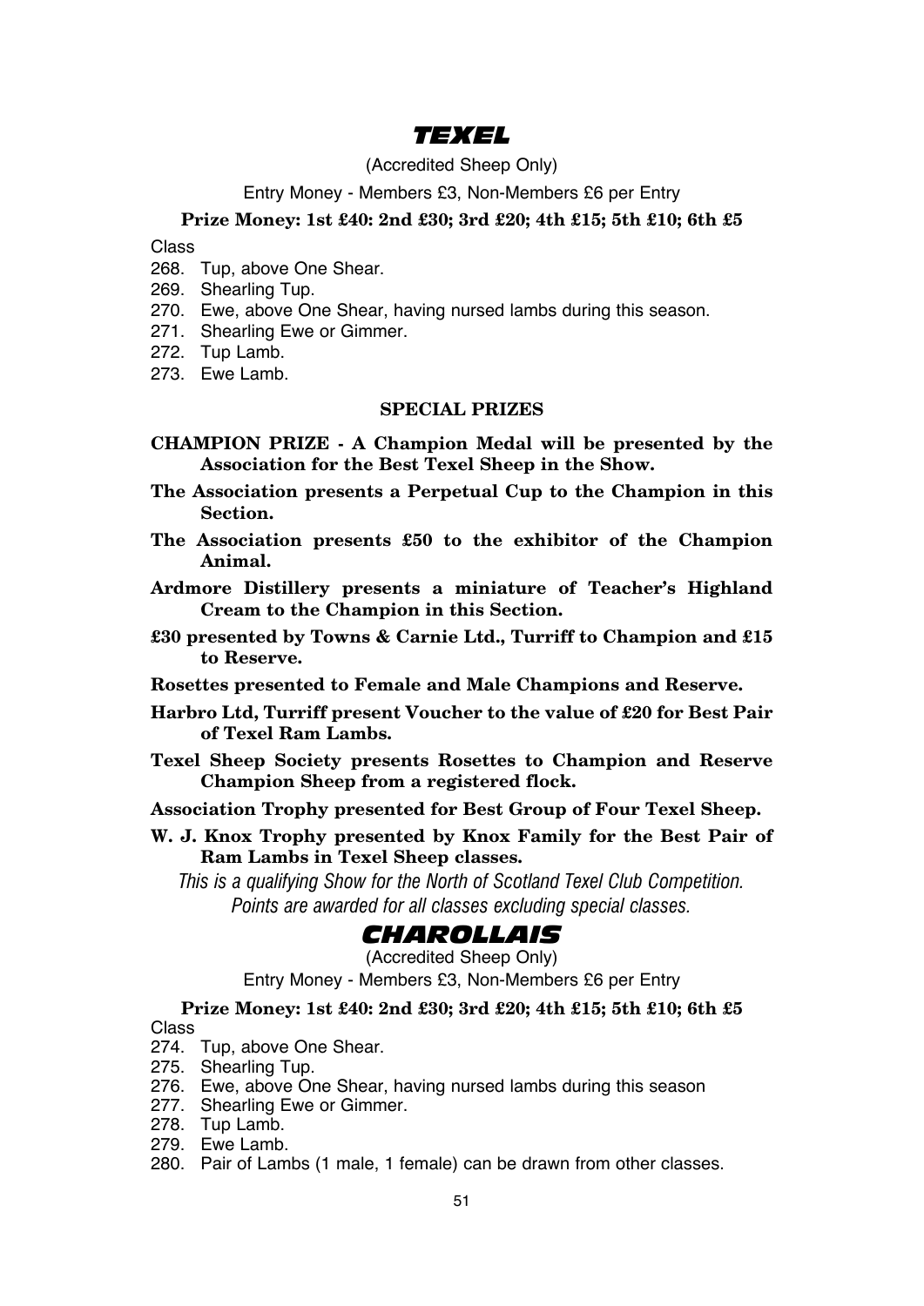## *TEXEL*

(Accredited Sheep Only)

Entry Money - Members £3, Non-Members £6 per Entry

**Prize Money: 1st £40: 2nd £30; 3rd £20; 4th £15; 5th £10; 6th £5**

Class

268. Tup, above One Shear.
269. Shearling Tup.
270. Ewe, above One Shear, having nursed lambs during this season.
271. Shearling Ewe or Gimmer.
272. Tup Lamb.
273. Ewe Lamb.

### SPECIAL PRIZES

**CHAMPION PRIZE - A Champion Medal will be presented by the Association for the Best Texel Sheep in the Show.**

**The Association presents a Perpetual Cup to the Champion in this Section.**

**The Association presents £50 to the exhibitor of the Champion Animal.**

**Ardmore Distillery presents a miniature of Teacher's Highland Cream to the Champion in this Section.**

**£30 presented by Towns & Carnie Ltd., Turriff to Champion and £15 to Reserve.**

**Rosettes presented to Female and Male Champions and Reserve.**

**Harbro Ltd, Turriff present Voucher to the value of £20 for Best Pair of Texel Ram Lambs.**

**Texel Sheep Society presents Rosettes to Champion and Reserve Champion Sheep from a registered flock.**

**Association Trophy presented for Best Group of Four Texel Sheep.**

**W. J. Knox Trophy presented by Knox Family for the Best Pair of Ram Lambs in Texel Sheep classes.**

*This is a qualifying Show for the North of Scotland Texel Club Competition. Points are awarded for all classes excluding special classes.*

## *CHAROLLAIS*

(Accredited Sheep Only)

Entry Money - Members £3, Non-Members £6 per Entry

**Prize Money: 1st £40: 2nd £30; 3rd £20; 4th £15; 5th £10; 6th £5**

Class

274. Tup, above One Shear.
275. Shearling Tup.
276. Ewe, above One Shear, having nursed lambs during this season
277. Shearling Ewe or Gimmer.
278. Tup Lamb.
279. Ewe Lamb.
280. Pair of Lambs (1 male, 1 female) can be drawn from other classes.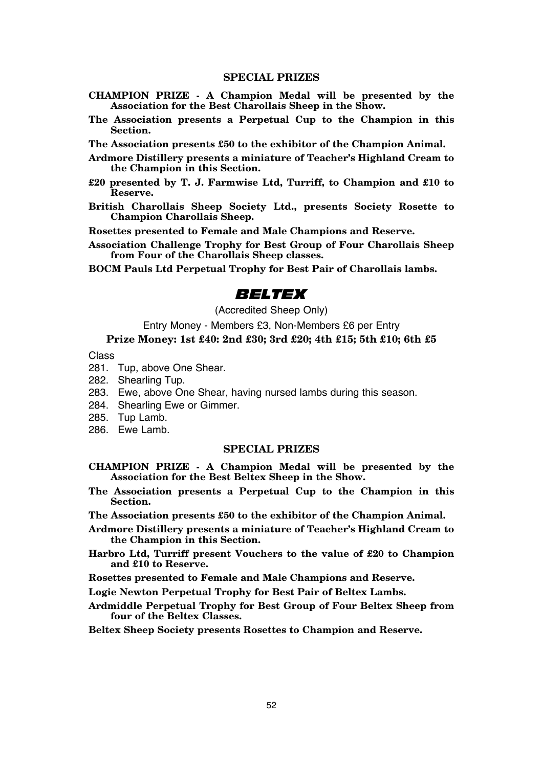### SPECIAL PRIZES

**CHAMPION PRIZE - A Champion Medal will be presented by the Association for the Best Charollais Sheep in the Show.**

**The Association presents a Perpetual Cup to the Champion in this Section.**

**The Association presents £50 to the exhibitor of the Champion Animal.**

**Ardmore Distillery presents a miniature of Teacher's Highland Cream to the Champion in this Section.**

**£20 presented by T. J. Farmwise Ltd, Turriff, to Champion and £10 to Reserve.**

**British Charollais Sheep Society Ltd., presents Society Rosette to Champion Charollais Sheep.**

**Rosettes presented to Female and Male Champions and Reserve.**

**Association Challenge Trophy for Best Group of Four Charollais Sheep from Four of the Charollais Sheep classes.**

**BOCM Pauls Ltd Perpetual Trophy for Best Pair of Charollais lambs.**

## *BELTEX*

(Accredited Sheep Only)

Entry Money - Members £3, Non-Members £6 per Entry

**Prize Money: 1st £40: 2nd £30; 3rd £20; 4th £15; 5th £10; 6th £5**

Class

281. Tup, above One Shear.
282. Shearling Tup.
283. Ewe, above One Shear, having nursed lambs during this season.
284. Shearling Ewe or Gimmer.
285. Tup Lamb.
286. Ewe Lamb.

### SPECIAL PRIZES

**CHAMPION PRIZE - A Champion Medal will be presented by the Association for the Best Beltex Sheep in the Show.**

**The Association presents a Perpetual Cup to the Champion in this Section.**

**The Association presents £50 to the exhibitor of the Champion Animal.**

**Ardmore Distillery presents a miniature of Teacher's Highland Cream to the Champion in this Section.**

**Harbro Ltd, Turriff present Vouchers to the value of £20 to Champion and £10 to Reserve.**

**Rosettes presented to Female and Male Champions and Reserve.**

**Logie Newton Perpetual Trophy for Best Pair of Beltex Lambs.**

**Ardmiddle Perpetual Trophy for Best Group of Four Beltex Sheep from four of the Beltex Classes.**

**Beltex Sheep Society presents Rosettes to Champion and Reserve.**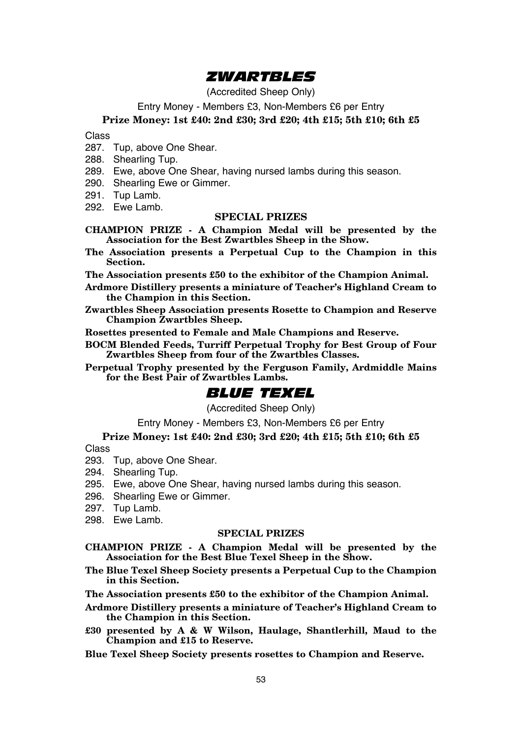## *ZWARTBLES*

(Accredited Sheep Only)

Entry Money - Members £3, Non-Members £6 per Entry

**Prize Money: 1st £40: 2nd £30; 3rd £20; 4th £15; 5th £10; 6th £5**

Class

287. Tup, above One Shear.
288. Shearling Tup.
289. Ewe, above One Shear, having nursed lambs during this season.
290. Shearling Ewe or Gimmer.
291. Tup Lamb.
292. Ewe Lamb.

### SPECIAL PRIZES

**CHAMPION PRIZE - A Champion Medal will be presented by the Association for the Best Zwartbles Sheep in the Show.**

**The Association presents a Perpetual Cup to the Champion in this Section.**

**The Association presents £50 to the exhibitor of the Champion Animal.**

**Ardmore Distillery presents a miniature of Teacher's Highland Cream to the Champion in this Section.**

**Zwartbles Sheep Association presents Rosette to Champion and Reserve Champion Zwartbles Sheep.**

**Rosettes presented to Female and Male Champions and Reserve.**

**BOCM Blended Feeds, Turriff Perpetual Trophy for Best Group of Four Zwartbles Sheep from four of the Zwartbles Classes.**

**Perpetual Trophy presented by the Ferguson Family, Ardmiddle Mains for the Best Pair of Zwartbles Lambs.**

## *BLUE TEXEL*

(Accredited Sheep Only)

Entry Money - Members £3, Non-Members £6 per Entry

**Prize Money: 1st £40: 2nd £30; 3rd £20; 4th £15; 5th £10; 6th £5**

Class

293. Tup, above One Shear.
294. Shearling Tup.
295. Ewe, above One Shear, having nursed lambs during this season.
296. Shearling Ewe or Gimmer.
297. Tup Lamb.
298. Ewe Lamb.

### SPECIAL PRIZES

**CHAMPION PRIZE - A Champion Medal will be presented by the Association for the Best Blue Texel Sheep in the Show.**

**The Blue Texel Sheep Society presents a Perpetual Cup to the Champion in this Section.**

**The Association presents £50 to the exhibitor of the Champion Animal.**

**Ardmore Distillery presents a miniature of Teacher's Highland Cream to the Champion in this Section.**

**£30 presented by A & W Wilson, Haulage, Shantlerhill, Maud to the Champion and £15 to Reserve.**

**Blue Texel Sheep Society presents rosettes to Champion and Reserve.**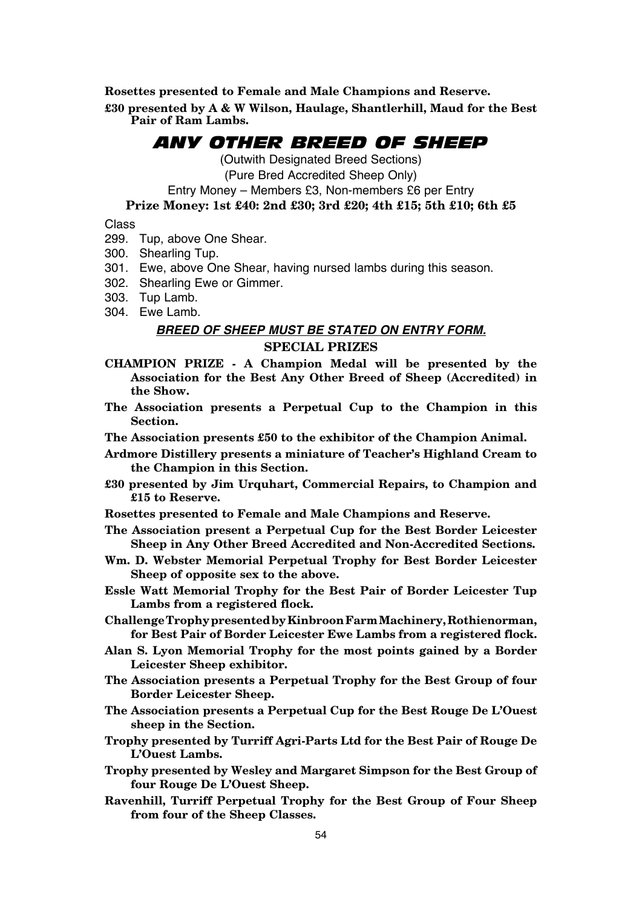**Rosettes presented to Female and Male Champions and Reserve.**

**£30 presented by A & W Wilson, Haulage, Shantlerhill, Maud for the Best Pair of Ram Lambs.**

## *ANY OTHER BREED OF SHEEP*

(Outwith Designated Breed Sections)

(Pure Bred Accredited Sheep Only)

Entry Money – Members £3, Non-members £6 per Entry

**Prize Money: 1st £40: 2nd £30; 3rd £20; 4th £15; 5th £10; 6th £5**

Class

299. Tup, above One Shear.
300. Shearling Tup.
301. Ewe, above One Shear, having nursed lambs during this season.
302. Shearling Ewe or Gimmer.
303. Tup Lamb.
304. Ewe Lamb.

***BREED OF SHEEP MUST BE STATED ON ENTRY FORM.***

**SPECIAL PRIZES**

**CHAMPION PRIZE - A Champion Medal will be presented by the Association for the Best Any Other Breed of Sheep (Accredited) in the Show.**

**The Association presents a Perpetual Cup to the Champion in this Section.**

**The Association presents £50 to the exhibitor of the Champion Animal.**

**Ardmore Distillery presents a miniature of Teacher's Highland Cream to the Champion in this Section.**

**£30 presented by Jim Urquhart, Commercial Repairs, to Champion and £15 to Reserve.**

**Rosettes presented to Female and Male Champions and Reserve.**

**The Association present a Perpetual Cup for the Best Border Leicester Sheep in Any Other Breed Accredited and Non-Accredited Sections.**

**Wm. D. Webster Memorial Perpetual Trophy for Best Border Leicester Sheep of opposite sex to the above.**

**Essle Watt Memorial Trophy for the Best Pair of Border Leicester Tup Lambs from a registered flock.**

**Challenge Trophy presented by Kinbroon Farm Machinery, Rothienorman, for Best Pair of Border Leicester Ewe Lambs from a registered flock.**

**Alan S. Lyon Memorial Trophy for the most points gained by a Border Leicester Sheep exhibitor.**

**The Association presents a Perpetual Trophy for the Best Group of four Border Leicester Sheep.**

**The Association presents a Perpetual Cup for the Best Rouge De L'Ouest sheep in the Section.**

**Trophy presented by Turriff Agri-Parts Ltd for the Best Pair of Rouge De L'Ouest Lambs.**

**Trophy presented by Wesley and Margaret Simpson for the Best Group of four Rouge De L'Ouest Sheep.**

**Ravenhill, Turriff Perpetual Trophy for the Best Group of Four Sheep from four of the Sheep Classes.**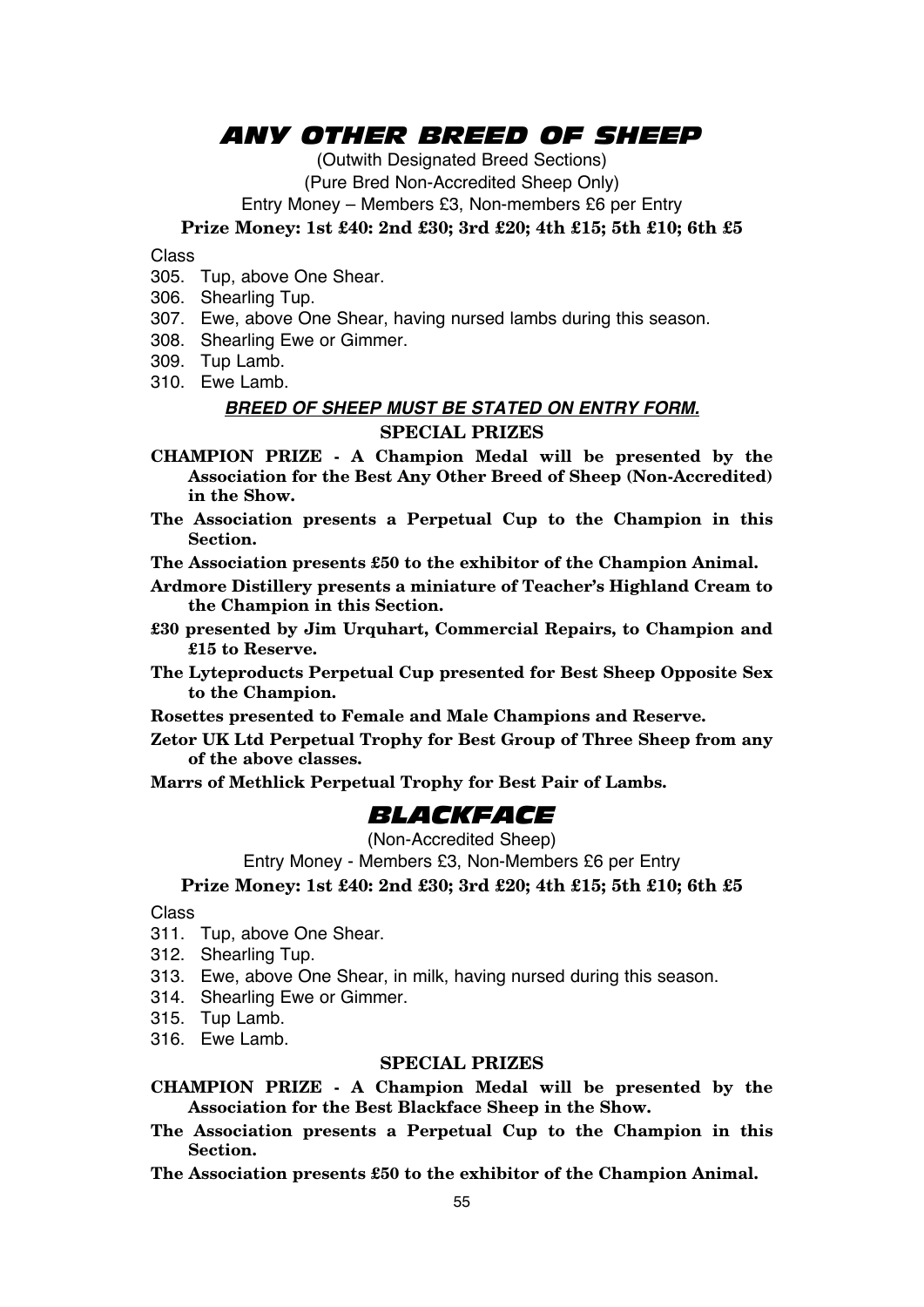# *ANY OTHER BREED OF SHEEP*

(Outwith Designated Breed Sections)

(Pure Bred Non-Accredited Sheep Only)

Entry Money – Members £3, Non-members £6 per Entry

**Prize Money: 1st £40: 2nd £30; 3rd £20; 4th £15; 5th £10; 6th £5**

Class

305. Tup, above One Shear.
306. Shearling Tup.
307. Ewe, above One Shear, having nursed lambs during this season.
308. Shearling Ewe or Gimmer.
309. Tup Lamb.
310. Ewe Lamb.

***BREED OF SHEEP MUST BE STATED ON ENTRY FORM.***

**SPECIAL PRIZES**

**CHAMPION PRIZE - A Champion Medal will be presented by the Association for the Best Any Other Breed of Sheep (Non-Accredited) in the Show.**

**The Association presents a Perpetual Cup to the Champion in this Section.**

**The Association presents £50 to the exhibitor of the Champion Animal.**

**Ardmore Distillery presents a miniature of Teacher's Highland Cream to the Champion in this Section.**

**£30 presented by Jim Urquhart, Commercial Repairs, to Champion and £15 to Reserve.**

**The Lyteproducts Perpetual Cup presented for Best Sheep Opposite Sex to the Champion.**

**Rosettes presented to Female and Male Champions and Reserve.**

**Zetor UK Ltd Perpetual Trophy for Best Group of Three Sheep from any of the above classes.**

**Marrs of Methlick Perpetual Trophy for Best Pair of Lambs.**

# *BLACKFACE*

(Non-Accredited Sheep)

Entry Money - Members £3, Non-Members £6 per Entry

**Prize Money: 1st £40: 2nd £30; 3rd £20; 4th £15; 5th £10; 6th £5**

Class

311. Tup, above One Shear.
312. Shearling Tup.
313. Ewe, above One Shear, in milk, having nursed during this season.
314. Shearling Ewe or Gimmer.
315. Tup Lamb.
316. Ewe Lamb.

**SPECIAL PRIZES**

**CHAMPION PRIZE - A Champion Medal will be presented by the Association for the Best Blackface Sheep in the Show.**

**The Association presents a Perpetual Cup to the Champion in this Section.**

**The Association presents £50 to the exhibitor of the Champion Animal.**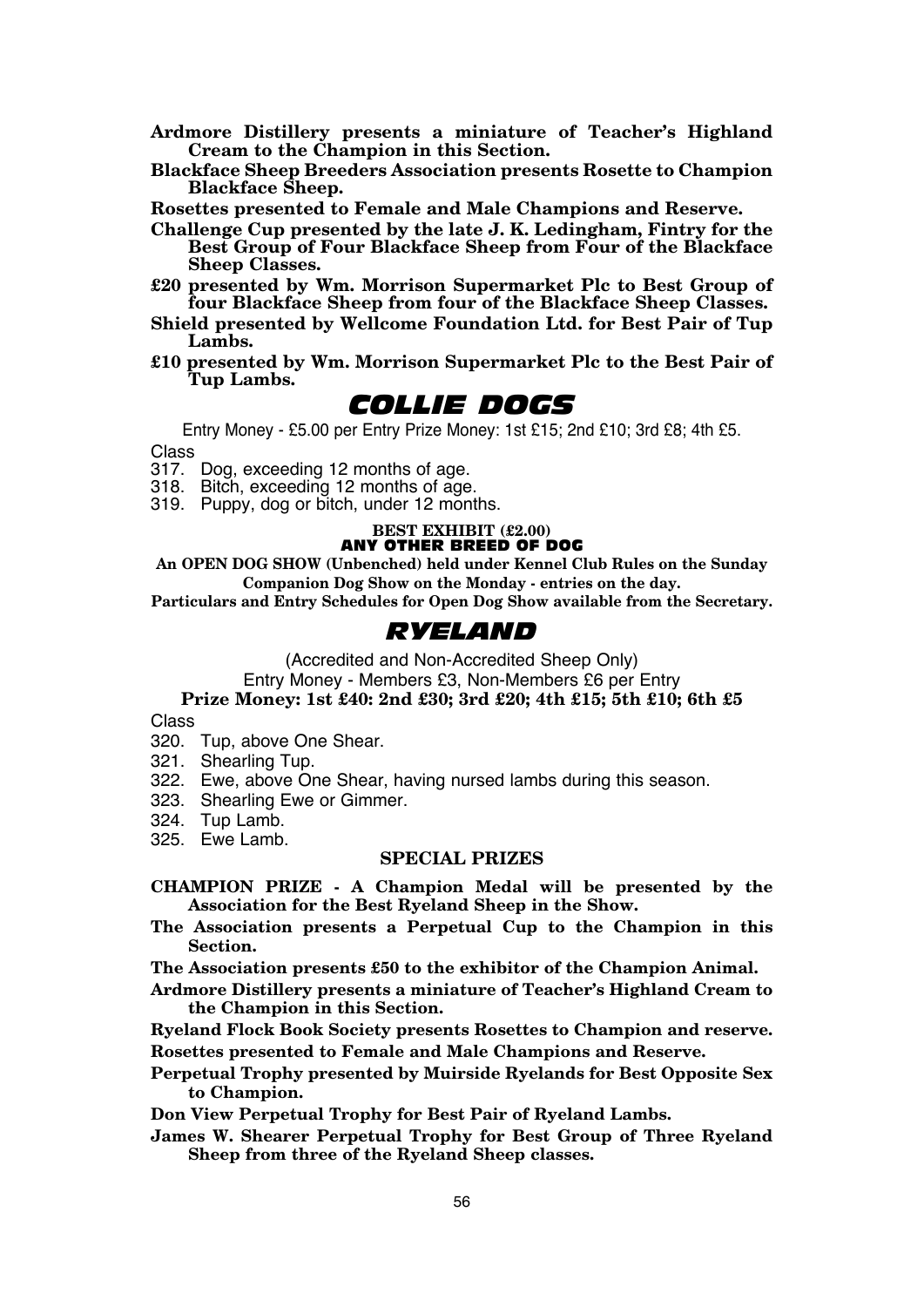**Ardmore Distillery presents a miniature of Teacher's Highland Cream to the Champion in this Section.**

**Blackface Sheep Breeders Association presents Rosette to Champion Blackface Sheep.**

**Rosettes presented to Female and Male Champions and Reserve.**

**Challenge Cup presented by the late J. K. Ledingham, Fintry for the Best Group of Four Blackface Sheep from Four of the Blackface Sheep Classes.**

**£20 presented by Wm. Morrison Supermarket Plc to Best Group of four Blackface Sheep from four of the Blackface Sheep Classes.**

**Shield presented by Wellcome Foundation Ltd. for Best Pair of Tup Lambs.**

**£10 presented by Wm. Morrison Supermarket Plc to the Best Pair of Tup Lambs.**

# COLLIE DOGS

Entry Money - £5.00 per Entry Prize Money: 1st £15; 2nd £10; 3rd £8; 4th £5.

Class

317. Dog, exceeding 12 months of age.
318. Bitch, exceeding 12 months of age.
319. Puppy, dog or bitch, under 12 months.

**BEST EXHIBIT (£2.00)**

**ANY OTHER BREED OF DOG**

**An OPEN DOG SHOW (Unbenched) held under Kennel Club Rules on the Sunday Companion Dog Show on the Monday - entries on the day.**

**Particulars and Entry Schedules for Open Dog Show available from the Secretary.**

# RYELAND

(Accredited and Non-Accredited Sheep Only)

Entry Money - Members £3, Non-Members £6 per Entry

**Prize Money: 1st £40: 2nd £30; 3rd £20; 4th £15; 5th £10; 6th £5**

Class

320. Tup, above One Shear.
321. Shearling Tup.
322. Ewe, above One Shear, having nursed lambs during this season.
323. Shearling Ewe or Gimmer.
324. Tup Lamb.
325. Ewe Lamb.

### SPECIAL PRIZES

**CHAMPION PRIZE - A Champion Medal will be presented by the Association for the Best Ryeland Sheep in the Show.**

**The Association presents a Perpetual Cup to the Champion in this Section.**

**The Association presents £50 to the exhibitor of the Champion Animal.**

**Ardmore Distillery presents a miniature of Teacher's Highland Cream to the Champion in this Section.**

**Ryeland Flock Book Society presents Rosettes to Champion and reserve.**

**Rosettes presented to Female and Male Champions and Reserve.**

**Perpetual Trophy presented by Muirside Ryelands for Best Opposite Sex to Champion.**

**Don View Perpetual Trophy for Best Pair of Ryeland Lambs.**

**James W. Shearer Perpetual Trophy for Best Group of Three Ryeland Sheep from three of the Ryeland Sheep classes.**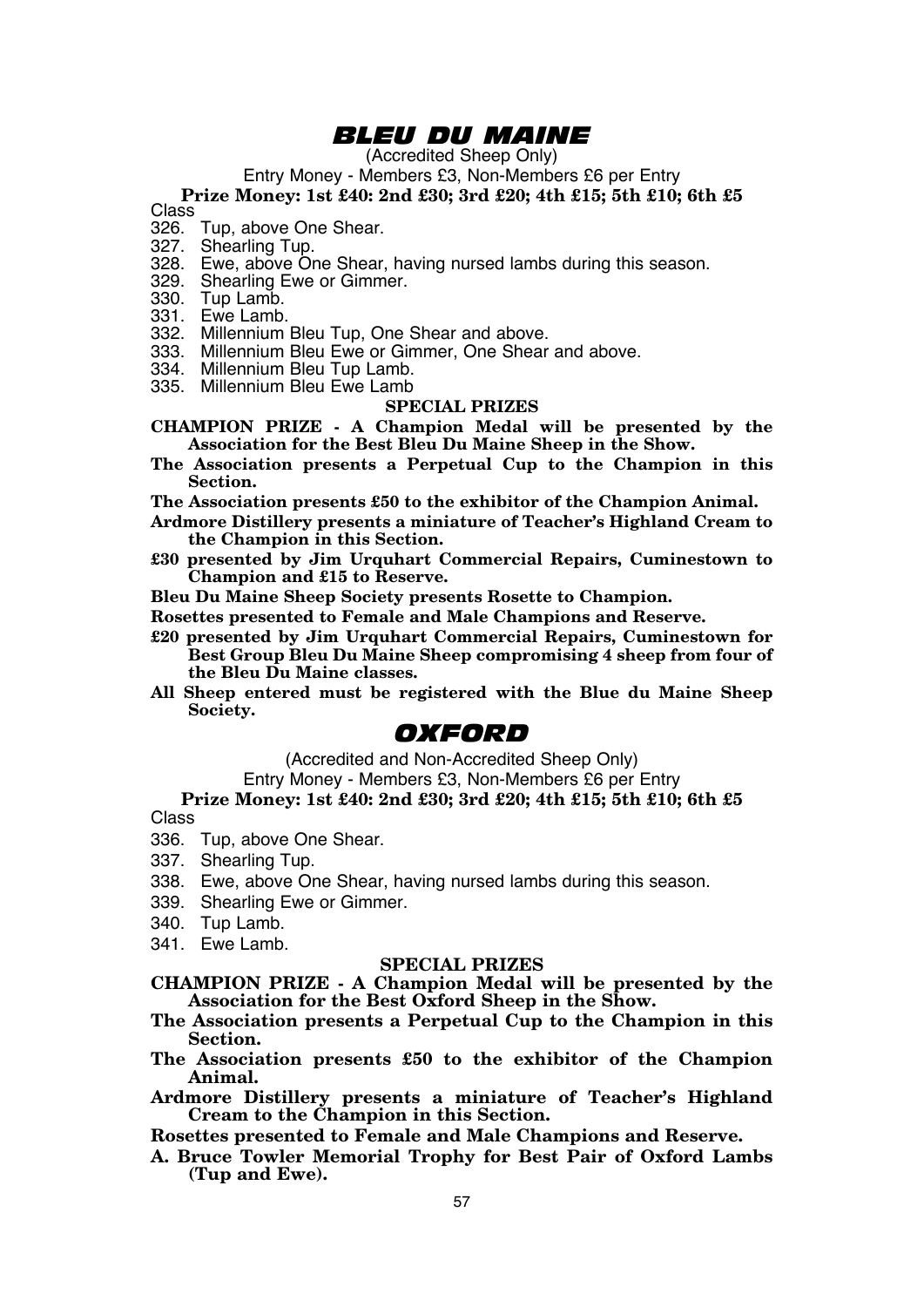# BLEU DU MAINE

(Accredited Sheep Only)

Entry Money - Members £3, Non-Members £6 per Entry

**Prize Money: 1st £40: 2nd £30; 3rd £20; 4th £15; 5th £10; 6th £5**

Class

326. Tup, above One Shear.
327. Shearling Tup.
328. Ewe, above One Shear, having nursed lambs during this season.
329. Shearling Ewe or Gimmer.
330. Tup Lamb.
331. Ewe Lamb.
332. Millennium Bleu Tup, One Shear and above.
333. Millennium Bleu Ewe or Gimmer, One Shear and above.
334. Millennium Bleu Tup Lamb.
335. Millennium Bleu Ewe Lamb

**SPECIAL PRIZES**

**CHAMPION PRIZE - A Champion Medal will be presented by the Association for the Best Bleu Du Maine Sheep in the Show.**

**The Association presents a Perpetual Cup to the Champion in this Section.**

**The Association presents £50 to the exhibitor of the Champion Animal.**

**Ardmore Distillery presents a miniature of Teacher's Highland Cream to the Champion in this Section.**

**£30 presented by Jim Urquhart Commercial Repairs, Cuminestown to Champion and £15 to Reserve.**

**Bleu Du Maine Sheep Society presents Rosette to Champion.**

**Rosettes presented to Female and Male Champions and Reserve.**

**£20 presented by Jim Urquhart Commercial Repairs, Cuminestown for Best Group Bleu Du Maine Sheep compromising 4 sheep from four of the Bleu Du Maine classes.**

**All Sheep entered must be registered with the Blue du Maine Sheep Society.**

# OXFORD

(Accredited and Non-Accredited Sheep Only)

Entry Money - Members £3, Non-Members £6 per Entry

**Prize Money: 1st £40: 2nd £30; 3rd £20; 4th £15; 5th £10; 6th £5**

Class

336. Tup, above One Shear.
337. Shearling Tup.
338. Ewe, above One Shear, having nursed lambs during this season.
339. Shearling Ewe or Gimmer.
340. Tup Lamb.
341. Ewe Lamb.

**SPECIAL PRIZES**

**CHAMPION PRIZE - A Champion Medal will be presented by the Association for the Best Oxford Sheep in the Show.**

**The Association presents a Perpetual Cup to the Champion in this Section.**

**The Association presents £50 to the exhibitor of the Champion Animal.**

**Ardmore Distillery presents a miniature of Teacher's Highland Cream to the Champion in this Section.**

**Rosettes presented to Female and Male Champions and Reserve.**

**A. Bruce Towler Memorial Trophy for Best Pair of Oxford Lambs (Tup and Ewe).**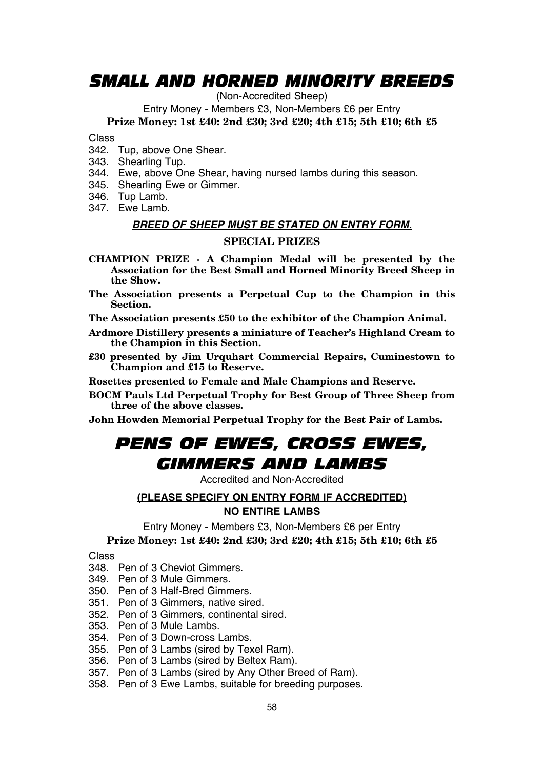# SMALL AND HORNED MINORITY BREEDS

(Non-Accredited Sheep)

Entry Money - Members £3, Non-Members £6 per Entry

**Prize Money: 1st £40: 2nd £30; 3rd £20; 4th £15; 5th £10; 6th £5**

Class

342. Tup, above One Shear.
343. Shearling Tup.
344. Ewe, above One Shear, having nursed lambs during this season.
345. Shearling Ewe or Gimmer.
346. Tup Lamb.
347. Ewe Lamb.

***BREED OF SHEEP MUST BE STATED ON ENTRY FORM.***

**SPECIAL PRIZES**

**CHAMPION PRIZE - A Champion Medal will be presented by the Association for the Best Small and Horned Minority Breed Sheep in the Show.**

**The Association presents a Perpetual Cup to the Champion in this Section.**

**The Association presents £50 to the exhibitor of the Champion Animal.**

**Ardmore Distillery presents a miniature of Teacher's Highland Cream to the Champion in this Section.**

**£30 presented by Jim Urquhart Commercial Repairs, Cuminestown to Champion and £15 to Reserve.**

**Rosettes presented to Female and Male Champions and Reserve.**

**BOCM Pauls Ltd Perpetual Trophy for Best Group of Three Sheep from three of the above classes.**

**John Howden Memorial Perpetual Trophy for the Best Pair of Lambs.**

# PENS OF EWES, CROSS EWES, GIMMERS AND LAMBS

Accredited and Non-Accredited

**(PLEASE SPECIFY ON ENTRY FORM IF ACCREDITED)**

**NO ENTIRE LAMBS**

Entry Money - Members £3, Non-Members £6 per Entry

**Prize Money: 1st £40: 2nd £30; 3rd £20; 4th £15; 5th £10; 6th £5**

Class

348. Pen of 3 Cheviot Gimmers.
349. Pen of 3 Mule Gimmers.
350. Pen of 3 Half-Bred Gimmers.
351. Pen of 3 Gimmers, native sired.
352. Pen of 3 Gimmers, continental sired.
353. Pen of 3 Mule Lambs.
354. Pen of 3 Down-cross Lambs.
355. Pen of 3 Lambs (sired by Texel Ram).
356. Pen of 3 Lambs (sired by Beltex Ram).
357. Pen of 3 Lambs (sired by Any Other Breed of Ram).
358. Pen of 3 Ewe Lambs, suitable for breeding purposes.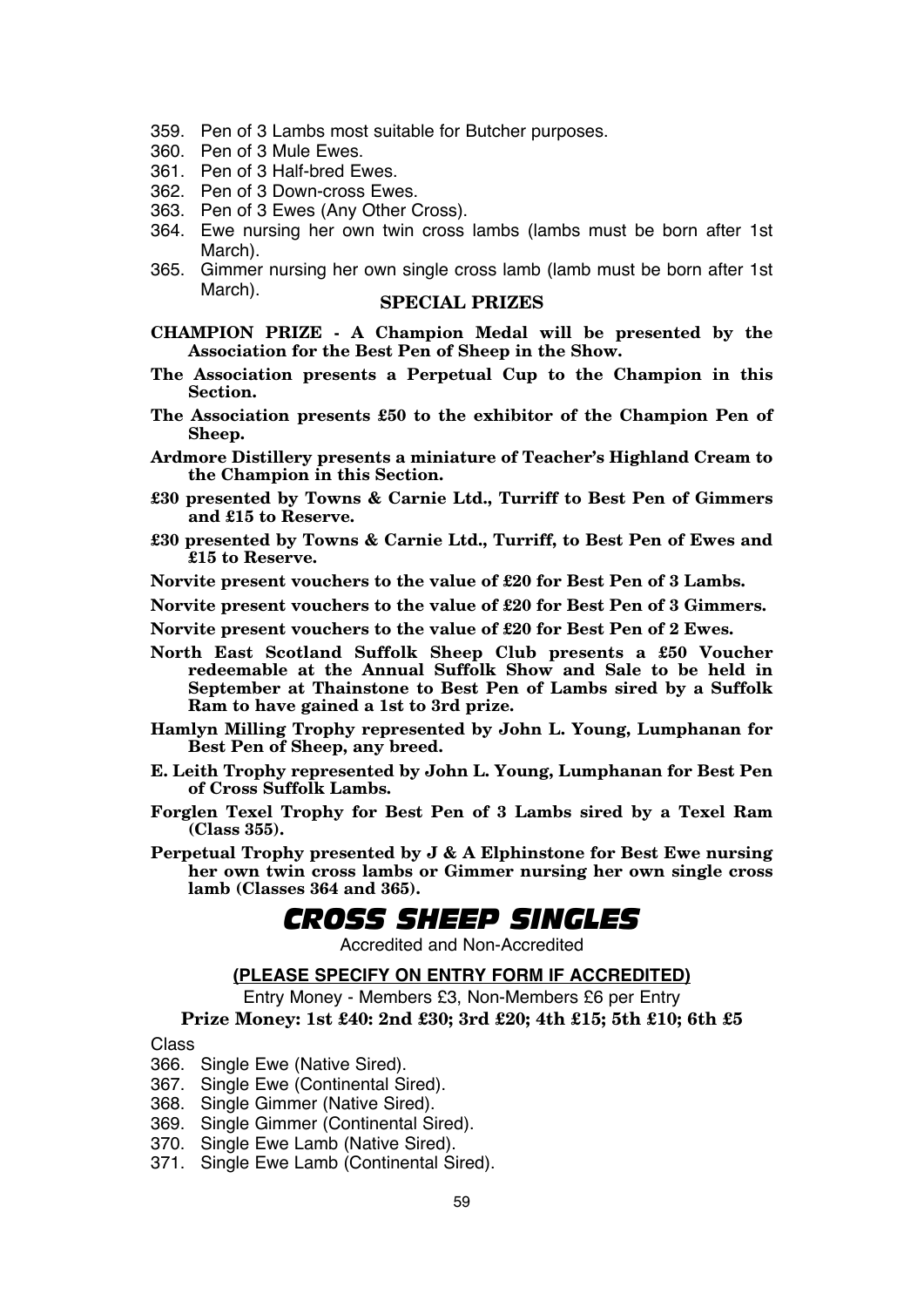359. Pen of 3 Lambs most suitable for Butcher purposes.
360. Pen of 3 Mule Ewes.
361. Pen of 3 Half-bred Ewes.
362. Pen of 3 Down-cross Ewes.
363. Pen of 3 Ewes (Any Other Cross).
364. Ewe nursing her own twin cross lambs (lambs must be born after 1st March).
365. Gimmer nursing her own single cross lamb (lamb must be born after 1st March).

### SPECIAL PRIZES

**CHAMPION PRIZE - A Champion Medal will be presented by the Association for the Best Pen of Sheep in the Show.**

**The Association presents a Perpetual Cup to the Champion in this Section.**

**The Association presents £50 to the exhibitor of the Champion Pen of Sheep.**

**Ardmore Distillery presents a miniature of Teacher's Highland Cream to the Champion in this Section.**

**£30 presented by Towns & Carnie Ltd., Turriff to Best Pen of Gimmers and £15 to Reserve.**

**£30 presented by Towns & Carnie Ltd., Turriff, to Best Pen of Ewes and £15 to Reserve.**

**Norvite present vouchers to the value of £20 for Best Pen of 3 Lambs.**

**Norvite present vouchers to the value of £20 for Best Pen of 3 Gimmers.**

**Norvite present vouchers to the value of £20 for Best Pen of 2 Ewes.**

**North East Scotland Suffolk Sheep Club presents a £50 Voucher redeemable at the Annual Suffolk Show and Sale to be held in September at Thainstone to Best Pen of Lambs sired by a Suffolk Ram to have gained a 1st to 3rd prize.**

**Hamlyn Milling Trophy represented by John L. Young, Lumphanan for Best Pen of Sheep, any breed.**

**E. Leith Trophy represented by John L. Young, Lumphanan for Best Pen of Cross Suffolk Lambs.**

**Forglen Texel Trophy for Best Pen of 3 Lambs sired by a Texel Ram (Class 355).**

**Perpetual Trophy presented by J & A Elphinstone for Best Ewe nursing her own twin cross lambs or Gimmer nursing her own single cross lamb (Classes 364 and 365).**

## *CROSS SHEEP SINGLES*

Accredited and Non-Accredited

**(PLEASE SPECIFY ON ENTRY FORM IF ACCREDITED)**

Entry Money - Members £3, Non-Members £6 per Entry

**Prize Money: 1st £40: 2nd £30; 3rd £20; 4th £15; 5th £10; 6th £5**

Class

366. Single Ewe (Native Sired).
367. Single Ewe (Continental Sired).
368. Single Gimmer (Native Sired).
369. Single Gimmer (Continental Sired).
370. Single Ewe Lamb (Native Sired).
371. Single Ewe Lamb (Continental Sired).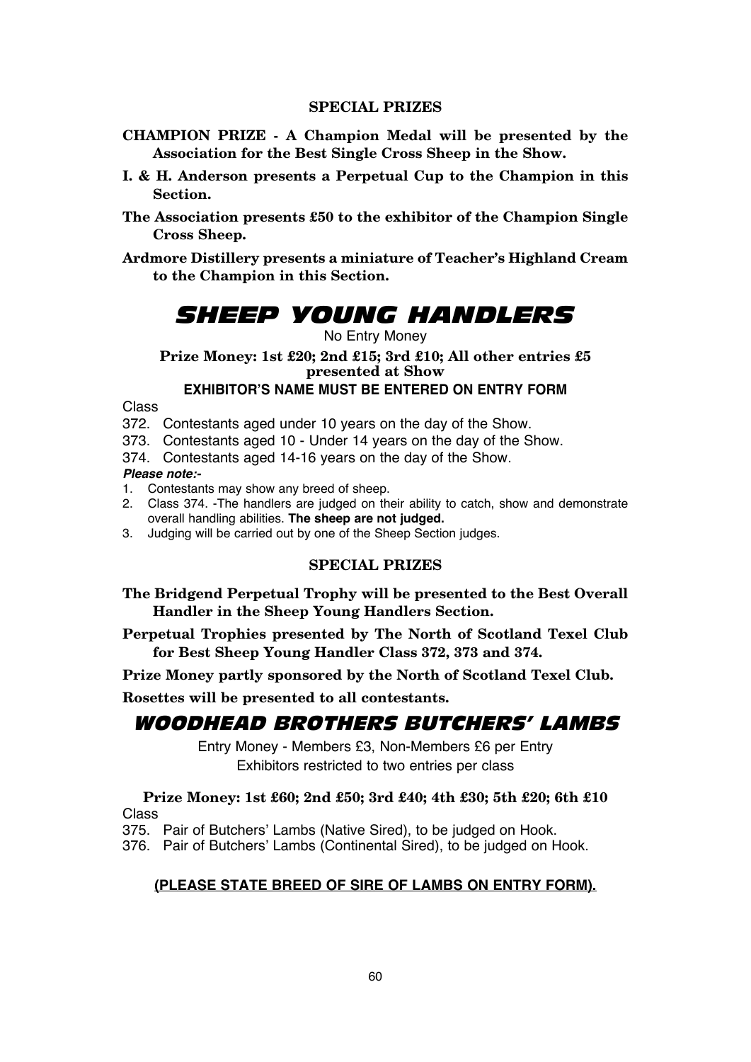### SPECIAL PRIZES

**CHAMPION PRIZE - A Champion Medal will be presented by the Association for the Best Single Cross Sheep in the Show.**

**I. & H. Anderson presents a Perpetual Cup to the Champion in this Section.**

**The Association presents £50 to the exhibitor of the Champion Single Cross Sheep.**

**Ardmore Distillery presents a miniature of Teacher's Highland Cream to the Champion in this Section.**

# *SHEEP YOUNG HANDLERS*

No Entry Money

**Prize Money: 1st £20; 2nd £15; 3rd £10; All other entries £5 presented at Show**

**EXHIBITOR'S NAME MUST BE ENTERED ON ENTRY FORM**

Class

372. Contestants aged under 10 years on the day of the Show.
373. Contestants aged 10 - Under 14 years on the day of the Show.
374. Contestants aged 14-16 years on the day of the Show.

***Please note:-***

1. Contestants may show any breed of sheep.
2. Class 374. -The handlers are judged on their ability to catch, show and demonstrate overall handling abilities. **The sheep are not judged.**
3. Judging will be carried out by one of the Sheep Section judges.

### SPECIAL PRIZES

**The Bridgend Perpetual Trophy will be presented to the Best Overall Handler in the Sheep Young Handlers Section.**

**Perpetual Trophies presented by The North of Scotland Texel Club for Best Sheep Young Handler Class 372, 373 and 374.**

**Prize Money partly sponsored by the North of Scotland Texel Club.**

**Rosettes will be presented to all contestants.**

# *WOODHEAD BROTHERS BUTCHERS' LAMBS*

Entry Money - Members £3, Non-Members £6 per Entry

Exhibitors restricted to two entries per class

**Prize Money: 1st £60; 2nd £50; 3rd £40; 4th £30; 5th £20; 6th £10**

Class

375. Pair of Butchers' Lambs (Native Sired), to be judged on Hook.
376. Pair of Butchers' Lambs (Continental Sired), to be judged on Hook.

**(PLEASE STATE BREED OF SIRE OF LAMBS ON ENTRY FORM).**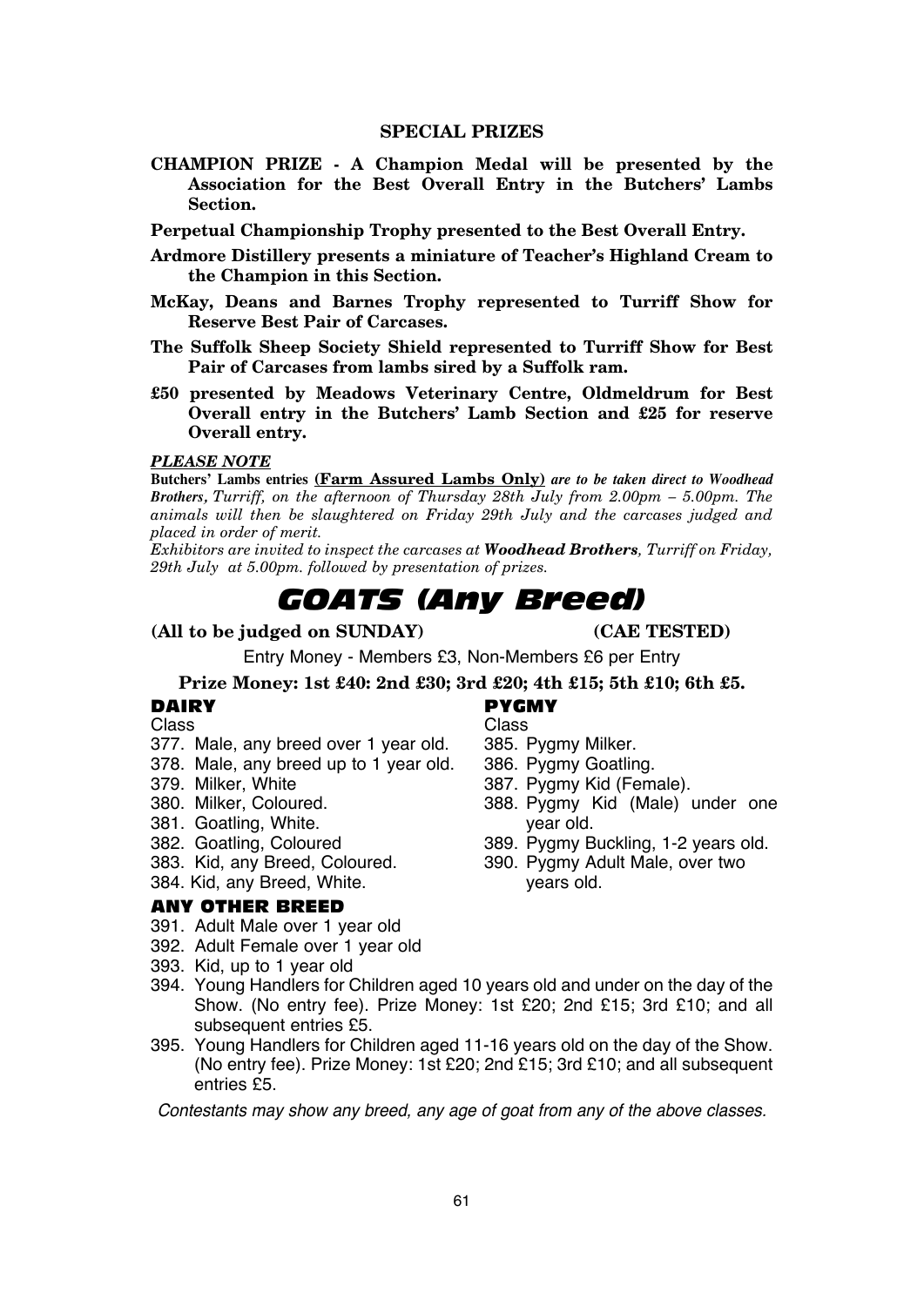**SPECIAL PRIZES**

**CHAMPION PRIZE - A Champion Medal will be presented by the Association for the Best Overall Entry in the Butchers' Lambs Section.**

**Perpetual Championship Trophy presented to the Best Overall Entry.**

**Ardmore Distillery presents a miniature of Teacher's Highland Cream to the Champion in this Section.**

**McKay, Deans and Barnes Trophy represented to Turriff Show for Reserve Best Pair of Carcases.**

**The Suffolk Sheep Society Shield represented to Turriff Show for Best Pair of Carcases from lambs sired by a Suffolk ram.**

**£50 presented by Meadows Veterinary Centre, Oldmeldrum for Best Overall entry in the Butchers' Lamb Section and £25 for reserve Overall entry.**

***PLEASE NOTE***

**Butchers' Lambs entries <u>(Farm Assured Lambs Only)</u>** *are to be taken direct to Woodhead Brothers, Turriff, on the afternoon of Thursday 28th July from 2.00pm – 5.00pm. The animals will then be slaughtered on Friday 29th July and the carcases judged and placed in order of merit.*

*Exhibitors are invited to inspect the carcases at* ***Woodhead Brothers****, Turriff on Friday, 29th July at 5.00pm. followed by presentation of prizes.*

# GOATS (Any Breed)

**(All to be judged on SUNDAY)** **(CAE TESTED)**

Entry Money - Members £3, Non-Members £6 per Entry

**Prize Money: 1st £40: 2nd £30; 3rd £20; 4th £15; 5th £10; 6th £5.**

### DAIRY

Class

377. Male, any breed over 1 year old.
378. Male, any breed up to 1 year old.
379. Milker, White
380. Milker, Coloured.
381. Goatling, White.
382. Goatling, Coloured
383. Kid, any Breed, Coloured.
384. Kid, any Breed, White.

### PYGMY

Class

385. Pygmy Milker.
386. Pygmy Goatling.
387. Pygmy Kid (Female).
388. Pygmy Kid (Male) under one year old.
389. Pygmy Buckling, 1-2 years old.
390. Pygmy Adult Male, over two years old.

### ANY OTHER BREED

391. Adult Male over 1 year old
392. Adult Female over 1 year old
393. Kid, up to 1 year old
394. Young Handlers for Children aged 10 years old and under on the day of the Show. (No entry fee). Prize Money: 1st £20; 2nd £15; 3rd £10; and all subsequent entries £5.
395. Young Handlers for Children aged 11-16 years old on the day of the Show. (No entry fee). Prize Money: 1st £20; 2nd £15; 3rd £10; and all subsequent entries £5.

*Contestants may show any breed, any age of goat from any of the above classes.*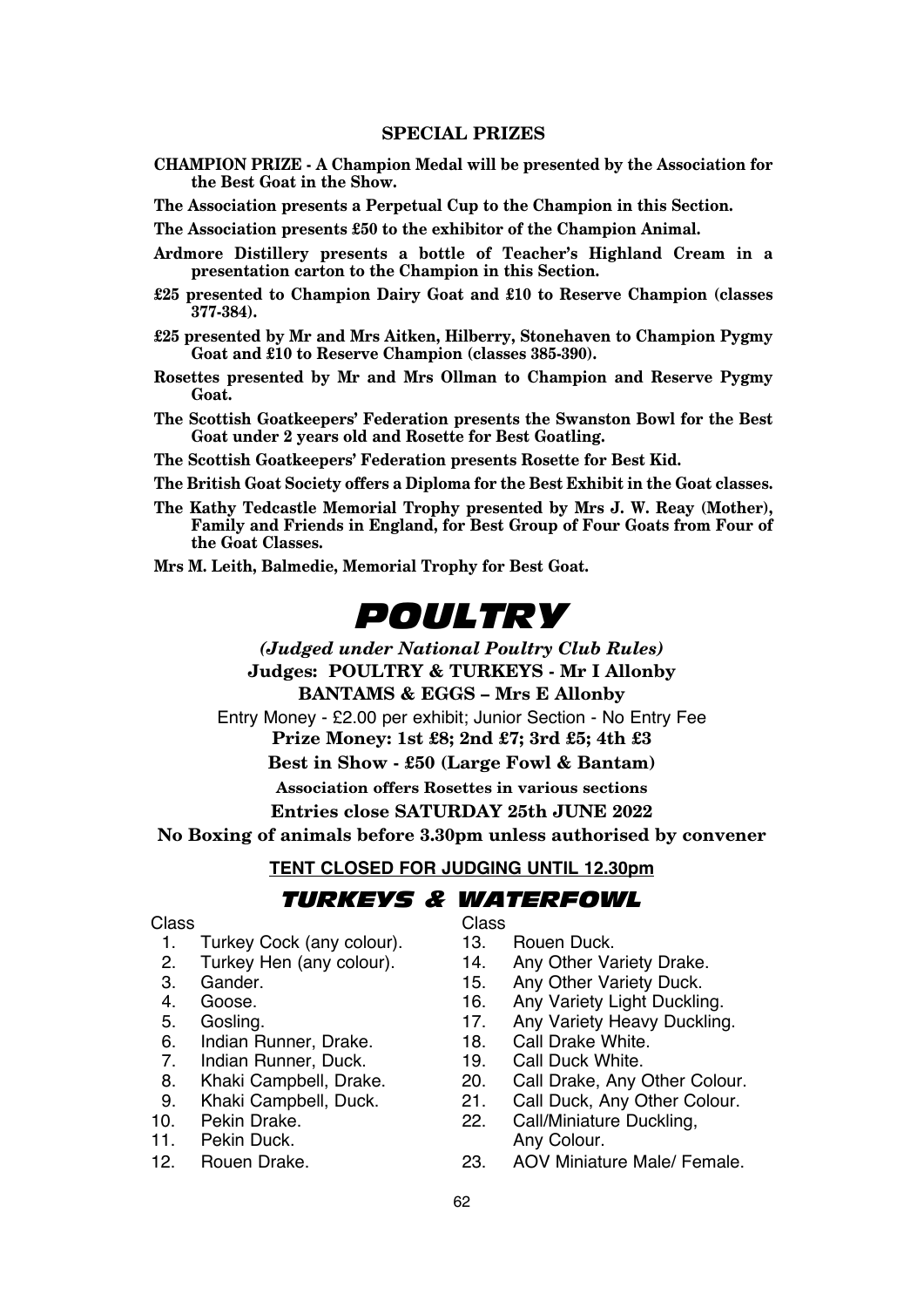### SPECIAL PRIZES

**CHAMPION PRIZE - A Champion Medal will be presented by the Association for the Best Goat in the Show.**

**The Association presents a Perpetual Cup to the Champion in this Section.**

**The Association presents £50 to the exhibitor of the Champion Animal.**

**Ardmore Distillery presents a bottle of Teacher's Highland Cream in a presentation carton to the Champion in this Section.**

**£25 presented to Champion Dairy Goat and £10 to Reserve Champion (classes 377-384).**

**£25 presented by Mr and Mrs Aitken, Hilberry, Stonehaven to Champion Pygmy Goat and £10 to Reserve Champion (classes 385-390).**

**Rosettes presented by Mr and Mrs Ollman to Champion and Reserve Pygmy Goat.**

**The Scottish Goatkeepers' Federation presents the Swanston Bowl for the Best Goat under 2 years old and Rosette for Best Goatling.**

**The Scottish Goatkeepers' Federation presents Rosette for Best Kid.**

**The British Goat Society offers a Diploma for the Best Exhibit in the Goat classes.**

**The Kathy Tedcastle Memorial Trophy presented by Mrs J. W. Reay (Mother), Family and Friends in England, for Best Group of Four Goats from Four of the Goat Classes.**

**Mrs M. Leith, Balmedie, Memorial Trophy for Best Goat.**

# POULTRY

***(Judged under National Poultry Club Rules)***

**Judges: POULTRY & TURKEYS - Mr I Allonby**

**BANTAMS & EGGS – Mrs E Allonby**

Entry Money - £2.00 per exhibit; Junior Section - No Entry Fee

**Prize Money: 1st £8; 2nd £7; 3rd £5; 4th £3**

**Best in Show - £50 (Large Fowl & Bantam)**

**Association offers Rosettes in various sections**

**Entries close SATURDAY 25th JUNE 2022**

**No Boxing of animals before 3.30pm unless authorised by convener**

**TENT CLOSED FOR JUDGING UNTIL 12.30pm**

## TURKEYS & WATERFOWL

Class

1. Turkey Cock (any colour).
2. Turkey Hen (any colour).
3. Gander.
4. Goose.
5. Gosling.
6. Indian Runner, Drake.
7. Indian Runner, Duck.
8. Khaki Campbell, Drake.
9. Khaki Campbell, Duck.
10. Pekin Drake.
11. Pekin Duck.
12. Rouen Drake.
13. Rouen Duck.
14. Any Other Variety Drake.
15. Any Other Variety Duck.
16. Any Variety Light Duckling.
17. Any Variety Heavy Duckling.
18. Call Drake White.
19. Call Duck White.
20. Call Drake, Any Other Colour.
21. Call Duck, Any Other Colour.
22. Call/Miniature Duckling, Any Colour.
23. AOV Miniature Male/ Female.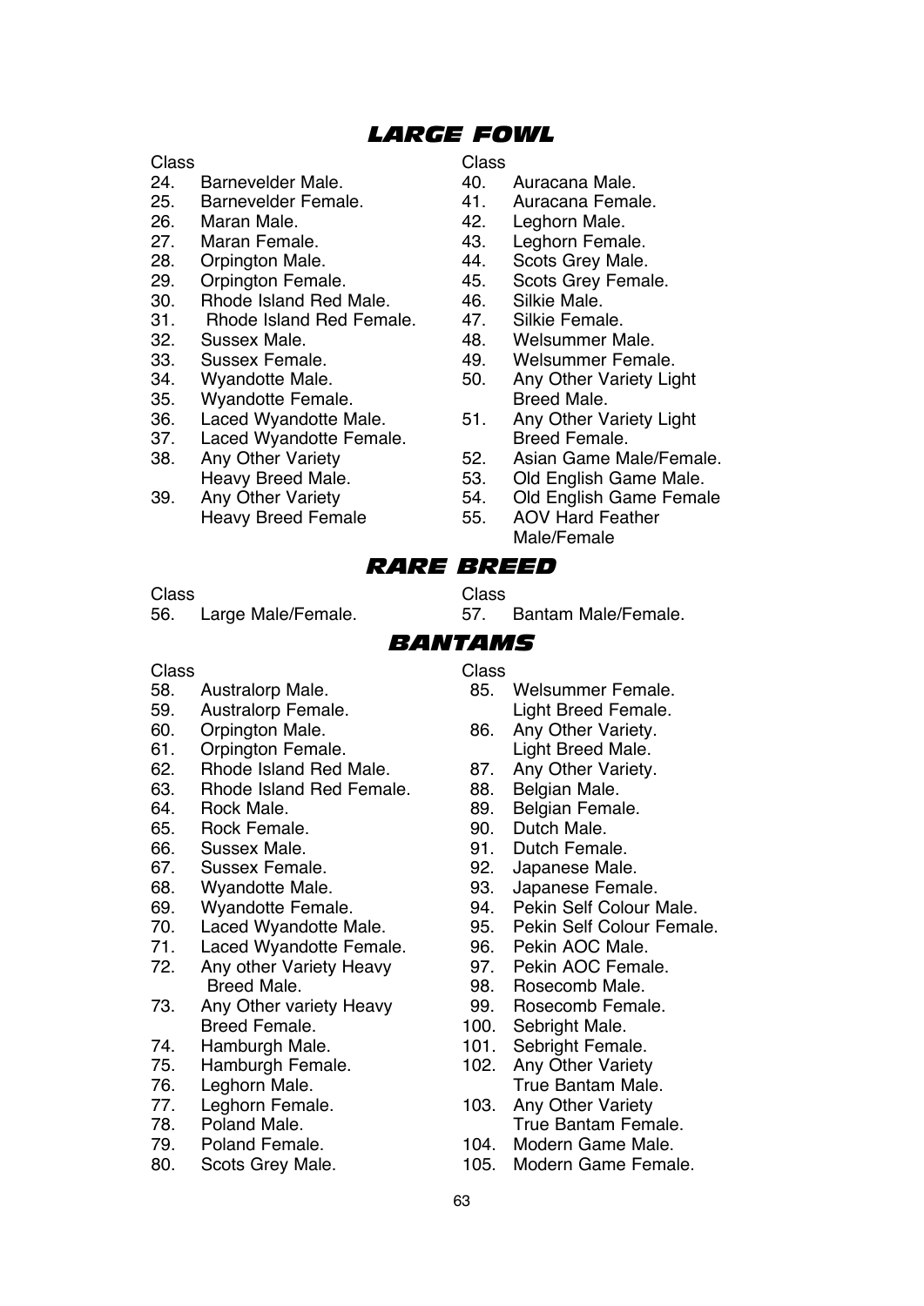## LARGE FOWL

Class
24. Barnevelder Male.
25. Barnevelder Female.
26. Maran Male.
27. Maran Female.
28. Orpington Male.
29. Orpington Female.
30. Rhode Island Red Male.
31. Rhode Island Red Female.
32. Sussex Male.
33. Sussex Female.
34. Wyandotte Male.
35. Wyandotte Female.
36. Laced Wyandotte Male.
37. Laced Wyandotte Female.
38. Any Other Variety Heavy Breed Male.
39. Any Other Variety Heavy Breed Female

Class
40. Auracana Male.
41. Auracana Female.
42. Leghorn Male.
43. Leghorn Female.
44. Scots Grey Male.
45. Scots Grey Female.
46. Silkie Male.
47. Silkie Female.
48. Welsummer Male.
49. Welsummer Female.
50. Any Other Variety Light Breed Male.
51. Any Other Variety Light Breed Female.
52. Asian Game Male/Female.
53. Old English Game Male.
54. Old English Game Female
55. AOV Hard Feather Male/Female

## RARE BREED

Class
56. Large Male/Female.

Class
57. Bantam Male/Female.

## BANTAMS

Class
58. Australorp Male.
59. Australorp Female.
60. Orpington Male.
61. Orpington Female.
62. Rhode Island Red Male.
63. Rhode Island Red Female.
64. Rock Male.
65. Rock Female.
66. Sussex Male.
67. Sussex Female.
68. Wyandotte Male.
69. Wyandotte Female.
70. Laced Wyandotte Male.
71. Laced Wyandotte Female.
72. Any other Variety Heavy Breed Male.
73. Any Other variety Heavy Breed Female.
74. Hamburgh Male.
75. Hamburgh Female.
76. Leghorn Male.
77. Leghorn Female.
78. Poland Male.
79. Poland Female.
80. Scots Grey Male.

Class
85. Welsummer Female. Light Breed Female.
86. Any Other Variety. Light Breed Male.
87. Any Other Variety.
88. Belgian Male.
89. Belgian Female.
90. Dutch Male.
91. Dutch Female.
92. Japanese Male.
93. Japanese Female.
94. Pekin Self Colour Male.
95. Pekin Self Colour Female.
96. Pekin AOC Male.
97. Pekin AOC Female.
98. Rosecomb Male.
99. Rosecomb Female.
100. Sebright Male.
101. Sebright Female.
102. Any Other Variety True Bantam Male.
103. Any Other Variety True Bantam Female.
104. Modern Game Male.
105. Modern Game Female.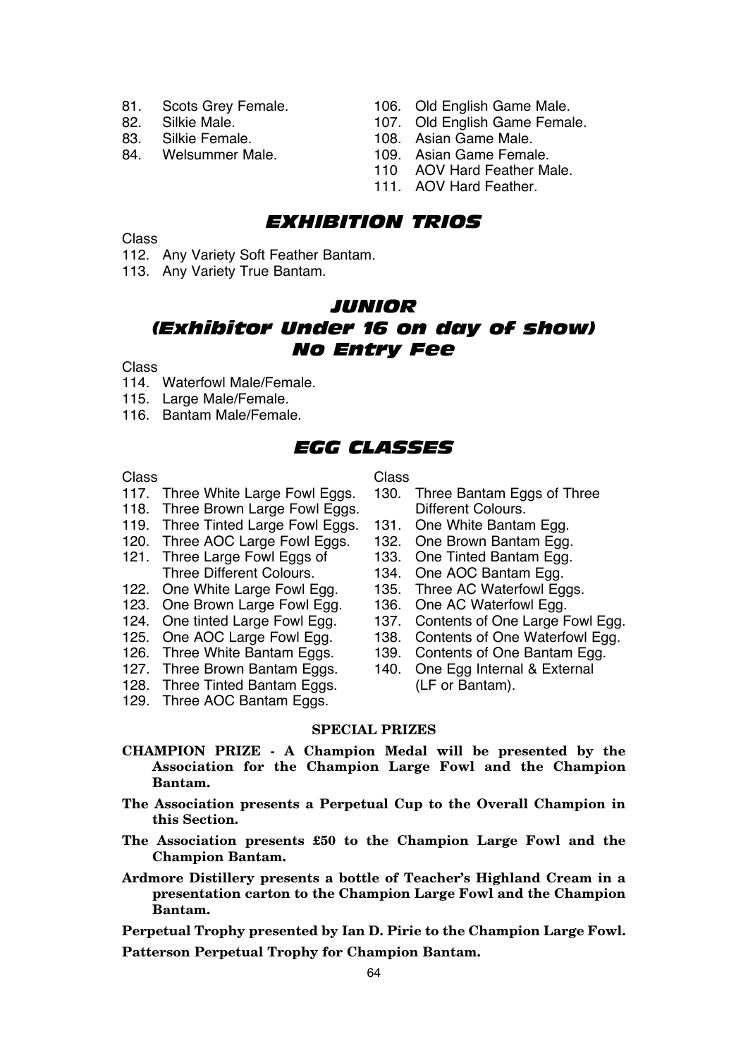81. Scots Grey Female.
82. Silkie Male.
83. Silkie Female.
84. Welsummer Male.
106. Old English Game Male.
107. Old English Game Female.
108. Asian Game Male.
109. Asian Game Female.
110 AOV Hard Feather Male.
111. AOV Hard Feather.

## EXHIBITION TRIOS

Class

112. Any Variety Soft Feather Bantam.
113. Any Variety True Bantam.

## JUNIOR
## (Exhibitor Under 16 on day of show)
## No Entry Fee

Class

114. Waterfowl Male/Female.
115. Large Male/Female.
116. Bantam Male/Female.

## EGG CLASSES

Class

117. Three White Large Fowl Eggs.
118. Three Brown Large Fowl Eggs.
119. Three Tinted Large Fowl Eggs.
120. Three AOC Large Fowl Eggs.
121. Three Large Fowl Eggs of Three Different Colours.
122. One White Large Fowl Egg.
123. One Brown Large Fowl Egg.
124. One tinted Large Fowl Egg.
125. One AOC Large Fowl Egg.
126. Three White Bantam Eggs.
127. Three Brown Bantam Eggs.
128. Three Tinted Bantam Eggs.
129. Three AOC Bantam Eggs.

Class

130. Three Bantam Eggs of Three Different Colours.
131. One White Bantam Egg.
132. One Brown Bantam Egg.
133. One Tinted Bantam Egg.
134. One AOC Bantam Egg.
135. Three AC Waterfowl Eggs.
136. One AC Waterfowl Egg.
137. Contents of One Large Fowl Egg.
138. Contents of One Waterfowl Egg.
139. Contents of One Bantam Egg.
140. One Egg Internal & External (LF or Bantam).

**SPECIAL PRIZES**

**CHAMPION PRIZE - A Champion Medal will be presented by the Association for the Champion Large Fowl and the Champion Bantam.**

**The Association presents a Perpetual Cup to the Overall Champion in this Section.**

**The Association presents £50 to the Champion Large Fowl and the Champion Bantam.**

**Ardmore Distillery presents a bottle of Teacher's Highland Cream in a presentation carton to the Champion Large Fowl and the Champion Bantam.**

**Perpetual Trophy presented by Ian D. Pirie to the Champion Large Fowl.**

**Patterson Perpetual Trophy for Champion Bantam.**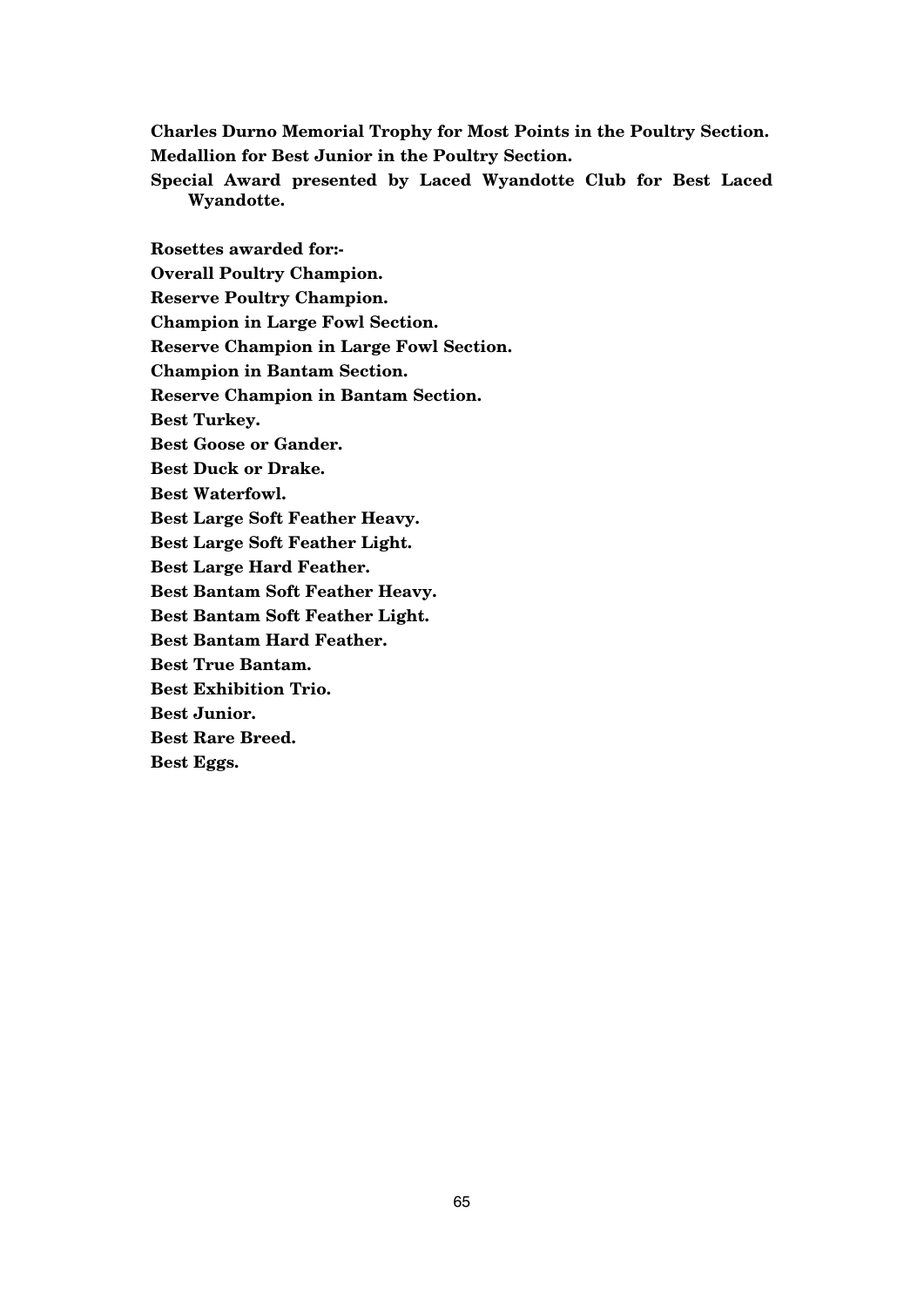**Charles Durno Memorial Trophy for Most Points in the Poultry Section.**

**Medallion for Best Junior in the Poultry Section.**

**Special Award presented by Laced Wyandotte Club for Best Laced Wyandotte.**

**Rosettes awarded for:-**

**Overall Poultry Champion.**

**Reserve Poultry Champion.**

**Champion in Large Fowl Section.**

**Reserve Champion in Large Fowl Section.**

**Champion in Bantam Section.**

**Reserve Champion in Bantam Section.**

**Best Turkey.**

**Best Goose or Gander.**

**Best Duck or Drake.**

**Best Waterfowl.**

**Best Large Soft Feather Heavy.**

**Best Large Soft Feather Light.**

**Best Large Hard Feather.**

**Best Bantam Soft Feather Heavy.**

**Best Bantam Soft Feather Light.**

**Best Bantam Hard Feather.**

**Best True Bantam.**

**Best Exhibition Trio.**

**Best Junior.**

**Best Rare Breed.**

**Best Eggs.**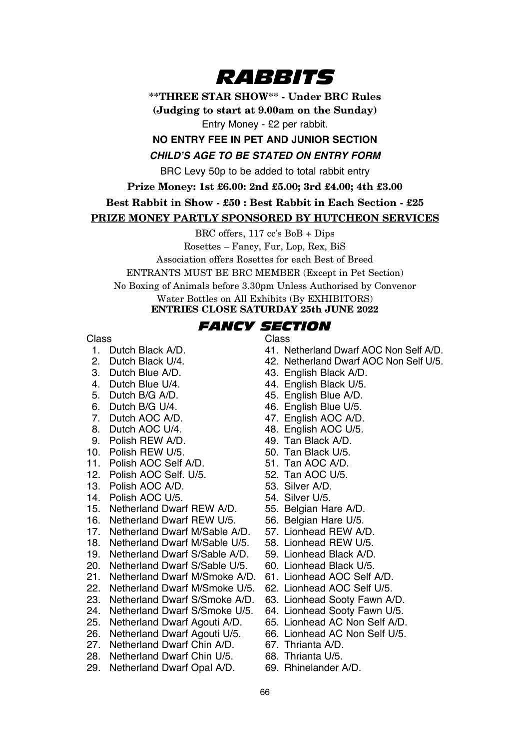# RABBITS

**\*\*THREE STAR SHOW\*\* - Under BRC Rules**

**(Judging to start at 9.00am on the Sunday)**

Entry Money - £2 per rabbit.

**NO ENTRY FEE IN PET AND JUNIOR SECTION**

***CHILD'S AGE TO BE STATED ON ENTRY FORM***

BRC Levy 50p to be added to total rabbit entry

**Prize Money: 1st £6.00: 2nd £5.00; 3rd £4.00; 4th £3.00**

**Best Rabbit in Show - £50 : Best Rabbit in Each Section - £25**

**PRIZE MONEY PARTLY SPONSORED BY HUTCHEON SERVICES**

BRC offers, 117 cc's BoB + Dips

Rosettes – Fancy, Fur, Lop, Rex, BiS

Association offers Rosettes for each Best of Breed

ENTRANTS MUST BE BRC MEMBER (Except in Pet Section)

No Boxing of Animals before 3.30pm Unless Authorised by Convenor

Water Bottles on All Exhibits (By EXHIBITORS)

**ENTRIES CLOSE SATURDAY 25th JUNE 2022**

## FANCY SECTION

Class

1. Dutch Black A/D.
2. Dutch Black U/4.
3. Dutch Blue A/D.
4. Dutch Blue U/4.
5. Dutch B/G A/D.
6. Dutch B/G U/4.
7. Dutch AOC A/D.
8. Dutch AOC U/4.
9. Polish REW A/D.
10. Polish REW U/5.
11. Polish AOC Self A/D.
12. Polish AOC Self. U/5.
13. Polish AOC A/D.
14. Polish AOC U/5.
15. Netherland Dwarf REW A/D.
16. Netherland Dwarf REW U/5.
17. Netherland Dwarf M/Sable A/D.
18. Netherland Dwarf M/Sable U/5.
19. Netherland Dwarf S/Sable A/D.
20. Netherland Dwarf S/Sable U/5.
21. Netherland Dwarf M/Smoke A/D.
22. Netherland Dwarf M/Smoke U/5.
23. Netherland Dwarf S/Smoke A/D.
24. Netherland Dwarf S/Smoke U/5.
25. Netherland Dwarf Agouti A/D.
26. Netherland Dwarf Agouti U/5.
27. Netherland Dwarf Chin A/D.
28. Netherland Dwarf Chin U/5.
29. Netherland Dwarf Opal A/D.

Class

41. Netherland Dwarf AOC Non Self A/D.
42. Netherland Dwarf AOC Non Self U/5.
43. English Black A/D.
44. English Black U/5.
45. English Blue A/D.
46. English Blue U/5.
47. English AOC A/D.
48. English AOC U/5.
49. Tan Black A/D.
50. Tan Black U/5.
51. Tan AOC A/D.
52. Tan AOC U/5.
53. Silver A/D.
54. Silver U/5.
55. Belgian Hare A/D.
56. Belgian Hare U/5.
57. Lionhead REW A/D.
58. Lionhead REW U/5.
59. Lionhead Black A/D.
60. Lionhead Black U/5.
61. Lionhead AOC Self A/D.
62. Lionhead AOC Self U/5.
63. Lionhead Sooty Fawn A/D.
64. Lionhead Sooty Fawn U/5.
65. Lionhead AC Non Self A/D.
66. Lionhead AC Non Self U/5.
67. Thrianta A/D.
68. Thrianta U/5.
69. Rhinelander A/D.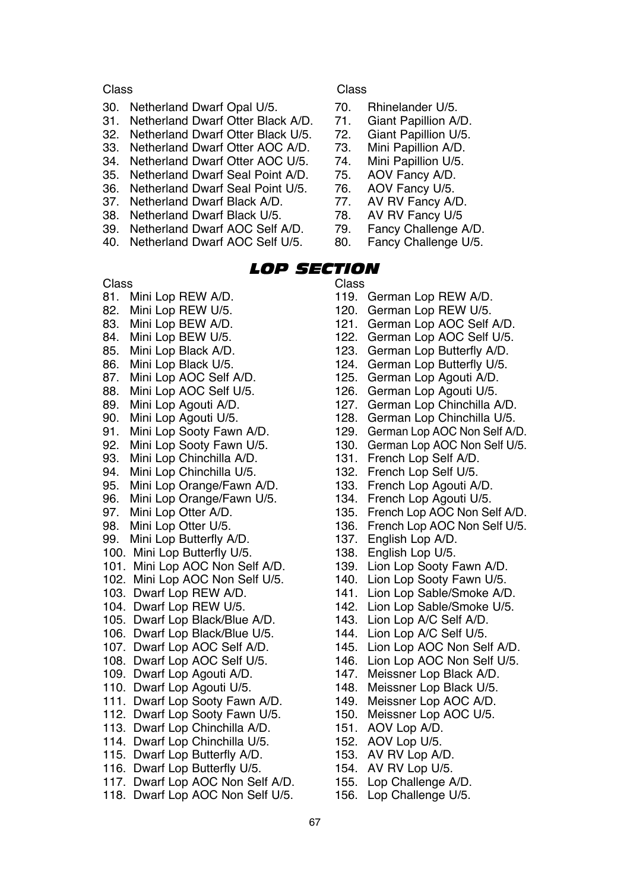Class

30. Netherland Dwarf Opal U/5.
31. Netherland Dwarf Otter Black A/D.
32. Netherland Dwarf Otter Black U/5.
33. Netherland Dwarf Otter AOC A/D.
34. Netherland Dwarf Otter AOC U/5.
35. Netherland Dwarf Seal Point A/D.
36. Netherland Dwarf Seal Point U/5.
37. Netherland Dwarf Black A/D.
38. Netherland Dwarf Black U/5.
39. Netherland Dwarf AOC Self A/D.
40. Netherland Dwarf AOC Self U/5.

Class

70. Rhinelander U/5.
71. Giant Papillion A/D.
72. Giant Papillion U/5.
73. Mini Papillion A/D.
74. Mini Papillion U/5.
75. AOV Fancy A/D.
76. AOV Fancy U/5.
77. AV RV Fancy A/D.
78. AV RV Fancy U/5
79. Fancy Challenge A/D.
80. Fancy Challenge U/5.

## LOP SECTION

Class

81. Mini Lop REW A/D.
82. Mini Lop REW U/5.
83. Mini Lop BEW A/D.
84. Mini Lop BEW U/5.
85. Mini Lop Black A/D.
86. Mini Lop Black U/5.
87. Mini Lop AOC Self A/D.
88. Mini Lop AOC Self U/5.
89. Mini Lop Agouti A/D.
90. Mini Lop Agouti U/5.
91. Mini Lop Sooty Fawn A/D.
92. Mini Lop Sooty Fawn U/5.
93. Mini Lop Chinchilla A/D.
94. Mini Lop Chinchilla U/5.
95. Mini Lop Orange/Fawn A/D.
96. Mini Lop Orange/Fawn U/5.
97. Mini Lop Otter A/D.
98. Mini Lop Otter U/5.
99. Mini Lop Butterfly A/D.
100. Mini Lop Butterfly U/5.
101. Mini Lop AOC Non Self A/D.
102. Mini Lop AOC Non Self U/5.
103. Dwarf Lop REW A/D.
104. Dwarf Lop REW U/5.
105. Dwarf Lop Black/Blue A/D.
106. Dwarf Lop Black/Blue U/5.
107. Dwarf Lop AOC Self A/D.
108. Dwarf Lop AOC Self U/5.
109. Dwarf Lop Agouti A/D.
110. Dwarf Lop Agouti U/5.
111. Dwarf Lop Sooty Fawn A/D.
112. Dwarf Lop Sooty Fawn U/5.
113. Dwarf Lop Chinchilla A/D.
114. Dwarf Lop Chinchilla U/5.
115. Dwarf Lop Butterfly A/D.
116. Dwarf Lop Butterfly U/5.
117. Dwarf Lop AOC Non Self A/D.
118. Dwarf Lop AOC Non Self U/5.

Class

119. German Lop REW A/D.
120. German Lop REW U/5.
121. German Lop AOC Self A/D.
122. German Lop AOC Self U/5.
123. German Lop Butterfly A/D.
124. German Lop Butterfly U/5.
125. German Lop Agouti A/D.
126. German Lop Agouti U/5.
127. German Lop Chinchilla A/D.
128. German Lop Chinchilla U/5.
129. German Lop AOC Non Self A/D.
130. German Lop AOC Non Self U/5.
131. French Lop Self A/D.
132. French Lop Self U/5.
133. French Lop Agouti A/D.
134. French Lop Agouti U/5.
135. French Lop AOC Non Self A/D.
136. French Lop AOC Non Self U/5.
137. English Lop A/D.
138. English Lop U/5.
139. Lion Lop Sooty Fawn A/D.
140. Lion Lop Sooty Fawn U/5.
141. Lion Lop Sable/Smoke A/D.
142. Lion Lop Sable/Smoke U/5.
143. Lion Lop A/C Self A/D.
144. Lion Lop A/C Self U/5.
145. Lion Lop AOC Non Self A/D.
146. Lion Lop AOC Non Self U/5.
147. Meissner Lop Black A/D.
148. Meissner Lop Black U/5.
149. Meissner Lop AOC A/D.
150. Meissner Lop AOC U/5.
151. AOV Lop A/D.
152. AOV Lop U/5.
153. AV RV Lop A/D.
154. AV RV Lop U/5.
155. Lop Challenge A/D.
156. Lop Challenge U/5.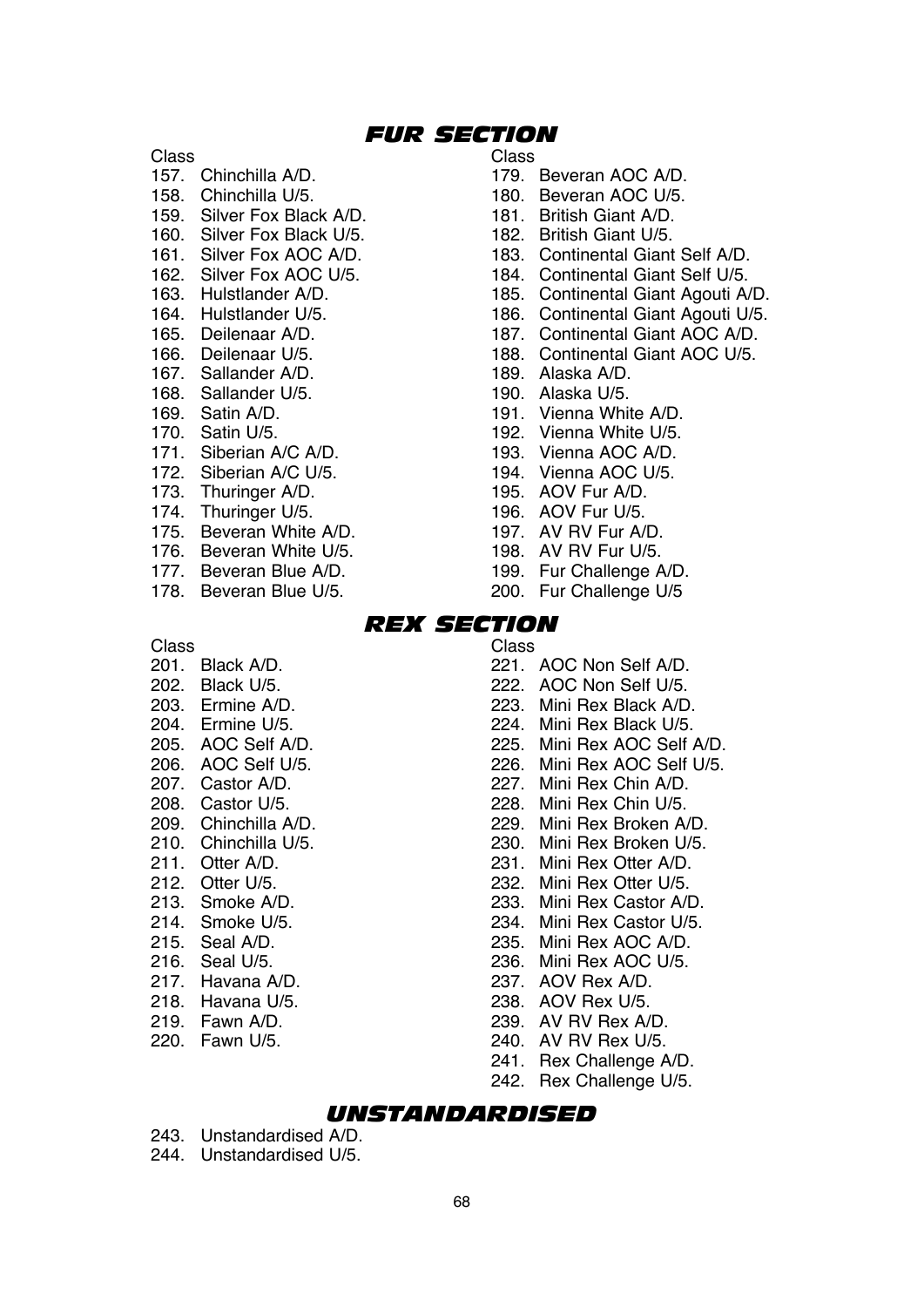## FUR SECTION

Class

157. Chinchilla A/D.
158. Chinchilla U/5.
159. Silver Fox Black A/D.
160. Silver Fox Black U/5.
161. Silver Fox AOC A/D.
162. Silver Fox AOC U/5.
163. Hulstlander A/D.
164. Hulstlander U/5.
165. Deilenaar A/D.
166. Deilenaar U/5.
167. Sallander A/D.
168. Sallander U/5.
169. Satin A/D.
170. Satin U/5.
171. Siberian A/C A/D.
172. Siberian A/C U/5.
173. Thuringer A/D.
174. Thuringer U/5.
175. Beveran White A/D.
176. Beveran White U/5.
177. Beveran Blue A/D.
178. Beveran Blue U/5.

Class

179. Beveran AOC A/D.
180. Beveran AOC U/5.
181. British Giant A/D.
182. British Giant U/5.
183. Continental Giant Self A/D.
184. Continental Giant Self U/5.
185. Continental Giant Agouti A/D.
186. Continental Giant Agouti U/5.
187. Continental Giant AOC A/D.
188. Continental Giant AOC U/5.
189. Alaska A/D.
190. Alaska U/5.
191. Vienna White A/D.
192. Vienna White U/5.
193. Vienna AOC A/D.
194. Vienna AOC U/5.
195. AOV Fur A/D.
196. AOV Fur U/5.
197. AV RV Fur A/D.
198. AV RV Fur U/5.
199. Fur Challenge A/D.
200. Fur Challenge U/5

## REX SECTION

Class

201. Black A/D.
202. Black U/5.
203. Ermine A/D.
204. Ermine U/5.
205. AOC Self A/D.
206. AOC Self U/5.
207. Castor A/D.
208. Castor U/5.
209. Chinchilla A/D.
210. Chinchilla U/5.
211. Otter A/D.
212. Otter U/5.
213. Smoke A/D.
214. Smoke U/5.
215. Seal A/D.
216. Seal U/5.
217. Havana A/D.
218. Havana U/5.
219. Fawn A/D.
220. Fawn U/5.

Class

221. AOC Non Self A/D.
222. AOC Non Self U/5.
223. Mini Rex Black A/D.
224. Mini Rex Black U/5.
225. Mini Rex AOC Self A/D.
226. Mini Rex AOC Self U/5.
227. Mini Rex Chin A/D.
228. Mini Rex Chin U/5.
229. Mini Rex Broken A/D.
230. Mini Rex Broken U/5.
231. Mini Rex Otter A/D.
232. Mini Rex Otter U/5.
233. Mini Rex Castor A/D.
234. Mini Rex Castor U/5.
235. Mini Rex AOC A/D.
236. Mini Rex AOC U/5.
237. AOV Rex A/D.
238. AOV Rex U/5.
239. AV RV Rex A/D.
240. AV RV Rex U/5.
241. Rex Challenge A/D.
242. Rex Challenge U/5.

## UNSTANDARDISED

243. Unstandardised A/D.
244. Unstandardised U/5.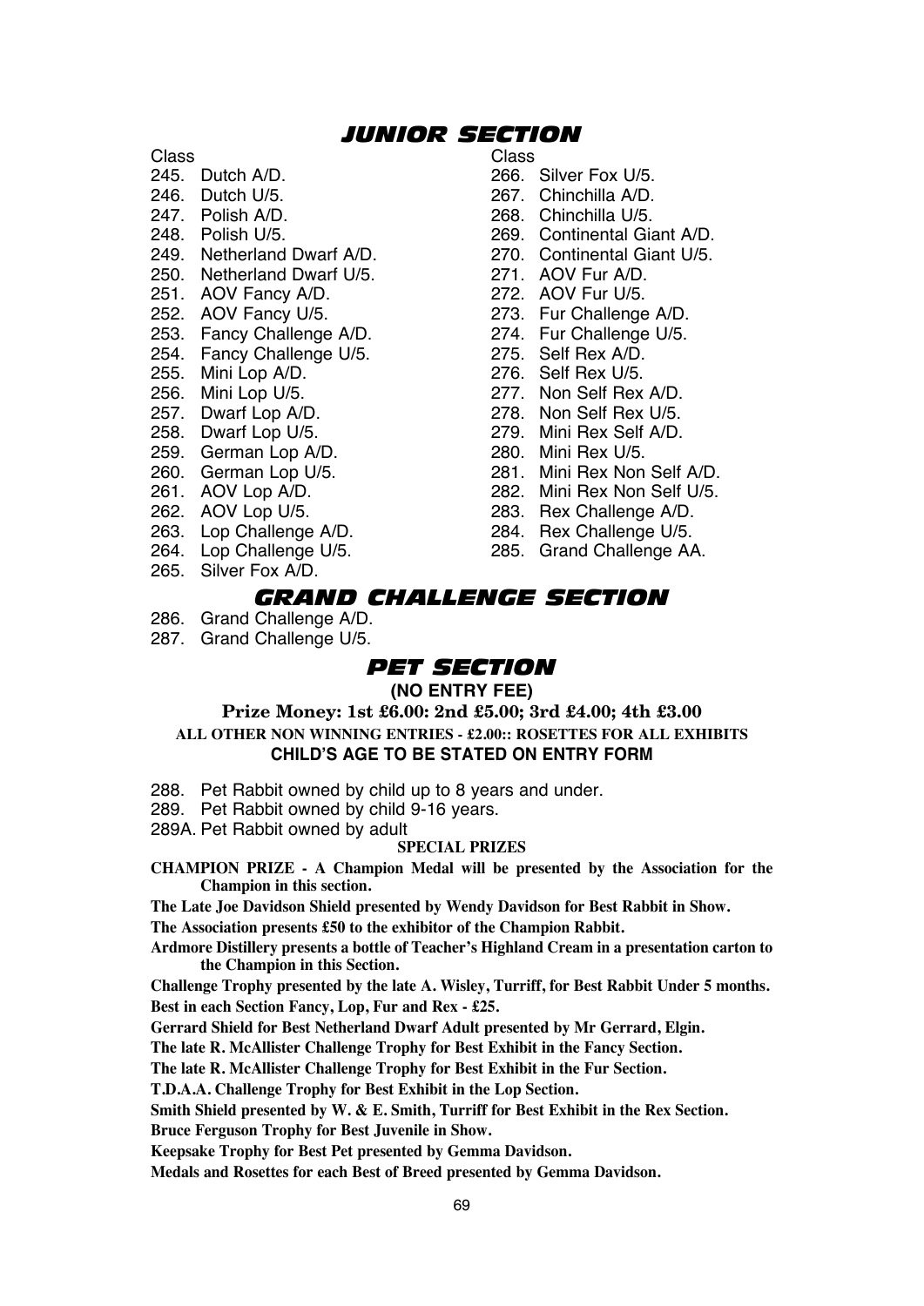## JUNIOR SECTION

Class

245. Dutch A/D.
246. Dutch U/5.
247. Polish A/D.
248. Polish U/5.
249. Netherland Dwarf A/D.
250. Netherland Dwarf U/5.
251. AOV Fancy A/D.
252. AOV Fancy U/5.
253. Fancy Challenge A/D.
254. Fancy Challenge U/5.
255. Mini Lop A/D.
256. Mini Lop U/5.
257. Dwarf Lop A/D.
258. Dwarf Lop U/5.
259. German Lop A/D.
260. German Lop U/5.
261. AOV Lop A/D.
262. AOV Lop U/5.
263. Lop Challenge A/D.
264. Lop Challenge U/5.
265. Silver Fox A/D.

Class

266. Silver Fox U/5.
267. Chinchilla A/D.
268. Chinchilla U/5.
269. Continental Giant A/D.
270. Continental Giant U/5.
271. AOV Fur A/D.
272. AOV Fur U/5.
273. Fur Challenge A/D.
274. Fur Challenge U/5.
275. Self Rex A/D.
276. Self Rex U/5.
277. Non Self Rex A/D.
278. Non Self Rex U/5.
279. Mini Rex Self A/D.
280. Mini Rex U/5.
281. Mini Rex Non Self A/D.
282. Mini Rex Non Self U/5.
283. Rex Challenge A/D.
284. Rex Challenge U/5.
285. Grand Challenge AA.

## GRAND CHALLENGE SECTION

286. Grand Challenge A/D.
287. Grand Challenge U/5.

## PET SECTION

**(NO ENTRY FEE)**

**Prize Money: 1st £6.00: 2nd £5.00; 3rd £4.00; 4th £3.00**

**ALL OTHER NON WINNING ENTRIES - £2.00:: ROSETTES FOR ALL EXHIBITS**

**CHILD'S AGE TO BE STATED ON ENTRY FORM**

288. Pet Rabbit owned by child up to 8 years and under.
289. Pet Rabbit owned by child 9-16 years.

289A. Pet Rabbit owned by adult

**SPECIAL PRIZES**

**CHAMPION PRIZE - A Champion Medal will be presented by the Association for the Champion in this section.**

**The Late Joe Davidson Shield presented by Wendy Davidson for Best Rabbit in Show.**

**The Association presents £50 to the exhibitor of the Champion Rabbit.**

**Ardmore Distillery presents a bottle of Teacher's Highland Cream in a presentation carton to the Champion in this Section.**

**Challenge Trophy presented by the late A. Wisley, Turriff, for Best Rabbit Under 5 months.**

**Best in each Section Fancy, Lop, Fur and Rex - £25.**

**Gerrard Shield for Best Netherland Dwarf Adult presented by Mr Gerrard, Elgin.**

**The late R. McAllister Challenge Trophy for Best Exhibit in the Fancy Section.**

**The late R. McAllister Challenge Trophy for Best Exhibit in the Fur Section.**

**T.D.A.A. Challenge Trophy for Best Exhibit in the Lop Section.**

**Smith Shield presented by W. & E. Smith, Turriff for Best Exhibit in the Rex Section.**

**Bruce Ferguson Trophy for Best Juvenile in Show.**

**Keepsake Trophy for Best Pet presented by Gemma Davidson.**

**Medals and Rosettes for each Best of Breed presented by Gemma Davidson.**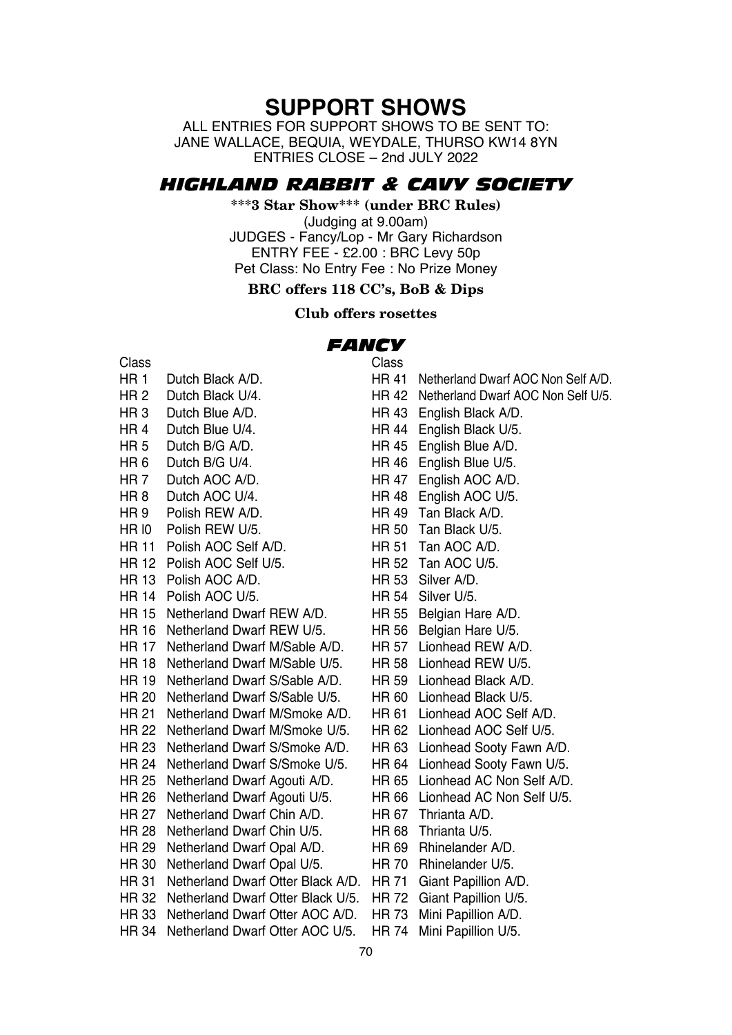# SUPPORT SHOWS

ALL ENTRIES FOR SUPPORT SHOWS TO BE SENT TO:
JANE WALLACE, BEQUIA, WEYDALE, THURSO KW14 8YN
ENTRIES CLOSE – 2nd JULY 2022

## *HIGHLAND RABBIT & CAVY SOCIETY*

**\*\*\*3 Star Show\*\*\* (under BRC Rules)**
(Judging at 9.00am)
JUDGES - Fancy/Lop - Mr Gary Richardson
ENTRY FEE - £2.00 : BRC Levy 50p
Pet Class: No Entry Fee : No Prize Money

**BRC offers 118 CC's, BoB & Dips**

**Club offers rosettes**

### *FANCY*

| Class | | Class | |
|---|---|---|---|
| HR 1 | Dutch Black A/D. | HR 41 | Netherland Dwarf AOC Non Self A/D. |
| HR 2 | Dutch Black U/4. | HR 42 | Netherland Dwarf AOC Non Self U/5. |
| HR 3 | Dutch Blue A/D. | HR 43 | English Black A/D. |
| HR 4 | Dutch Blue U/4. | HR 44 | English Black U/5. |
| HR 5 | Dutch B/G A/D. | HR 45 | English Blue A/D. |
| HR 6 | Dutch B/G U/4. | HR 46 | English Blue U/5. |
| HR 7 | Dutch AOC A/D. | HR 47 | English AOC A/D. |
| HR 8 | Dutch AOC U/4. | HR 48 | English AOC U/5. |
| HR 9 | Polish REW A/D. | HR 49 | Tan Black A/D. |
| HR l0 | Polish REW U/5. | HR 50 | Tan Black U/5. |
| HR 11 | Polish AOC Self A/D. | HR 51 | Tan AOC A/D. |
| HR 12 | Polish AOC Self U/5. | HR 52 | Tan AOC U/5. |
| HR 13 | Polish AOC A/D. | HR 53 | Silver A/D. |
| HR 14 | Polish AOC U/5. | HR 54 | Silver U/5. |
| HR 15 | Netherland Dwarf REW A/D. | HR 55 | Belgian Hare A/D. |
| HR 16 | Netherland Dwarf REW U/5. | HR 56 | Belgian Hare U/5. |
| HR 17 | Netherland Dwarf M/Sable A/D. | HR 57 | Lionhead REW A/D. |
| HR 18 | Netherland Dwarf M/Sable U/5. | HR 58 | Lionhead REW U/5. |
| HR 19 | Netherland Dwarf S/Sable A/D. | HR 59 | Lionhead Black A/D. |
| HR 20 | Netherland Dwarf S/Sable U/5. | HR 60 | Lionhead Black U/5. |
| HR 21 | Netherland Dwarf M/Smoke A/D. | HR 61 | Lionhead AOC Self A/D. |
| HR 22 | Netherland Dwarf M/Smoke U/5. | HR 62 | Lionhead AOC Self U/5. |
| HR 23 | Netherland Dwarf S/Smoke A/D. | HR 63 | Lionhead Sooty Fawn A/D. |
| HR 24 | Netherland Dwarf S/Smoke U/5. | HR 64 | Lionhead Sooty Fawn U/5. |
| HR 25 | Netherland Dwarf Agouti A/D. | HR 65 | Lionhead AC Non Self A/D. |
| HR 26 | Netherland Dwarf Agouti U/5. | HR 66 | Lionhead AC Non Self U/5. |
| HR 27 | Netherland Dwarf Chin A/D. | HR 67 | Thrianta A/D. |
| HR 28 | Netherland Dwarf Chin U/5. | HR 68 | Thrianta U/5. |
| HR 29 | Netherland Dwarf Opal A/D. | HR 69 | Rhinelander A/D. |
| HR 30 | Netherland Dwarf Opal U/5. | HR 70 | Rhinelander U/5. |
| HR 31 | Netherland Dwarf Otter Black A/D. | HR 71 | Giant Papillion A/D. |
| HR 32 | Netherland Dwarf Otter Black U/5. | HR 72 | Giant Papillion U/5. |
| HR 33 | Netherland Dwarf Otter AOC A/D. | HR 73 | Mini Papillion A/D. |
| HR 34 | Netherland Dwarf Otter AOC U/5. | HR 74 | Mini Papillion U/5. |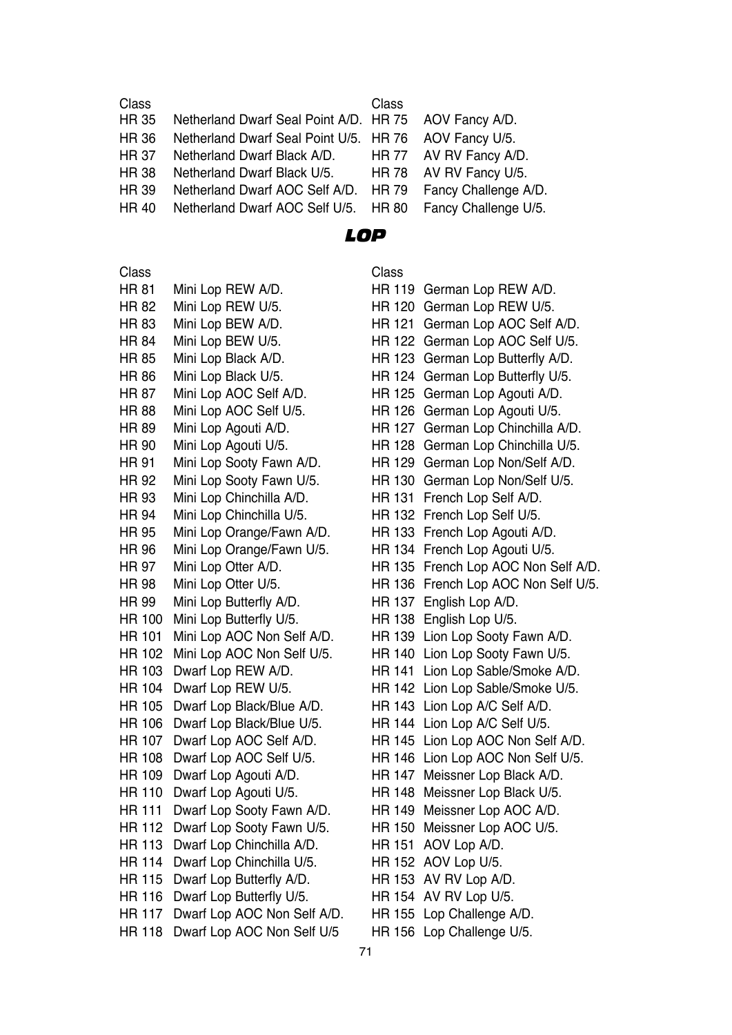| Class | | Class | |
|---|---|---|---|
| HR 35 | Netherland Dwarf Seal Point A/D. | HR 75 | AOV Fancy A/D. |
| HR 36 | Netherland Dwarf Seal Point U/5. | HR 76 | AOV Fancy U/5. |
| HR 37 | Netherland Dwarf Black A/D. | HR 77 | AV RV Fancy A/D. |
| HR 38 | Netherland Dwarf Black U/5. | HR 78 | AV RV Fancy U/5. |
| HR 39 | Netherland Dwarf AOC Self A/D. | HR 79 | Fancy Challenge A/D. |
| HR 40 | Netherland Dwarf AOC Self U/5. | HR 80 | Fancy Challenge U/5. |

## LOP

| Class | | Class | |
|---|---|---|---|
| HR 81 | Mini Lop REW A/D. | HR 119 | German Lop REW A/D. |
| HR 82 | Mini Lop REW U/5. | HR 120 | German Lop REW U/5. |
| HR 83 | Mini Lop BEW A/D. | HR 121 | German Lop AOC Self A/D. |
| HR 84 | Mini Lop BEW U/5. | HR 122 | German Lop AOC Self U/5. |
| HR 85 | Mini Lop Black A/D. | HR 123 | German Lop Butterfly A/D. |
| HR 86 | Mini Lop Black U/5. | HR 124 | German Lop Butterfly U/5. |
| HR 87 | Mini Lop AOC Self A/D. | HR 125 | German Lop Agouti A/D. |
| HR 88 | Mini Lop AOC Self U/5. | HR 126 | German Lop Agouti U/5. |
| HR 89 | Mini Lop Agouti A/D. | HR 127 | German Lop Chinchilla A/D. |
| HR 90 | Mini Lop Agouti U/5. | HR 128 | German Lop Chinchilla U/5. |
| HR 91 | Mini Lop Sooty Fawn A/D. | HR 129 | German Lop Non/Self A/D. |
| HR 92 | Mini Lop Sooty Fawn U/5. | HR 130 | German Lop Non/Self U/5. |
| HR 93 | Mini Lop Chinchilla A/D. | HR 131 | French Lop Self A/D. |
| HR 94 | Mini Lop Chinchilla U/5. | HR 132 | French Lop Self U/5. |
| HR 95 | Mini Lop Orange/Fawn A/D. | HR 133 | French Lop Agouti A/D. |
| HR 96 | Mini Lop Orange/Fawn U/5. | HR 134 | French Lop Agouti U/5. |
| HR 97 | Mini Lop Otter A/D. | HR 135 | French Lop AOC Non Self A/D. |
| HR 98 | Mini Lop Otter U/5. | HR 136 | French Lop AOC Non Self U/5. |
| HR 99 | Mini Lop Butterfly A/D. | HR 137 | English Lop A/D. |
| HR 100 | Mini Lop Butterfly U/5. | HR 138 | English Lop U/5. |
| HR 101 | Mini Lop AOC Non Self A/D. | HR 139 | Lion Lop Sooty Fawn A/D. |
| HR 102 | Mini Lop AOC Non Self U/5. | HR 140 | Lion Lop Sooty Fawn U/5. |
| HR 103 | Dwarf Lop REW A/D. | HR 141 | Lion Lop Sable/Smoke A/D. |
| HR 104 | Dwarf Lop REW U/5. | HR 142 | Lion Lop Sable/Smoke U/5. |
| HR 105 | Dwarf Lop Black/Blue A/D. | HR 143 | Lion Lop A/C Self A/D. |
| HR 106 | Dwarf Lop Black/Blue U/5. | HR 144 | Lion Lop A/C Self U/5. |
| HR 107 | Dwarf Lop AOC Self A/D. | HR 145 | Lion Lop AOC Non Self A/D. |
| HR 108 | Dwarf Lop AOC Self U/5. | HR 146 | Lion Lop AOC Non Self U/5. |
| HR 109 | Dwarf Lop Agouti A/D. | HR 147 | Meissner Lop Black A/D. |
| HR 110 | Dwarf Lop Agouti U/5. | HR 148 | Meissner Lop Black U/5. |
| HR 111 | Dwarf Lop Sooty Fawn A/D. | HR 149 | Meissner Lop AOC A/D. |
| HR 112 | Dwarf Lop Sooty Fawn U/5. | HR 150 | Meissner Lop AOC U/5. |
| HR 113 | Dwarf Lop Chinchilla A/D. | HR 151 | AOV Lop A/D. |
| HR 114 | Dwarf Lop Chinchilla U/5. | HR 152 | AOV Lop U/5. |
| HR 115 | Dwarf Lop Butterfly A/D. | HR 153 | AV RV Lop A/D. |
| HR 116 | Dwarf Lop Butterfly U/5. | HR 154 | AV RV Lop U/5. |
| HR 117 | Dwarf Lop AOC Non Self A/D. | HR 155 | Lop Challenge A/D. |
| HR 118 | Dwarf Lop AOC Non Self U/5 | HR 156 | Lop Challenge U/5. |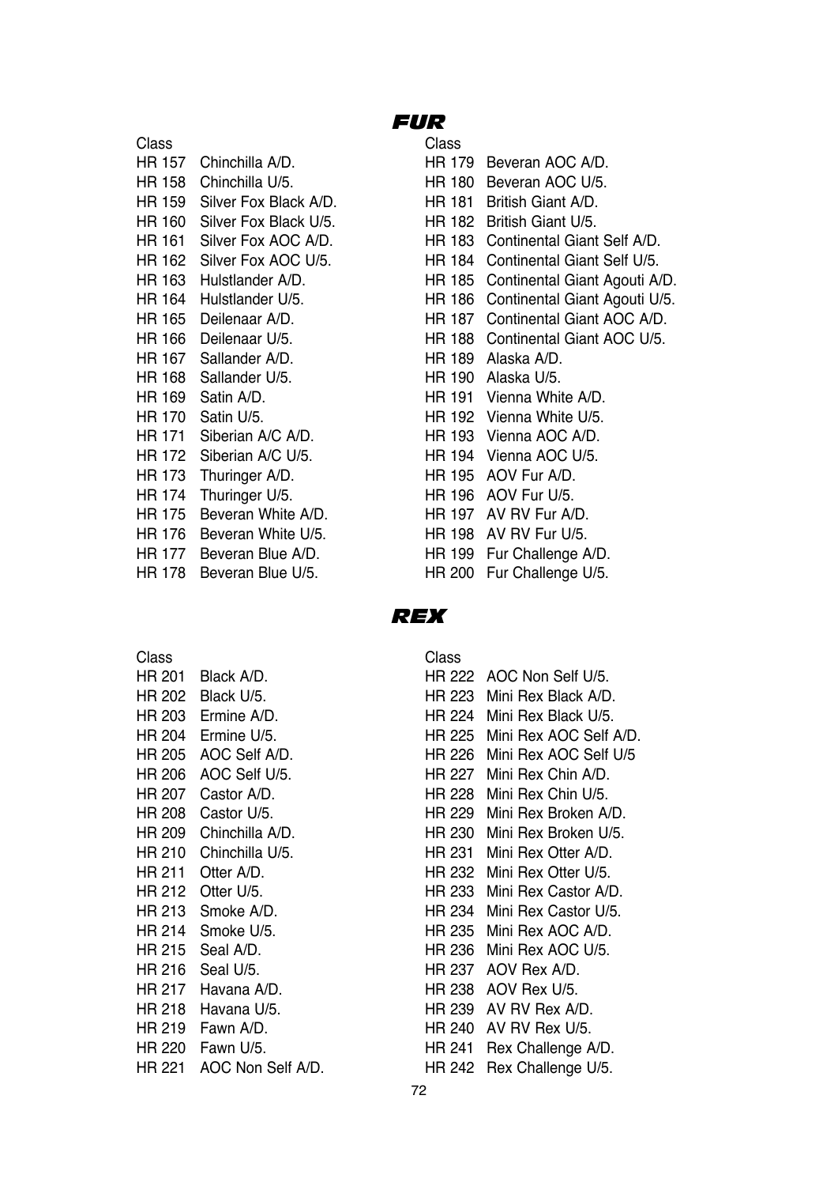## FUR

| Class | |
|---|---|
| HR 157 | Chinchilla A/D. |
| HR 158 | Chinchilla U/5. |
| HR 159 | Silver Fox Black A/D. |
| HR 160 | Silver Fox Black U/5. |
| HR 161 | Silver Fox AOC A/D. |
| HR 162 | Silver Fox AOC U/5. |
| HR 163 | Hulstlander A/D. |
| HR 164 | Hulstlander U/5. |
| HR 165 | Deilenaar A/D. |
| HR 166 | Deilenaar U/5. |
| HR 167 | Sallander A/D. |
| HR 168 | Sallander U/5. |
| HR 169 | Satin A/D. |
| HR 170 | Satin U/5. |
| HR 171 | Siberian A/C A/D. |
| HR 172 | Siberian A/C U/5. |
| HR 173 | Thuringer A/D. |
| HR 174 | Thuringer U/5. |
| HR 175 | Beveran White A/D. |
| HR 176 | Beveran White U/5. |
| HR 177 | Beveran Blue A/D. |
| HR 178 | Beveran Blue U/5. |
| HR 179 | Beveran AOC A/D. |
| HR 180 | Beveran AOC U/5. |
| HR 181 | British Giant A/D. |
| HR 182 | British Giant U/5. |
| HR 183 | Continental Giant Self A/D. |
| HR 184 | Continental Giant Self U/5. |
| HR 185 | Continental Giant Agouti A/D. |
| HR 186 | Continental Giant Agouti U/5. |
| HR 187 | Continental Giant AOC A/D. |
| HR 188 | Continental Giant AOC U/5. |
| HR 189 | Alaska A/D. |
| HR 190 | Alaska U/5. |
| HR 191 | Vienna White A/D. |
| HR 192 | Vienna White U/5. |
| HR 193 | Vienna AOC A/D. |
| HR 194 | Vienna AOC U/5. |
| HR 195 | AOV Fur A/D. |
| HR 196 | AOV Fur U/5. |
| HR 197 | AV RV Fur A/D. |
| HR 198 | AV RV Fur U/5. |
| HR 199 | Fur Challenge A/D. |
| HR 200 | Fur Challenge U/5. |

## REX

| Class | |
|---|---|
| HR 201 | Black A/D. |
| HR 202 | Black U/5. |
| HR 203 | Ermine A/D. |
| HR 204 | Ermine U/5. |
| HR 205 | AOC Self A/D. |
| HR 206 | AOC Self U/5. |
| HR 207 | Castor A/D. |
| HR 208 | Castor U/5. |
| HR 209 | Chinchilla A/D. |
| HR 210 | Chinchilla U/5. |
| HR 211 | Otter A/D. |
| HR 212 | Otter U/5. |
| HR 213 | Smoke A/D. |
| HR 214 | Smoke U/5. |
| HR 215 | Seal A/D. |
| HR 216 | Seal U/5. |
| HR 217 | Havana A/D. |
| HR 218 | Havana U/5. |
| HR 219 | Fawn A/D. |
| HR 220 | Fawn U/5. |
| HR 221 | AOC Non Self A/D. |
| HR 222 | AOC Non Self U/5. |
| HR 223 | Mini Rex Black A/D. |
| HR 224 | Mini Rex Black U/5. |
| HR 225 | Mini Rex AOC Self A/D. |
| HR 226 | Mini Rex AOC Self U/5 |
| HR 227 | Mini Rex Chin A/D. |
| HR 228 | Mini Rex Chin U/5. |
| HR 229 | Mini Rex Broken A/D. |
| HR 230 | Mini Rex Broken U/5. |
| HR 231 | Mini Rex Otter A/D. |
| HR 232 | Mini Rex Otter U/5. |
| HR 233 | Mini Rex Castor A/D. |
| HR 234 | Mini Rex Castor U/5. |
| HR 235 | Mini Rex AOC A/D. |
| HR 236 | Mini Rex AOC U/5. |
| HR 237 | AOV Rex A/D. |
| HR 238 | AOV Rex U/5. |
| HR 239 | AV RV Rex A/D. |
| HR 240 | AV RV Rex U/5. |
| HR 241 | Rex Challenge A/D. |
| HR 242 | Rex Challenge U/5. |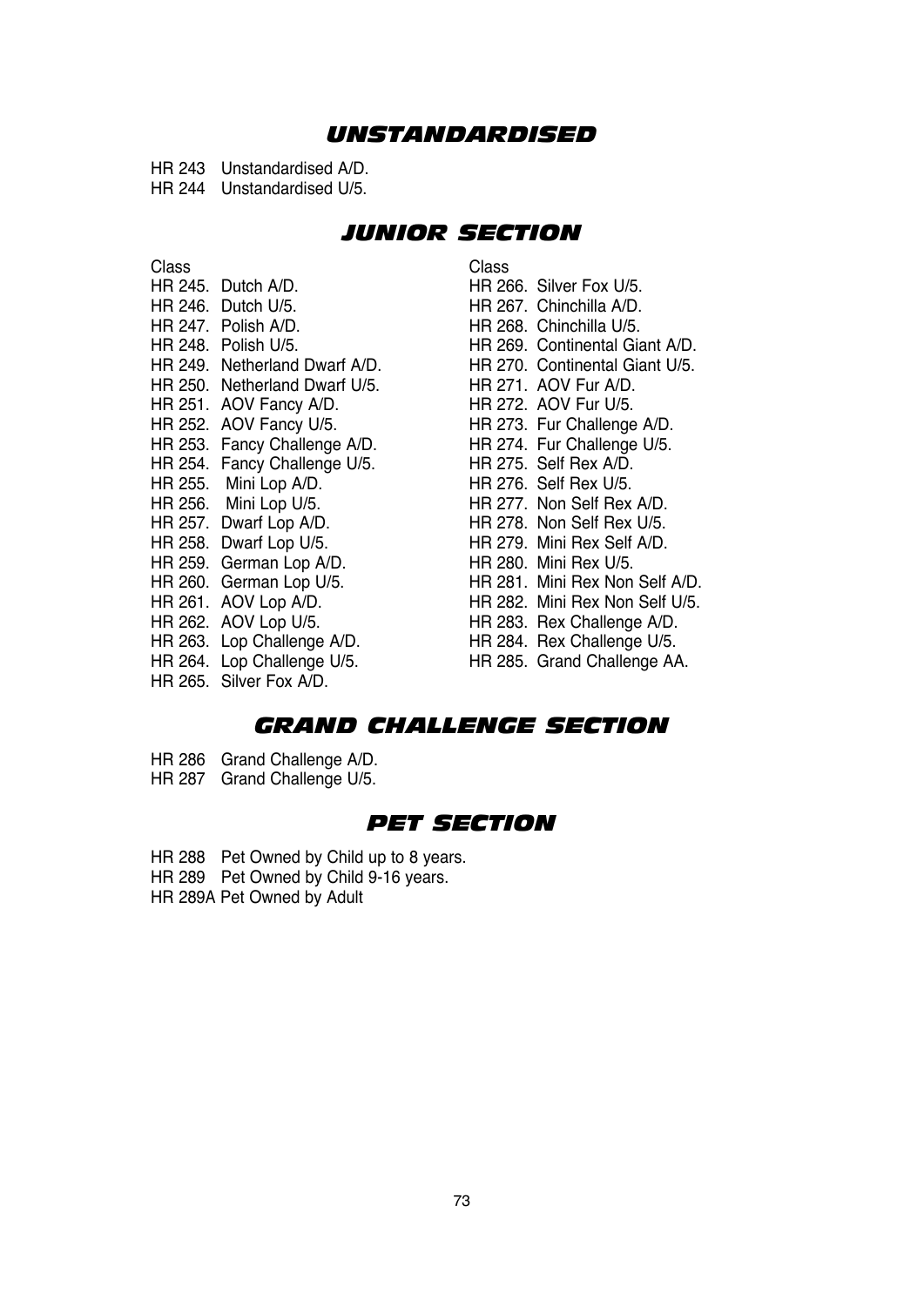## UNSTANDARDISED

HR 243 Unstandardised A/D.
HR 244 Unstandardised U/5.

## JUNIOR SECTION

Class
HR 245. Dutch A/D.
HR 246. Dutch U/5.
HR 247. Polish A/D.
HR 248. Polish U/5.
HR 249. Netherland Dwarf A/D.
HR 250. Netherland Dwarf U/5.
HR 251. AOV Fancy A/D.
HR 252. AOV Fancy U/5.
HR 253. Fancy Challenge A/D.
HR 254. Fancy Challenge U/5.
HR 255. Mini Lop A/D.
HR 256. Mini Lop U/5.
HR 257. Dwarf Lop A/D.
HR 258. Dwarf Lop U/5.
HR 259. German Lop A/D.
HR 260. German Lop U/5.
HR 261. AOV Lop A/D.
HR 262. AOV Lop U/5.
HR 263. Lop Challenge A/D.
HR 264. Lop Challenge U/5.
HR 265. Silver Fox A/D.

Class
HR 266. Silver Fox U/5.
HR 267. Chinchilla A/D.
HR 268. Chinchilla U/5.
HR 269. Continental Giant A/D.
HR 270. Continental Giant U/5.
HR 271. AOV Fur A/D.
HR 272. AOV Fur U/5.
HR 273. Fur Challenge A/D.
HR 274. Fur Challenge U/5.
HR 275. Self Rex A/D.
HR 276. Self Rex U/5.
HR 277. Non Self Rex A/D.
HR 278. Non Self Rex U/5.
HR 279. Mini Rex Self A/D.
HR 280. Mini Rex U/5.
HR 281. Mini Rex Non Self A/D.
HR 282. Mini Rex Non Self U/5.
HR 283. Rex Challenge A/D.
HR 284. Rex Challenge U/5.
HR 285. Grand Challenge AA.

## GRAND CHALLENGE SECTION

HR 286 Grand Challenge A/D.
HR 287 Grand Challenge U/5.

## PET SECTION

HR 288 Pet Owned by Child up to 8 years.
HR 289 Pet Owned by Child 9-16 years.
HR 289A Pet Owned by Adult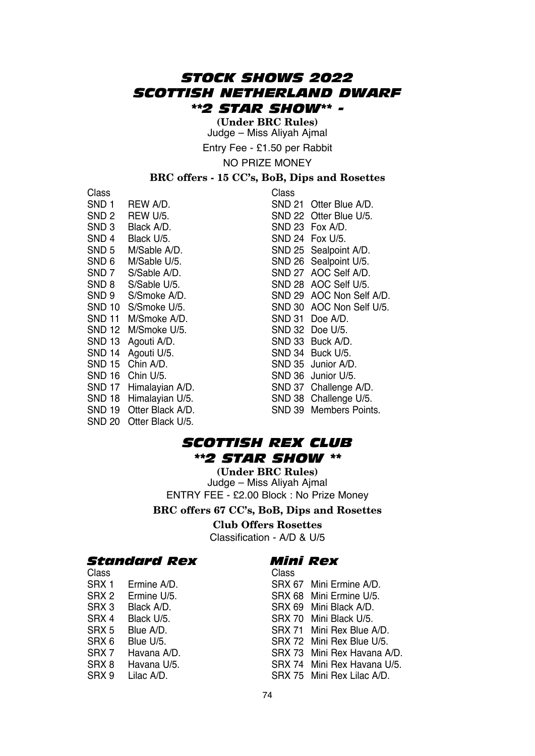# STOCK SHOWS 2022
# SCOTTISH NETHERLAND DWARF
## **2 STAR SHOW** -

**(Under BRC Rules)**
Judge – Miss Aliyah Ajmal

Entry Fee - £1.50 per Rabbit

NO PRIZE MONEY

**BRC offers - 15 CC's, BoB, Dips and Rosettes**

| Class | |
|---|---|
| SND 1 | REW A/D. |
| SND 2 | REW U/5. |
| SND 3 | Black A/D. |
| SND 4 | Black U/5. |
| SND 5 | M/Sable A/D. |
| SND 6 | M/Sable U/5. |
| SND 7 | S/Sable A/D. |
| SND 8 | S/Sable U/5. |
| SND 9 | S/Smoke A/D. |
| SND 10 | S/Smoke U/5. |
| SND 11 | M/Smoke A/D. |
| SND 12 | M/Smoke U/5. |
| SND 13 | Agouti A/D. |
| SND 14 | Agouti U/5. |
| SND 15 | Chin A/D. |
| SND 16 | Chin U/5. |
| SND 17 | Himalayian A/D. |
| SND 18 | Himalayian U/5. |
| SND 19 | Otter Black A/D. |
| SND 20 | Otter Black U/5. |
| SND 21 | Otter Blue A/D. |
| SND 22 | Otter Blue U/5. |
| SND 23 | Fox A/D. |
| SND 24 | Fox U/5. |
| SND 25 | Sealpoint A/D. |
| SND 26 | Sealpoint U/5. |
| SND 27 | AOC Self A/D. |
| SND 28 | AOC Self U/5. |
| SND 29 | AOC Non Self A/D. |
| SND 30 | AOC Non Self U/5. |
| SND 31 | Doe A/D. |
| SND 32 | Doe U/5. |
| SND 33 | Buck A/D. |
| SND 34 | Buck U/5. |
| SND 35 | Junior A/D. |
| SND 36 | Junior U/5. |
| SND 37 | Challenge A/D. |
| SND 38 | Challenge U/5. |
| SND 39 | Members Points. |

# SCOTTISH REX CLUB
## **2 STAR SHOW **

**(Under BRC Rules)**
Judge – Miss Aliyah Ajmal

ENTRY FEE - £2.00 Block : No Prize Money

**BRC offers 67 CC's, BoB, Dips and Rosettes**

**Club Offers Rosettes**

Classification - A/D & U/5

### Standard Rex

| Class | |
|---|---|
| SRX 1 | Ermine A/D. |
| SRX 2 | Ermine U/5. |
| SRX 3 | Black A/D. |
| SRX 4 | Black U/5. |
| SRX 5 | Blue A/D. |
| SRX 6 | Blue U/5. |
| SRX 7 | Havana A/D. |
| SRX 8 | Havana U/5. |
| SRX 9 | Lilac A/D. |

### Mini Rex

| Class | |
|---|---|
| SRX 67 | Mini Ermine A/D. |
| SRX 68 | Mini Ermine U/5. |
| SRX 69 | Mini Black A/D. |
| SRX 70 | Mini Black U/5. |
| SRX 71 | Mini Rex Blue A/D. |
| SRX 72 | Mini Rex Blue U/5. |
| SRX 73 | Mini Rex Havana A/D. |
| SRX 74 | Mini Rex Havana U/5. |
| SRX 75 | Mini Rex Lilac A/D. |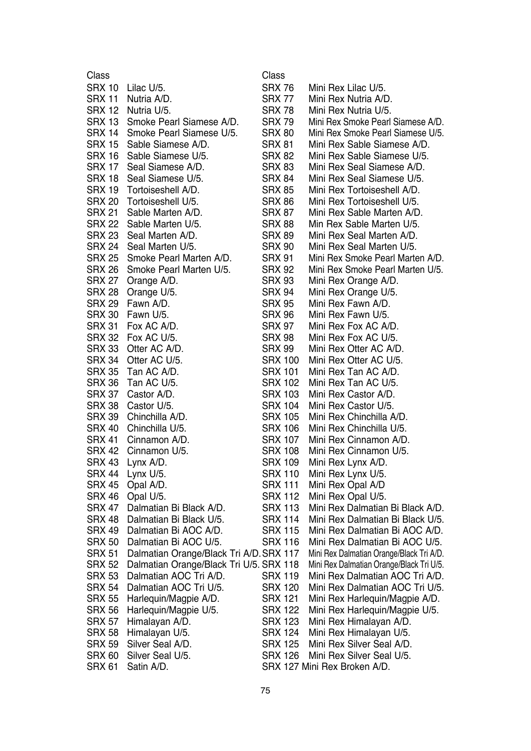| Class | | Class | |
|---|---|---|---|
| SRX 10 | Lilac U/5. | SRX 76 | Mini Rex Lilac U/5. |
| SRX 11 | Nutria A/D. | SRX 77 | Mini Rex Nutria A/D. |
| SRX 12 | Nutria U/5. | SRX 78 | Mini Rex Nutria U/5. |
| SRX 13 | Smoke Pearl Siamese A/D. | SRX 79 | Mini Rex Smoke Pearl Siamese A/D. |
| SRX 14 | Smoke Pearl Siamese U/5. | SRX 80 | Mini Rex Smoke Pearl Siamese U/5. |
| SRX 15 | Sable Siamese A/D. | SRX 81 | Mini Rex Sable Siamese A/D. |
| SRX 16 | Sable Siamese U/5. | SRX 82 | Mini Rex Sable Siamese U/5. |
| SRX 17 | Seal Siamese A/D. | SRX 83 | Mini Rex Seal Siamese A/D. |
| SRX 18 | Seal Siamese U/5. | SRX 84 | Mini Rex Seal Siamese U/5. |
| SRX 19 | Tortoiseshell A/D. | SRX 85 | Mini Rex Tortoiseshell A/D. |
| SRX 20 | Tortoiseshell U/5. | SRX 86 | Mini Rex Tortoiseshell U/5. |
| SRX 21 | Sable Marten A/D. | SRX 87 | Mini Rex Sable Marten A/D. |
| SRX 22 | Sable Marten U/5. | SRX 88 | Min Rex Sable Marten U/5. |
| SRX 23 | Seal Marten A/D. | SRX 89 | Mini Rex Seal Marten A/D. |
| SRX 24 | Seal Marten U/5. | SRX 90 | Mini Rex Seal Marten U/5. |
| SRX 25 | Smoke Pearl Marten A/D. | SRX 91 | Mini Rex Smoke Pearl Marten A/D. |
| SRX 26 | Smoke Pearl Marten U/5. | SRX 92 | Mini Rex Smoke Pearl Marten U/5. |
| SRX 27 | Orange A/D. | SRX 93 | Mini Rex Orange A/D. |
| SRX 28 | Orange U/5. | SRX 94 | Mini Rex Orange U/5. |
| SRX 29 | Fawn A/D. | SRX 95 | Mini Rex Fawn A/D. |
| SRX 30 | Fawn U/5. | SRX 96 | Mini Rex Fawn U/5. |
| SRX 31 | Fox AC A/D. | SRX 97 | Mini Rex Fox AC A/D. |
| SRX 32 | Fox AC U/5. | SRX 98 | Mini Rex Fox AC U/5. |
| SRX 33 | Otter AC A/D. | SRX 99 | Mini Rex Otter AC A/D. |
| SRX 34 | Otter AC U/5. | SRX 100 | Mini Rex Otter AC U/5. |
| SRX 35 | Tan AC A/D. | SRX 101 | Mini Rex Tan AC A/D. |
| SRX 36 | Tan AC U/5. | SRX 102 | Mini Rex Tan AC U/5. |
| SRX 37 | Castor A/D. | SRX 103 | Mini Rex Castor A/D. |
| SRX 38 | Castor U/5. | SRX 104 | Mini Rex Castor U/5. |
| SRX 39 | Chinchilla A/D. | SRX 105 | Mini Rex Chinchilla A/D. |
| SRX 40 | Chinchilla U/5. | SRX 106 | Mini Rex Chinchilla U/5. |
| SRX 41 | Cinnamon A/D. | SRX 107 | Mini Rex Cinnamon A/D. |
| SRX 42 | Cinnamon U/5. | SRX 108 | Mini Rex Cinnamon U/5. |
| SRX 43 | Lynx A/D. | SRX 109 | Mini Rex Lynx A/D. |
| SRX 44 | Lynx U/5. | SRX 110 | Mini Rex Lynx U/5. |
| SRX 45 | Opal A/D. | SRX 111 | Mini Rex Opal A/D |
| SRX 46 | Opal U/5. | SRX 112 | Mini Rex Opal U/5. |
| SRX 47 | Dalmatian Bi Black A/D. | SRX 113 | Mini Rex Dalmatian Bi Black A/D. |
| SRX 48 | Dalmatian Bi Black U/5. | SRX 114 | Mini Rex Dalmatian Bi Black U/5. |
| SRX 49 | Dalmatian Bi AOC A/D. | SRX 115 | Mini Rex Dalmatian Bi AOC A/D. |
| SRX 50 | Dalmatian Bi AOC U/5. | SRX 116 | Mini Rex Dalmatian Bi AOC U/5. |
| SRX 51 | Dalmatian Orange/Black Tri A/D. | SRX 117 | Mini Rex Dalmatian Orange/Black Tri A/D. |
| SRX 52 | Dalmatian Orange/Black Tri U/5. | SRX 118 | Mini Rex Dalmatian Orange/Black Tri U/5. |
| SRX 53 | Dalmatian AOC Tri A/D. | SRX 119 | Mini Rex Dalmatian AOC Tri A/D. |
| SRX 54 | Dalmatian AOC Tri U/5. | SRX 120 | Mini Rex Dalmatian AOC Tri U/5. |
| SRX 55 | Harlequin/Magpie A/D. | SRX 121 | Mini Rex Harlequin/Magpie A/D. |
| SRX 56 | Harlequin/Magpie U/5. | SRX 122 | Mini Rex Harlequin/Magpie U/5. |
| SRX 57 | Himalayan A/D. | SRX 123 | Mini Rex Himalayan A/D. |
| SRX 58 | Himalayan U/5. | SRX 124 | Mini Rex Himalayan U/5. |
| SRX 59 | Silver Seal A/D. | SRX 125 | Mini Rex Silver Seal A/D. |
| SRX 60 | Silver Seal U/5. | SRX 126 | Mini Rex Silver Seal U/5. |
| SRX 61 | Satin A/D. | SRX 127 | Mini Rex Broken A/D. |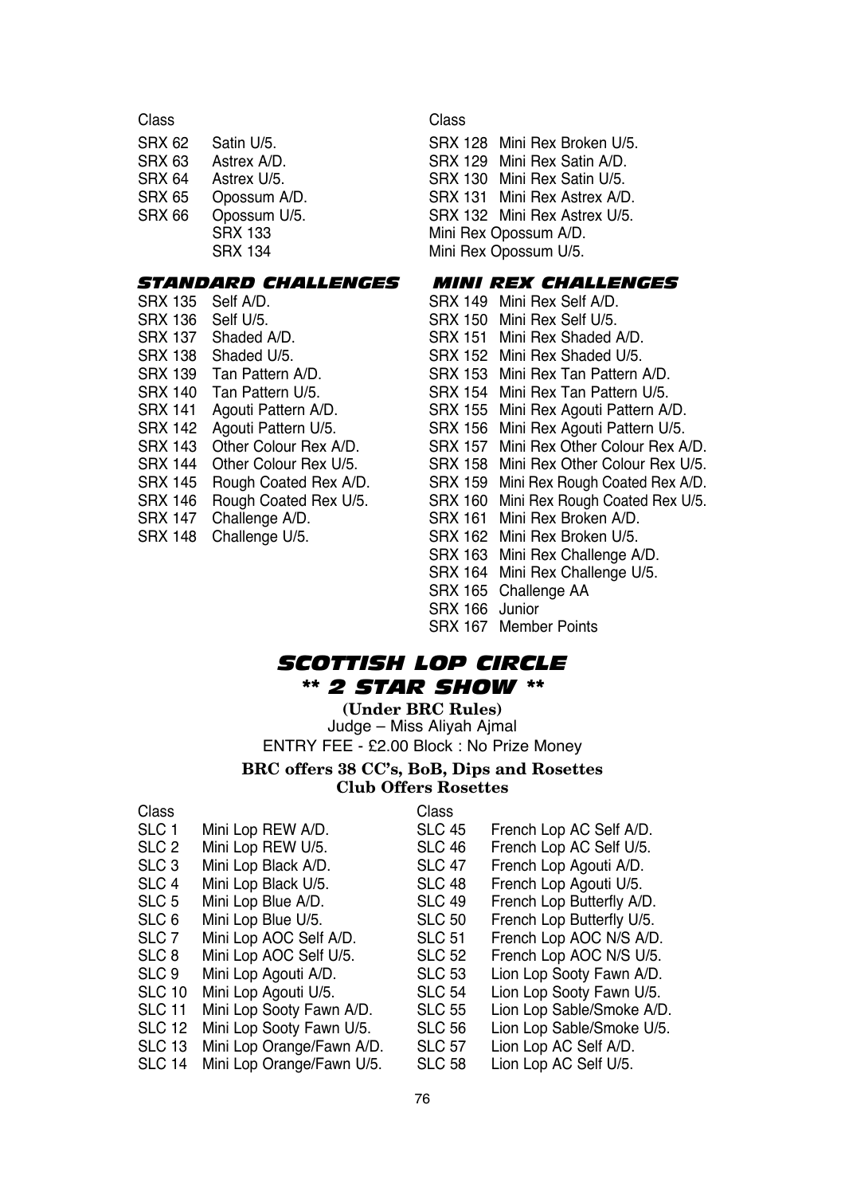| Class | | Class | |
|---|---|---|---|
| SRX 62 | Satin U/5. | SRX 128 | Mini Rex Broken U/5. |
| SRX 63 | Astrex A/D. | SRX 129 | Mini Rex Satin A/D. |
| SRX 64 | Astrex U/5. | SRX 130 | Mini Rex Satin U/5. |
| SRX 65 | Opossum A/D. | SRX 131 | Mini Rex Astrex A/D. |
| SRX 66 | Opossum U/5. | SRX 132 | Mini Rex Astrex U/5. |
| | SRX 133 | | Mini Rex Opossum A/D. |
| | SRX 134 | | Mini Rex Opossum U/5. |

### *STANDARD CHALLENGES*

| | |
|---|---|
| SRX 135 | Self A/D. |
| SRX 136 | Self U/5. |
| SRX 137 | Shaded A/D. |
| SRX 138 | Shaded U/5. |
| SRX 139 | Tan Pattern A/D. |
| SRX 140 | Tan Pattern U/5. |
| SRX 141 | Agouti Pattern A/D. |
| SRX 142 | Agouti Pattern U/5. |
| SRX 143 | Other Colour Rex A/D. |
| SRX 144 | Other Colour Rex U/5. |
| SRX 145 | Rough Coated Rex A/D. |
| SRX 146 | Rough Coated Rex U/5. |
| SRX 147 | Challenge A/D. |
| SRX 148 | Challenge U/5. |

### *MINI REX CHALLENGES*

| | |
|---|---|
| SRX 149 | Mini Rex Self A/D. |
| SRX 150 | Mini Rex Self U/5. |
| SRX 151 | Mini Rex Shaded A/D. |
| SRX 152 | Mini Rex Shaded U/5. |
| SRX 153 | Mini Rex Tan Pattern A/D. |
| SRX 154 | Mini Rex Tan Pattern U/5. |
| SRX 155 | Mini Rex Agouti Pattern A/D. |
| SRX 156 | Mini Rex Agouti Pattern U/5. |
| SRX 157 | Mini Rex Other Colour Rex A/D. |
| SRX 158 | Mini Rex Other Colour Rex U/5. |
| SRX 159 | Mini Rex Rough Coated Rex A/D. |
| SRX 160 | Mini Rex Rough Coated Rex U/5. |
| SRX 161 | Mini Rex Broken A/D. |
| SRX 162 | Mini Rex Broken U/5. |
| SRX 163 | Mini Rex Challenge A/D. |
| SRX 164 | Mini Rex Challenge U/5. |
| SRX 165 | Challenge AA |
| SRX 166 | Junior |
| SRX 167 | Member Points |

## *SCOTTISH LOP CIRCLE*
## *\*\* 2 STAR SHOW \*\**

**(Under BRC Rules)**

Judge – Miss Aliyah Ajmal

ENTRY FEE - £2.00 Block : No Prize Money

**BRC offers 38 CC's, BoB, Dips and Rosettes**
**Club Offers Rosettes**

| Class | | Class | |
|---|---|---|---|
| SLC 1 | Mini Lop REW A/D. | SLC 45 | French Lop AC Self A/D. |
| SLC 2 | Mini Lop REW U/5. | SLC 46 | French Lop AC Self U/5. |
| SLC 3 | Mini Lop Black A/D. | SLC 47 | French Lop Agouti A/D. |
| SLC 4 | Mini Lop Black U/5. | SLC 48 | French Lop Agouti U/5. |
| SLC 5 | Mini Lop Blue A/D. | SLC 49 | French Lop Butterfly A/D. |
| SLC 6 | Mini Lop Blue U/5. | SLC 50 | French Lop Butterfly U/5. |
| SLC 7 | Mini Lop AOC Self A/D. | SLC 51 | French Lop AOC N/S A/D. |
| SLC 8 | Mini Lop AOC Self U/5. | SLC 52 | French Lop AOC N/S U/5. |
| SLC 9 | Mini Lop Agouti A/D. | SLC 53 | Lion Lop Sooty Fawn A/D. |
| SLC 10 | Mini Lop Agouti U/5. | SLC 54 | Lion Lop Sooty Fawn U/5. |
| SLC 11 | Mini Lop Sooty Fawn A/D. | SLC 55 | Lion Lop Sable/Smoke A/D. |
| SLC 12 | Mini Lop Sooty Fawn U/5. | SLC 56 | Lion Lop Sable/Smoke U/5. |
| SLC 13 | Mini Lop Orange/Fawn A/D. | SLC 57 | Lion Lop AC Self A/D. |
| SLC 14 | Mini Lop Orange/Fawn U/5. | SLC 58 | Lion Lop AC Self U/5. |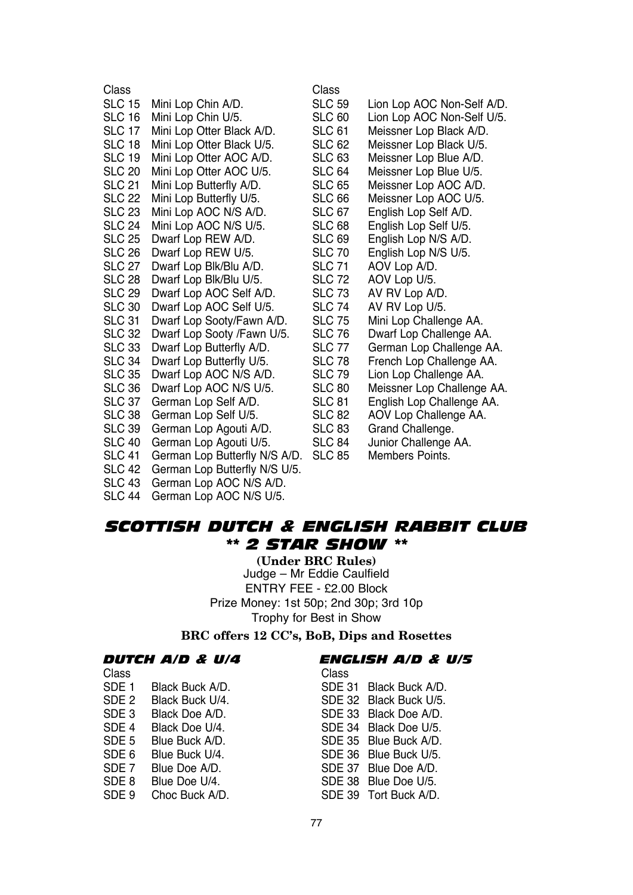| Class | |
|---|---|
| SLC 15 | Mini Lop Chin A/D. |
| SLC 16 | Mini Lop Chin U/5. |
| SLC 17 | Mini Lop Otter Black A/D. |
| SLC 18 | Mini Lop Otter Black U/5. |
| SLC 19 | Mini Lop Otter AOC A/D. |
| SLC 20 | Mini Lop Otter AOC U/5. |
| SLC 21 | Mini Lop Butterfly A/D. |
| SLC 22 | Mini Lop Butterfly U/5. |
| SLC 23 | Mini Lop AOC N/S A/D. |
| SLC 24 | Mini Lop AOC N/S U/5. |
| SLC 25 | Dwarf Lop REW A/D. |
| SLC 26 | Dwarf Lop REW U/5. |
| SLC 27 | Dwarf Lop Blk/Blu A/D. |
| SLC 28 | Dwarf Lop Blk/Blu U/5. |
| SLC 29 | Dwarf Lop AOC Self A/D. |
| SLC 30 | Dwarf Lop AOC Self U/5. |
| SLC 31 | Dwarf Lop Sooty/Fawn A/D. |
| SLC 32 | Dwarf Lop Sooty /Fawn U/5. |
| SLC 33 | Dwarf Lop Butterfly A/D. |
| SLC 34 | Dwarf Lop Butterfly U/5. |
| SLC 35 | Dwarf Lop AOC N/S A/D. |
| SLC 36 | Dwarf Lop AOC N/S U/5. |
| SLC 37 | German Lop Self A/D. |
| SLC 38 | German Lop Self U/5. |
| SLC 39 | German Lop Agouti A/D. |
| SLC 40 | German Lop Agouti U/5. |
| SLC 41 | German Lop Butterfly N/S A/D. |
| SLC 42 | German Lop Butterfly N/S U/5. |
| SLC 43 | German Lop AOC N/S A/D. |
| SLC 44 | German Lop AOC N/S U/5. |

| Class | |
|---|---|
| SLC 59 | Lion Lop AOC Non-Self A/D. |
| SLC 60 | Lion Lop AOC Non-Self U/5. |
| SLC 61 | Meissner Lop Black A/D. |
| SLC 62 | Meissner Lop Black U/5. |
| SLC 63 | Meissner Lop Blue A/D. |
| SLC 64 | Meissner Lop Blue U/5. |
| SLC 65 | Meissner Lop AOC A/D. |
| SLC 66 | Meissner Lop AOC U/5. |
| SLC 67 | English Lop Self A/D. |
| SLC 68 | English Lop Self U/5. |
| SLC 69 | English Lop N/S A/D. |
| SLC 70 | English Lop N/S U/5. |
| SLC 71 | AOV Lop A/D. |
| SLC 72 | AOV Lop U/5. |
| SLC 73 | AV RV Lop A/D. |
| SLC 74 | AV RV Lop U/5. |
| SLC 75 | Mini Lop Challenge AA. |
| SLC 76 | Dwarf Lop Challenge AA. |
| SLC 77 | German Lop Challenge AA. |
| SLC 78 | French Lop Challenge AA. |
| SLC 79 | Lion Lop Challenge AA. |
| SLC 80 | Meissner Lop Challenge AA. |
| SLC 81 | English Lop Challenge AA. |
| SLC 82 | AOV Lop Challenge AA. |
| SLC 83 | Grand Challenge. |
| SLC 84 | Junior Challenge AA. |
| SLC 85 | Members Points. |

## *SCOTTISH DUTCH & ENGLISH RABBIT CLUB*
## *** 2 STAR SHOW ***

**(Under BRC Rules)**
Judge – Mr Eddie Caulfield
ENTRY FEE - £2.00 Block
Prize Money: 1st 50p; 2nd 30p; 3rd 10p
Trophy for Best in Show

**BRC offers 12 CC's, BoB, Dips and Rosettes**

### *DUTCH A/D & U/4*

| Class | |
|---|---|
| SDE 1 | Black Buck A/D. |
| SDE 2 | Black Buck U/4. |
| SDE 3 | Black Doe A/D. |
| SDE 4 | Black Doe U/4. |
| SDE 5 | Blue Buck A/D. |
| SDE 6 | Blue Buck U/4. |
| SDE 7 | Blue Doe A/D. |
| SDE 8 | Blue Doe U/4. |
| SDE 9 | Choc Buck A/D. |

### *ENGLISH A/D & U/5*

| Class | |
|---|---|
| SDE 31 | Black Buck A/D. |
| SDE 32 | Black Buck U/5. |
| SDE 33 | Black Doe A/D. |
| SDE 34 | Black Doe U/5. |
| SDE 35 | Blue Buck A/D. |
| SDE 36 | Blue Buck U/5. |
| SDE 37 | Blue Doe A/D. |
| SDE 38 | Blue Doe U/5. |
| SDE 39 | Tort Buck A/D. |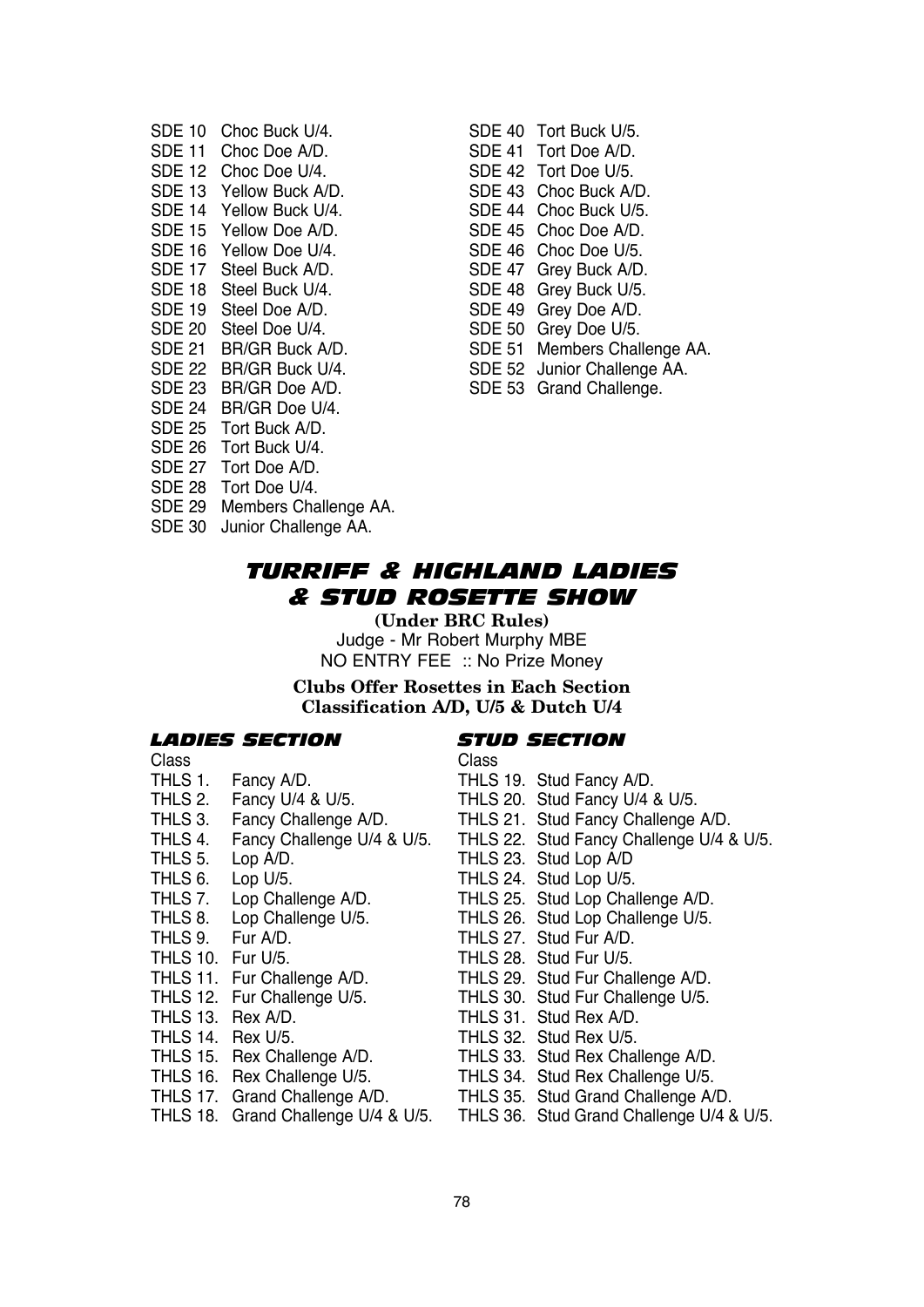SDE 10 Choc Buck U/4.
SDE 11 Choc Doe A/D.
SDE 12 Choc Doe U/4.
SDE 13 Yellow Buck A/D.
SDE 14 Yellow Buck U/4.
SDE 15 Yellow Doe A/D.
SDE 16 Yellow Doe U/4.
SDE 17 Steel Buck A/D.
SDE 18 Steel Buck U/4.
SDE 19 Steel Doe A/D.
SDE 20 Steel Doe U/4.
SDE 21 BR/GR Buck A/D.
SDE 22 BR/GR Buck U/4.
SDE 23 BR/GR Doe A/D.
SDE 24 BR/GR Doe U/4.
SDE 25 Tort Buck A/D.
SDE 26 Tort Buck U/4.
SDE 27 Tort Doe A/D.
SDE 28 Tort Doe U/4.
SDE 29 Members Challenge AA.
SDE 30 Junior Challenge AA.
SDE 40 Tort Buck U/5.
SDE 41 Tort Doe A/D.
SDE 42 Tort Doe U/5.
SDE 43 Choc Buck A/D.
SDE 44 Choc Buck U/5.
SDE 45 Choc Doe A/D.
SDE 46 Choc Doe U/5.
SDE 47 Grey Buck A/D.
SDE 48 Grey Buck U/5.
SDE 49 Grey Doe A/D.
SDE 50 Grey Doe U/5.
SDE 51 Members Challenge AA.
SDE 52 Junior Challenge AA.
SDE 53 Grand Challenge.

# TURRIFF & HIGHLAND LADIES & STUD ROSETTE SHOW

**(Under BRC Rules)**
Judge - Mr Robert Murphy MBE
NO ENTRY FEE :: No Prize Money

**Clubs Offer Rosettes in Each Section**
**Classification A/D, U/5 & Dutch U/4**

## LADIES SECTION

Class
THLS 1. Fancy A/D.
THLS 2. Fancy U/4 & U/5.
THLS 3. Fancy Challenge A/D.
THLS 4. Fancy Challenge U/4 & U/5.
THLS 5. Lop A/D.
THLS 6. Lop U/5.
THLS 7. Lop Challenge A/D.
THLS 8. Lop Challenge U/5.
THLS 9. Fur A/D.
THLS 10. Fur U/5.
THLS 11. Fur Challenge A/D.
THLS 12. Fur Challenge U/5.
THLS 13. Rex A/D.
THLS 14. Rex U/5.
THLS 15. Rex Challenge A/D.
THLS 16. Rex Challenge U/5.
THLS 17. Grand Challenge A/D.
THLS 18. Grand Challenge U/4 & U/5.

## STUD SECTION

Class
THLS 19. Stud Fancy A/D.
THLS 20. Stud Fancy U/4 & U/5.
THLS 21. Stud Fancy Challenge A/D.
THLS 22. Stud Fancy Challenge U/4 & U/5.
THLS 23. Stud Lop A/D
THLS 24. Stud Lop U/5.
THLS 25. Stud Lop Challenge A/D.
THLS 26. Stud Lop Challenge U/5.
THLS 27. Stud Fur A/D.
THLS 28. Stud Fur U/5.
THLS 29. Stud Fur Challenge A/D.
THLS 30. Stud Fur Challenge U/5.
THLS 31. Stud Rex A/D.
THLS 32. Stud Rex U/5.
THLS 33. Stud Rex Challenge A/D.
THLS 34. Stud Rex Challenge U/5.
THLS 35. Stud Grand Challenge A/D.
THLS 36. Stud Grand Challenge U/4 & U/5.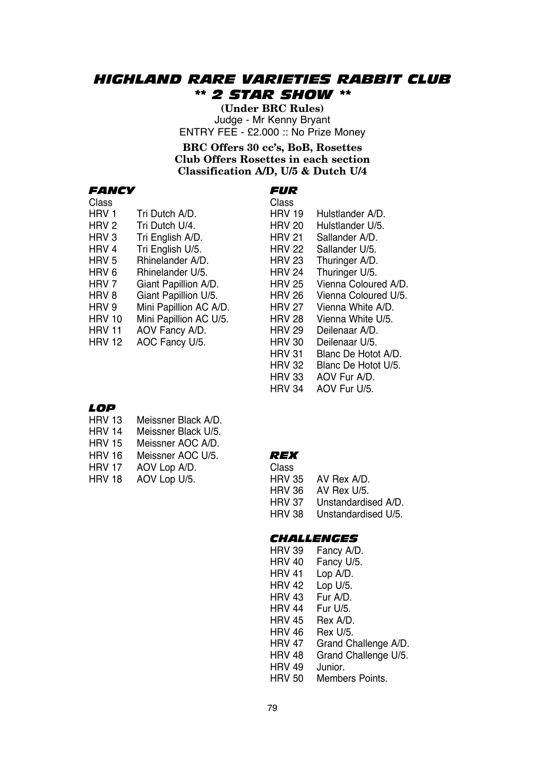# HIGHLAND RARE VARIETIES RABBIT CLUB
## ** 2 STAR SHOW **

**(Under BRC Rules)**
Judge - Mr Kenny Bryant
ENTRY FEE - £2.000 :: No Prize Money

**BRC Offers 30 cc's, BoB, Rosettes**
**Club Offers Rosettes in each section**
**Classification A/D, U/5 & Dutch U/4**

### FANCY

| Class | |
|---|---|
| HRV 1 | Tri Dutch A/D. |
| HRV 2 | Tri Dutch U/4. |
| HRV 3 | Tri English A/D. |
| HRV 4 | Tri English U/5. |
| HRV 5 | Rhinelander A/D. |
| HRV 6 | Rhinelander U/5. |
| HRV 7 | Giant Papillion A/D. |
| HRV 8 | Giant Papillion U/5. |
| HRV 9 | Mini Papillion AC A/D. |
| HRV 10 | Mini Papillion AC U/5. |
| HRV 11 | AOV Fancy A/D. |
| HRV 12 | AOC Fancy U/5. |

### LOP

| | |
|---|---|
| HRV 13 | Meissner Black A/D. |
| HRV 14 | Meissner Black U/5. |
| HRV 15 | Meissner AOC A/D. |
| HRV 16 | Meissner AOC U/5. |
| HRV 17 | AOV Lop A/D. |
| HRV 18 | AOV Lop U/5. |

### FUR

| Class | |
|---|---|
| HRV 19 | Hulstlander A/D. |
| HRV 20 | Hulstlander U/5. |
| HRV 21 | Sallander A/D. |
| HRV 22 | Sallander U/5. |
| HRV 23 | Thuringer A/D. |
| HRV 24 | Thuringer U/5. |
| HRV 25 | Vienna Coloured A/D. |
| HRV 26 | Vienna Coloured U/5. |
| HRV 27 | Vienna White A/D. |
| HRV 28 | Vienna White U/5. |
| HRV 29 | Deilenaar A/D. |
| HRV 30 | Deilenaar U/5. |
| HRV 31 | Blanc De Hotot A/D. |
| HRV 32 | Blanc De Hotot U/5. |
| HRV 33 | AOV Fur A/D. |
| HRV 34 | AOV Fur U/5. |

### REX

| Class | |
|---|---|
| HRV 35 | AV Rex A/D. |
| HRV 36 | AV Rex U/5. |
| HRV 37 | Unstandardised A/D. |
| HRV 38 | Unstandardised U/5. |

### CHALLENGES

| | |
|---|---|
| HRV 39 | Fancy A/D. |
| HRV 40 | Fancy U/5. |
| HRV 41 | Lop A/D. |
| HRV 42 | Lop U/5. |
| HRV 43 | Fur A/D. |
| HRV 44 | Fur U/5. |
| HRV 45 | Rex A/D. |
| HRV 46 | Rex U/5. |
| HRV 47 | Grand Challenge A/D. |
| HRV 48 | Grand Challenge U/5. |
| HRV 49 | Junior. |
| HRV 50 | Members Points. |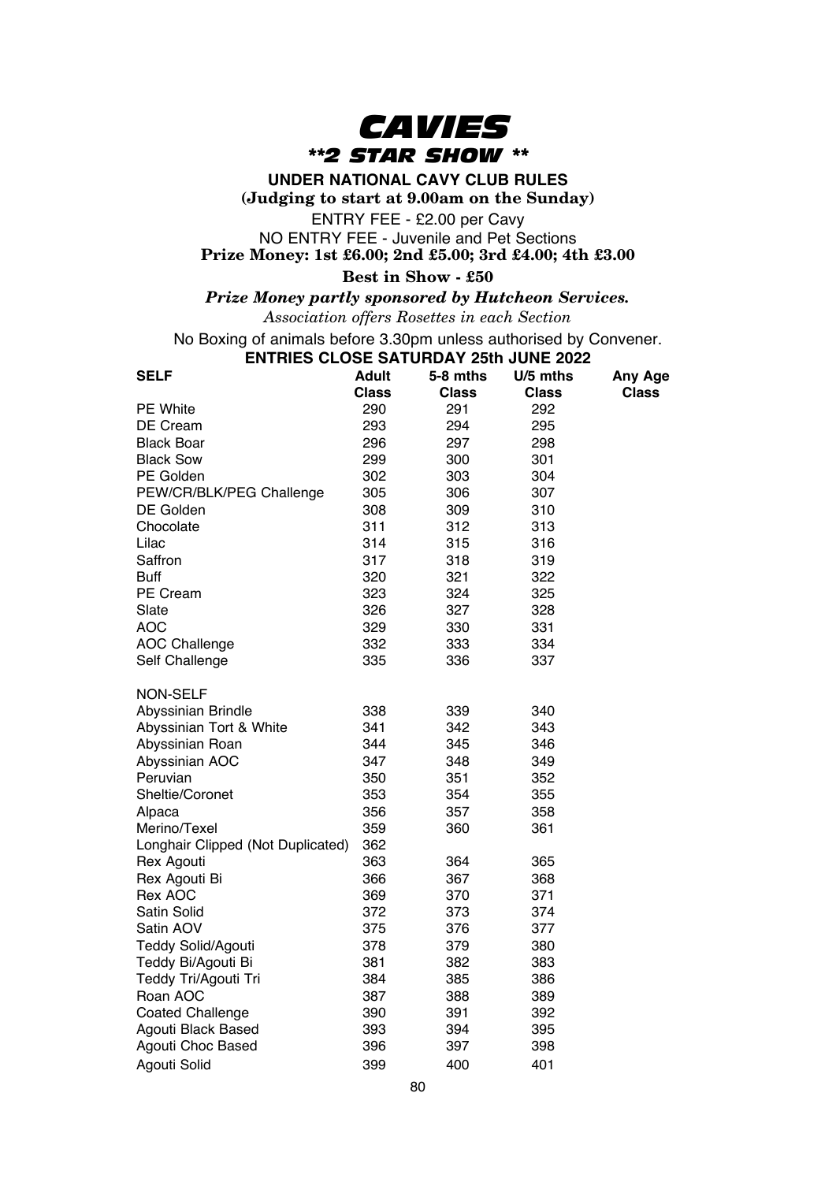# *CAVIES*

## *\*\*2 STAR SHOW \*\**

**UNDER NATIONAL CAVY CLUB RULES**

**(Judging to start at 9.00am on the Sunday)**

ENTRY FEE - £2.00 per Cavy

NO ENTRY FEE - Juvenile and Pet Sections

**Prize Money: 1st £6.00; 2nd £5.00; 3rd £4.00; 4th £3.00**

**Best in Show - £50**

***Prize Money partly sponsored by Hutcheon Services.***

*Association offers Rosettes in each Section*

No Boxing of animals before 3.30pm unless authorised by Convener.

**ENTRIES CLOSE SATURDAY 25th JUNE 2022**

| SELF | Adult Class | 5-8 mths Class | U/5 mths Class | Any Age Class |
|---|---|---|---|---|
| PE White | 290 | 291 | 292 | |
| DE Cream | 293 | 294 | 295 | |
| Black Boar | 296 | 297 | 298 | |
| Black Sow | 299 | 300 | 301 | |
| PE Golden | 302 | 303 | 304 | |
| PEW/CR/BLK/PEG Challenge | 305 | 306 | 307 | |
| DE Golden | 308 | 309 | 310 | |
| Chocolate | 311 | 312 | 313 | |
| Lilac | 314 | 315 | 316 | |
| Saffron | 317 | 318 | 319 | |
| Buff | 320 | 321 | 322 | |
| PE Cream | 323 | 324 | 325 | |
| Slate | 326 | 327 | 328 | |
| AOC | 329 | 330 | 331 | |
| AOC Challenge | 332 | 333 | 334 | |
| Self Challenge | 335 | 336 | 337 | |
| | | | | |
| NON-SELF | | | | |
| Abyssinian Brindle | 338 | 339 | 340 | |
| Abyssinian Tort & White | 341 | 342 | 343 | |
| Abyssinian Roan | 344 | 345 | 346 | |
| Abyssinian AOC | 347 | 348 | 349 | |
| Peruvian | 350 | 351 | 352 | |
| Sheltie/Coronet | 353 | 354 | 355 | |
| Alpaca | 356 | 357 | 358 | |
| Merino/Texel | 359 | 360 | 361 | |
| Longhair Clipped (Not Duplicated) | 362 | | | |
| Rex Agouti | 363 | 364 | 365 | |
| Rex Agouti Bi | 366 | 367 | 368 | |
| Rex AOC | 369 | 370 | 371 | |
| Satin Solid | 372 | 373 | 374 | |
| Satin AOV | 375 | 376 | 377 | |
| Teddy Solid/Agouti | 378 | 379 | 380 | |
| Teddy Bi/Agouti Bi | 381 | 382 | 383 | |
| Teddy Tri/Agouti Tri | 384 | 385 | 386 | |
| Roan AOC | 387 | 388 | 389 | |
| Coated Challenge | 390 | 391 | 392 | |
| Agouti Black Based | 393 | 394 | 395 | |
| Agouti Choc Based | 396 | 397 | 398 | |
| Agouti Solid | 399 | 400 | 401 | |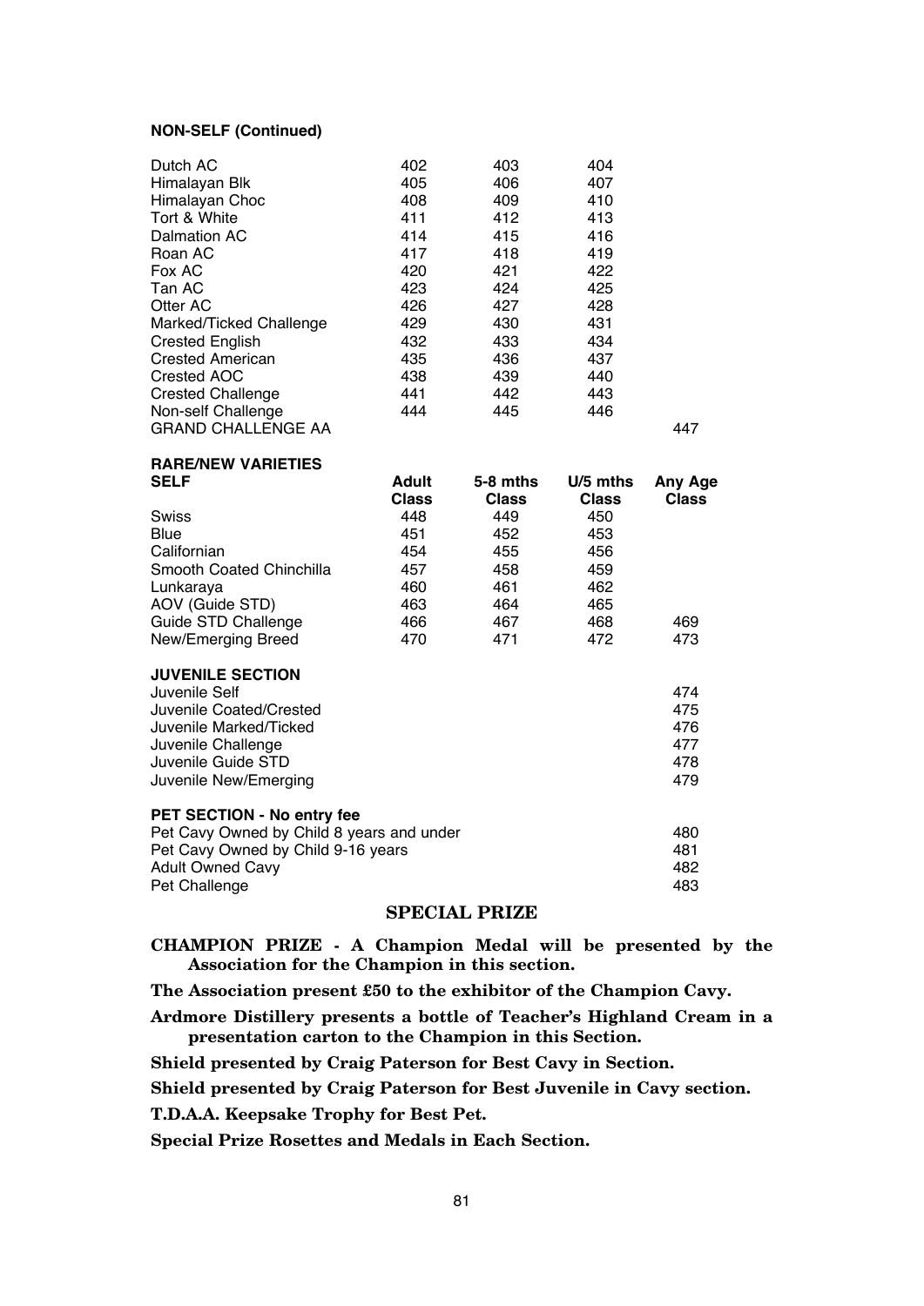**NON-SELF (Continued)**

| | | | | |
|---|---|---|---|---|
| Dutch AC | 402 | 403 | 404 | |
| Himalayan Blk | 405 | 406 | 407 | |
| Himalayan Choc | 408 | 409 | 410 | |
| Tort & White | 411 | 412 | 413 | |
| Dalmation AC | 414 | 415 | 416 | |
| Roan AC | 417 | 418 | 419 | |
| Fox AC | 420 | 421 | 422 | |
| Tan AC | 423 | 424 | 425 | |
| Otter AC | 426 | 427 | 428 | |
| Marked/Ticked Challenge | 429 | 430 | 431 | |
| Crested English | 432 | 433 | 434 | |
| Crested American | 435 | 436 | 437 | |
| Crested AOC | 438 | 439 | 440 | |
| Crested Challenge | 441 | 442 | 443 | |
| Non-self Challenge | 444 | 445 | 446 | |
| GRAND CHALLENGE AA | | | | 447 |

**RARE/NEW VARIETIES**

| SELF | Adult Class | 5-8 mths Class | U/5 mths Class | Any Age Class |
|---|---|---|---|---|
| Swiss | 448 | 449 | 450 | |
| Blue | 451 | 452 | 453 | |
| Californian | 454 | 455 | 456 | |
| Smooth Coated Chinchilla | 457 | 458 | 459 | |
| Lunkaraya | 460 | 461 | 462 | |
| AOV (Guide STD) | 463 | 464 | 465 | |
| Guide STD Challenge | 466 | 467 | 468 | 469 |
| New/Emerging Breed | 470 | 471 | 472 | 473 |

**JUVENILE SECTION**

| | |
|---|---|
| Juvenile Self | 474 |
| Juvenile Coated/Crested | 475 |
| Juvenile Marked/Ticked | 476 |
| Juvenile Challenge | 477 |
| Juvenile Guide STD | 478 |
| Juvenile New/Emerging | 479 |

**PET SECTION - No entry fee**

| | |
|---|---|
| Pet Cavy Owned by Child 8 years and under | 480 |
| Pet Cavy Owned by Child 9-16 years | 481 |
| Adult Owned Cavy | 482 |
| Pet Challenge | 483 |

## SPECIAL PRIZE

**CHAMPION PRIZE - A Champion Medal will be presented by the Association for the Champion in this section.**

**The Association present £50 to the exhibitor of the Champion Cavy.**

**Ardmore Distillery presents a bottle of Teacher's Highland Cream in a presentation carton to the Champion in this Section.**

**Shield presented by Craig Paterson for Best Cavy in Section.**

**Shield presented by Craig Paterson for Best Juvenile in Cavy section.**

**T.D.A.A. Keepsake Trophy for Best Pet.**

**Special Prize Rosettes and Medals in Each Section.**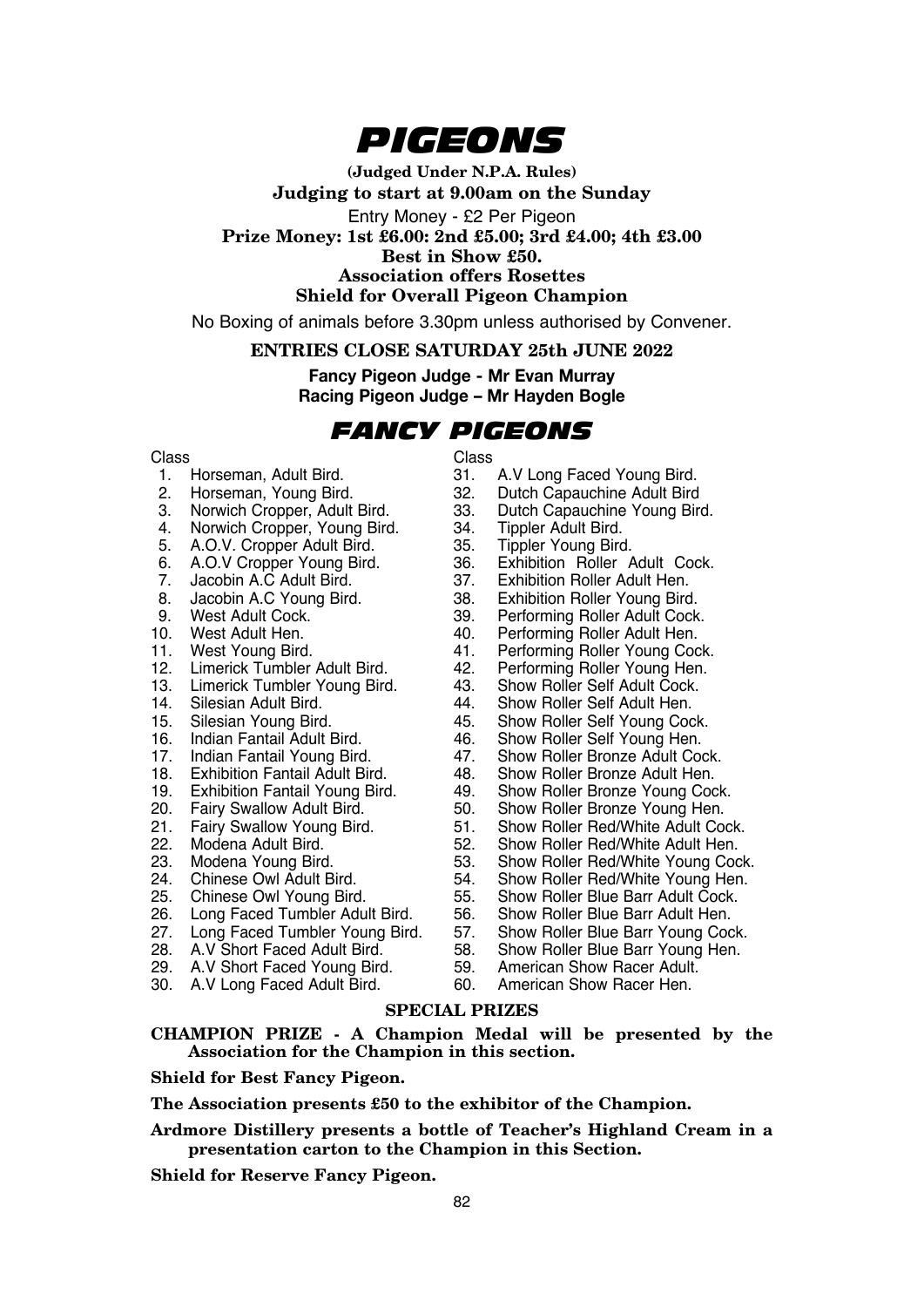# PIGEONS

**(Judged Under N.P.A. Rules)**

**Judging to start at 9.00am on the Sunday**

Entry Money - £2 Per Pigeon

**Prize Money: 1st £6.00: 2nd £5.00; 3rd £4.00; 4th £3.00**

**Best in Show £50.**

**Association offers Rosettes**

**Shield for Overall Pigeon Champion**

No Boxing of animals before 3.30pm unless authorised by Convener.

**ENTRIES CLOSE SATURDAY 25th JUNE 2022**

**Fancy Pigeon Judge - Mr Evan Murray**

**Racing Pigeon Judge – Mr Hayden Bogle**

## FANCY PIGEONS

Class

1. Horseman, Adult Bird.
2. Horseman, Young Bird.
3. Norwich Cropper, Adult Bird.
4. Norwich Cropper, Young Bird.
5. A.O.V. Cropper Adult Bird.
6. A.O.V Cropper Young Bird.
7. Jacobin A.C Adult Bird.
8. Jacobin A.C Young Bird.
9. West Adult Cock.
10. West Adult Hen.
11. West Young Bird.
12. Limerick Tumbler Adult Bird.
13. Limerick Tumbler Young Bird.
14. Silesian Adult Bird.
15. Silesian Young Bird.
16. Indian Fantail Adult Bird.
17. Indian Fantail Young Bird.
18. Exhibition Fantail Adult Bird.
19. Exhibition Fantail Young Bird.
20. Fairy Swallow Adult Bird.
21. Fairy Swallow Young Bird.
22. Modena Adult Bird.
23. Modena Young Bird.
24. Chinese Owl Adult Bird.
25. Chinese Owl Young Bird.
26. Long Faced Tumbler Adult Bird.
27. Long Faced Tumbler Young Bird.
28. A.V Short Faced Adult Bird.
29. A.V Short Faced Young Bird.
30. A.V Long Faced Adult Bird.
31. A.V Long Faced Young Bird.
32. Dutch Capauchine Adult Bird
33. Dutch Capauchine Young Bird.
34. Tippler Adult Bird.
35. Tippler Young Bird.
36. Exhibition Roller Adult Cock.
37. Exhibition Roller Adult Hen.
38. Exhibition Roller Young Bird.
39. Performing Roller Adult Cock.
40. Performing Roller Adult Hen.
41. Performing Roller Young Cock.
42. Performing Roller Young Hen.
43. Show Roller Self Adult Cock.
44. Show Roller Self Adult Hen.
45. Show Roller Self Young Cock.
46. Show Roller Self Young Hen.
47. Show Roller Bronze Adult Cock.
48. Show Roller Bronze Adult Hen.
49. Show Roller Bronze Young Cock.
50. Show Roller Bronze Young Hen.
51. Show Roller Red/White Adult Cock.
52. Show Roller Red/White Adult Hen.
53. Show Roller Red/White Young Cock.
54. Show Roller Red/White Young Hen.
55. Show Roller Blue Barr Adult Cock.
56. Show Roller Blue Barr Adult Hen.
57. Show Roller Blue Barr Young Cock.
58. Show Roller Blue Barr Young Hen.
59. American Show Racer Adult.
60. American Show Racer Hen.

### SPECIAL PRIZES

**CHAMPION PRIZE - A Champion Medal will be presented by the Association for the Champion in this section.**

**Shield for Best Fancy Pigeon.**

**The Association presents £50 to the exhibitor of the Champion.**

**Ardmore Distillery presents a bottle of Teacher's Highland Cream in a presentation carton to the Champion in this Section.**

**Shield for Reserve Fancy Pigeon.**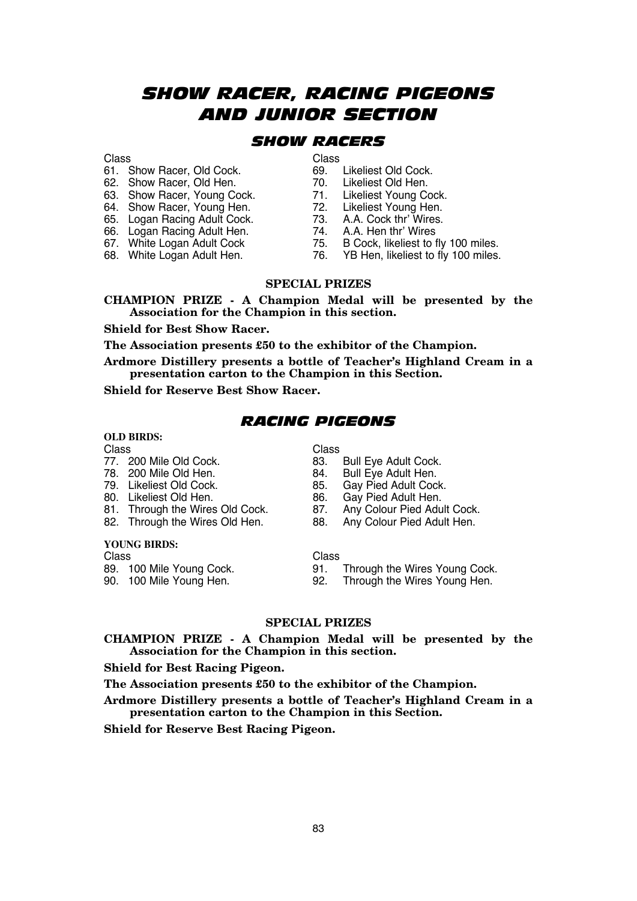# SHOW RACER, RACING PIGEONS AND JUNIOR SECTION

## SHOW RACERS

Class
61. Show Racer, Old Cock.
62. Show Racer, Old Hen.
63. Show Racer, Young Cock.
64. Show Racer, Young Hen.
65. Logan Racing Adult Cock.
66. Logan Racing Adult Hen.
67. White Logan Adult Cock
68. White Logan Adult Hen.

Class
69. Likeliest Old Cock.
70. Likeliest Old Hen.
71. Likeliest Young Cock.
72. Likeliest Young Hen.
73. A.A. Cock thr' Wires.
74. A.A. Hen thr' Wires
75. B Cock, likeliest to fly 100 miles.
76. YB Hen, likeliest to fly 100 miles.

**SPECIAL PRIZES**

**CHAMPION PRIZE - A Champion Medal will be presented by the Association for the Champion in this section.**

**Shield for Best Show Racer.**

**The Association presents £50 to the exhibitor of the Champion.**

**Ardmore Distillery presents a bottle of Teacher's Highland Cream in a presentation carton to the Champion in this Section.**

**Shield for Reserve Best Show Racer.**

## RACING PIGEONS

**OLD BIRDS:**

Class
77. 200 Mile Old Cock.
78. 200 Mile Old Hen.
79. Likeliest Old Cock.
80. Likeliest Old Hen.
81. Through the Wires Old Cock.
82. Through the Wires Old Hen.

Class
83. Bull Eye Adult Cock.
84. Bull Eye Adult Hen.
85. Gay Pied Adult Cock.
86. Gay Pied Adult Hen.
87. Any Colour Pied Adult Cock.
88. Any Colour Pied Adult Hen.

**YOUNG BIRDS:**

Class
89. 100 Mile Young Cock.
90. 100 Mile Young Hen.

Class
91. Through the Wires Young Cock.
92. Through the Wires Young Hen.

**SPECIAL PRIZES**

**CHAMPION PRIZE - A Champion Medal will be presented by the Association for the Champion in this section.**

**Shield for Best Racing Pigeon.**

**The Association presents £50 to the exhibitor of the Champion.**

**Ardmore Distillery presents a bottle of Teacher's Highland Cream in a presentation carton to the Champion in this Section.**

**Shield for Reserve Best Racing Pigeon.**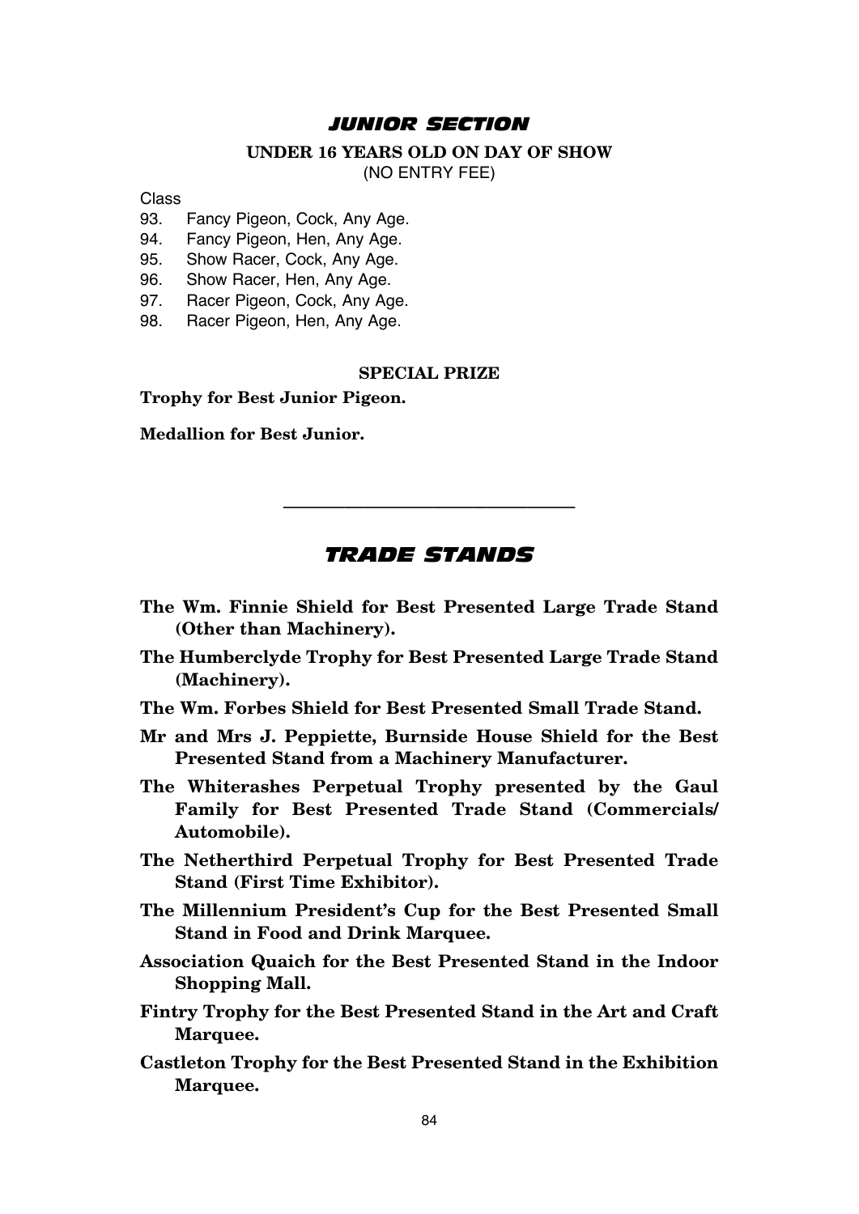## *JUNIOR SECTION*

**UNDER 16 YEARS OLD ON DAY OF SHOW**
(NO ENTRY FEE)

Class

93. Fancy Pigeon, Cock, Any Age.
94. Fancy Pigeon, Hen, Any Age.
95. Show Racer, Cock, Any Age.
96. Show Racer, Hen, Any Age.
97. Racer Pigeon, Cock, Any Age.
98. Racer Pigeon, Hen, Any Age.

**SPECIAL PRIZE**

**Trophy for Best Junior Pigeon.**

**Medallion for Best Junior.**

---

## *TRADE STANDS*

**The Wm. Finnie Shield for Best Presented Large Trade Stand (Other than Machinery).**

**The Humberclyde Trophy for Best Presented Large Trade Stand (Machinery).**

**The Wm. Forbes Shield for Best Presented Small Trade Stand.**

**Mr and Mrs J. Peppiette, Burnside House Shield for the Best Presented Stand from a Machinery Manufacturer.**

**The Whiterashes Perpetual Trophy presented by the Gaul Family for Best Presented Trade Stand (Commercials/ Automobile).**

**The Netherthird Perpetual Trophy for Best Presented Trade Stand (First Time Exhibitor).**

**The Millennium President's Cup for the Best Presented Small Stand in Food and Drink Marquee.**

**Association Quaich for the Best Presented Stand in the Indoor Shopping Mall.**

**Fintry Trophy for the Best Presented Stand in the Art and Craft Marquee.**

**Castleton Trophy for the Best Presented Stand in the Exhibition Marquee.**